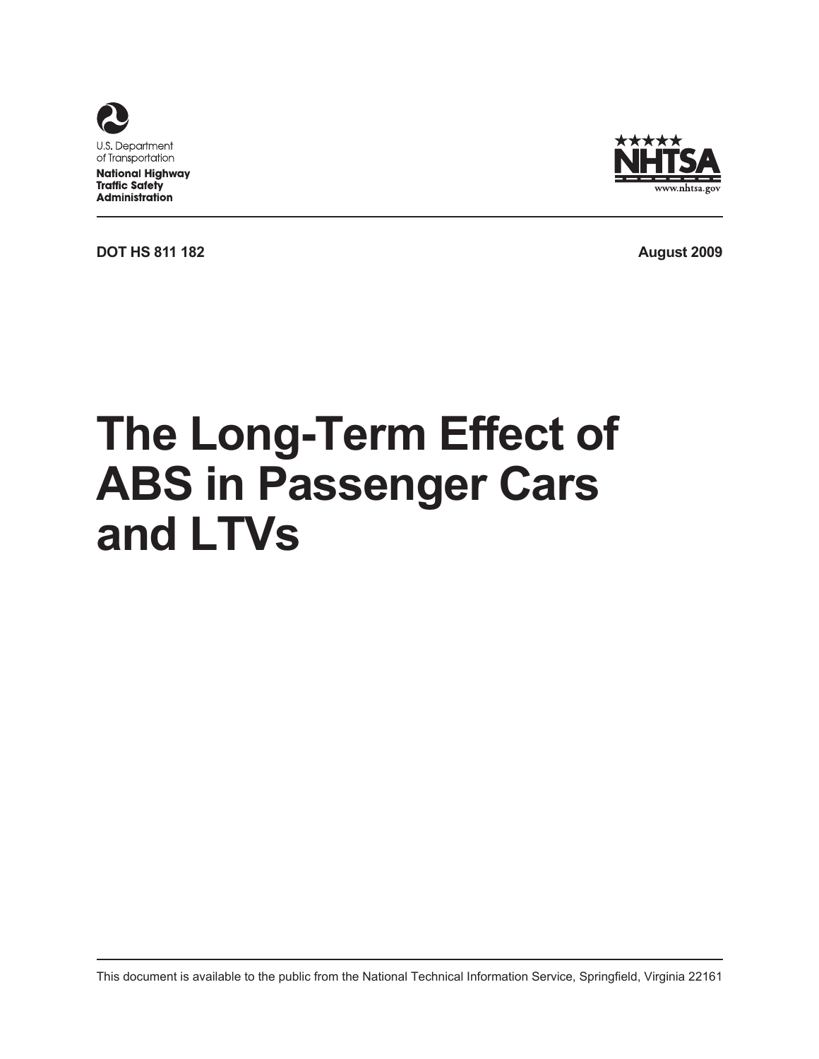U.S. Department of Transportation

**National Highway Traffic Safety Administration**

NHTSA

www.nhtsa.gov

**DOT HS 811 182** **August 2009**

# The Long-Term Effect of ABS in Passenger Cars and LTVs

This document is available to the public from the National Technical Information Service, Springfield, Virginia 22161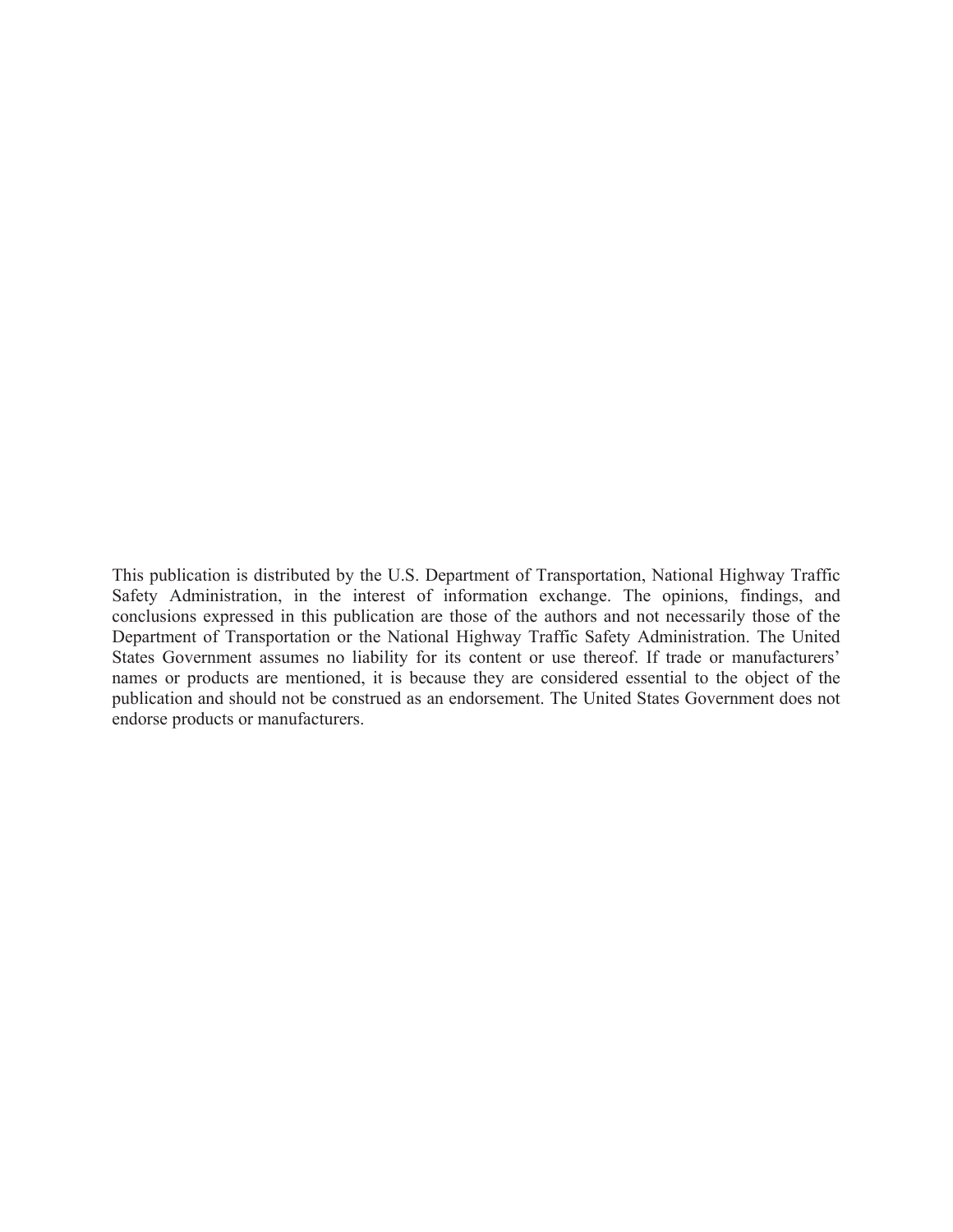This publication is distributed by the U.S. Department of Transportation, National Highway Traffic Safety Administration, in the interest of information exchange. The opinions, findings, and conclusions expressed in this publication are those of the authors and not necessarily those of the Department of Transportation or the National Highway Traffic Safety Administration. The United States Government assumes no liability for its content or use thereof. If trade or manufacturers' names or products are mentioned, it is because they are considered essential to the object of the publication and should not be construed as an endorsement. The United States Government does not endorse products or manufacturers.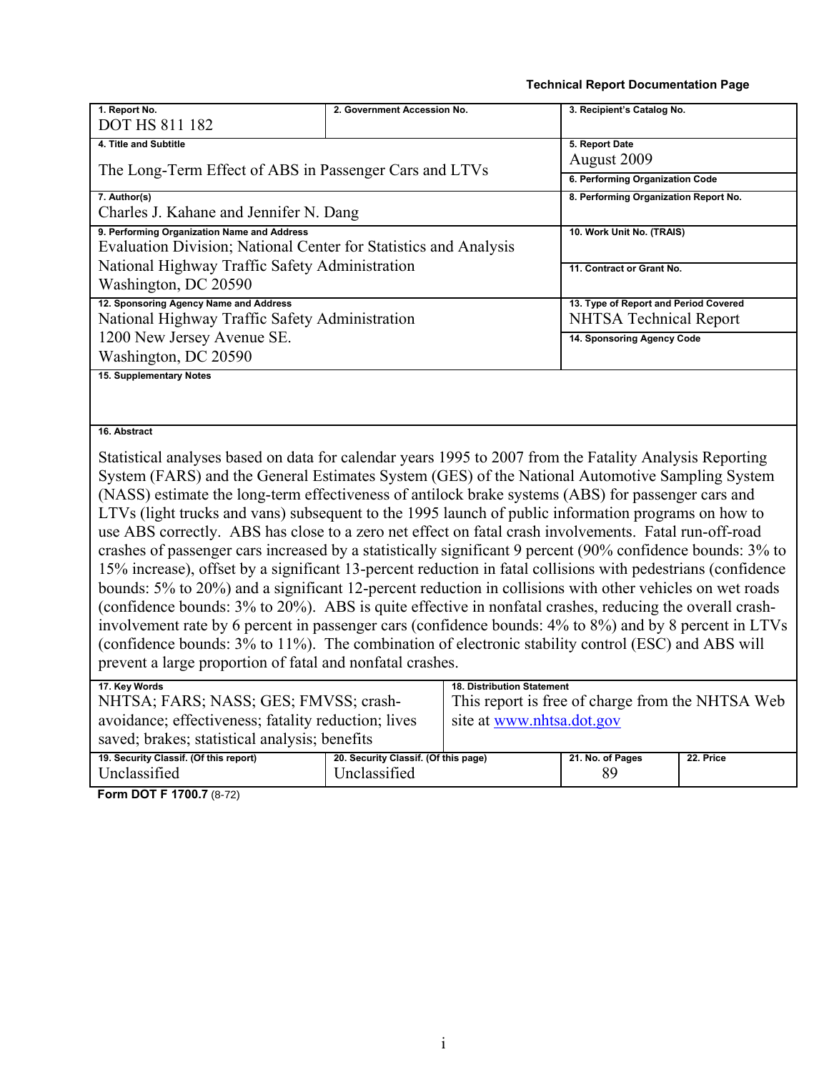**Technical Report Documentation Page**

| 1. Report No. | 2. Government Accession No. | 3. Recipient's Catalog No. | |
|---|---|---|---|
| DOT HS 811 182 | | | |
| 4. Title and Subtitle | | 5. Report Date | |
| The Long-Term Effect of ABS in Passenger Cars and LTVs | | August 2009 | |
| | | 6. Performing Organization Code | |
| 7. Author(s) | | 8. Performing Organization Report No. | |
| Charles J. Kahane and Jennifer N. Dang | | | |
| 9. Performing Organization Name and Address | | 10. Work Unit No. (TRAIS) | |
| Evaluation Division; National Center for Statistics and Analysis<br>National Highway Traffic Safety Administration<br>Washington, DC 20590 | | 11. Contract or Grant No. | |
| 12. Sponsoring Agency Name and Address | | 13. Type of Report and Period Covered | |
| National Highway Traffic Safety Administration<br>1200 New Jersey Avenue SE.<br>Washington, DC 20590 | | NHTSA Technical Report | |
| | | 14. Sponsoring Agency Code | |
| 15. Supplementary Notes | | | |

**16. Abstract**

Statistical analyses based on data for calendar years 1995 to 2007 from the Fatality Analysis Reporting System (FARS) and the General Estimates System (GES) of the National Automotive Sampling System (NASS) estimate the long-term effectiveness of antilock brake systems (ABS) for passenger cars and LTVs (light trucks and vans) subsequent to the 1995 launch of public information programs on how to use ABS correctly. ABS has close to a zero net effect on fatal crash involvements. Fatal run-off-road crashes of passenger cars increased by a statistically significant 9 percent (90% confidence bounds: 3% to 15% increase), offset by a significant 13-percent reduction in fatal collisions with pedestrians (confidence bounds: 5% to 20%) and a significant 12-percent reduction in collisions with other vehicles on wet roads (confidence bounds: 3% to 20%). ABS is quite effective in nonfatal crashes, reducing the overall crash-involvement rate by 6 percent in passenger cars (confidence bounds: 4% to 8%) and by 8 percent in LTVs (confidence bounds: 3% to 11%). The combination of electronic stability control (ESC) and ABS will prevent a large proportion of fatal and nonfatal crashes.

| 17. Key Words | 18. Distribution Statement | | |
|---|---|---|---|
| NHTSA; FARS; NASS; GES; FMVSS; crash-avoidance; effectiveness; fatality reduction; lives saved; brakes; statistical analysis; benefits | This report is free of charge from the NHTSA Web site at www.nhtsa.dot.gov | | |
| 19. Security Classif. (Of this report) | 20. Security Classif. (Of this page) | 21. No. of Pages | 22. Price |
| Unclassified | Unclassified | 89 | |

**Form DOT F 1700.7** (8-72)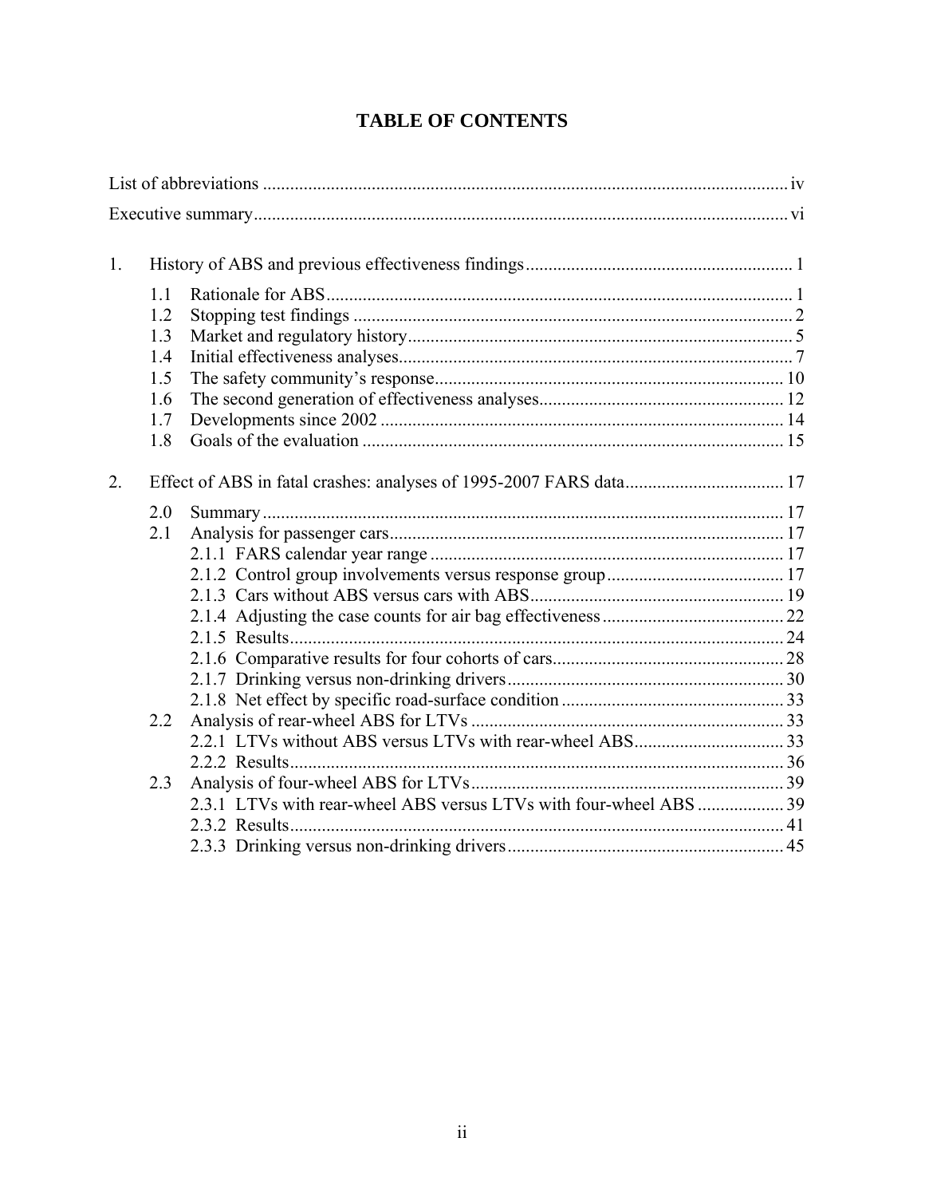# TABLE OF CONTENTS

List of abbreviations ..... iv

Executive summary ..... vi

1. History of ABS and previous effectiveness findings ..... 1
   - 1.1 Rationale for ABS ..... 1
   - 1.2 Stopping test findings ..... 2
   - 1.3 Market and regulatory history ..... 5
   - 1.4 Initial effectiveness analyses ..... 7
   - 1.5 The safety community's response ..... 10
   - 1.6 The second generation of effectiveness analyses ..... 12
   - 1.7 Developments since 2002 ..... 14
   - 1.8 Goals of the evaluation ..... 15

2. Effect of ABS in fatal crashes: analyses of 1995-2007 FARS data ..... 17
   - 2.0 Summary ..... 17
   - 2.1 Analysis for passenger cars ..... 17
     - 2.1.1 FARS calendar year range ..... 17
     - 2.1.2 Control group involvements versus response group ..... 17
     - 2.1.3 Cars without ABS versus cars with ABS ..... 19
     - 2.1.4 Adjusting the case counts for air bag effectiveness ..... 22
     - 2.1.5 Results ..... 24
     - 2.1.6 Comparative results for four cohorts of cars ..... 28
     - 2.1.7 Drinking versus non-drinking drivers ..... 30
     - 2.1.8 Net effect by specific road-surface condition ..... 33
   - 2.2 Analysis of rear-wheel ABS for LTVs ..... 33
     - 2.2.1 LTVs without ABS versus LTVs with rear-wheel ABS ..... 33
     - 2.2.2 Results ..... 36
   - 2.3 Analysis of four-wheel ABS for LTVs ..... 39
     - 2.3.1 LTVs with rear-wheel ABS versus LTVs with four-wheel ABS ..... 39
     - 2.3.2 Results ..... 41
     - 2.3.3 Drinking versus non-drinking drivers ..... 45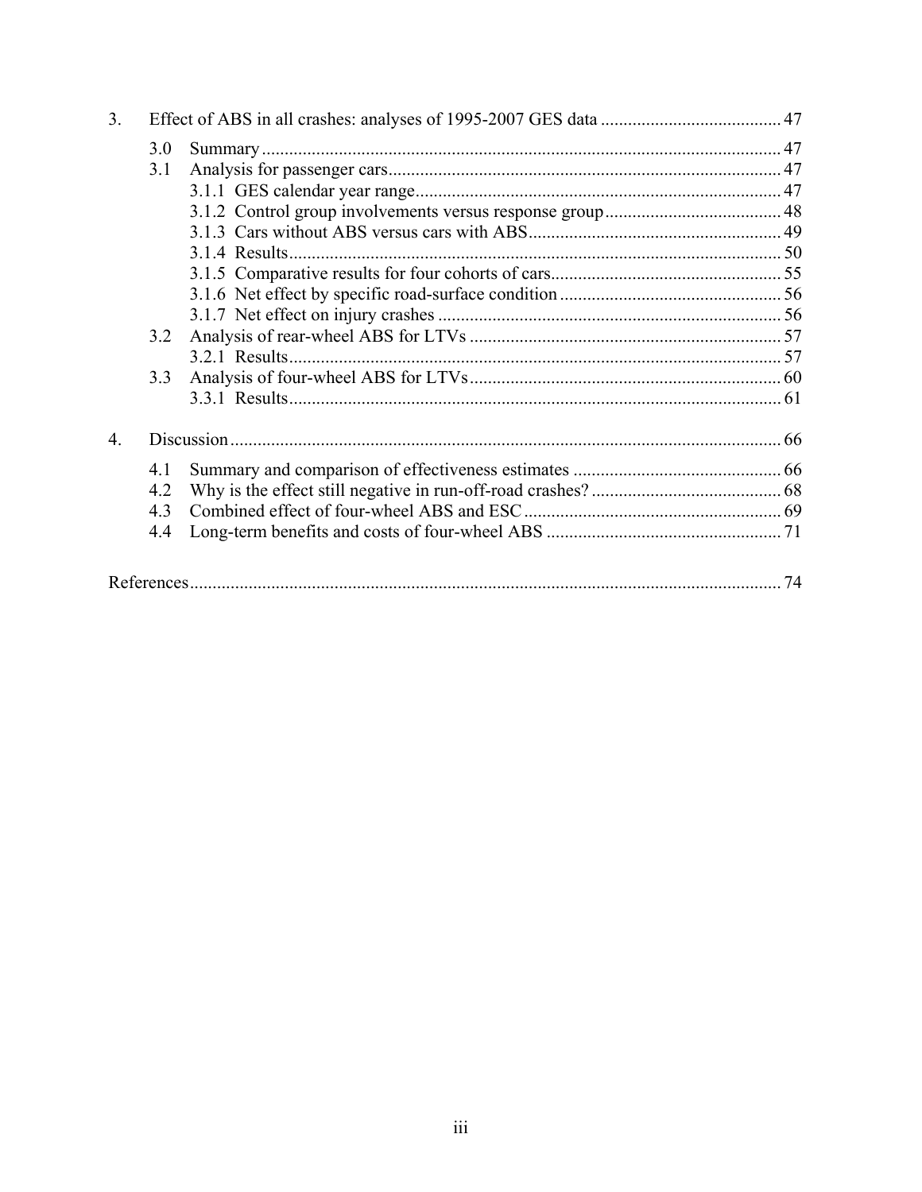3. Effect of ABS in all crashes: analyses of 1995-2007 GES data ........................................ 47

- 3.0 Summary ........................................ 47
- 3.1 Analysis for passenger cars ........................................ 47
  - 3.1.1 GES calendar year range ........................................ 47
  - 3.1.2 Control group involvements versus response group ........................................ 48
  - 3.1.3 Cars without ABS versus cars with ABS ........................................ 49
  - 3.1.4 Results ........................................ 50
  - 3.1.5 Comparative results for four cohorts of cars ........................................ 55
  - 3.1.6 Net effect by specific road-surface condition ........................................ 56
  - 3.1.7 Net effect on injury crashes ........................................ 56
- 3.2 Analysis of rear-wheel ABS for LTVs ........................................ 57
  - 3.2.1 Results ........................................ 57
- 3.3 Analysis of four-wheel ABS for LTVs ........................................ 60
  - 3.3.1 Results ........................................ 61

4. Discussion ........................................ 66

- 4.1 Summary and comparison of effectiveness estimates ........................................ 66
- 4.2 Why is the effect still negative in run-off-road crashes? ........................................ 68
- 4.3 Combined effect of four-wheel ABS and ESC ........................................ 69
- 4.4 Long-term benefits and costs of four-wheel ABS ........................................ 71

References ........................................ 74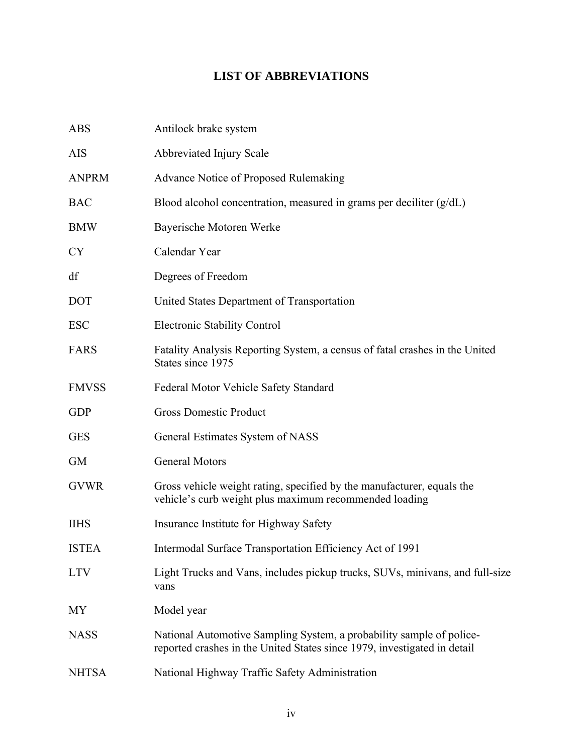# LIST OF ABBREVIATIONS

| | |
|---|---|
| ABS | Antilock brake system |
| AIS | Abbreviated Injury Scale |
| ANPRM | Advance Notice of Proposed Rulemaking |
| BAC | Blood alcohol concentration, measured in grams per deciliter (g/dL) |
| BMW | Bayerische Motoren Werke |
| CY | Calendar Year |
| df | Degrees of Freedom |
| DOT | United States Department of Transportation |
| ESC | Electronic Stability Control |
| FARS | Fatality Analysis Reporting System, a census of fatal crashes in the United States since 1975 |
| FMVSS | Federal Motor Vehicle Safety Standard |
| GDP | Gross Domestic Product |
| GES | General Estimates System of NASS |
| GM | General Motors |
| GVWR | Gross vehicle weight rating, specified by the manufacturer, equals the vehicle's curb weight plus maximum recommended loading |
| IIHS | Insurance Institute for Highway Safety |
| ISTEA | Intermodal Surface Transportation Efficiency Act of 1991 |
| LTV | Light Trucks and Vans, includes pickup trucks, SUVs, minivans, and full-size vans |
| MY | Model year |
| NASS | National Automotive Sampling System, a probability sample of police-reported crashes in the United States since 1979, investigated in detail |
| NHTSA | National Highway Traffic Safety Administration |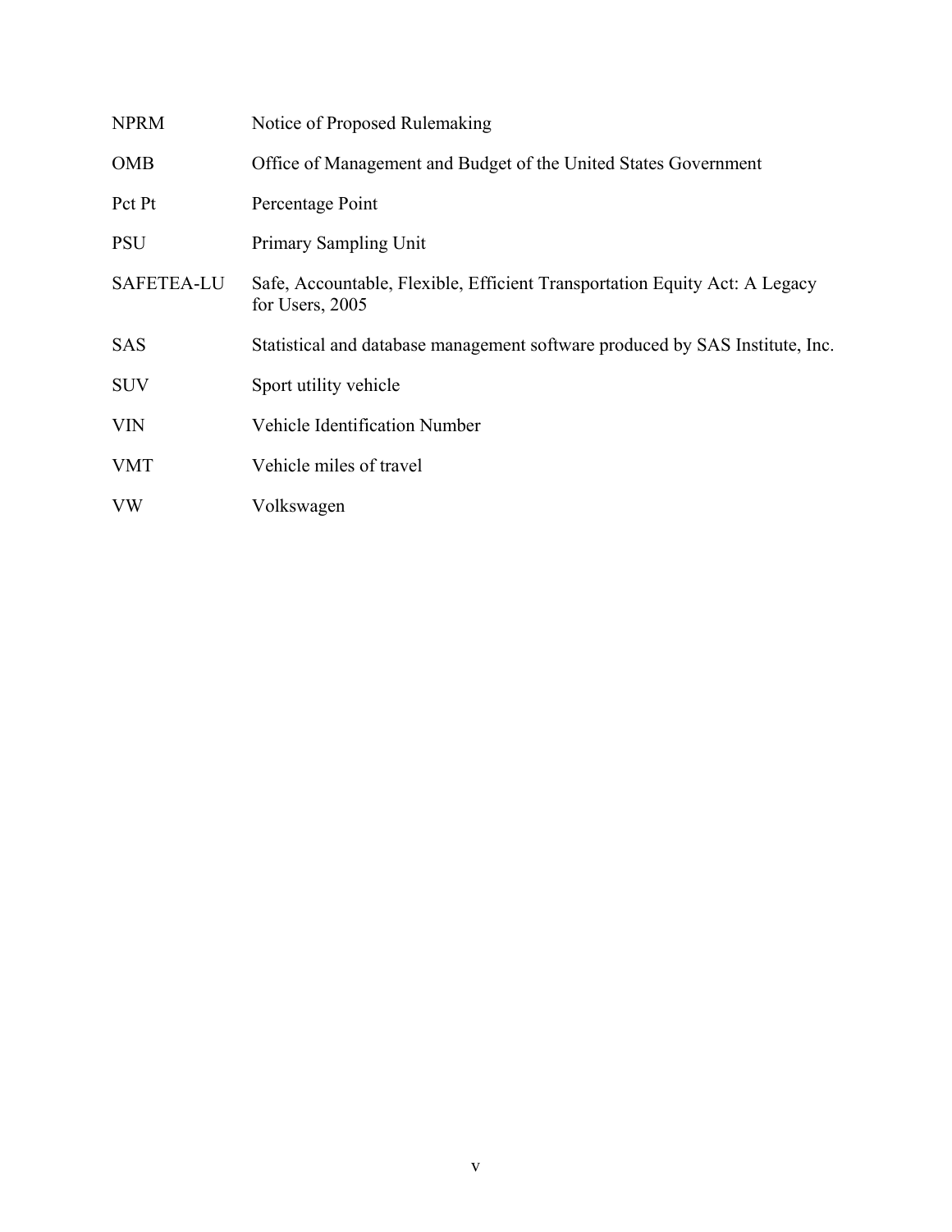| | |
|---|---|
| NPRM | Notice of Proposed Rulemaking |
| OMB | Office of Management and Budget of the United States Government |
| Pct Pt | Percentage Point |
| PSU | Primary Sampling Unit |
| SAFETEA-LU | Safe, Accountable, Flexible, Efficient Transportation Equity Act: A Legacy for Users, 2005 |
| SAS | Statistical and database management software produced by SAS Institute, Inc. |
| SUV | Sport utility vehicle |
| VIN | Vehicle Identification Number |
| VMT | Vehicle miles of travel |
| VW | Volkswagen |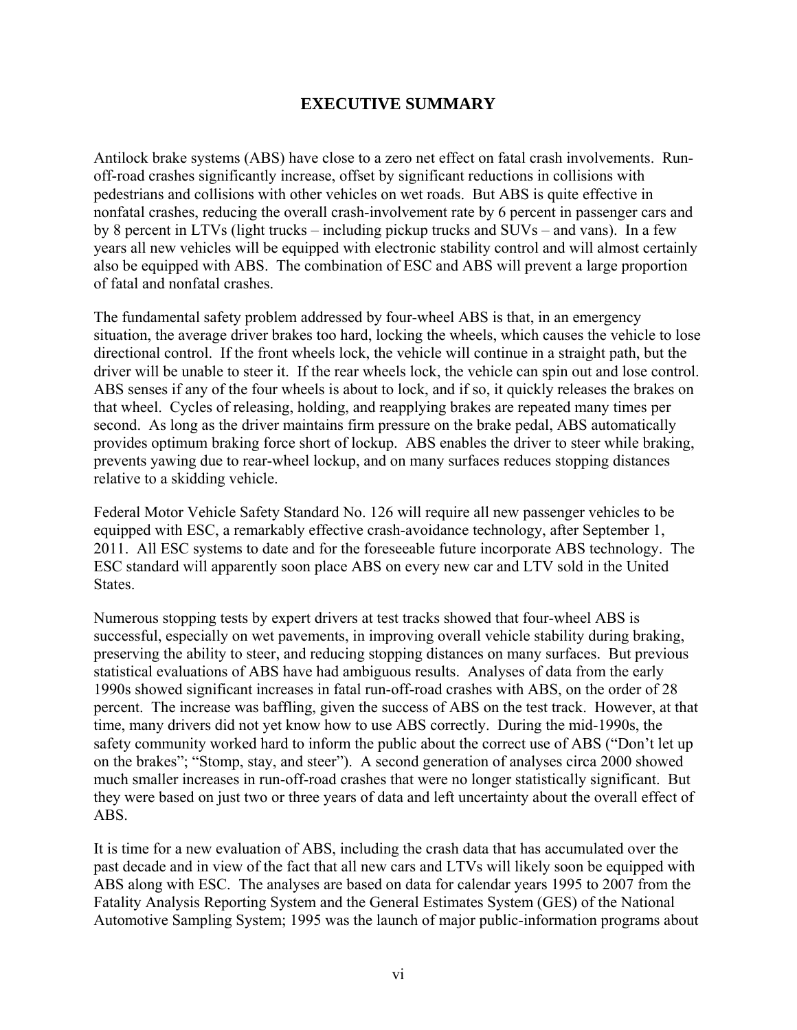# EXECUTIVE SUMMARY

Antilock brake systems (ABS) have close to a zero net effect on fatal crash involvements. Run-off-road crashes significantly increase, offset by significant reductions in collisions with pedestrians and collisions with other vehicles on wet roads. But ABS is quite effective in nonfatal crashes, reducing the overall crash-involvement rate by 6 percent in passenger cars and by 8 percent in LTVs (light trucks – including pickup trucks and SUVs – and vans). In a few years all new vehicles will be equipped with electronic stability control and will almost certainly also be equipped with ABS. The combination of ESC and ABS will prevent a large proportion of fatal and nonfatal crashes.

The fundamental safety problem addressed by four-wheel ABS is that, in an emergency situation, the average driver brakes too hard, locking the wheels, which causes the vehicle to lose directional control. If the front wheels lock, the vehicle will continue in a straight path, but the driver will be unable to steer it. If the rear wheels lock, the vehicle can spin out and lose control. ABS senses if any of the four wheels is about to lock, and if so, it quickly releases the brakes on that wheel. Cycles of releasing, holding, and reapplying brakes are repeated many times per second. As long as the driver maintains firm pressure on the brake pedal, ABS automatically provides optimum braking force short of lockup. ABS enables the driver to steer while braking, prevents yawing due to rear-wheel lockup, and on many surfaces reduces stopping distances relative to a skidding vehicle.

Federal Motor Vehicle Safety Standard No. 126 will require all new passenger vehicles to be equipped with ESC, a remarkably effective crash-avoidance technology, after September 1, 2011. All ESC systems to date and for the foreseeable future incorporate ABS technology. The ESC standard will apparently soon place ABS on every new car and LTV sold in the United States.

Numerous stopping tests by expert drivers at test tracks showed that four-wheel ABS is successful, especially on wet pavements, in improving overall vehicle stability during braking, preserving the ability to steer, and reducing stopping distances on many surfaces. But previous statistical evaluations of ABS have had ambiguous results. Analyses of data from the early 1990s showed significant increases in fatal run-off-road crashes with ABS, on the order of 28 percent. The increase was baffling, given the success of ABS on the test track. However, at that time, many drivers did not yet know how to use ABS correctly. During the mid-1990s, the safety community worked hard to inform the public about the correct use of ABS ("Don't let up on the brakes"; "Stomp, stay, and steer"). A second generation of analyses circa 2000 showed much smaller increases in run-off-road crashes that were no longer statistically significant. But they were based on just two or three years of data and left uncertainty about the overall effect of ABS.

It is time for a new evaluation of ABS, including the crash data that has accumulated over the past decade and in view of the fact that all new cars and LTVs will likely soon be equipped with ABS along with ESC. The analyses are based on data for calendar years 1995 to 2007 from the Fatality Analysis Reporting System and the General Estimates System (GES) of the National Automotive Sampling System; 1995 was the launch of major public-information programs about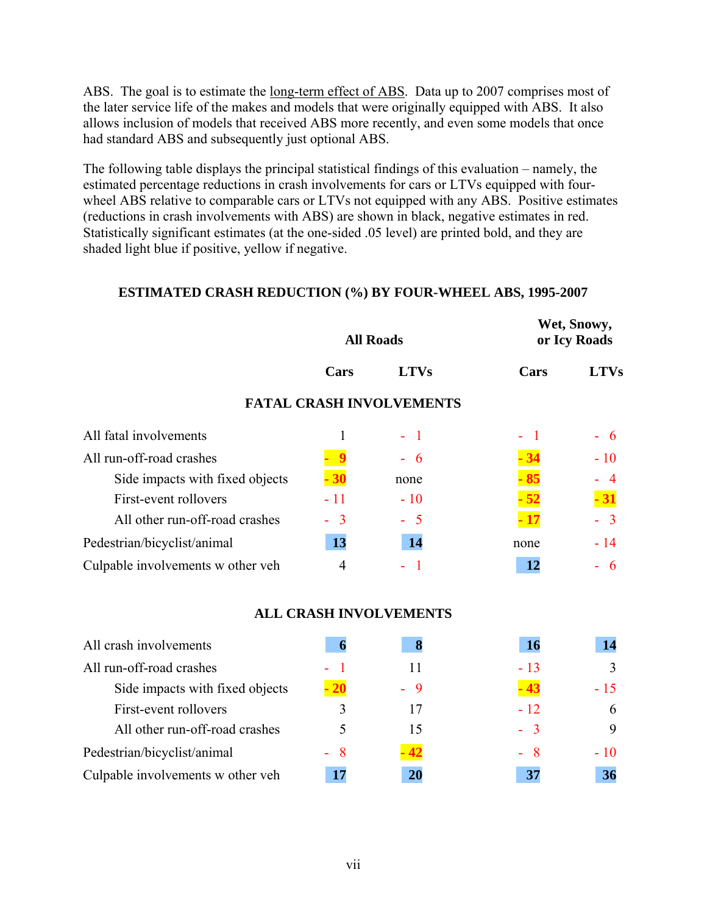ABS. The goal is to estimate the long-term effect of ABS. Data up to 2007 comprises most of the later service life of the makes and models that were originally equipped with ABS. It also allows inclusion of models that received ABS more recently, and even some models that once had standard ABS and subsequently just optional ABS.

The following table displays the principal statistical findings of this evaluation – namely, the estimated percentage reductions in crash involvements for cars or LTVs equipped with four-wheel ABS relative to comparable cars or LTVs not equipped with any ABS. Positive estimates (reductions in crash involvements with ABS) are shown in black, negative estimates in red. Statistically significant estimates (at the one-sided .05 level) are printed bold, and they are shaded light blue if positive, yellow if negative.

**ESTIMATED CRASH REDUCTION (%) BY FOUR-WHEEL ABS, 1995-2007**

| | All Roads | | Wet, Snowy, or Icy Roads | |
|---|---|---|---|---|
| | Cars | LTVs | Cars | LTVs |
| **FATAL CRASH INVOLVEMENTS** | | | | |
| All fatal involvements | 1 | - 1 | - 1 | - 6 |
| All run-off-road crashes | **- 9** | - 6 | **- 34** | - 10 |
| Side impacts with fixed objects | **- 30** | none | **- 85** | - 4 |
| First-event rollovers | - 11 | - 10 | **- 52** | **- 31** |
| All other run-off-road crashes | - 3 | - 5 | **- 17** | - 3 |
| Pedestrian/bicyclist/animal | **13** | **14** | none | - 14 |
| Culpable involvements w other veh | 4 | - 1 | **12** | - 6 |
| **ALL CRASH INVOLVEMENTS** | | | | |
| All crash involvements | **6** | **8** | **16** | **14** |
| All run-off-road crashes | - 1 | 11 | - 13 | 3 |
| Side impacts with fixed objects | **- 20** | - 9 | **- 43** | - 15 |
| First-event rollovers | 3 | 17 | - 12 | 6 |
| All other run-off-road crashes | 5 | 15 | - 3 | 9 |
| Pedestrian/bicyclist/animal | - 8 | **- 42** | - 8 | - 10 |
| Culpable involvements w other veh | **17** | **20** | **37** | **36** |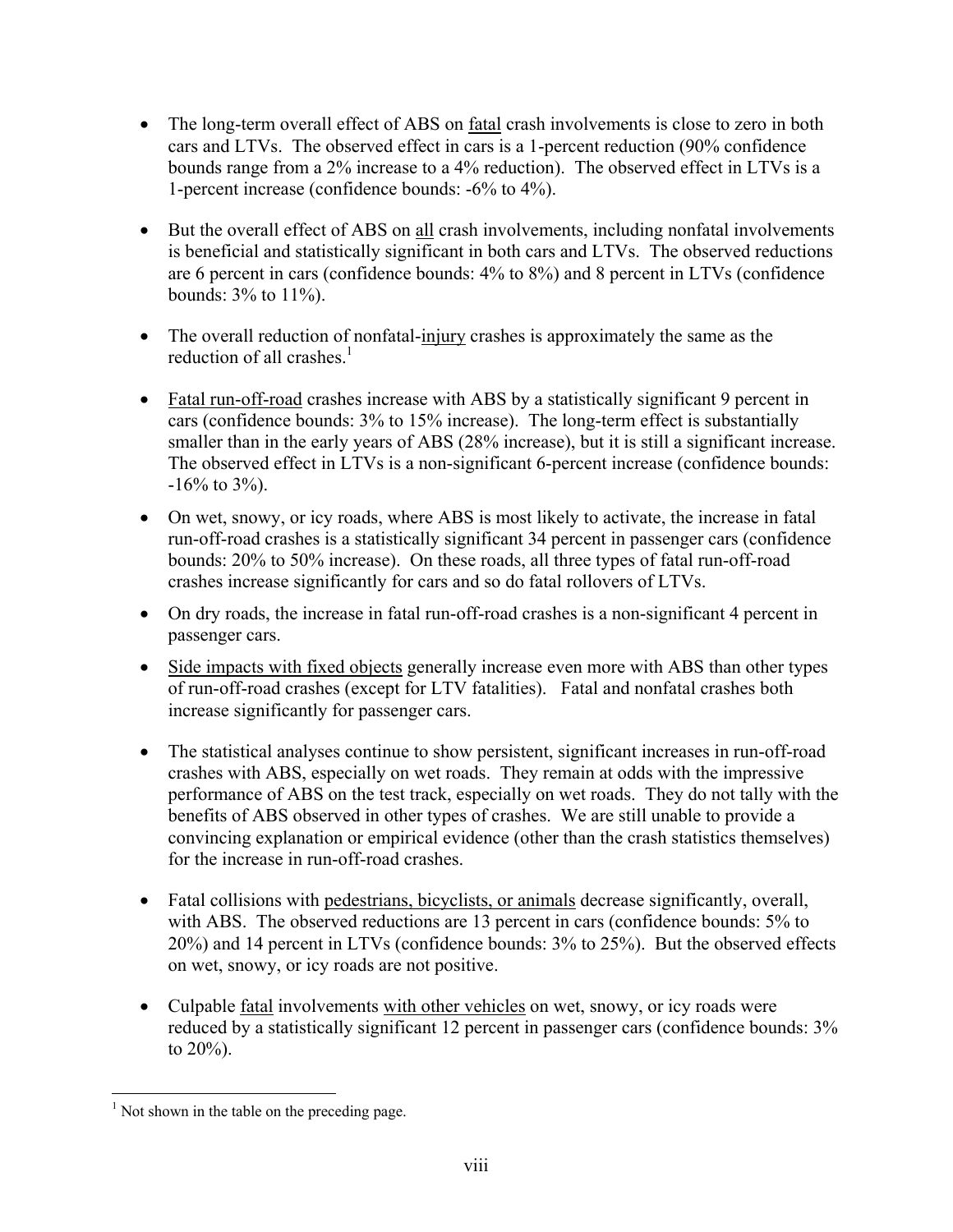- The long-term overall effect of ABS on fatal crash involvements is close to zero in both cars and LTVs. The observed effect in cars is a 1-percent reduction (90% confidence bounds range from a 2% increase to a 4% reduction). The observed effect in LTVs is a 1-percent increase (confidence bounds: -6% to 4%).

- But the overall effect of ABS on all crash involvements, including nonfatal involvements is beneficial and statistically significant in both cars and LTVs. The observed reductions are 6 percent in cars (confidence bounds: 4% to 8%) and 8 percent in LTVs (confidence bounds: 3% to 11%).

- The overall reduction of nonfatal-injury crashes is approximately the same as the reduction of all crashes.[1]

- Fatal run-off-road crashes increase with ABS by a statistically significant 9 percent in cars (confidence bounds: 3% to 15% increase). The long-term effect is substantially smaller than in the early years of ABS (28% increase), but it is still a significant increase. The observed effect in LTVs is a non-significant 6-percent increase (confidence bounds: -16% to 3%).

- On wet, snowy, or icy roads, where ABS is most likely to activate, the increase in fatal run-off-road crashes is a statistically significant 34 percent in passenger cars (confidence bounds: 20% to 50% increase). On these roads, all three types of fatal run-off-road crashes increase significantly for cars and so do fatal rollovers of LTVs.

- On dry roads, the increase in fatal run-off-road crashes is a non-significant 4 percent in passenger cars.

- Side impacts with fixed objects generally increase even more with ABS than other types of run-off-road crashes (except for LTV fatalities). Fatal and nonfatal crashes both increase significantly for passenger cars.

- The statistical analyses continue to show persistent, significant increases in run-off-road crashes with ABS, especially on wet roads. They remain at odds with the impressive performance of ABS on the test track, especially on wet roads. They do not tally with the benefits of ABS observed in other types of crashes. We are still unable to provide a convincing explanation or empirical evidence (other than the crash statistics themselves) for the increase in run-off-road crashes.

- Fatal collisions with pedestrians, bicyclists, or animals decrease significantly, overall, with ABS. The observed reductions are 13 percent in cars (confidence bounds: 5% to 20%) and 14 percent in LTVs (confidence bounds: 3% to 25%). But the observed effects on wet, snowy, or icy roads are not positive.

- Culpable fatal involvements with other vehicles on wet, snowy, or icy roads were reduced by a statistically significant 12 percent in passenger cars (confidence bounds: 3% to 20%).

[1] Not shown in the table on the preceding page.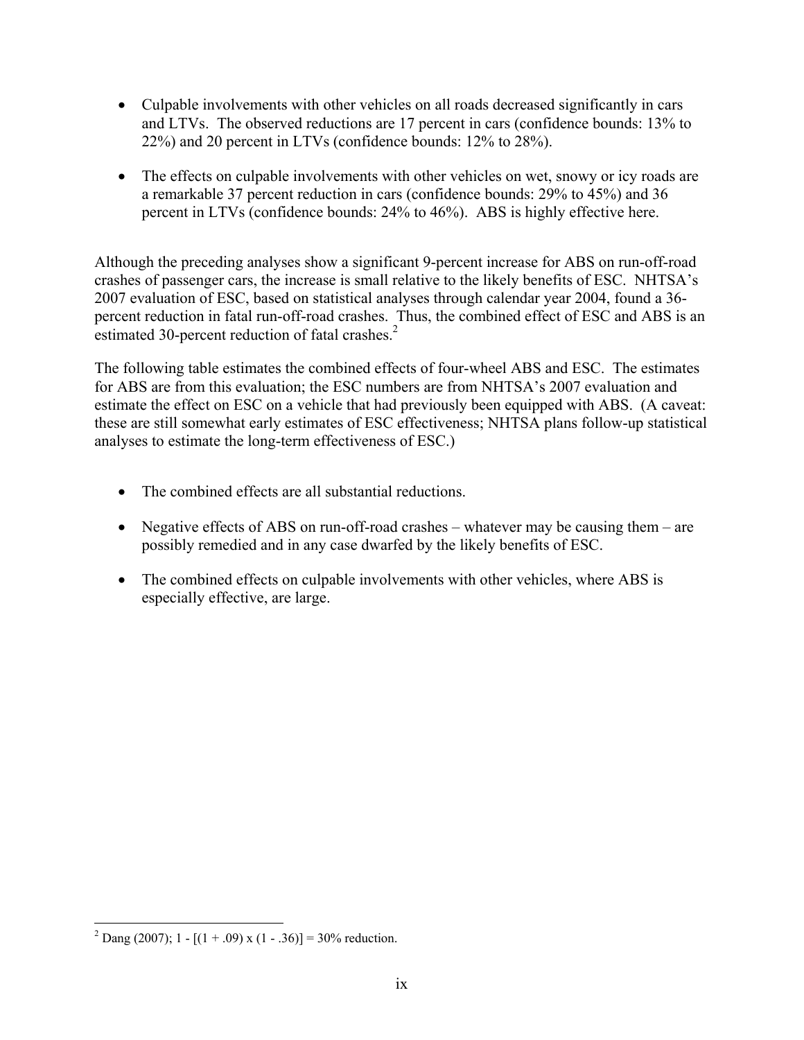- Culpable involvements with other vehicles on all roads decreased significantly in cars and LTVs. The observed reductions are 17 percent in cars (confidence bounds: 13% to 22%) and 20 percent in LTVs (confidence bounds: 12% to 28%).

- The effects on culpable involvements with other vehicles on wet, snowy or icy roads are a remarkable 37 percent reduction in cars (confidence bounds: 29% to 45%) and 36 percent in LTVs (confidence bounds: 24% to 46%). ABS is highly effective here.

Although the preceding analyses show a significant 9-percent increase for ABS on run-off-road crashes of passenger cars, the increase is small relative to the likely benefits of ESC. NHTSA's 2007 evaluation of ESC, based on statistical analyses through calendar year 2004, found a 36-percent reduction in fatal run-off-road crashes. Thus, the combined effect of ESC and ABS is an estimated 30-percent reduction of fatal crashes.[2]

The following table estimates the combined effects of four-wheel ABS and ESC. The estimates for ABS are from this evaluation; the ESC numbers are from NHTSA's 2007 evaluation and estimate the effect on ESC on a vehicle that had previously been equipped with ABS. (A caveat: these are still somewhat early estimates of ESC effectiveness; NHTSA plans follow-up statistical analyses to estimate the long-term effectiveness of ESC.)

- The combined effects are all substantial reductions.

- Negative effects of ABS on run-off-road crashes – whatever may be causing them – are possibly remedied and in any case dwarfed by the likely benefits of ESC.

- The combined effects on culpable involvements with other vehicles, where ABS is especially effective, are large.

[2] Dang (2007); 1 - [(1 + .09) x (1 - .36)] = 30% reduction.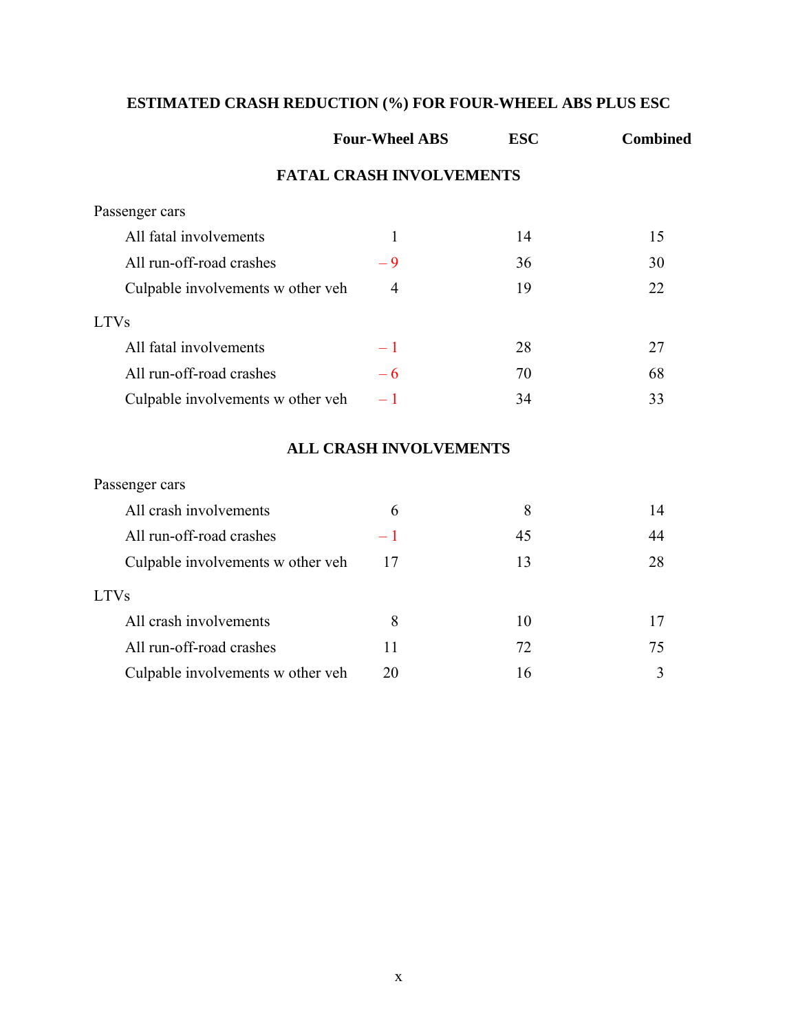## ESTIMATED CRASH REDUCTION (%) FOR FOUR-WHEEL ABS PLUS ESC

| | Four-Wheel ABS | ESC | Combined |
|---|---|---|---|
| **FATAL CRASH INVOLVEMENTS** | | | |
| Passenger cars | | | |
| All fatal involvements | 1 | 14 | 15 |
| All run-off-road crashes | – 9 | 36 | 30 |
| Culpable involvements w other veh | 4 | 19 | 22 |
| LTVs | | | |
| All fatal involvements | – 1 | 28 | 27 |
| All run-off-road crashes | – 6 | 70 | 68 |
| Culpable involvements w other veh | – 1 | 34 | 33 |
| **ALL CRASH INVOLVEMENTS** | | | |
| Passenger cars | | | |
| All crash involvements | 6 | 8 | 14 |
| All run-off-road crashes | – 1 | 45 | 44 |
| Culpable involvements w other veh | 17 | 13 | 28 |
| LTVs | | | |
| All crash involvements | 8 | 10 | 17 |
| All run-off-road crashes | 11 | 72 | 75 |
| Culpable involvements w other veh | 20 | 16 | 3 |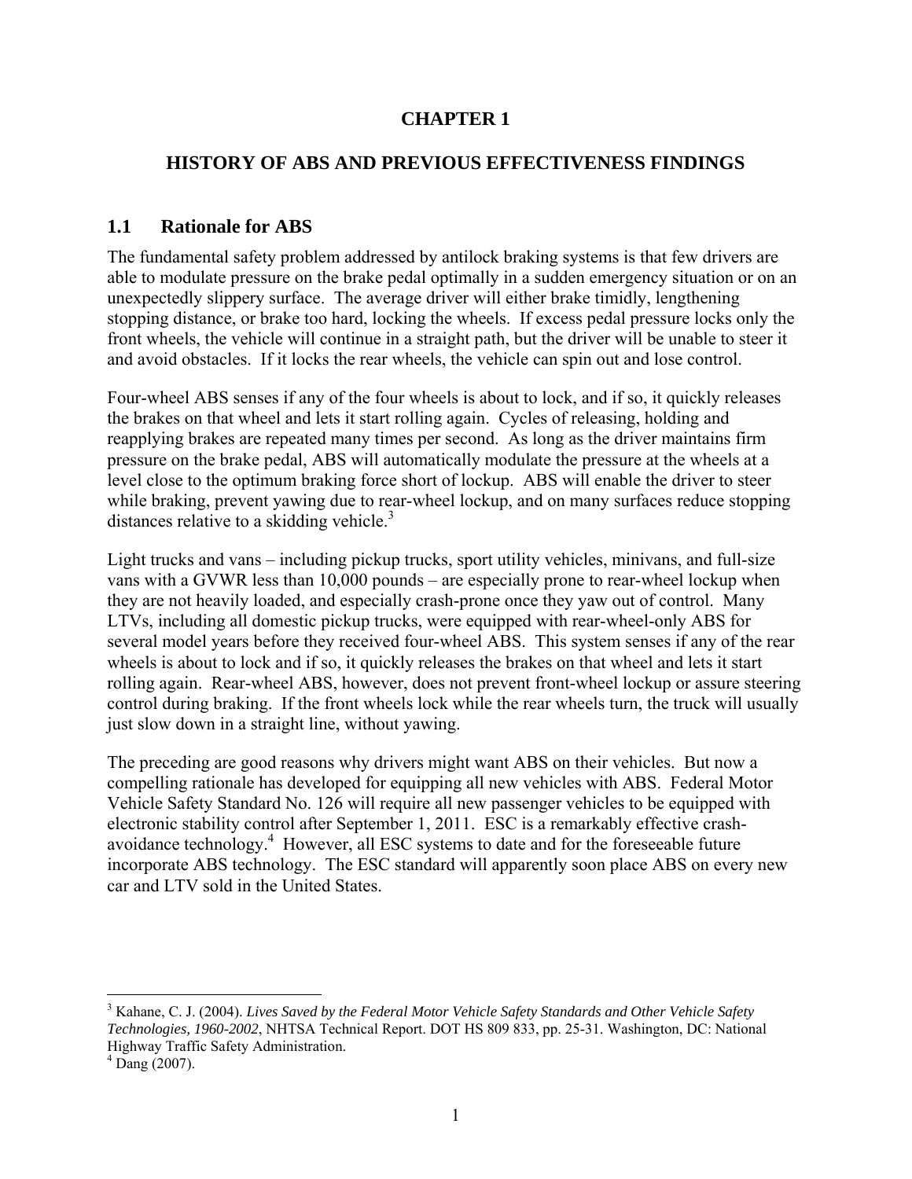# CHAPTER 1

# HISTORY OF ABS AND PREVIOUS EFFECTIVENESS FINDINGS

## 1.1 Rationale for ABS

The fundamental safety problem addressed by antilock braking systems is that few drivers are able to modulate pressure on the brake pedal optimally in a sudden emergency situation or on an unexpectedly slippery surface. The average driver will either brake timidly, lengthening stopping distance, or brake too hard, locking the wheels. If excess pedal pressure locks only the front wheels, the vehicle will continue in a straight path, but the driver will be unable to steer it and avoid obstacles. If it locks the rear wheels, the vehicle can spin out and lose control.

Four-wheel ABS senses if any of the four wheels is about to lock, and if so, it quickly releases the brakes on that wheel and lets it start rolling again. Cycles of releasing, holding and reapplying brakes are repeated many times per second. As long as the driver maintains firm pressure on the brake pedal, ABS will automatically modulate the pressure at the wheels at a level close to the optimum braking force short of lockup. ABS will enable the driver to steer while braking, prevent yawing due to rear-wheel lockup, and on many surfaces reduce stopping distances relative to a skidding vehicle.[3]

Light trucks and vans – including pickup trucks, sport utility vehicles, minivans, and full-size vans with a GVWR less than 10,000 pounds – are especially prone to rear-wheel lockup when they are not heavily loaded, and especially crash-prone once they yaw out of control. Many LTVs, including all domestic pickup trucks, were equipped with rear-wheel-only ABS for several model years before they received four-wheel ABS. This system senses if any of the rear wheels is about to lock and if so, it quickly releases the brakes on that wheel and lets it start rolling again. Rear-wheel ABS, however, does not prevent front-wheel lockup or assure steering control during braking. If the front wheels lock while the rear wheels turn, the truck will usually just slow down in a straight line, without yawing.

The preceding are good reasons why drivers might want ABS on their vehicles. But now a compelling rationale has developed for equipping all new vehicles with ABS. Federal Motor Vehicle Safety Standard No. 126 will require all new passenger vehicles to be equipped with electronic stability control after September 1, 2011. ESC is a remarkably effective crash-avoidance technology.[4] However, all ESC systems to date and for the foreseeable future incorporate ABS technology. The ESC standard will apparently soon place ABS on every new car and LTV sold in the United States.

---

[3] Kahane, C. J. (2004). *Lives Saved by the Federal Motor Vehicle Safety Standards and Other Vehicle Safety Technologies, 1960-2002*, NHTSA Technical Report. DOT HS 809 833, pp. 25-31. Washington, DC: National Highway Traffic Safety Administration.

[4] Dang (2007).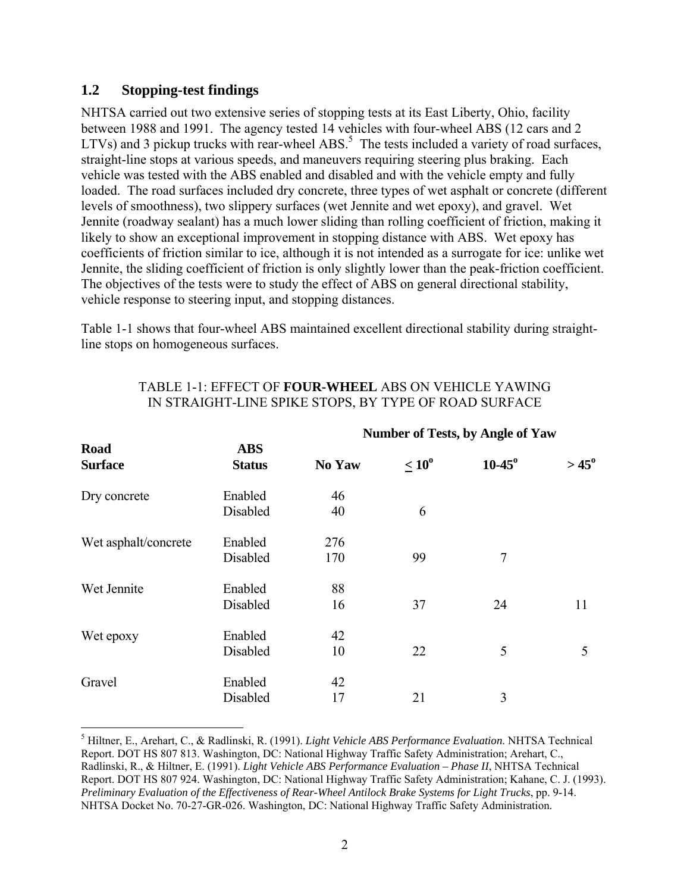## 1.2 Stopping-test findings

NHTSA carried out two extensive series of stopping tests at its East Liberty, Ohio, facility between 1988 and 1991. The agency tested 14 vehicles with four-wheel ABS (12 cars and 2 LTVs) and 3 pickup trucks with rear-wheel ABS.[5] The tests included a variety of road surfaces, straight-line stops at various speeds, and maneuvers requiring steering plus braking. Each vehicle was tested with the ABS enabled and disabled and with the vehicle empty and fully loaded. The road surfaces included dry concrete, three types of wet asphalt or concrete (different levels of smoothness), two slippery surfaces (wet Jennite and wet epoxy), and gravel. Wet Jennite (roadway sealant) has a much lower sliding than rolling coefficient of friction, making it likely to show an exceptional improvement in stopping distance with ABS. Wet epoxy has coefficients of friction similar to ice, although it is not intended as a surrogate for ice: unlike wet Jennite, the sliding coefficient of friction is only slightly lower than the peak-friction coefficient. The objectives of the tests were to study the effect of ABS on general directional stability, vehicle response to steering input, and stopping distances.

Table 1-1 shows that four-wheel ABS maintained excellent directional stability during straight-line stops on homogeneous surfaces.

TABLE 1-1: EFFECT OF **FOUR-WHEEL** ABS ON VEHICLE YAWING IN STRAIGHT-LINE SPIKE STOPS, BY TYPE OF ROAD SURFACE

| | | Number of Tests, by Angle of Yaw | | | |
|---|---|---|---|---|---|
| **Road Surface** | **ABS Status** | **No Yaw** | $\leq 10^o$ | **10-45**$^o$ | $> 45^o$ |
| Dry concrete | Enabled | 46 | | | |
| | Disabled | 40 | 6 | | |
| Wet asphalt/concrete | Enabled | 276 | | | |
| | Disabled | 170 | 99 | 7 | |
| Wet Jennite | Enabled | 88 | | | |
| | Disabled | 16 | 37 | 24 | 11 |
| Wet epoxy | Enabled | 42 | | | |
| | Disabled | 10 | 22 | 5 | 5 |
| Gravel | Enabled | 42 | | | |
| | Disabled | 17 | 21 | 3 | |

---

[5] Hiltner, E., Arehart, C., & Radlinski, R. (1991). *Light Vehicle ABS Performance Evaluation*. NHTSA Technical Report. DOT HS 807 813. Washington, DC: National Highway Traffic Safety Administration; Arehart, C., Radlinski, R., & Hiltner, E. (1991). *Light Vehicle ABS Performance Evaluation – Phase II*, NHTSA Technical Report. DOT HS 807 924. Washington, DC: National Highway Traffic Safety Administration; Kahane, C. J. (1993). *Preliminary Evaluation of the Effectiveness of Rear-Wheel Antilock Brake Systems for Light Trucks*, pp. 9-14. NHTSA Docket No. 70-27-GR-026. Washington, DC: National Highway Traffic Safety Administration.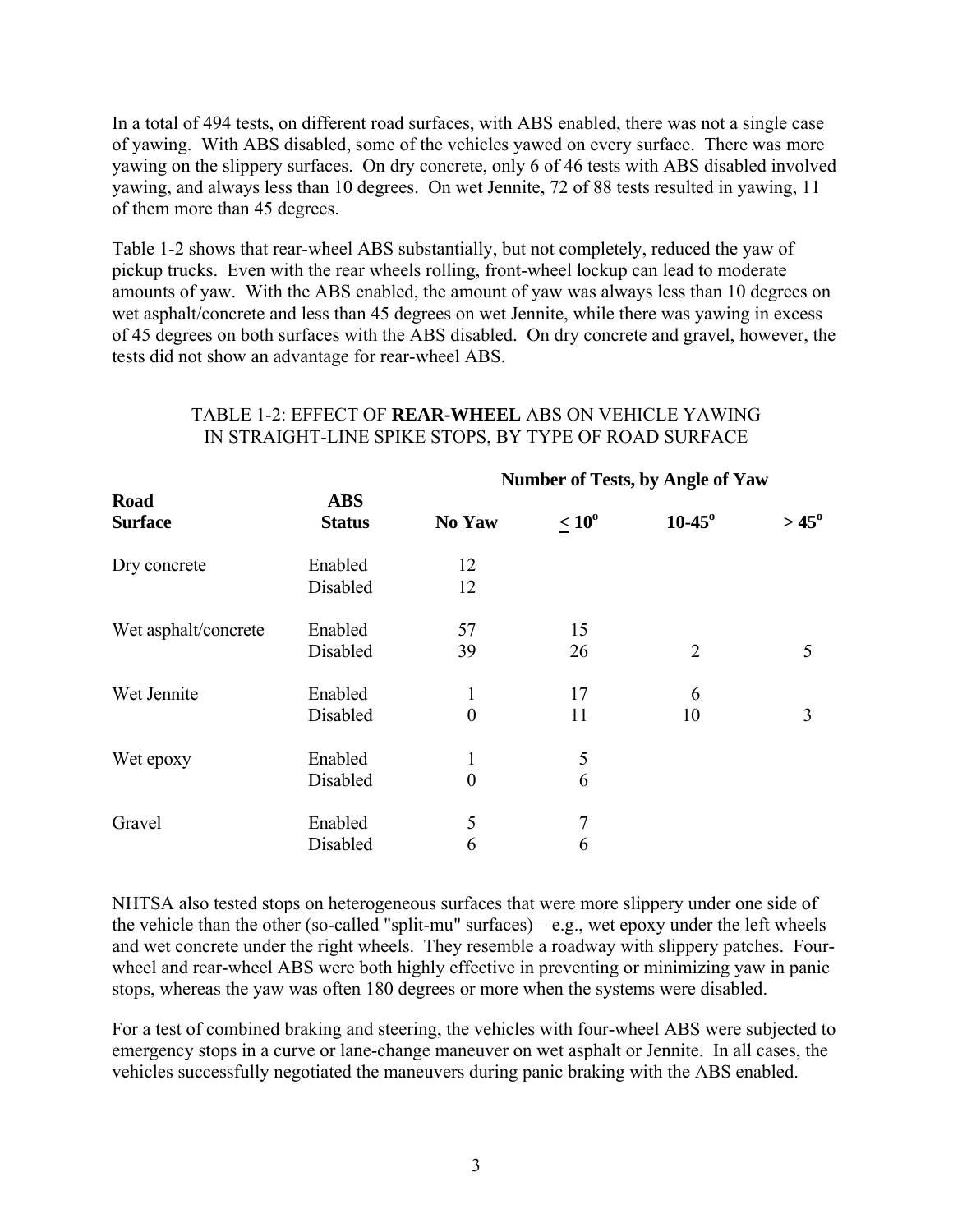In a total of 494 tests, on different road surfaces, with ABS enabled, there was not a single case of yawing. With ABS disabled, some of the vehicles yawed on every surface. There was more yawing on the slippery surfaces. On dry concrete, only 6 of 46 tests with ABS disabled involved yawing, and always less than 10 degrees. On wet Jennite, 72 of 88 tests resulted in yawing, 11 of them more than 45 degrees.

Table 1-2 shows that rear-wheel ABS substantially, but not completely, reduced the yaw of pickup trucks. Even with the rear wheels rolling, front-wheel lockup can lead to moderate amounts of yaw. With the ABS enabled, the amount of yaw was always less than 10 degrees on wet asphalt/concrete and less than 45 degrees on wet Jennite, while there was yawing in excess of 45 degrees on both surfaces with the ABS disabled. On dry concrete and gravel, however, the tests did not show an advantage for rear-wheel ABS.

TABLE 1-2: EFFECT OF **REAR-WHEEL** ABS ON VEHICLE YAWING IN STRAIGHT-LINE SPIKE STOPS, BY TYPE OF ROAD SURFACE

| | | **Number of Tests, by Angle of Yaw** | | | |
|---|---|---|---|---|---|
| **Road Surface** | **ABS Status** | **No Yaw** | **$\leq 10^o$** | **$10\text{-}45^o$** | **$> 45^o$** |
| Dry concrete | Enabled | 12 | | | |
| | Disabled | 12 | | | |
| Wet asphalt/concrete | Enabled | 57 | 15 | | |
| | Disabled | 39 | 26 | 2 | 5 |
| Wet Jennite | Enabled | 1 | 17 | 6 | |
| | Disabled | 0 | 11 | 10 | 3 |
| Wet epoxy | Enabled | 1 | 5 | | |
| | Disabled | 0 | 6 | | |
| Gravel | Enabled | 5 | 7 | | |
| | Disabled | 6 | 6 | | |

NHTSA also tested stops on heterogeneous surfaces that were more slippery under one side of the vehicle than the other (so-called "split-mu" surfaces) – e.g., wet epoxy under the left wheels and wet concrete under the right wheels. They resemble a roadway with slippery patches. Four-wheel and rear-wheel ABS were both highly effective in preventing or minimizing yaw in panic stops, whereas the yaw was often 180 degrees or more when the systems were disabled.

For a test of combined braking and steering, the vehicles with four-wheel ABS were subjected to emergency stops in a curve or lane-change maneuver on wet asphalt or Jennite. In all cases, the vehicles successfully negotiated the maneuvers during panic braking with the ABS enabled.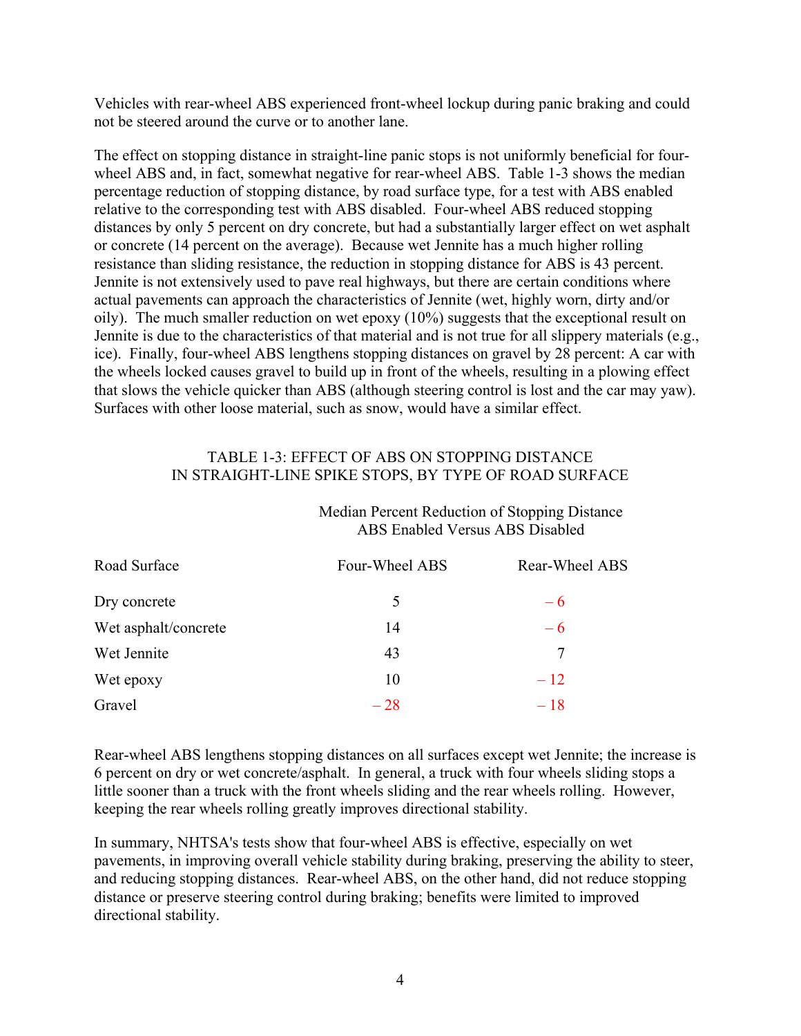Vehicles with rear-wheel ABS experienced front-wheel lockup during panic braking and could not be steered around the curve or to another lane.

The effect on stopping distance in straight-line panic stops is not uniformly beneficial for four-wheel ABS and, in fact, somewhat negative for rear-wheel ABS. Table 1-3 shows the median percentage reduction of stopping distance, by road surface type, for a test with ABS enabled relative to the corresponding test with ABS disabled. Four-wheel ABS reduced stopping distances by only 5 percent on dry concrete, but had a substantially larger effect on wet asphalt or concrete (14 percent on the average). Because wet Jennite has a much higher rolling resistance than sliding resistance, the reduction in stopping distance for ABS is 43 percent. Jennite is not extensively used to pave real highways, but there are certain conditions where actual pavements can approach the characteristics of Jennite (wet, highly worn, dirty and/or oily). The much smaller reduction on wet epoxy (10%) suggests that the exceptional result on Jennite is due to the characteristics of that material and is not true for all slippery materials (e.g., ice). Finally, four-wheel ABS lengthens stopping distances on gravel by 28 percent: A car with the wheels locked causes gravel to build up in front of the wheels, resulting in a plowing effect that slows the vehicle quicker than ABS (although steering control is lost and the car may yaw). Surfaces with other loose material, such as snow, would have a similar effect.

TABLE 1-3: EFFECT OF ABS ON STOPPING DISTANCE IN STRAIGHT-LINE SPIKE STOPS, BY TYPE OF ROAD SURFACE

| | Median Percent Reduction of Stopping Distance ABS Enabled Versus ABS Disabled | |
|---|---|---|
| Road Surface | Four-Wheel ABS | Rear-Wheel ABS |
| Dry concrete | 5 | – 6 |
| Wet asphalt/concrete | 14 | – 6 |
| Wet Jennite | 43 | 7 |
| Wet epoxy | 10 | – 12 |
| Gravel | – 28 | – 18 |

Rear-wheel ABS lengthens stopping distances on all surfaces except wet Jennite; the increase is 6 percent on dry or wet concrete/asphalt. In general, a truck with four wheels sliding stops a little sooner than a truck with the front wheels sliding and the rear wheels rolling. However, keeping the rear wheels rolling greatly improves directional stability.

In summary, NHTSA's tests show that four-wheel ABS is effective, especially on wet pavements, in improving overall vehicle stability during braking, preserving the ability to steer, and reducing stopping distances. Rear-wheel ABS, on the other hand, did not reduce stopping distance or preserve steering control during braking; benefits were limited to improved directional stability.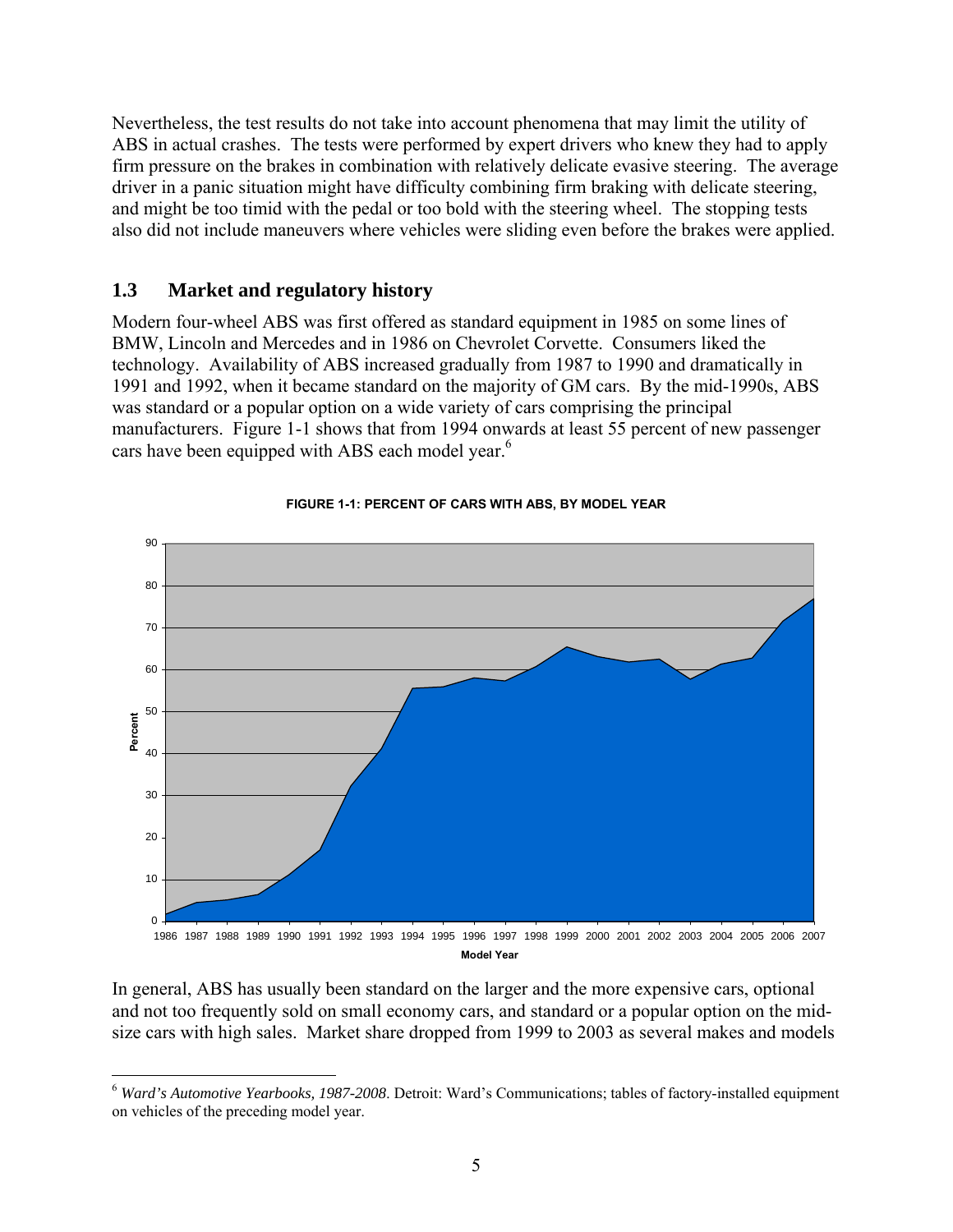Nevertheless, the test results do not take into account phenomena that may limit the utility of ABS in actual crashes. The tests were performed by expert drivers who knew they had to apply firm pressure on the brakes in combination with relatively delicate evasive steering. The average driver in a panic situation might have difficulty combining firm braking with delicate steering, and might be too timid with the pedal or too bold with the steering wheel. The stopping tests also did not include maneuvers where vehicles were sliding even before the brakes were applied.

## 1.3 Market and regulatory history

Modern four-wheel ABS was first offered as standard equipment in 1985 on some lines of BMW, Lincoln and Mercedes and in 1986 on Chevrolet Corvette. Consumers liked the technology. Availability of ABS increased gradually from 1987 to 1990 and dramatically in 1991 and 1992, when it became standard on the majority of GM cars. By the mid-1990s, ABS was standard or a popular option on a wide variety of cars comprising the principal manufacturers. Figure 1-1 shows that from 1994 onwards at least 55 percent of new passenger cars have been equipped with ABS each model year.[6]

**FIGURE 1-1: PERCENT OF CARS WITH ABS, BY MODEL YEAR**

In general, ABS has usually been standard on the larger and the more expensive cars, optional and not too frequently sold on small economy cars, and standard or a popular option on the mid-size cars with high sales. Market share dropped from 1999 to 2003 as several makes and models

---

[6] *Ward's Automotive Yearbooks, 1987-2008*. Detroit: Ward's Communications; tables of factory-installed equipment on vehicles of the preceding model year.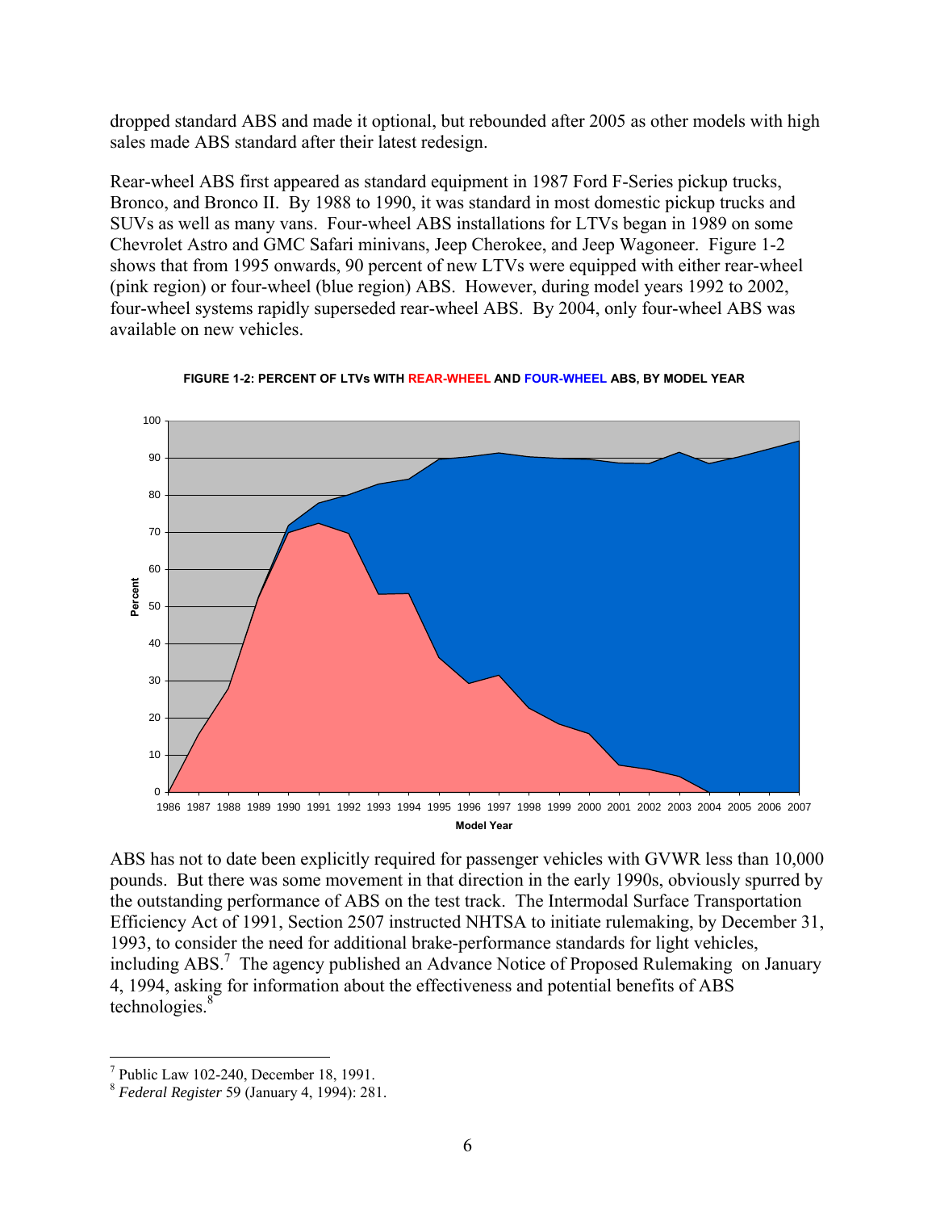dropped standard ABS and made it optional, but rebounded after 2005 as other models with high sales made ABS standard after their latest redesign.

Rear-wheel ABS first appeared as standard equipment in 1987 Ford F-Series pickup trucks, Bronco, and Bronco II. By 1988 to 1990, it was standard in most domestic pickup trucks and SUVs as well as many vans. Four-wheel ABS installations for LTVs began in 1989 on some Chevrolet Astro and GMC Safari minivans, Jeep Cherokee, and Jeep Wagoneer. Figure 1-2 shows that from 1995 onwards, 90 percent of new LTVs were equipped with either rear-wheel (pink region) or four-wheel (blue region) ABS. However, during model years 1992 to 2002, four-wheel systems rapidly superseded rear-wheel ABS. By 2004, only four-wheel ABS was available on new vehicles.

**FIGURE 1-2: PERCENT OF LTVs WITH REAR-WHEEL AND FOUR-WHEEL ABS, BY MODEL YEAR**

ABS has not to date been explicitly required for passenger vehicles with GVWR less than 10,000 pounds. But there was some movement in that direction in the early 1990s, obviously spurred by the outstanding performance of ABS on the test track. The Intermodal Surface Transportation Efficiency Act of 1991, Section 2507 instructed NHTSA to initiate rulemaking, by December 31, 1993, to consider the need for additional brake-performance standards for light vehicles, including ABS.[7] The agency published an Advance Notice of Proposed Rulemaking on January 4, 1994, asking for information about the effectiveness and potential benefits of ABS technologies.[8]

[7] Public Law 102-240, December 18, 1991.

[8] *Federal Register* 59 (January 4, 1994): 281.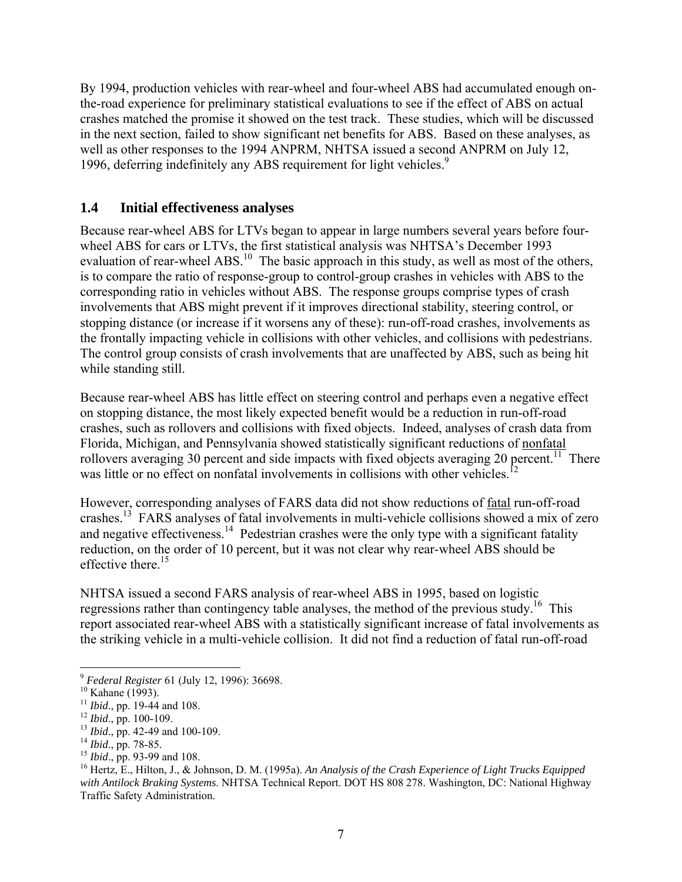By 1994, production vehicles with rear-wheel and four-wheel ABS had accumulated enough on-the-road experience for preliminary statistical evaluations to see if the effect of ABS on actual crashes matched the promise it showed on the test track. These studies, which will be discussed in the next section, failed to show significant net benefits for ABS. Based on these analyses, as well as other responses to the 1994 ANPRM, NHTSA issued a second ANPRM on July 12, 1996, deferring indefinitely any ABS requirement for light vehicles.[9]

## 1.4 Initial effectiveness analyses

Because rear-wheel ABS for LTVs began to appear in large numbers several years before four-wheel ABS for cars or LTVs, the first statistical analysis was NHTSA's December 1993 evaluation of rear-wheel ABS.[10] The basic approach in this study, as well as most of the others, is to compare the ratio of response-group to control-group crashes in vehicles with ABS to the corresponding ratio in vehicles without ABS. The response groups comprise types of crash involvements that ABS might prevent if it improves directional stability, steering control, or stopping distance (or increase if it worsens any of these): run-off-road crashes, involvements as the frontally impacting vehicle in collisions with other vehicles, and collisions with pedestrians. The control group consists of crash involvements that are unaffected by ABS, such as being hit while standing still.

Because rear-wheel ABS has little effect on steering control and perhaps even a negative effect on stopping distance, the most likely expected benefit would be a reduction in run-off-road crashes, such as rollovers and collisions with fixed objects. Indeed, analyses of crash data from Florida, Michigan, and Pennsylvania showed statistically significant reductions of nonfatal rollovers averaging 30 percent and side impacts with fixed objects averaging 20 percent.[11] There was little or no effect on nonfatal involvements in collisions with other vehicles.[12]

However, corresponding analyses of FARS data did not show reductions of fatal run-off-road crashes.[13] FARS analyses of fatal involvements in multi-vehicle collisions showed a mix of zero and negative effectiveness.[14] Pedestrian crashes were the only type with a significant fatality reduction, on the order of 10 percent, but it was not clear why rear-wheel ABS should be effective there.[15]

NHTSA issued a second FARS analysis of rear-wheel ABS in 1995, based on logistic regressions rather than contingency table analyses, the method of the previous study.[16] This report associated rear-wheel ABS with a statistically significant increase of fatal involvements as the striking vehicle in a multi-vehicle collision. It did not find a reduction of fatal run-off-road

---

[9] *Federal Register* 61 (July 12, 1996): 36698.

[10] Kahane (1993).

[11] *Ibid*., pp. 19-44 and 108.

[12] *Ibid*., pp. 100-109.

[13] *Ibid*., pp. 42-49 and 100-109.

[14] *Ibid*., pp. 78-85.

[15] *Ibid*., pp. 93-99 and 108.

[16] Hertz, E., Hilton, J., & Johnson, D. M. (1995a). *An Analysis of the Crash Experience of Light Trucks Equipped with Antilock Braking Systems*. NHTSA Technical Report. DOT HS 808 278. Washington, DC: National Highway Traffic Safety Administration.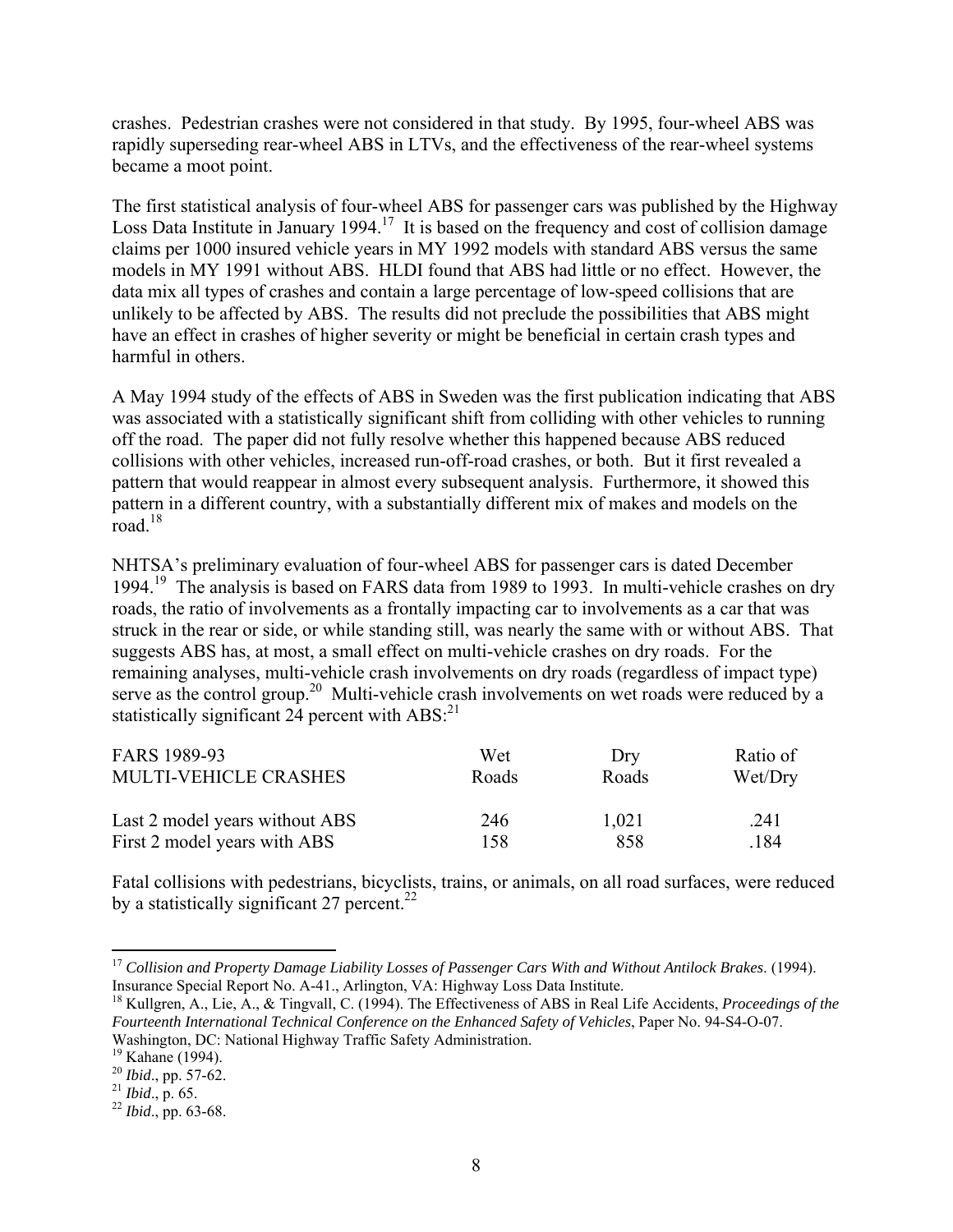crashes. Pedestrian crashes were not considered in that study. By 1995, four-wheel ABS was rapidly superseding rear-wheel ABS in LTVs, and the effectiveness of the rear-wheel systems became a moot point.

The first statistical analysis of four-wheel ABS for passenger cars was published by the Highway Loss Data Institute in January 1994.[17] It is based on the frequency and cost of collision damage claims per 1000 insured vehicle years in MY 1992 models with standard ABS versus the same models in MY 1991 without ABS. HLDI found that ABS had little or no effect. However, the data mix all types of crashes and contain a large percentage of low-speed collisions that are unlikely to be affected by ABS. The results did not preclude the possibilities that ABS might have an effect in crashes of higher severity or might be beneficial in certain crash types and harmful in others.

A May 1994 study of the effects of ABS in Sweden was the first publication indicating that ABS was associated with a statistically significant shift from colliding with other vehicles to running off the road. The paper did not fully resolve whether this happened because ABS reduced collisions with other vehicles, increased run-off-road crashes, or both. But it first revealed a pattern that would reappear in almost every subsequent analysis. Furthermore, it showed this pattern in a different country, with a substantially different mix of makes and models on the road.[18]

NHTSA's preliminary evaluation of four-wheel ABS for passenger cars is dated December 1994.[19] The analysis is based on FARS data from 1989 to 1993. In multi-vehicle crashes on dry roads, the ratio of involvements as a frontally impacting car to involvements as a car that was struck in the rear or side, or while standing still, was nearly the same with or without ABS. That suggests ABS has, at most, a small effect on multi-vehicle crashes on dry roads. For the remaining analyses, multi-vehicle crash involvements on dry roads (regardless of impact type) serve as the control group.[20] Multi-vehicle crash involvements on wet roads were reduced by a statistically significant 24 percent with ABS:[21]

| FARS 1989-93<br>MULTI-VEHICLE CRASHES | Wet<br>Roads | Dry<br>Roads | Ratio of<br>Wet/Dry |
|---|---|---|---|
| Last 2 model years without ABS | 246 | 1,021 | .241 |
| First 2 model years with ABS | 158 | 858 | .184 |

Fatal collisions with pedestrians, bicyclists, trains, or animals, on all road surfaces, were reduced by a statistically significant 27 percent.[22]

---

[17] *Collision and Property Damage Liability Losses of Passenger Cars With and Without Antilock Brakes*. (1994). Insurance Special Report No. A-41., Arlington, VA: Highway Loss Data Institute.

[18] Kullgren, A., Lie, A., & Tingvall, C. (1994). The Effectiveness of ABS in Real Life Accidents, *Proceedings of the Fourteenth International Technical Conference on the Enhanced Safety of Vehicles*, Paper No. 94-S4-O-07. Washington, DC: National Highway Traffic Safety Administration.

[19] Kahane (1994).

[20] *Ibid*., pp. 57-62.

[21] *Ibid*., p. 65.

[22] *Ibid*., pp. 63-68.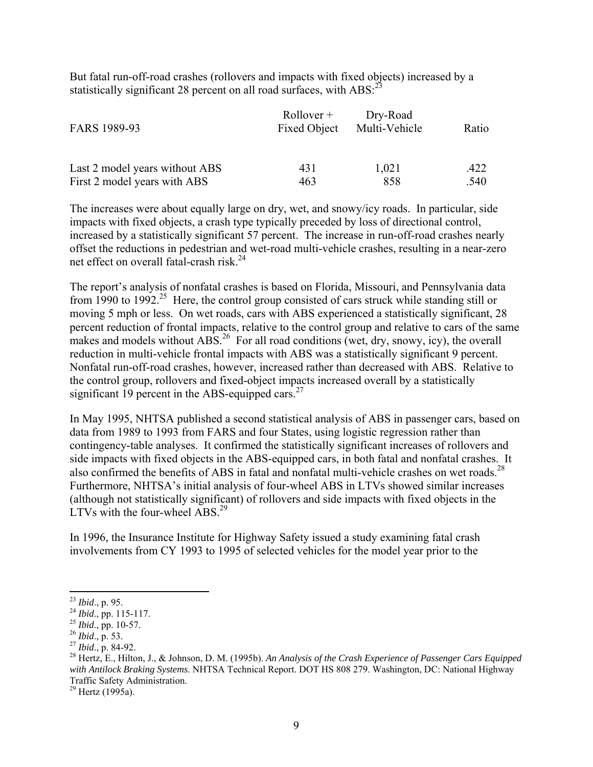But fatal run-off-road crashes (rollovers and impacts with fixed objects) increased by a statistically significant 28 percent on all road surfaces, with ABS:[23]

| FARS 1989-93 | Rollover + Fixed Object | Dry-Road Multi-Vehicle | Ratio |
|---|---|---|---|
| Last 2 model years without ABS | 431 | 1,021 | .422 |
| First 2 model years with ABS | 463 | 858 | .540 |

The increases were about equally large on dry, wet, and snowy/icy roads. In particular, side impacts with fixed objects, a crash type typically preceded by loss of directional control, increased by a statistically significant 57 percent. The increase in run-off-road crashes nearly offset the reductions in pedestrian and wet-road multi-vehicle crashes, resulting in a near-zero net effect on overall fatal-crash risk.[24]

The report's analysis of nonfatal crashes is based on Florida, Missouri, and Pennsylvania data from 1990 to 1992.[25] Here, the control group consisted of cars struck while standing still or moving 5 mph or less. On wet roads, cars with ABS experienced a statistically significant, 28 percent reduction of frontal impacts, relative to the control group and relative to cars of the same makes and models without ABS.[26] For all road conditions (wet, dry, snowy, icy), the overall reduction in multi-vehicle frontal impacts with ABS was a statistically significant 9 percent. Nonfatal run-off-road crashes, however, increased rather than decreased with ABS. Relative to the control group, rollovers and fixed-object impacts increased overall by a statistically significant 19 percent in the ABS-equipped cars.[27]

In May 1995, NHTSA published a second statistical analysis of ABS in passenger cars, based on data from 1989 to 1993 from FARS and four States, using logistic regression rather than contingency-table analyses. It confirmed the statistically significant increases of rollovers and side impacts with fixed objects in the ABS-equipped cars, in both fatal and nonfatal crashes. It also confirmed the benefits of ABS in fatal and nonfatal multi-vehicle crashes on wet roads.[28] Furthermore, NHTSA's initial analysis of four-wheel ABS in LTVs showed similar increases (although not statistically significant) of rollovers and side impacts with fixed objects in the LTVs with the four-wheel ABS.[29]

In 1996, the Insurance Institute for Highway Safety issued a study examining fatal crash involvements from CY 1993 to 1995 of selected vehicles for the model year prior to the

---

[23] *Ibid*., p. 95.

[24] *Ibid*., pp. 115-117.

[25] *Ibid*., pp. 10-57.

[26] *Ibid*., p. 53.

[27] *Ibid*., p. 84-92.

[28] Hertz, E., Hilton, J., & Johnson, D. M. (1995b). *An Analysis of the Crash Experience of Passenger Cars Equipped with Antilock Braking Systems*. NHTSA Technical Report. DOT HS 808 279. Washington, DC: National Highway Traffic Safety Administration.

[29] Hertz (1995a).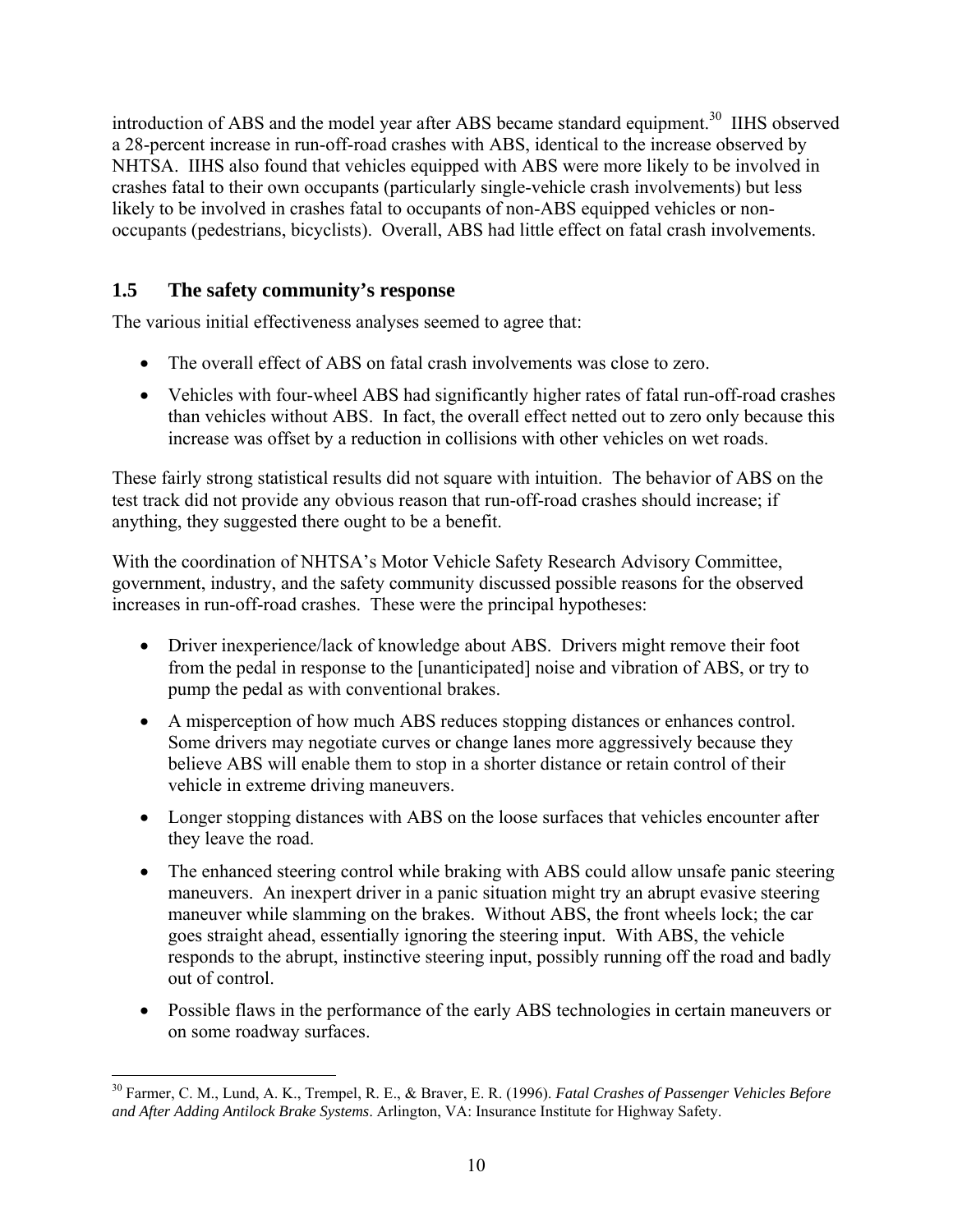introduction of ABS and the model year after ABS became standard equipment.[30] IIHS observed a 28-percent increase in run-off-road crashes with ABS, identical to the increase observed by NHTSA. IIHS also found that vehicles equipped with ABS were more likely to be involved in crashes fatal to their own occupants (particularly single-vehicle crash involvements) but less likely to be involved in crashes fatal to occupants of non-ABS equipped vehicles or non-occupants (pedestrians, bicyclists). Overall, ABS had little effect on fatal crash involvements.

## 1.5 The safety community's response

The various initial effectiveness analyses seemed to agree that:

- The overall effect of ABS on fatal crash involvements was close to zero.
- Vehicles with four-wheel ABS had significantly higher rates of fatal run-off-road crashes than vehicles without ABS. In fact, the overall effect netted out to zero only because this increase was offset by a reduction in collisions with other vehicles on wet roads.

These fairly strong statistical results did not square with intuition. The behavior of ABS on the test track did not provide any obvious reason that run-off-road crashes should increase; if anything, they suggested there ought to be a benefit.

With the coordination of NHTSA's Motor Vehicle Safety Research Advisory Committee, government, industry, and the safety community discussed possible reasons for the observed increases in run-off-road crashes. These were the principal hypotheses:

- Driver inexperience/lack of knowledge about ABS. Drivers might remove their foot from the pedal in response to the [unanticipated] noise and vibration of ABS, or try to pump the pedal as with conventional brakes.
- A misperception of how much ABS reduces stopping distances or enhances control. Some drivers may negotiate curves or change lanes more aggressively because they believe ABS will enable them to stop in a shorter distance or retain control of their vehicle in extreme driving maneuvers.
- Longer stopping distances with ABS on the loose surfaces that vehicles encounter after they leave the road.
- The enhanced steering control while braking with ABS could allow unsafe panic steering maneuvers. An inexpert driver in a panic situation might try an abrupt evasive steering maneuver while slamming on the brakes. Without ABS, the front wheels lock; the car goes straight ahead, essentially ignoring the steering input. With ABS, the vehicle responds to the abrupt, instinctive steering input, possibly running off the road and badly out of control.
- Possible flaws in the performance of the early ABS technologies in certain maneuvers or on some roadway surfaces.

---

[30] Farmer, C. M., Lund, A. K., Trempel, R. E., & Braver, E. R. (1996). *Fatal Crashes of Passenger Vehicles Before and After Adding Antilock Brake Systems*. Arlington, VA: Insurance Institute for Highway Safety.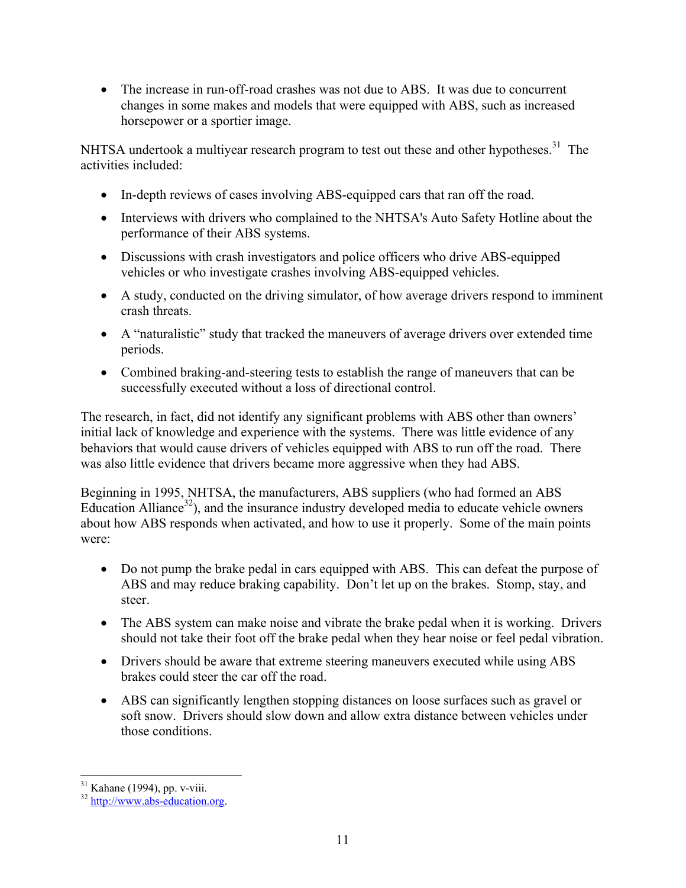- The increase in run-off-road crashes was not due to ABS. It was due to concurrent changes in some makes and models that were equipped with ABS, such as increased horsepower or a sportier image.

NHTSA undertook a multiyear research program to test out these and other hypotheses.[31] The activities included:

- In-depth reviews of cases involving ABS-equipped cars that ran off the road.
- Interviews with drivers who complained to the NHTSA's Auto Safety Hotline about the performance of their ABS systems.
- Discussions with crash investigators and police officers who drive ABS-equipped vehicles or who investigate crashes involving ABS-equipped vehicles.
- A study, conducted on the driving simulator, of how average drivers respond to imminent crash threats.
- A "naturalistic" study that tracked the maneuvers of average drivers over extended time periods.
- Combined braking-and-steering tests to establish the range of maneuvers that can be successfully executed without a loss of directional control.

The research, in fact, did not identify any significant problems with ABS other than owners' initial lack of knowledge and experience with the systems. There was little evidence of any behaviors that would cause drivers of vehicles equipped with ABS to run off the road. There was also little evidence that drivers became more aggressive when they had ABS.

Beginning in 1995, NHTSA, the manufacturers, ABS suppliers (who had formed an ABS Education Alliance[32]), and the insurance industry developed media to educate vehicle owners about how ABS responds when activated, and how to use it properly. Some of the main points were:

- Do not pump the brake pedal in cars equipped with ABS. This can defeat the purpose of ABS and may reduce braking capability. Don't let up on the brakes. Stomp, stay, and steer.
- The ABS system can make noise and vibrate the brake pedal when it is working. Drivers should not take their foot off the brake pedal when they hear noise or feel pedal vibration.
- Drivers should be aware that extreme steering maneuvers executed while using ABS brakes could steer the car off the road.
- ABS can significantly lengthen stopping distances on loose surfaces such as gravel or soft snow. Drivers should slow down and allow extra distance between vehicles under those conditions.

---

[31] Kahane (1994), pp. v-viii.

[32] http://www.abs-education.org.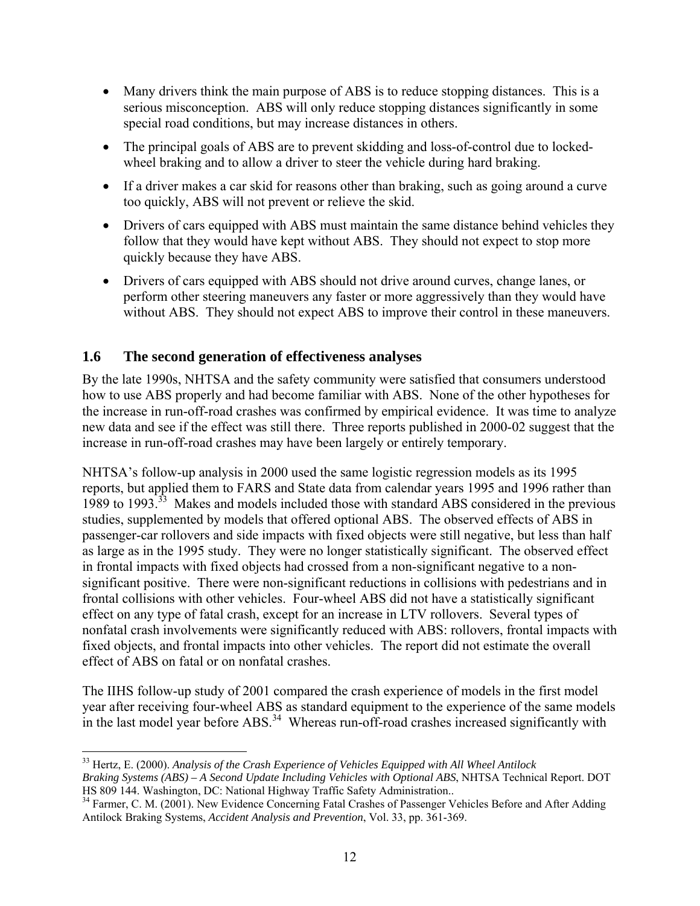- Many drivers think the main purpose of ABS is to reduce stopping distances. This is a serious misconception. ABS will only reduce stopping distances significantly in some special road conditions, but may increase distances in others.
- The principal goals of ABS are to prevent skidding and loss-of-control due to locked-wheel braking and to allow a driver to steer the vehicle during hard braking.
- If a driver makes a car skid for reasons other than braking, such as going around a curve too quickly, ABS will not prevent or relieve the skid.
- Drivers of cars equipped with ABS must maintain the same distance behind vehicles they follow that they would have kept without ABS. They should not expect to stop more quickly because they have ABS.
- Drivers of cars equipped with ABS should not drive around curves, change lanes, or perform other steering maneuvers any faster or more aggressively than they would have without ABS. They should not expect ABS to improve their control in these maneuvers.

## 1.6 The second generation of effectiveness analyses

By the late 1990s, NHTSA and the safety community were satisfied that consumers understood how to use ABS properly and had become familiar with ABS. None of the other hypotheses for the increase in run-off-road crashes was confirmed by empirical evidence. It was time to analyze new data and see if the effect was still there. Three reports published in 2000-02 suggest that the increase in run-off-road crashes may have been largely or entirely temporary.

NHTSA's follow-up analysis in 2000 used the same logistic regression models as its 1995 reports, but applied them to FARS and State data from calendar years 1995 and 1996 rather than 1989 to 1993.[33] Makes and models included those with standard ABS considered in the previous studies, supplemented by models that offered optional ABS. The observed effects of ABS in passenger-car rollovers and side impacts with fixed objects were still negative, but less than half as large as in the 1995 study. They were no longer statistically significant. The observed effect in frontal impacts with fixed objects had crossed from a non-significant negative to a non-significant positive. There were non-significant reductions in collisions with pedestrians and in frontal collisions with other vehicles. Four-wheel ABS did not have a statistically significant effect on any type of fatal crash, except for an increase in LTV rollovers. Several types of nonfatal crash involvements were significantly reduced with ABS: rollovers, frontal impacts with fixed objects, and frontal impacts into other vehicles. The report did not estimate the overall effect of ABS on fatal or on nonfatal crashes.

The IIHS follow-up study of 2001 compared the crash experience of models in the first model year after receiving four-wheel ABS as standard equipment to the experience of the same models in the last model year before ABS.[34] Whereas run-off-road crashes increased significantly with

---

[33] Hertz, E. (2000). *Analysis of the Crash Experience of Vehicles Equipped with All Wheel Antilock Braking Systems (ABS) – A Second Update Including Vehicles with Optional ABS*, NHTSA Technical Report. DOT HS 809 144. Washington, DC: National Highway Traffic Safety Administration..

[34] Farmer, C. M. (2001). New Evidence Concerning Fatal Crashes of Passenger Vehicles Before and After Adding Antilock Braking Systems, *Accident Analysis and Prevention*, Vol. 33, pp. 361-369.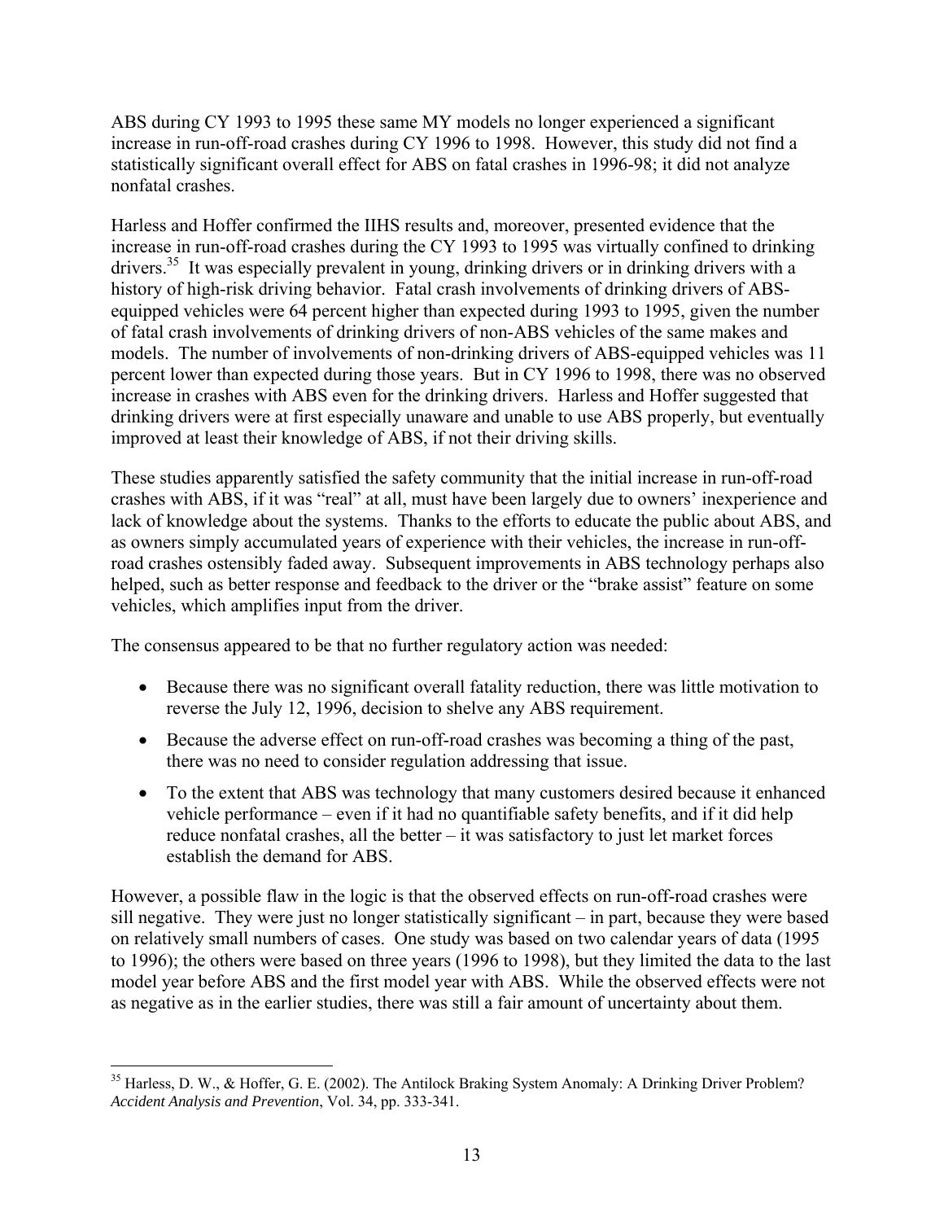ABS during CY 1993 to 1995 these same MY models no longer experienced a significant increase in run-off-road crashes during CY 1996 to 1998. However, this study did not find a statistically significant overall effect for ABS on fatal crashes in 1996-98; it did not analyze nonfatal crashes.

Harless and Hoffer confirmed the IIHS results and, moreover, presented evidence that the increase in run-off-road crashes during the CY 1993 to 1995 was virtually confined to drinking drivers.[35] It was especially prevalent in young, drinking drivers or in drinking drivers with a history of high-risk driving behavior. Fatal crash involvements of drinking drivers of ABS-equipped vehicles were 64 percent higher than expected during 1993 to 1995, given the number of fatal crash involvements of drinking drivers of non-ABS vehicles of the same makes and models. The number of involvements of non-drinking drivers of ABS-equipped vehicles was 11 percent lower than expected during those years. But in CY 1996 to 1998, there was no observed increase in crashes with ABS even for the drinking drivers. Harless and Hoffer suggested that drinking drivers were at first especially unaware and unable to use ABS properly, but eventually improved at least their knowledge of ABS, if not their driving skills.

These studies apparently satisfied the safety community that the initial increase in run-off-road crashes with ABS, if it was "real" at all, must have been largely due to owners' inexperience and lack of knowledge about the systems. Thanks to the efforts to educate the public about ABS, and as owners simply accumulated years of experience with their vehicles, the increase in run-off-road crashes ostensibly faded away. Subsequent improvements in ABS technology perhaps also helped, such as better response and feedback to the driver or the "brake assist" feature on some vehicles, which amplifies input from the driver.

The consensus appeared to be that no further regulatory action was needed:

- Because there was no significant overall fatality reduction, there was little motivation to reverse the July 12, 1996, decision to shelve any ABS requirement.
- Because the adverse effect on run-off-road crashes was becoming a thing of the past, there was no need to consider regulation addressing that issue.
- To the extent that ABS was technology that many customers desired because it enhanced vehicle performance – even if it had no quantifiable safety benefits, and if it did help reduce nonfatal crashes, all the better – it was satisfactory to just let market forces establish the demand for ABS.

However, a possible flaw in the logic is that the observed effects on run-off-road crashes were sill negative. They were just no longer statistically significant – in part, because they were based on relatively small numbers of cases. One study was based on two calendar years of data (1995 to 1996); the others were based on three years (1996 to 1998), but they limited the data to the last model year before ABS and the first model year with ABS. While the observed effects were not as negative as in the earlier studies, there was still a fair amount of uncertainty about them.

---

[35] Harless, D. W., & Hoffer, G. E. (2002). The Antilock Braking System Anomaly: A Drinking Driver Problem? *Accident Analysis and Prevention*, Vol. 34, pp. 333-341.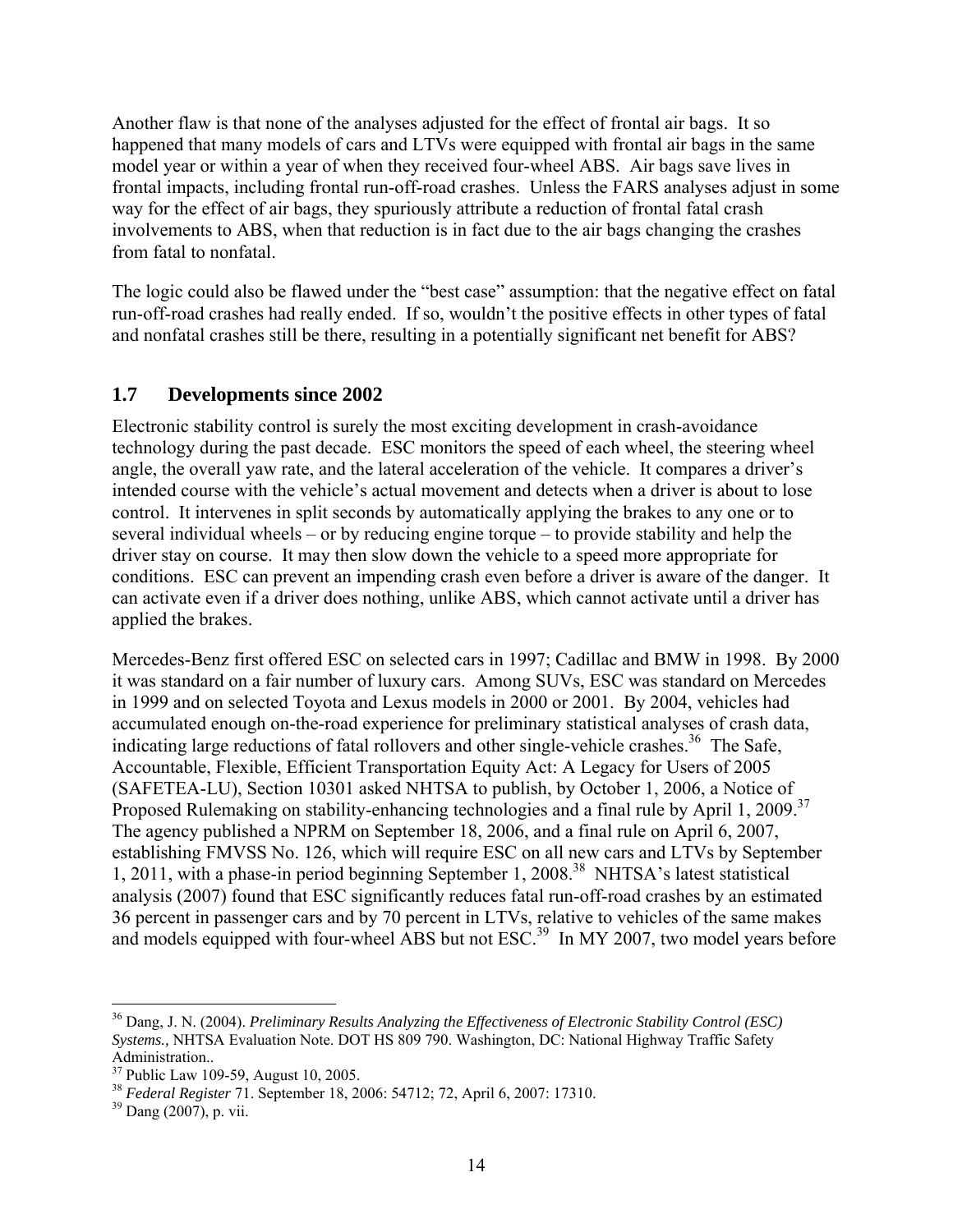Another flaw is that none of the analyses adjusted for the effect of frontal air bags. It so happened that many models of cars and LTVs were equipped with frontal air bags in the same model year or within a year of when they received four-wheel ABS. Air bags save lives in frontal impacts, including frontal run-off-road crashes. Unless the FARS analyses adjust in some way for the effect of air bags, they spuriously attribute a reduction of frontal fatal crash involvements to ABS, when that reduction is in fact due to the air bags changing the crashes from fatal to nonfatal.

The logic could also be flawed under the "best case" assumption: that the negative effect on fatal run-off-road crashes had really ended. If so, wouldn't the positive effects in other types of fatal and nonfatal crashes still be there, resulting in a potentially significant net benefit for ABS?

## 1.7 Developments since 2002

Electronic stability control is surely the most exciting development in crash-avoidance technology during the past decade. ESC monitors the speed of each wheel, the steering wheel angle, the overall yaw rate, and the lateral acceleration of the vehicle. It compares a driver's intended course with the vehicle's actual movement and detects when a driver is about to lose control. It intervenes in split seconds by automatically applying the brakes to any one or to several individual wheels – or by reducing engine torque – to provide stability and help the driver stay on course. It may then slow down the vehicle to a speed more appropriate for conditions. ESC can prevent an impending crash even before a driver is aware of the danger. It can activate even if a driver does nothing, unlike ABS, which cannot activate until a driver has applied the brakes.

Mercedes-Benz first offered ESC on selected cars in 1997; Cadillac and BMW in 1998. By 2000 it was standard on a fair number of luxury cars. Among SUVs, ESC was standard on Mercedes in 1999 and on selected Toyota and Lexus models in 2000 or 2001. By 2004, vehicles had accumulated enough on-the-road experience for preliminary statistical analyses of crash data, indicating large reductions of fatal rollovers and other single-vehicle crashes.[36] The Safe, Accountable, Flexible, Efficient Transportation Equity Act: A Legacy for Users of 2005 (SAFETEA-LU), Section 10301 asked NHTSA to publish, by October 1, 2006, a Notice of Proposed Rulemaking on stability-enhancing technologies and a final rule by April 1, 2009.[37] The agency published a NPRM on September 18, 2006, and a final rule on April 6, 2007, establishing FMVSS No. 126, which will require ESC on all new cars and LTVs by September 1, 2011, with a phase-in period beginning September 1, 2008.[38] NHTSA's latest statistical analysis (2007) found that ESC significantly reduces fatal run-off-road crashes by an estimated 36 percent in passenger cars and by 70 percent in LTVs, relative to vehicles of the same makes and models equipped with four-wheel ABS but not ESC.[39] In MY 2007, two model years before

---

[36] Dang, J. N. (2004). *Preliminary Results Analyzing the Effectiveness of Electronic Stability Control (ESC) Systems.,* NHTSA Evaluation Note. DOT HS 809 790. Washington, DC: National Highway Traffic Safety Administration..

[37] Public Law 109-59, August 10, 2005.

[38] *Federal Register* 71. September 18, 2006: 54712; 72, April 6, 2007: 17310.

[39] Dang (2007), p. vii.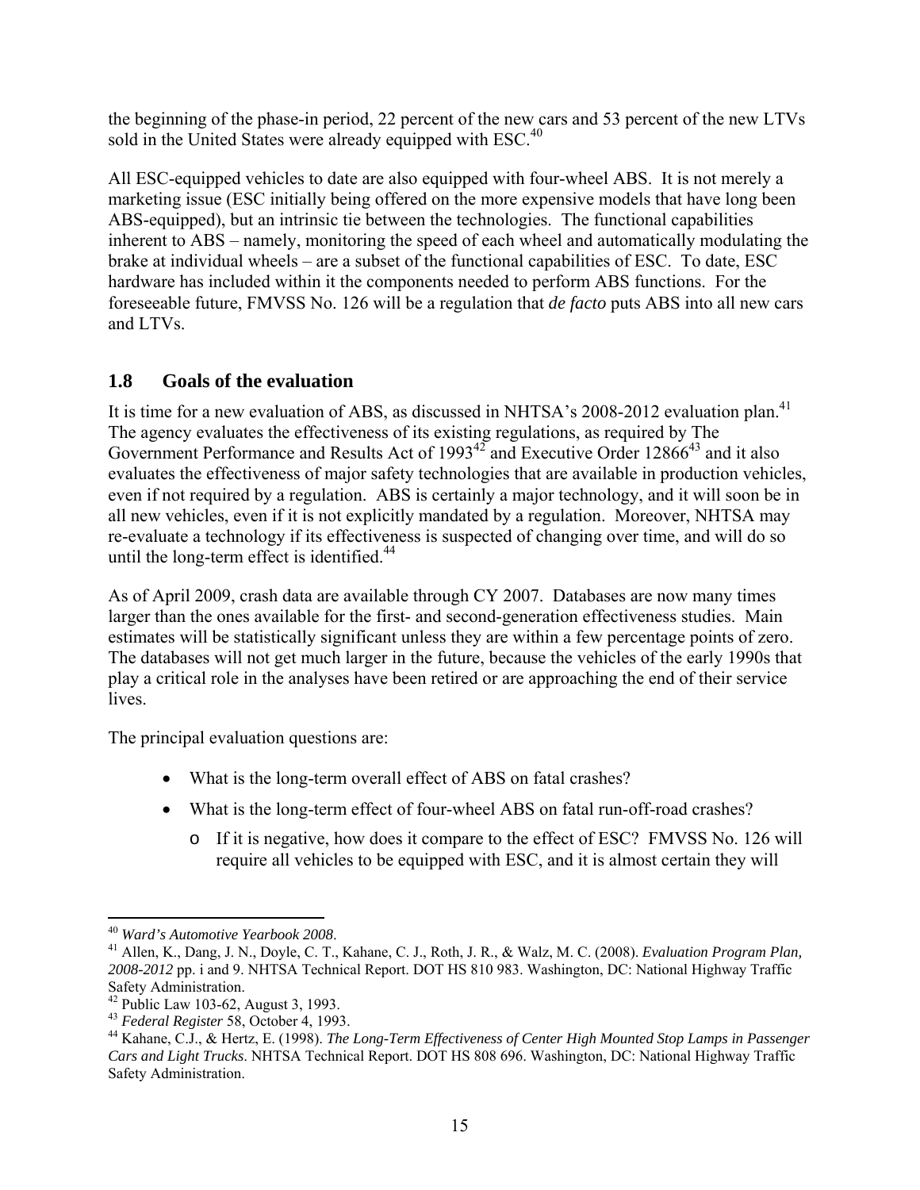the beginning of the phase-in period, 22 percent of the new cars and 53 percent of the new LTVs sold in the United States were already equipped with ESC.[40]

All ESC-equipped vehicles to date are also equipped with four-wheel ABS. It is not merely a marketing issue (ESC initially being offered on the more expensive models that have long been ABS-equipped), but an intrinsic tie between the technologies. The functional capabilities inherent to ABS – namely, monitoring the speed of each wheel and automatically modulating the brake at individual wheels – are a subset of the functional capabilities of ESC. To date, ESC hardware has included within it the components needed to perform ABS functions. For the foreseeable future, FMVSS No. 126 will be a regulation that *de facto* puts ABS into all new cars and LTVs.

## 1.8 Goals of the evaluation

It is time for a new evaluation of ABS, as discussed in NHTSA's 2008-2012 evaluation plan.[41] The agency evaluates the effectiveness of its existing regulations, as required by The Government Performance and Results Act of 1993[42] and Executive Order 12866[43] and it also evaluates the effectiveness of major safety technologies that are available in production vehicles, even if not required by a regulation. ABS is certainly a major technology, and it will soon be in all new vehicles, even if it is not explicitly mandated by a regulation. Moreover, NHTSA may re-evaluate a technology if its effectiveness is suspected of changing over time, and will do so until the long-term effect is identified.[44]

As of April 2009, crash data are available through CY 2007. Databases are now many times larger than the ones available for the first- and second-generation effectiveness studies. Main estimates will be statistically significant unless they are within a few percentage points of zero. The databases will not get much larger in the future, because the vehicles of the early 1990s that play a critical role in the analyses have been retired or are approaching the end of their service lives.

The principal evaluation questions are:

- What is the long-term overall effect of ABS on fatal crashes?
- What is the long-term effect of four-wheel ABS on fatal run-off-road crashes?
  - If it is negative, how does it compare to the effect of ESC? FMVSS No. 126 will require all vehicles to be equipped with ESC, and it is almost certain they will

---

[40] *Ward's Automotive Yearbook 2008*.

[41] Allen, K., Dang, J. N., Doyle, C. T., Kahane, C. J., Roth, J. R., & Walz, M. C. (2008). *Evaluation Program Plan, 2008-2012* pp. i and 9. NHTSA Technical Report. DOT HS 810 983. Washington, DC: National Highway Traffic Safety Administration.

[42] Public Law 103-62, August 3, 1993.

[43] *Federal Register* 58, October 4, 1993.

[44] Kahane, C.J., & Hertz, E. (1998). *The Long-Term Effectiveness of Center High Mounted Stop Lamps in Passenger Cars and Light Trucks*. NHTSA Technical Report. DOT HS 808 696. Washington, DC: National Highway Traffic Safety Administration.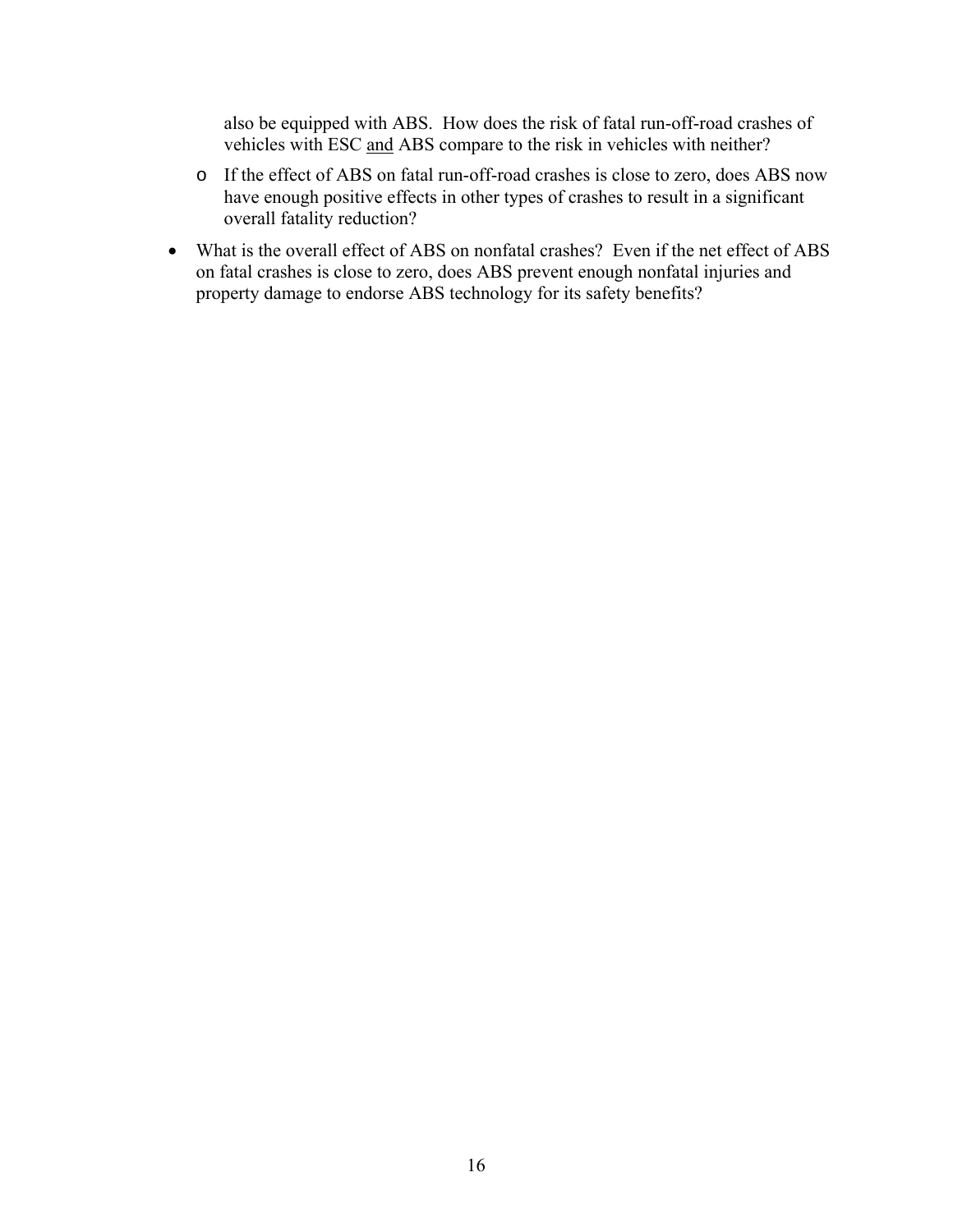also be equipped with ABS. How does the risk of fatal run-off-road crashes of vehicles with ESC <u>and</u> ABS compare to the risk in vehicles with neither?

  - If the effect of ABS on fatal run-off-road crashes is close to zero, does ABS now have enough positive effects in other types of crashes to result in a significant overall fatality reduction?

- What is the overall effect of ABS on nonfatal crashes? Even if the net effect of ABS on fatal crashes is close to zero, does ABS prevent enough nonfatal injuries and property damage to endorse ABS technology for its safety benefits?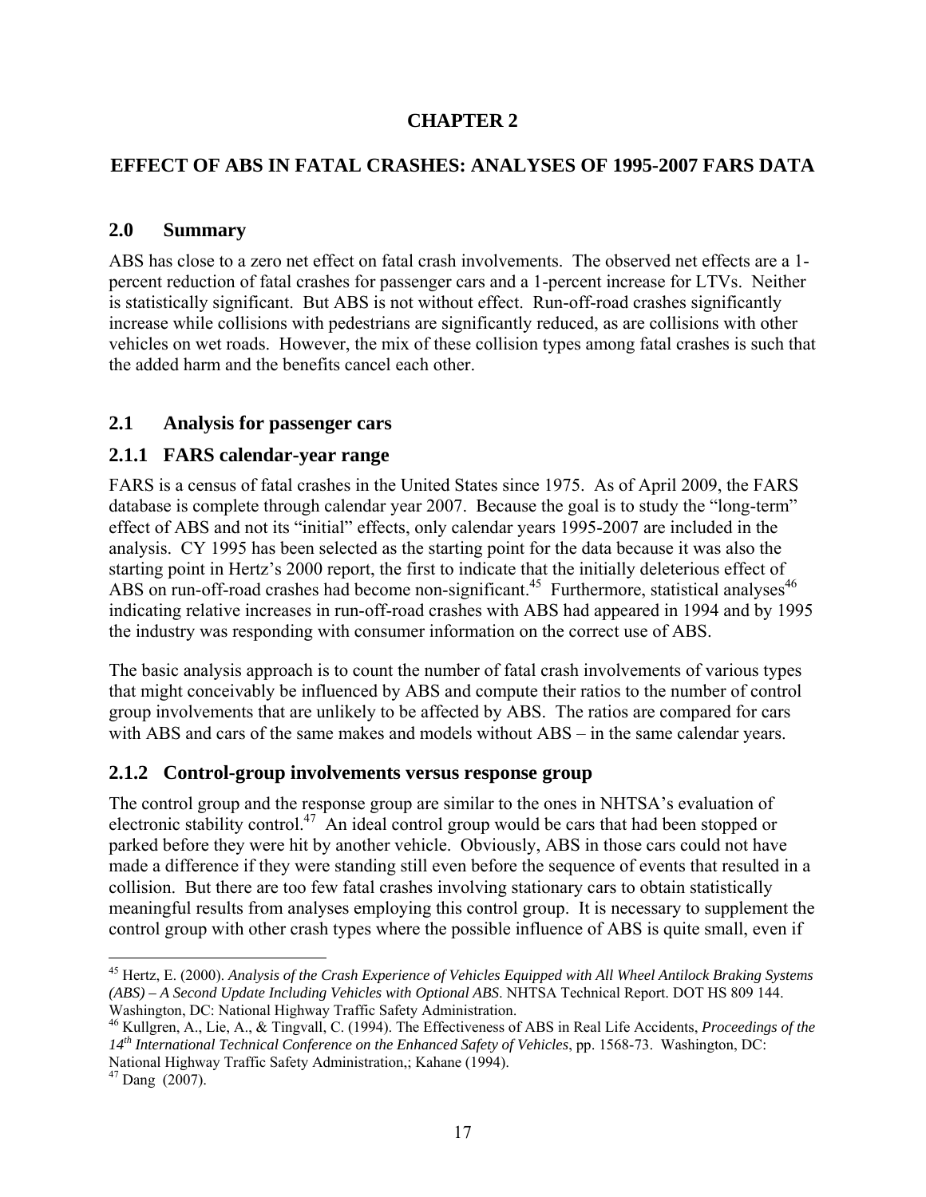# CHAPTER 2

## EFFECT OF ABS IN FATAL CRASHES: ANALYSES OF 1995-2007 FARS DATA

### 2.0 Summary

ABS has close to a zero net effect on fatal crash involvements. The observed net effects are a 1-percent reduction of fatal crashes for passenger cars and a 1-percent increase for LTVs. Neither is statistically significant. But ABS is not without effect. Run-off-road crashes significantly increase while collisions with pedestrians are significantly reduced, as are collisions with other vehicles on wet roads. However, the mix of these collision types among fatal crashes is such that the added harm and the benefits cancel each other.

### 2.1 Analysis for passenger cars

### 2.1.1 FARS calendar-year range

FARS is a census of fatal crashes in the United States since 1975. As of April 2009, the FARS database is complete through calendar year 2007. Because the goal is to study the "long-term" effect of ABS and not its "initial" effects, only calendar years 1995-2007 are included in the analysis. CY 1995 has been selected as the starting point for the data because it was also the starting point in Hertz's 2000 report, the first to indicate that the initially deleterious effect of ABS on run-off-road crashes had become non-significant.[45] Furthermore, statistical analyses[46] indicating relative increases in run-off-road crashes with ABS had appeared in 1994 and by 1995 the industry was responding with consumer information on the correct use of ABS.

The basic analysis approach is to count the number of fatal crash involvements of various types that might conceivably be influenced by ABS and compute their ratios to the number of control group involvements that are unlikely to be affected by ABS. The ratios are compared for cars with ABS and cars of the same makes and models without ABS – in the same calendar years.

### 2.1.2 Control-group involvements versus response group

The control group and the response group are similar to the ones in NHTSA's evaluation of electronic stability control.[47] An ideal control group would be cars that had been stopped or parked before they were hit by another vehicle. Obviously, ABS in those cars could not have made a difference if they were standing still even before the sequence of events that resulted in a collision. But there are too few fatal crashes involving stationary cars to obtain statistically meaningful results from analyses employing this control group. It is necessary to supplement the control group with other crash types where the possible influence of ABS is quite small, even if

---

[45] Hertz, E. (2000). *Analysis of the Crash Experience of Vehicles Equipped with All Wheel Antilock Braking Systems (ABS) – A Second Update Including Vehicles with Optional ABS*. NHTSA Technical Report. DOT HS 809 144. Washington, DC: National Highway Traffic Safety Administration.

[46] Kullgren, A., Lie, A., & Tingvall, C. (1994). The Effectiveness of ABS in Real Life Accidents, *Proceedings of the 14th International Technical Conference on the Enhanced Safety of Vehicles*, pp. 1568-73. Washington, DC: National Highway Traffic Safety Administration,; Kahane (1994).

[47] Dang (2007).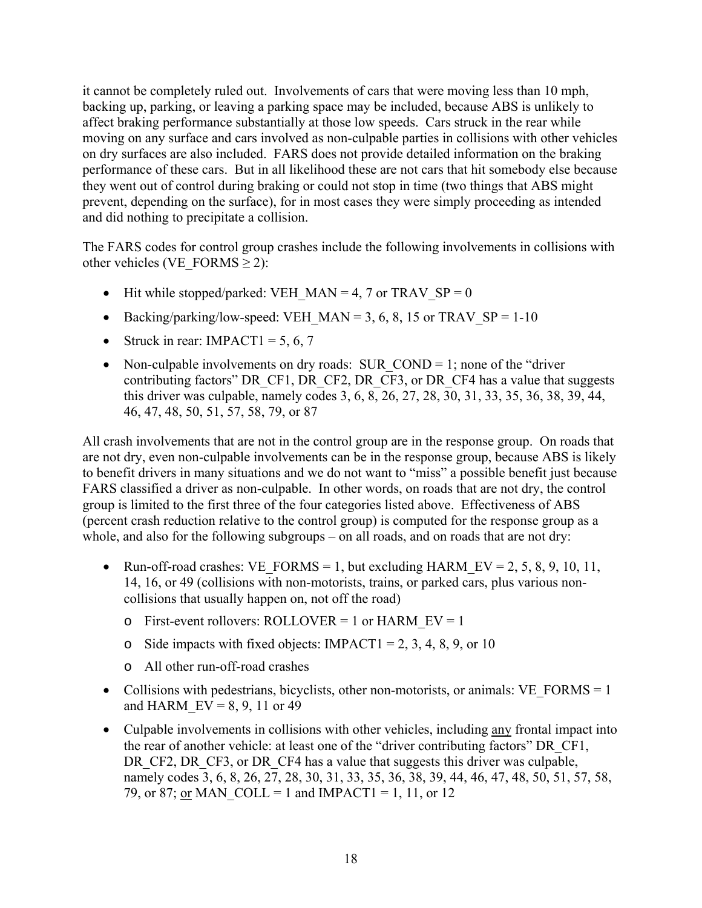it cannot be completely ruled out. Involvements of cars that were moving less than 10 mph, backing up, parking, or leaving a parking space may be included, because ABS is unlikely to affect braking performance substantially at those low speeds. Cars struck in the rear while moving on any surface and cars involved as non-culpable parties in collisions with other vehicles on dry surfaces are also included. FARS does not provide detailed information on the braking performance of these cars. But in all likelihood these are not cars that hit somebody else because they went out of control during braking or could not stop in time (two things that ABS might prevent, depending on the surface), for in most cases they were simply proceeding as intended and did nothing to precipitate a collision.

The FARS codes for control group crashes include the following involvements in collisions with other vehicles (VE_FORMS ≥ 2):

- Hit while stopped/parked: VEH_MAN = 4, 7 or TRAV_SP = 0
- Backing/parking/low-speed: VEH_MAN = 3, 6, 8, 15 or TRAV_SP = 1-10
- Struck in rear: IMPACT1 = 5, 6, 7
- Non-culpable involvements on dry roads: SUR_COND = 1; none of the "driver contributing factors" DR_CF1, DR_CF2, DR_CF3, or DR_CF4 has a value that suggests this driver was culpable, namely codes 3, 6, 8, 26, 27, 28, 30, 31, 33, 35, 36, 38, 39, 44, 46, 47, 48, 50, 51, 57, 58, 79, or 87

All crash involvements that are not in the control group are in the response group. On roads that are not dry, even non-culpable involvements can be in the response group, because ABS is likely to benefit drivers in many situations and we do not want to "miss" a possible benefit just because FARS classified a driver as non-culpable. In other words, on roads that are not dry, the control group is limited to the first three of the four categories listed above. Effectiveness of ABS (percent crash reduction relative to the control group) is computed for the response group as a whole, and also for the following subgroups – on all roads, and on roads that are not dry:

- Run-off-road crashes: VE_FORMS = 1, but excluding HARM_EV = 2, 5, 8, 9, 10, 11, 14, 16, or 49 (collisions with non-motorists, trains, or parked cars, plus various non-collisions that usually happen on, not off the road)
  - First-event rollovers: ROLLOVER = 1 or HARM_EV = 1
  - Side impacts with fixed objects: IMPACT1 = 2, 3, 4, 8, 9, or 10
  - All other run-off-road crashes
- Collisions with pedestrians, bicyclists, other non-motorists, or animals: VE_FORMS = 1 and HARM_EV = 8, 9, 11 or 49
- Culpable involvements in collisions with other vehicles, including any frontal impact into the rear of another vehicle: at least one of the "driver contributing factors" DR_CF1, DR_CF2, DR_CF3, or DR_CF4 has a value that suggests this driver was culpable, namely codes 3, 6, 8, 26, 27, 28, 30, 31, 33, 35, 36, 38, 39, 44, 46, 47, 48, 50, 51, 57, 58, 79, or 87; or MAN_COLL = 1 and IMPACT1 = 1, 11, or 12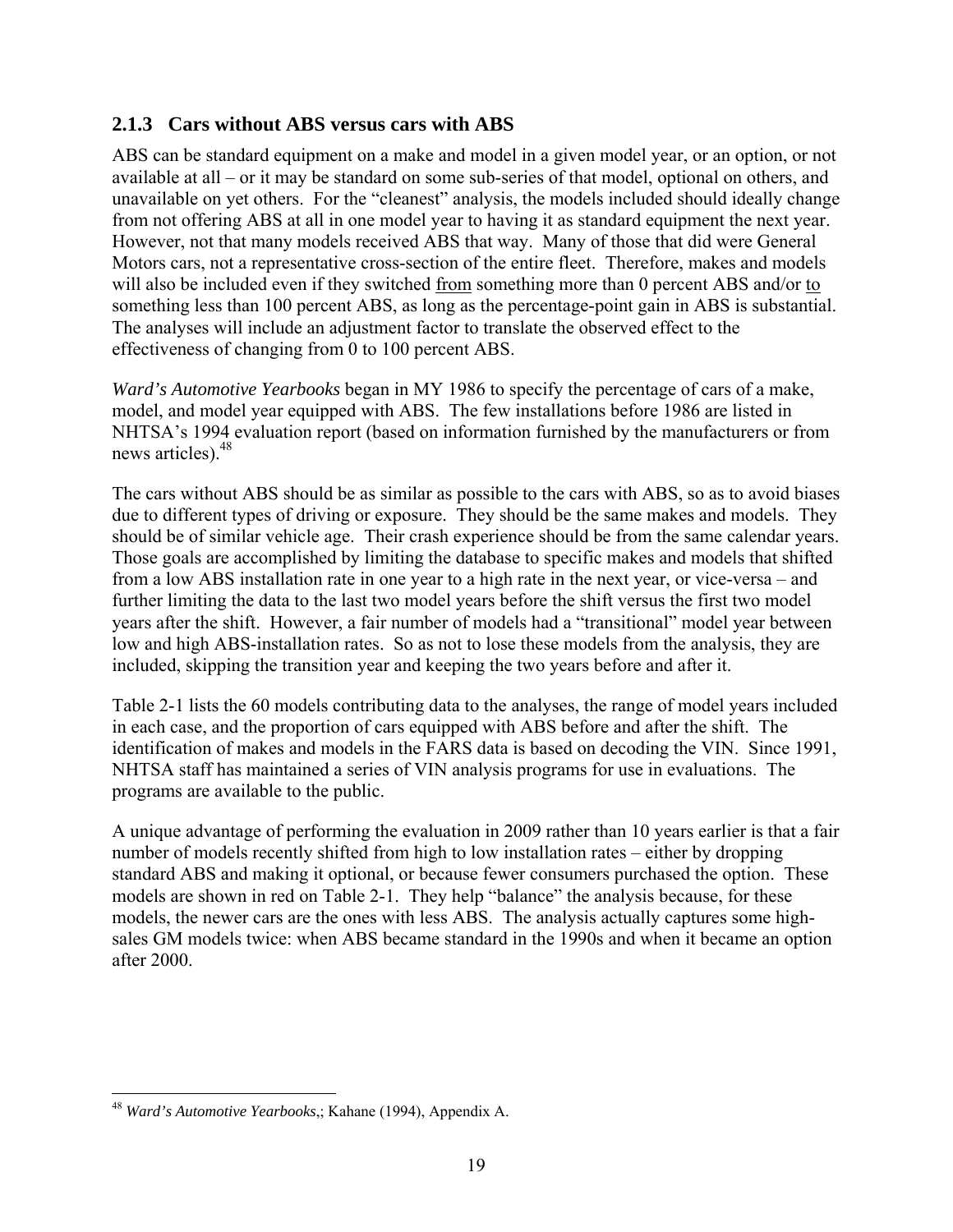### 2.1.3 Cars without ABS versus cars with ABS

ABS can be standard equipment on a make and model in a given model year, or an option, or not available at all – or it may be standard on some sub-series of that model, optional on others, and unavailable on yet others. For the "cleanest" analysis, the models included should ideally change from not offering ABS at all in one model year to having it as standard equipment the next year. However, not that many models received ABS that way. Many of those that did were General Motors cars, not a representative cross-section of the entire fleet. Therefore, makes and models will also be included even if they switched <u>from</u> something more than 0 percent ABS and/or <u>to</u> something less than 100 percent ABS, as long as the percentage-point gain in ABS is substantial. The analyses will include an adjustment factor to translate the observed effect to the effectiveness of changing from 0 to 100 percent ABS.

*Ward's Automotive Yearbooks* began in MY 1986 to specify the percentage of cars of a make, model, and model year equipped with ABS. The few installations before 1986 are listed in NHTSA's 1994 evaluation report (based on information furnished by the manufacturers or from news articles).[48]

The cars without ABS should be as similar as possible to the cars with ABS, so as to avoid biases due to different types of driving or exposure. They should be the same makes and models. They should be of similar vehicle age. Their crash experience should be from the same calendar years. Those goals are accomplished by limiting the database to specific makes and models that shifted from a low ABS installation rate in one year to a high rate in the next year, or vice-versa – and further limiting the data to the last two model years before the shift versus the first two model years after the shift. However, a fair number of models had a "transitional" model year between low and high ABS-installation rates. So as not to lose these models from the analysis, they are included, skipping the transition year and keeping the two years before and after it.

Table 2-1 lists the 60 models contributing data to the analyses, the range of model years included in each case, and the proportion of cars equipped with ABS before and after the shift. The identification of makes and models in the FARS data is based on decoding the VIN. Since 1991, NHTSA staff has maintained a series of VIN analysis programs for use in evaluations. The programs are available to the public.

A unique advantage of performing the evaluation in 2009 rather than 10 years earlier is that a fair number of models recently shifted from high to low installation rates – either by dropping standard ABS and making it optional, or because fewer consumers purchased the option. These models are shown in red on Table 2-1. They help "balance" the analysis because, for these models, the newer cars are the ones with less ABS. The analysis actually captures some high-sales GM models twice: when ABS became standard in the 1990s and when it became an option after 2000.

---

[48] *Ward's Automotive Yearbooks*,; Kahane (1994), Appendix A.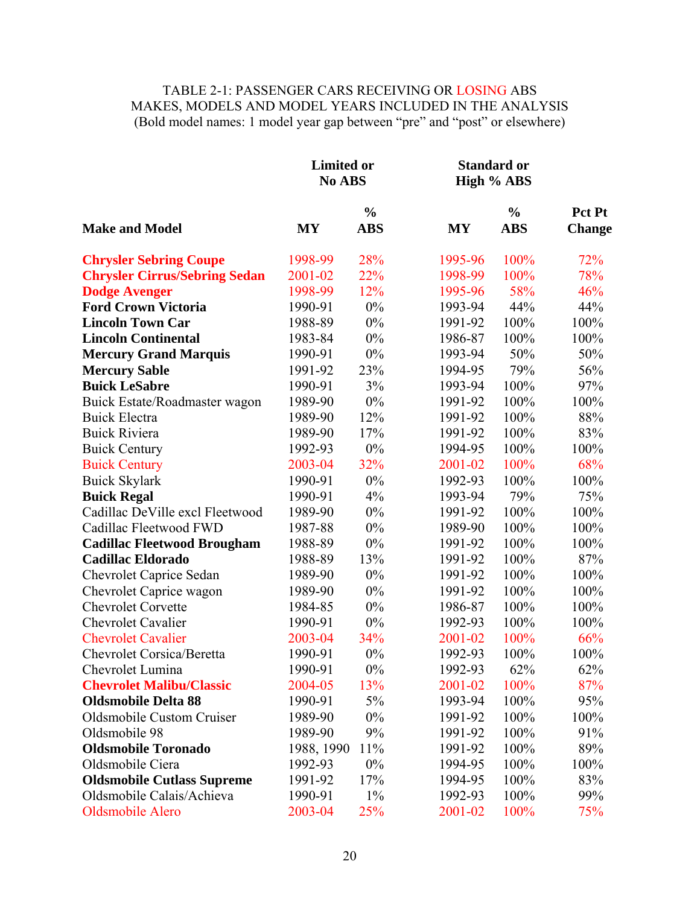TABLE 2-1: PASSENGER CARS RECEIVING OR LOSING ABS
MAKES, MODELS AND MODEL YEARS INCLUDED IN THE ANALYSIS
(Bold model names: 1 model year gap between "pre" and "post" or elsewhere)

| | Limited or No ABS | | Standard or High % ABS | | |
|---|---|---|---|---|---|
| **Make and Model** | **MY** | **% ABS** | **MY** | **% ABS** | **Pct Pt Change** |
| **Chrysler Sebring Coupe** | 1998-99 | 28% | 1995-96 | 100% | 72% |
| **Chrysler Cirrus/Sebring Sedan** | 2001-02 | 22% | 1998-99 | 100% | 78% |
| **Dodge Avenger** | 1998-99 | 12% | 1995-96 | 58% | 46% |
| **Ford Crown Victoria** | 1990-91 | 0% | 1993-94 | 44% | 44% |
| **Lincoln Town Car** | 1988-89 | 0% | 1991-92 | 100% | 100% |
| **Lincoln Continental** | 1983-84 | 0% | 1986-87 | 100% | 100% |
| **Mercury Grand Marquis** | 1990-91 | 0% | 1993-94 | 50% | 50% |
| **Mercury Sable** | 1991-92 | 23% | 1994-95 | 79% | 56% |
| **Buick LeSabre** | 1990-91 | 3% | 1993-94 | 100% | 97% |
| Buick Estate/Roadmaster wagon | 1989-90 | 0% | 1991-92 | 100% | 100% |
| Buick Electra | 1989-90 | 12% | 1991-92 | 100% | 88% |
| Buick Riviera | 1989-90 | 17% | 1991-92 | 100% | 83% |
| Buick Century | 1992-93 | 0% | 1994-95 | 100% | 100% |
| Buick Century | 2003-04 | 32% | 2001-02 | 100% | 68% |
| Buick Skylark | 1990-91 | 0% | 1992-93 | 100% | 100% |
| **Buick Regal** | 1990-91 | 4% | 1993-94 | 79% | 75% |
| Cadillac DeVille excl Fleetwood | 1989-90 | 0% | 1991-92 | 100% | 100% |
| Cadillac Fleetwood FWD | 1987-88 | 0% | 1989-90 | 100% | 100% |
| **Cadillac Fleetwood Brougham** | 1988-89 | 0% | 1991-92 | 100% | 100% |
| **Cadillac Eldorado** | 1988-89 | 13% | 1991-92 | 100% | 87% |
| Chevrolet Caprice Sedan | 1989-90 | 0% | 1991-92 | 100% | 100% |
| Chevrolet Caprice wagon | 1989-90 | 0% | 1991-92 | 100% | 100% |
| Chevrolet Corvette | 1984-85 | 0% | 1986-87 | 100% | 100% |
| Chevrolet Cavalier | 1990-91 | 0% | 1992-93 | 100% | 100% |
| Chevrolet Cavalier | 2003-04 | 34% | 2001-02 | 100% | 66% |
| Chevrolet Corsica/Beretta | 1990-91 | 0% | 1992-93 | 100% | 100% |
| Chevrolet Lumina | 1990-91 | 0% | 1992-93 | 62% | 62% |
| **Chevrolet Malibu/Classic** | 2004-05 | 13% | 2001-02 | 100% | 87% |
| **Oldsmobile Delta 88** | 1990-91 | 5% | 1993-94 | 100% | 95% |
| Oldsmobile Custom Cruiser | 1989-90 | 0% | 1991-92 | 100% | 100% |
| Oldsmobile 98 | 1989-90 | 9% | 1991-92 | 100% | 91% |
| **Oldsmobile Toronado** | 1988, 1990 | 11% | 1991-92 | 100% | 89% |
| Oldsmobile Ciera | 1992-93 | 0% | 1994-95 | 100% | 100% |
| **Oldsmobile Cutlass Supreme** | 1991-92 | 17% | 1994-95 | 100% | 83% |
| Oldsmobile Calais/Achieva | 1990-91 | 1% | 1992-93 | 100% | 99% |
| Oldsmobile Alero | 2003-04 | 25% | 2001-02 | 100% | 75% |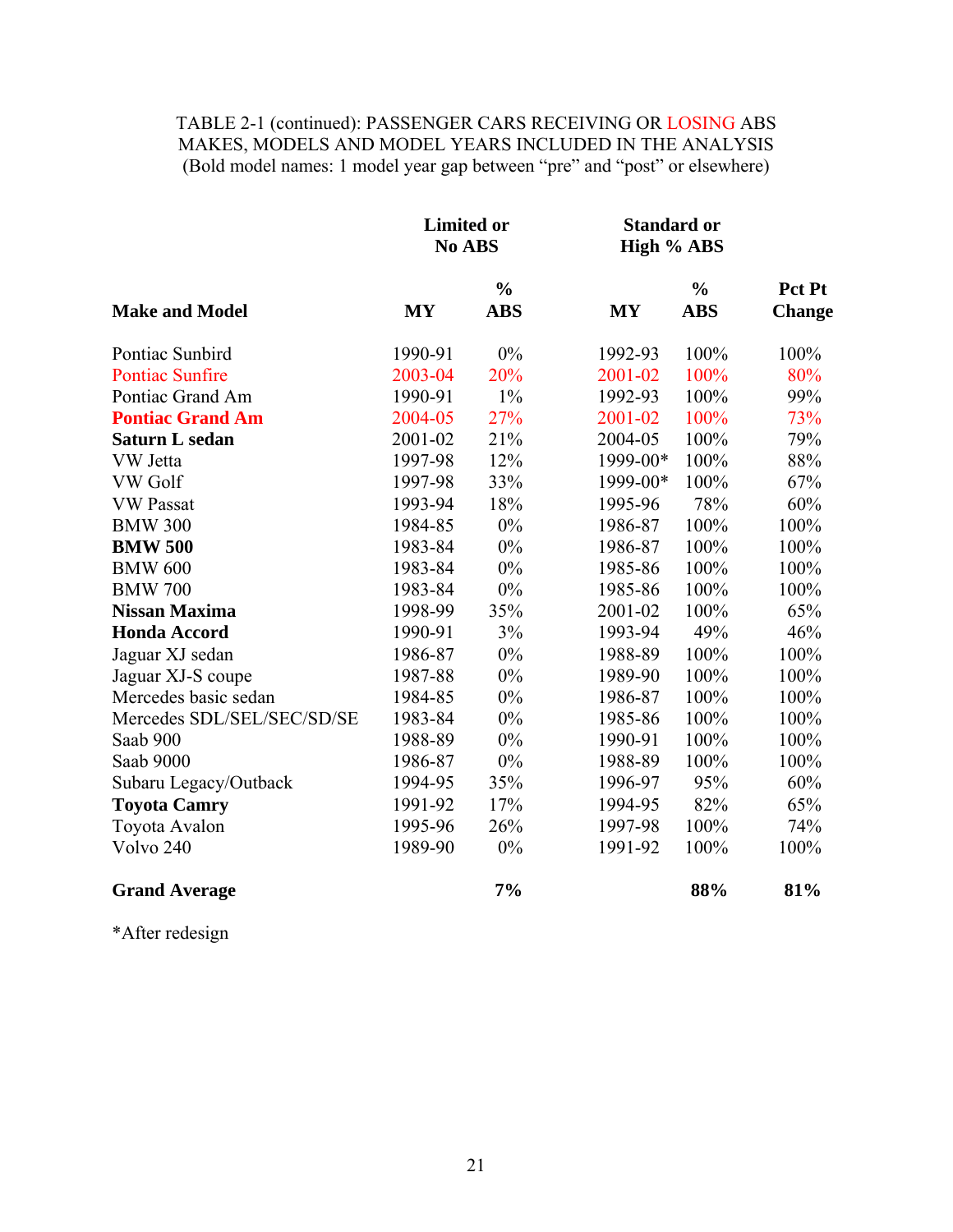TABLE 2-1 (continued): PASSENGER CARS RECEIVING OR LOSING ABS
MAKES, MODELS AND MODEL YEARS INCLUDED IN THE ANALYSIS
(Bold model names: 1 model year gap between "pre" and "post" or elsewhere)

| | Limited or No ABS | | Standard or High % ABS | | |
|---|---|---|---|---|---|
| **Make and Model** | **MY** | **% ABS** | **MY** | **% ABS** | **Pct Pt Change** |
| Pontiac Sunbird | 1990-91 | 0% | 1992-93 | 100% | 100% |
| Pontiac Sunfire | 2003-04 | 20% | 2001-02 | 100% | 80% |
| Pontiac Grand Am | 1990-91 | 1% | 1992-93 | 100% | 99% |
| **Pontiac Grand Am** | 2004-05 | 27% | 2001-02 | 100% | 73% |
| **Saturn L sedan** | 2001-02 | 21% | 2004-05 | 100% | 79% |
| VW Jetta | 1997-98 | 12% | 1999-00* | 100% | 88% |
| VW Golf | 1997-98 | 33% | 1999-00* | 100% | 67% |
| VW Passat | 1993-94 | 18% | 1995-96 | 78% | 60% |
| BMW 300 | 1984-85 | 0% | 1986-87 | 100% | 100% |
| **BMW 500** | 1983-84 | 0% | 1986-87 | 100% | 100% |
| BMW 600 | 1983-84 | 0% | 1985-86 | 100% | 100% |
| BMW 700 | 1983-84 | 0% | 1985-86 | 100% | 100% |
| **Nissan Maxima** | 1998-99 | 35% | 2001-02 | 100% | 65% |
| **Honda Accord** | 1990-91 | 3% | 1993-94 | 49% | 46% |
| Jaguar XJ sedan | 1986-87 | 0% | 1988-89 | 100% | 100% |
| Jaguar XJ-S coupe | 1987-88 | 0% | 1989-90 | 100% | 100% |
| Mercedes basic sedan | 1984-85 | 0% | 1986-87 | 100% | 100% |
| Mercedes SDL/SEL/SEC/SD/SE | 1983-84 | 0% | 1985-86 | 100% | 100% |
| Saab 900 | 1988-89 | 0% | 1990-91 | 100% | 100% |
| Saab 9000 | 1986-87 | 0% | 1988-89 | 100% | 100% |
| Subaru Legacy/Outback | 1994-95 | 35% | 1996-97 | 95% | 60% |
| **Toyota Camry** | 1991-92 | 17% | 1994-95 | 82% | 65% |
| Toyota Avalon | 1995-96 | 26% | 1997-98 | 100% | 74% |
| Volvo 240 | 1989-90 | 0% | 1991-92 | 100% | 100% |
| **Grand Average** | | **7%** | | **88%** | **81%** |

*After redesign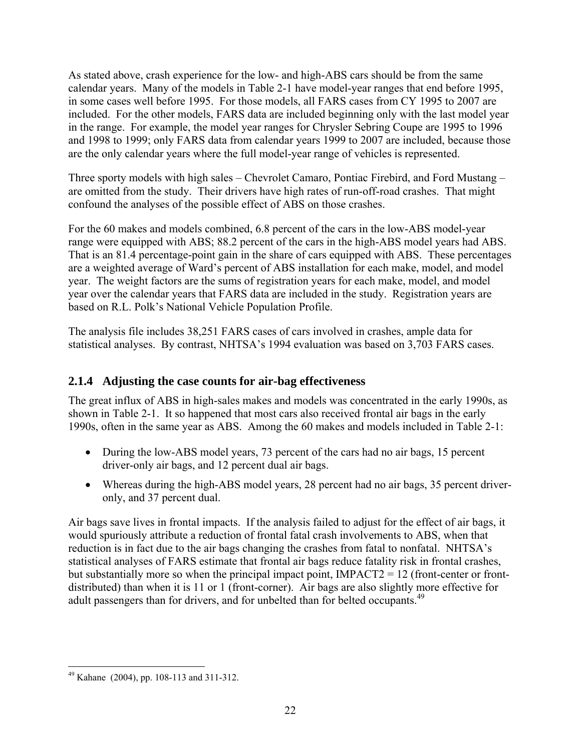As stated above, crash experience for the low- and high-ABS cars should be from the same calendar years. Many of the models in Table 2-1 have model-year ranges that end before 1995, in some cases well before 1995. For those models, all FARS cases from CY 1995 to 2007 are included. For the other models, FARS data are included beginning only with the last model year in the range. For example, the model year ranges for Chrysler Sebring Coupe are 1995 to 1996 and 1998 to 1999; only FARS data from calendar years 1999 to 2007 are included, because those are the only calendar years where the full model-year range of vehicles is represented.

Three sporty models with high sales – Chevrolet Camaro, Pontiac Firebird, and Ford Mustang – are omitted from the study. Their drivers have high rates of run-off-road crashes. That might confound the analyses of the possible effect of ABS on those crashes.

For the 60 makes and models combined, 6.8 percent of the cars in the low-ABS model-year range were equipped with ABS; 88.2 percent of the cars in the high-ABS model years had ABS. That is an 81.4 percentage-point gain in the share of cars equipped with ABS. These percentages are a weighted average of Ward's percent of ABS installation for each make, model, and model year. The weight factors are the sums of registration years for each make, model, and model year over the calendar years that FARS data are included in the study. Registration years are based on R.L. Polk's National Vehicle Population Profile.

The analysis file includes 38,251 FARS cases of cars involved in crashes, ample data for statistical analyses. By contrast, NHTSA's 1994 evaluation was based on 3,703 FARS cases.

### 2.1.4 Adjusting the case counts for air-bag effectiveness

The great influx of ABS in high-sales makes and models was concentrated in the early 1990s, as shown in Table 2-1. It so happened that most cars also received frontal air bags in the early 1990s, often in the same year as ABS. Among the 60 makes and models included in Table 2-1:

- During the low-ABS model years, 73 percent of the cars had no air bags, 15 percent driver-only air bags, and 12 percent dual air bags.
- Whereas during the high-ABS model years, 28 percent had no air bags, 35 percent driver-only, and 37 percent dual.

Air bags save lives in frontal impacts. If the analysis failed to adjust for the effect of air bags, it would spuriously attribute a reduction of frontal fatal crash involvements to ABS, when that reduction is in fact due to the air bags changing the crashes from fatal to nonfatal. NHTSA's statistical analyses of FARS estimate that frontal air bags reduce fatality risk in frontal crashes, but substantially more so when the principal impact point, IMPACT2 = 12 (front-center or front-distributed) than when it is 11 or 1 (front-corner). Air bags are also slightly more effective for adult passengers than for drivers, and for unbelted than for belted occupants.[49]

[49] Kahane (2004), pp. 108-113 and 311-312.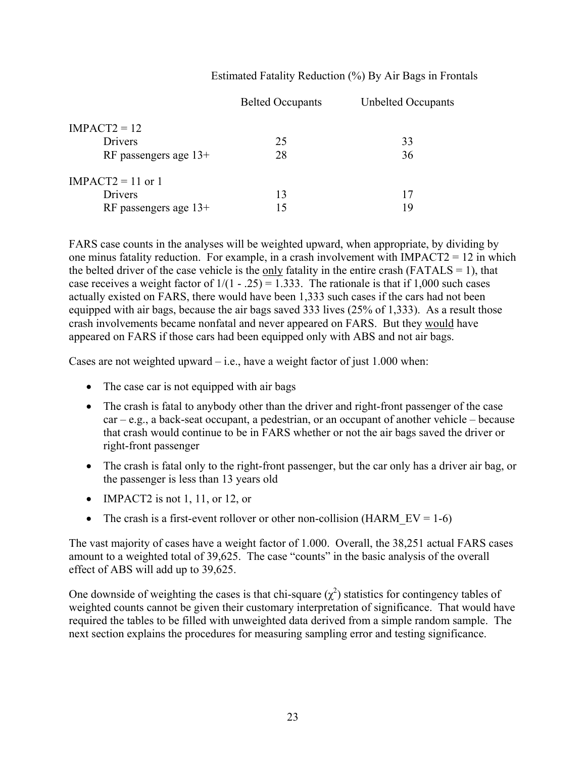Estimated Fatality Reduction (%) By Air Bags in Frontals

| | Belted Occupants | Unbelted Occupants |
|---|---|---|
| IMPACT2 = 12 | | |
| Drivers | 25 | 33 |
| RF passengers age 13+ | 28 | 36 |
| IMPACT2 = 11 or 1 | | |
| Drivers | 13 | 17 |
| RF passengers age 13+ | 15 | 19 |

FARS case counts in the analyses will be weighted upward, when appropriate, by dividing by one minus fatality reduction. For example, in a crash involvement with IMPACT2 = 12 in which the belted driver of the case vehicle is the only fatality in the entire crash (FATALS = 1), that case receives a weight factor of $1/(1 - .25) = 1.333$. The rationale is that if 1,000 such cases actually existed on FARS, there would have been 1,333 such cases if the cars had not been equipped with air bags, because the air bags saved 333 lives (25% of 1,333). As a result those crash involvements became nonfatal and never appeared on FARS. But they would have appeared on FARS if those cars had been equipped only with ABS and not air bags.

Cases are not weighted upward – i.e., have a weight factor of just 1.000 when:

- The case car is not equipped with air bags
- The crash is fatal to anybody other than the driver and right-front passenger of the case car – e.g., a back-seat occupant, a pedestrian, or an occupant of another vehicle – because that crash would continue to be in FARS whether or not the air bags saved the driver or right-front passenger
- The crash is fatal only to the right-front passenger, but the car only has a driver air bag, or the passenger is less than 13 years old
- IMPACT2 is not 1, 11, or 12, or
- The crash is a first-event rollover or other non-collision (HARM_EV = 1-6)

The vast majority of cases have a weight factor of 1.000. Overall, the 38,251 actual FARS cases amount to a weighted total of 39,625. The case "counts" in the basic analysis of the overall effect of ABS will add up to 39,625.

One downside of weighting the cases is that chi-square ($\chi^2$) statistics for contingency tables of weighted counts cannot be given their customary interpretation of significance. That would have required the tables to be filled with unweighted data derived from a simple random sample. The next section explains the procedures for measuring sampling error and testing significance.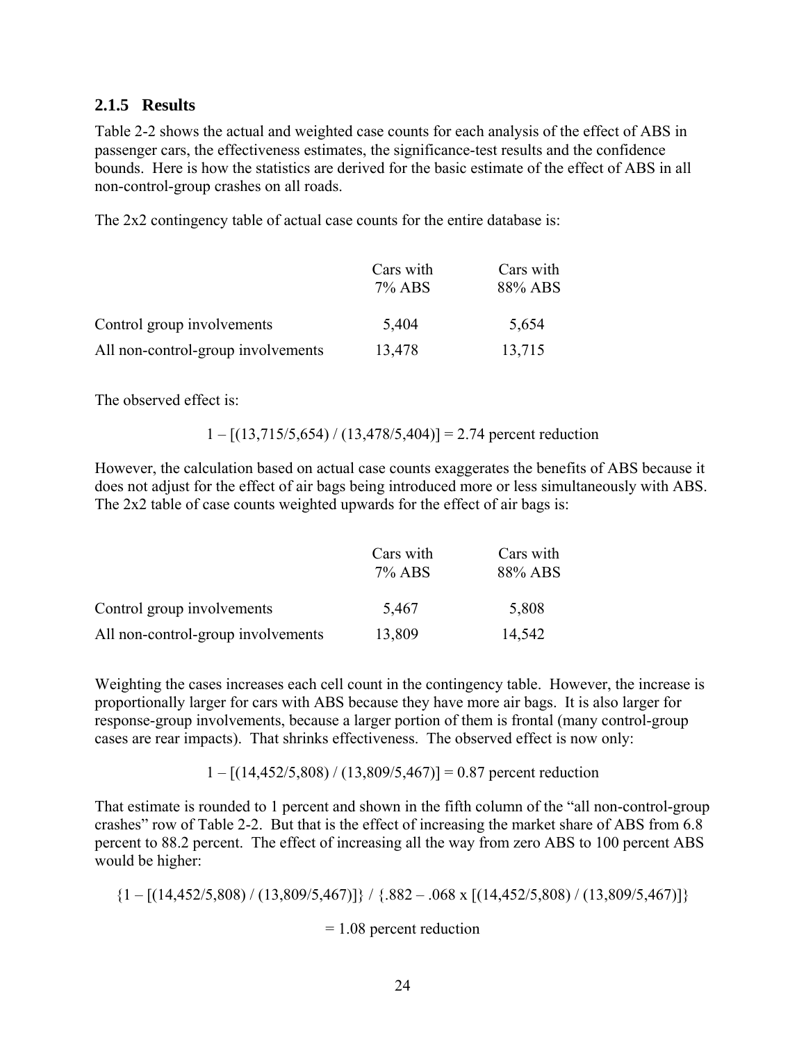### 2.1.5 Results

Table 2-2 shows the actual and weighted case counts for each analysis of the effect of ABS in passenger cars, the effectiveness estimates, the significance-test results and the confidence bounds. Here is how the statistics are derived for the basic estimate of the effect of ABS in all non-control-group crashes on all roads.

The 2x2 contingency table of actual case counts for the entire database is:

| | Cars with 7% ABS | Cars with 88% ABS |
|---|---|---|
| Control group involvements | 5,404 | 5,654 |
| All non-control-group involvements | 13,478 | 13,715 |

The observed effect is:

$$1 - [(13{,}715/5{,}654) / (13{,}478/5{,}404)] = 2.74 \text{ percent reduction}$$

However, the calculation based on actual case counts exaggerates the benefits of ABS because it does not adjust for the effect of air bags being introduced more or less simultaneously with ABS. The 2x2 table of case counts weighted upwards for the effect of air bags is:

| | Cars with 7% ABS | Cars with 88% ABS |
|---|---|---|
| Control group involvements | 5,467 | 5,808 |
| All non-control-group involvements | 13,809 | 14,542 |

Weighting the cases increases each cell count in the contingency table. However, the increase is proportionally larger for cars with ABS because they have more air bags. It is also larger for response-group involvements, because a larger portion of them is frontal (many control-group cases are rear impacts). That shrinks effectiveness. The observed effect is now only:

$$1 - [(14{,}452/5{,}808) / (13{,}809/5{,}467)] = 0.87 \text{ percent reduction}$$

That estimate is rounded to 1 percent and shown in the fifth column of the "all non-control-group crashes" row of Table 2-2. But that is the effect of increasing the market share of ABS from 6.8 percent to 88.2 percent. The effect of increasing all the way from zero ABS to 100 percent ABS would be higher:

$$\{1 - [(14{,}452/5{,}808) / (13{,}809/5{,}467)]\} / \{.882 - .068 \times [(14{,}452/5{,}808) / (13{,}809/5{,}467)]\}$$

$$= 1.08 \text{ percent reduction}$$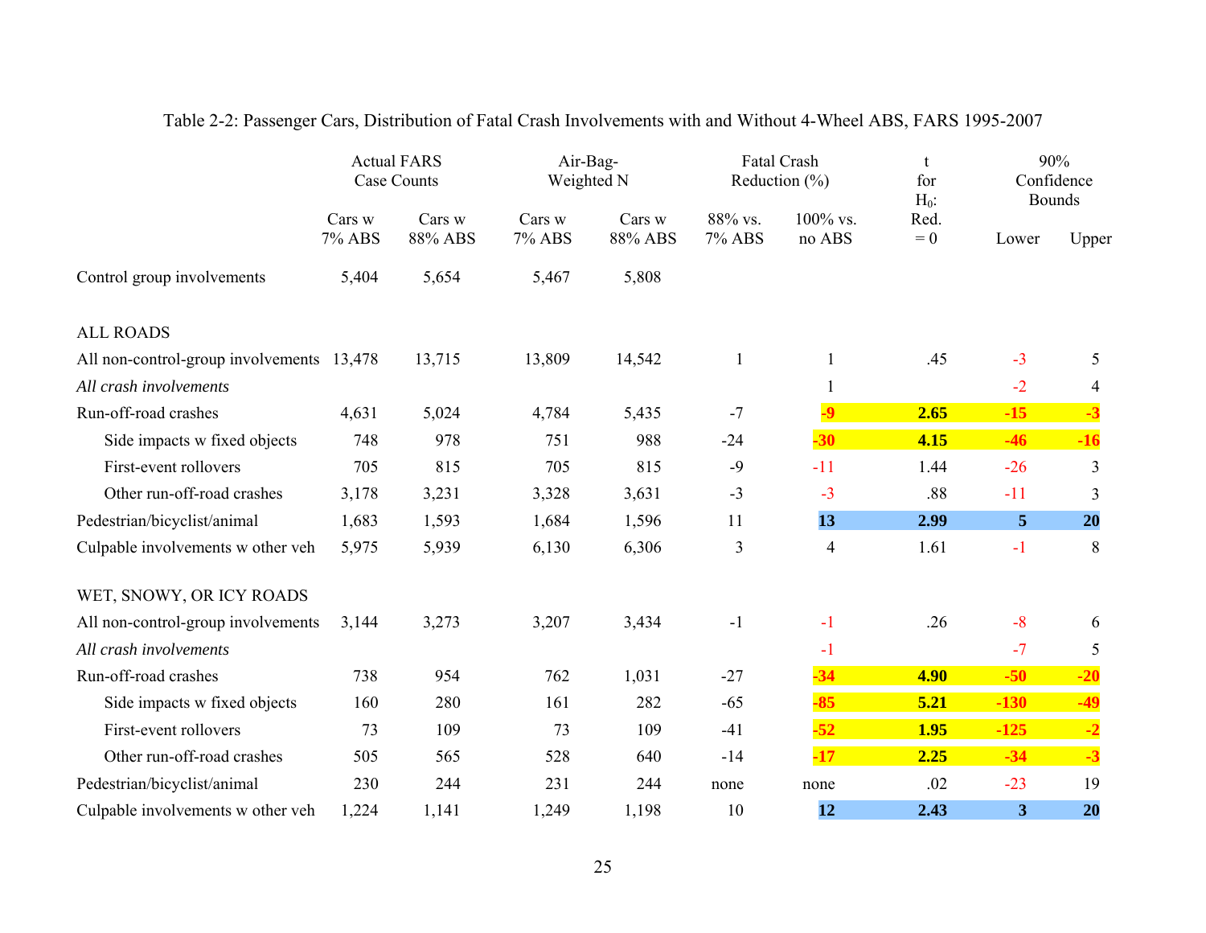Table 2-2: Passenger Cars, Distribution of Fatal Crash Involvements with and Without 4-Wheel ABS, FARS 1995-2007

| | Actual FARS Case Counts | | Air-Bag-Weighted N | | Fatal Crash Reduction (%) | | t for $H_0$: Red. = 0 | 90% Confidence Bounds | |
|---|---|---|---|---|---|---|---|---|---|
| | Cars w 7% ABS | Cars w 88% ABS | Cars w 7% ABS | Cars w 88% ABS | 88% vs. 7% ABS | 100% vs. no ABS | | Lower | Upper |
| Control group involvements | 5,404 | 5,654 | 5,467 | 5,808 | | | | | |
| ALL ROADS | | | | | | | | | |
| All non-control-group involvements | 13,478 | 13,715 | 13,809 | 14,542 | 1 | 1 | .45 | -3 | 5 |
| *All crash involvements* | | | | | | 1 | | -2 | 4 |
| Run-off-road crashes | 4,631 | 5,024 | 4,784 | 5,435 | -7 | **-9** | **2.65** | **-15** | **-3** |
| Side impacts w fixed objects | 748 | 978 | 751 | 988 | -24 | **-30** | **4.15** | **-46** | **-16** |
| First-event rollovers | 705 | 815 | 705 | 815 | -9 | -11 | 1.44 | -26 | 3 |
| Other run-off-road crashes | 3,178 | 3,231 | 3,328 | 3,631 | -3 | -3 | .88 | -11 | 3 |
| Pedestrian/bicyclist/animal | 1,683 | 1,593 | 1,684 | 1,596 | 11 | **13** | **2.99** | **5** | **20** |
| Culpable involvements w other veh | 5,975 | 5,939 | 6,130 | 6,306 | 3 | 4 | 1.61 | -1 | 8 |
| WET, SNOWY, OR ICY ROADS | | | | | | | | | |
| All non-control-group involvements | 3,144 | 3,273 | 3,207 | 3,434 | -1 | -1 | .26 | -8 | 6 |
| *All crash involvements* | | | | | | -1 | | -7 | 5 |
| Run-off-road crashes | 738 | 954 | 762 | 1,031 | -27 | **-34** | **4.90** | **-50** | **-20** |
| Side impacts w fixed objects | 160 | 280 | 161 | 282 | -65 | **-85** | **5.21** | **-130** | **-49** |
| First-event rollovers | 73 | 109 | 73 | 109 | -41 | **-52** | **1.95** | **-125** | **-2** |
| Other run-off-road crashes | 505 | 565 | 528 | 640 | -14 | **-17** | **2.25** | **-34** | **-3** |
| Pedestrian/bicyclist/animal | 230 | 244 | 231 | 244 | none | none | .02 | -23 | 19 |
| Culpable involvements w other veh | 1,224 | 1,141 | 1,249 | 1,198 | 10 | **12** | **2.43** | **3** | **20** |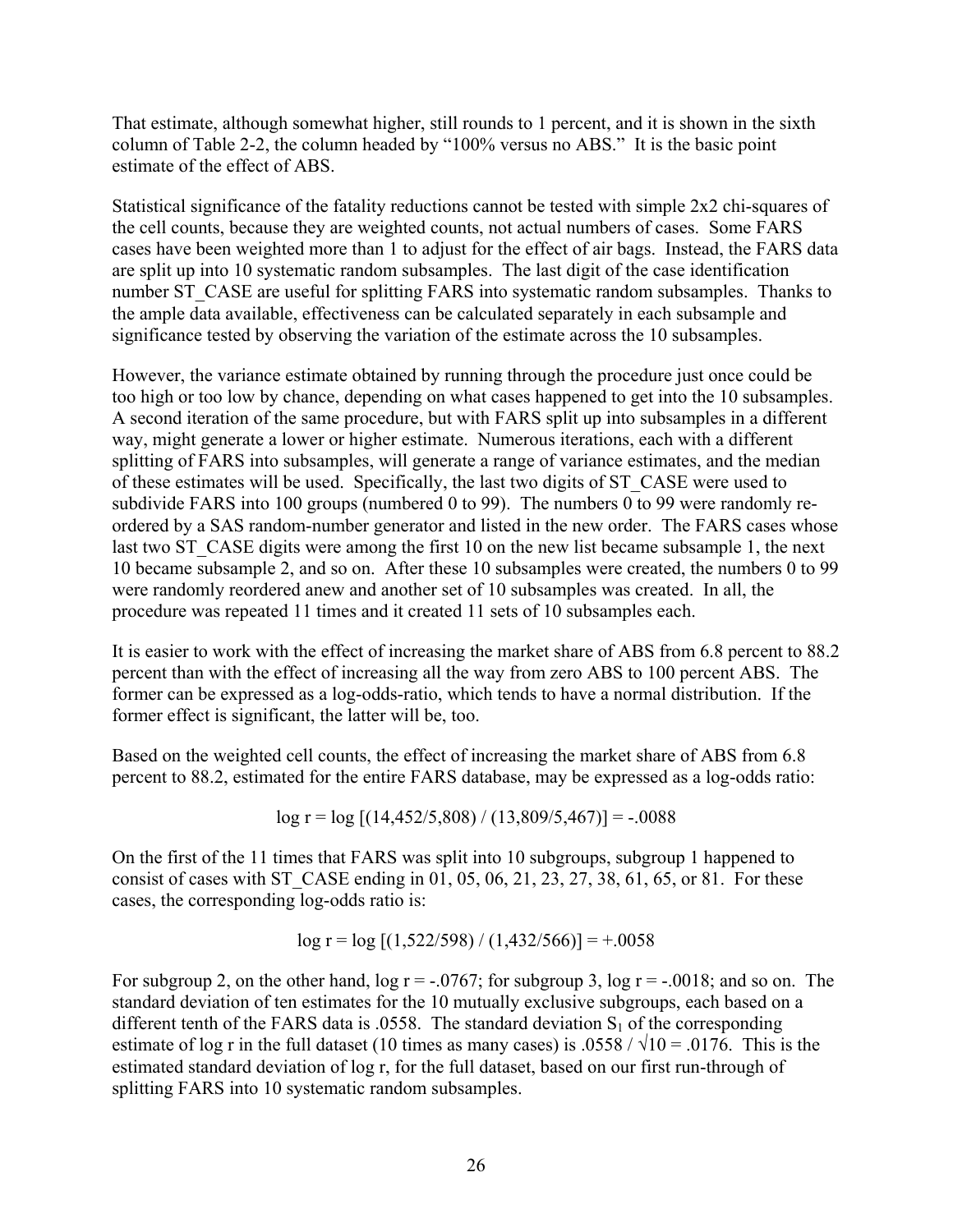That estimate, although somewhat higher, still rounds to 1 percent, and it is shown in the sixth column of Table 2-2, the column headed by “100% versus no ABS.” It is the basic point estimate of the effect of ABS.

Statistical significance of the fatality reductions cannot be tested with simple 2x2 chi-squares of the cell counts, because they are weighted counts, not actual numbers of cases. Some FARS cases have been weighted more than 1 to adjust for the effect of air bags. Instead, the FARS data are split up into 10 systematic random subsamples. The last digit of the case identification number ST_CASE are useful for splitting FARS into systematic random subsamples. Thanks to the ample data available, effectiveness can be calculated separately in each subsample and significance tested by observing the variation of the estimate across the 10 subsamples.

However, the variance estimate obtained by running through the procedure just once could be too high or too low by chance, depending on what cases happened to get into the 10 subsamples. A second iteration of the same procedure, but with FARS split up into subsamples in a different way, might generate a lower or higher estimate. Numerous iterations, each with a different splitting of FARS into subsamples, will generate a range of variance estimates, and the median of these estimates will be used. Specifically, the last two digits of ST_CASE were used to subdivide FARS into 100 groups (numbered 0 to 99). The numbers 0 to 99 were randomly re-ordered by a SAS random-number generator and listed in the new order. The FARS cases whose last two ST_CASE digits were among the first 10 on the new list became subsample 1, the next 10 became subsample 2, and so on. After these 10 subsamples were created, the numbers 0 to 99 were randomly reordered anew and another set of 10 subsamples was created. In all, the procedure was repeated 11 times and it created 11 sets of 10 subsamples each.

It is easier to work with the effect of increasing the market share of ABS from 6.8 percent to 88.2 percent than with the effect of increasing all the way from zero ABS to 100 percent ABS. The former can be expressed as a log-odds-ratio, which tends to have a normal distribution. If the former effect is significant, the latter will be, too.

Based on the weighted cell counts, the effect of increasing the market share of ABS from 6.8 percent to 88.2, estimated for the entire FARS database, may be expressed as a log-odds ratio:

$$\log r = \log [(14{,}452/5{,}808) / (13{,}809/5{,}467)] = -.0088$$

On the first of the 11 times that FARS was split into 10 subgroups, subgroup 1 happened to consist of cases with ST_CASE ending in 01, 05, 06, 21, 23, 27, 38, 61, 65, or 81. For these cases, the corresponding log-odds ratio is:

$$\log r = \log [(1{,}522/598) / (1{,}432/566)] = +.0058$$

For subgroup 2, on the other hand, $\log r = -.0767$; for subgroup 3, $\log r = -.0018$; and so on. The standard deviation of ten estimates for the 10 mutually exclusive subgroups, each based on a different tenth of the FARS data is .0558. The standard deviation $S_1$ of the corresponding estimate of log r in the full dataset (10 times as many cases) is $.0558 / \sqrt{10} = .0176$. This is the estimated standard deviation of log r, for the full dataset, based on our first run-through of splitting FARS into 10 systematic random subsamples.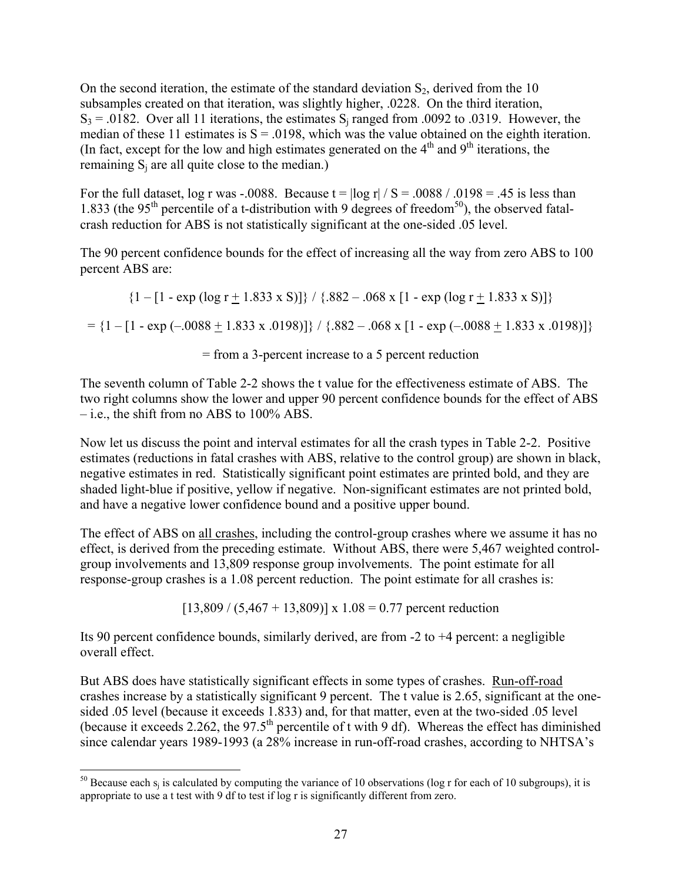On the second iteration, the estimate of the standard deviation $S_2$, derived from the 10 subsamples created on that iteration, was slightly higher, .0228. On the third iteration, $S_3$ = .0182. Over all 11 iterations, the estimates $S_j$ ranged from .0092 to .0319. However, the median of these 11 estimates is S = .0198, which was the value obtained on the eighth iteration. (In fact, except for the low and high estimates generated on the 4th and 9th iterations, the remaining $S_j$ are all quite close to the median.)

For the full dataset, log r was -.0088. Because $t = |\log r| / S = .0088 / .0198 = .45$ is less than 1.833 (the 95th percentile of a t-distribution with 9 degrees of freedom[50]), the observed fatal-crash reduction for ABS is not statistically significant at the one-sided .05 level.

The 90 percent confidence bounds for the effect of increasing all the way from zero ABS to 100 percent ABS are:

$$\{1 - [1 - \exp(\log r \pm 1.833 \times S)]\} / \{.882 - .068 \times [1 - \exp(\log r \pm 1.833 \times S)]\}$$

$$= \{1 - [1 - \exp(-.0088 \pm 1.833 \times .0198)]\} / \{.882 - .068 \times [1 - \exp(-.0088 \pm 1.833 \times .0198)]\}$$

= from a 3-percent increase to a 5 percent reduction

The seventh column of Table 2-2 shows the t value for the effectiveness estimate of ABS. The two right columns show the lower and upper 90 percent confidence bounds for the effect of ABS – i.e., the shift from no ABS to 100% ABS.

Now let us discuss the point and interval estimates for all the crash types in Table 2-2. Positive estimates (reductions in fatal crashes with ABS, relative to the control group) are shown in black, negative estimates in red. Statistically significant point estimates are printed bold, and they are shaded light-blue if positive, yellow if negative. Non-significant estimates are not printed bold, and have a negative lower confidence bound and a positive upper bound.

The effect of ABS on all crashes, including the control-group crashes where we assume it has no effect, is derived from the preceding estimate. Without ABS, there were 5,467 weighted control-group involvements and 13,809 response group involvements. The point estimate for all response-group crashes is a 1.08 percent reduction. The point estimate for all crashes is:

$$[13{,}809 / (5{,}467 + 13{,}809)] \times 1.08 = 0.77 \text{ percent reduction}$$

Its 90 percent confidence bounds, similarly derived, are from -2 to +4 percent: a negligible overall effect.

But ABS does have statistically significant effects in some types of crashes. Run-off-road crashes increase by a statistically significant 9 percent. The t value is 2.65, significant at the one-sided .05 level (because it exceeds 1.833) and, for that matter, even at the two-sided .05 level (because it exceeds 2.262, the 97.5th percentile of t with 9 df). Whereas the effect has diminished since calendar years 1989-1993 (a 28% increase in run-off-road crashes, according to NHTSA's

---

[50] Because each $s_j$ is calculated by computing the variance of 10 observations (log r for each of 10 subgroups), it is appropriate to use a t test with 9 df to test if log r is significantly different from zero.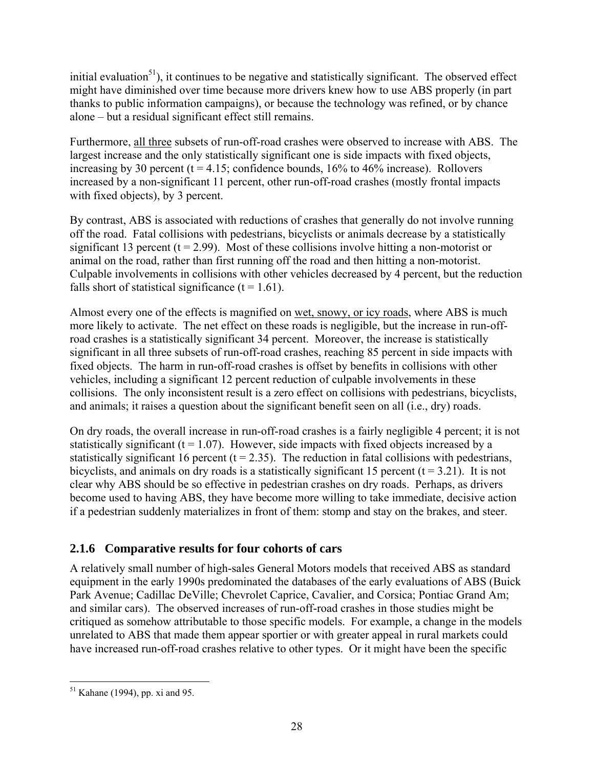initial evaluation[51]), it continues to be negative and statistically significant. The observed effect might have diminished over time because more drivers knew how to use ABS properly (in part thanks to public information campaigns), or because the technology was refined, or by chance alone – but a residual significant effect still remains.

Furthermore, all three subsets of run-off-road crashes were observed to increase with ABS. The largest increase and the only statistically significant one is side impacts with fixed objects, increasing by 30 percent ($t = 4.15$; confidence bounds, 16% to 46% increase). Rollovers increased by a non-significant 11 percent, other run-off-road crashes (mostly frontal impacts with fixed objects), by 3 percent.

By contrast, ABS is associated with reductions of crashes that generally do not involve running off the road. Fatal collisions with pedestrians, bicyclists or animals decrease by a statistically significant 13 percent ($t = 2.99$). Most of these collisions involve hitting a non-motorist or animal on the road, rather than first running off the road and then hitting a non-motorist. Culpable involvements in collisions with other vehicles decreased by 4 percent, but the reduction falls short of statistical significance ($t = 1.61$).

Almost every one of the effects is magnified on wet, snowy, or icy roads, where ABS is much more likely to activate. The net effect on these roads is negligible, but the increase in run-off-road crashes is a statistically significant 34 percent. Moreover, the increase is statistically significant in all three subsets of run-off-road crashes, reaching 85 percent in side impacts with fixed objects. The harm in run-off-road crashes is offset by benefits in collisions with other vehicles, including a significant 12 percent reduction of culpable involvements in these collisions. The only inconsistent result is a zero effect on collisions with pedestrians, bicyclists, and animals; it raises a question about the significant benefit seen on all (i.e., dry) roads.

On dry roads, the overall increase in run-off-road crashes is a fairly negligible 4 percent; it is not statistically significant ($t = 1.07$). However, side impacts with fixed objects increased by a statistically significant 16 percent ($t = 2.35$). The reduction in fatal collisions with pedestrians, bicyclists, and animals on dry roads is a statistically significant 15 percent ($t = 3.21$). It is not clear why ABS should be so effective in pedestrian crashes on dry roads. Perhaps, as drivers become used to having ABS, they have become more willing to take immediate, decisive action if a pedestrian suddenly materializes in front of them: stomp and stay on the brakes, and steer.

### 2.1.6 Comparative results for four cohorts of cars

A relatively small number of high-sales General Motors models that received ABS as standard equipment in the early 1990s predominated the databases of the early evaluations of ABS (Buick Park Avenue; Cadillac DeVille; Chevrolet Caprice, Cavalier, and Corsica; Pontiac Grand Am; and similar cars). The observed increases of run-off-road crashes in those studies might be critiqued as somehow attributable to those specific models. For example, a change in the models unrelated to ABS that made them appear sportier or with greater appeal in rural markets could have increased run-off-road crashes relative to other types. Or it might have been the specific

[51] Kahane (1994), pp. xi and 95.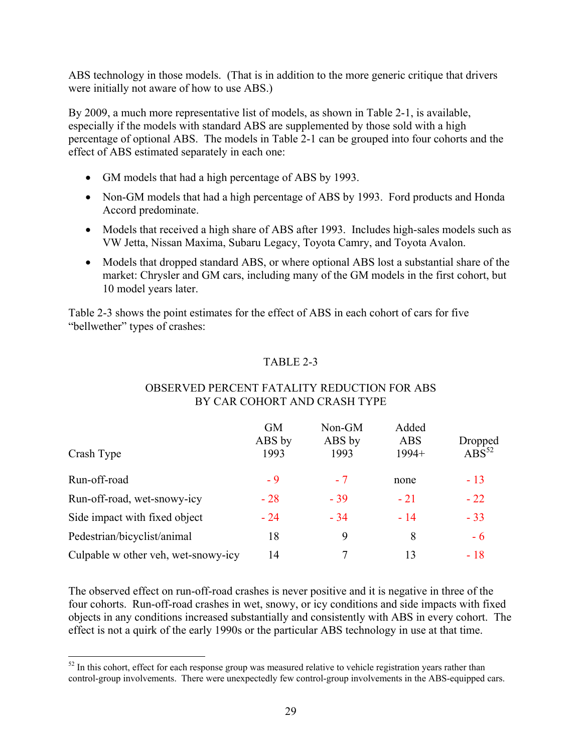ABS technology in those models. (That is in addition to the more generic critique that drivers were initially not aware of how to use ABS.)

By 2009, a much more representative list of models, as shown in Table 2-1, is available, especially if the models with standard ABS are supplemented by those sold with a high percentage of optional ABS. The models in Table 2-1 can be grouped into four cohorts and the effect of ABS estimated separately in each one:

- GM models that had a high percentage of ABS by 1993.
- Non-GM models that had a high percentage of ABS by 1993. Ford products and Honda Accord predominate.
- Models that received a high share of ABS after 1993. Includes high-sales models such as VW Jetta, Nissan Maxima, Subaru Legacy, Toyota Camry, and Toyota Avalon.
- Models that dropped standard ABS, or where optional ABS lost a substantial share of the market: Chrysler and GM cars, including many of the GM models in the first cohort, but 10 model years later.

Table 2-3 shows the point estimates for the effect of ABS in each cohort of cars for five "bellwether" types of crashes:

TABLE 2-3

OBSERVED PERCENT FATALITY REDUCTION FOR ABS BY CAR COHORT AND CRASH TYPE

| Crash Type | GM ABS by 1993 | Non-GM ABS by 1993 | Added ABS 1994+ | Dropped ABS[52] |
|---|---|---|---|---|
| Run-off-road | - 9 | - 7 | none | - 13 |
| Run-off-road, wet-snowy-icy | - 28 | - 39 | - 21 | - 22 |
| Side impact with fixed object | - 24 | - 34 | - 14 | - 33 |
| Pedestrian/bicyclist/animal | 18 | 9 | 8 | - 6 |
| Culpable w other veh, wet-snowy-icy | 14 | 7 | 13 | - 18 |

The observed effect on run-off-road crashes is never positive and it is negative in three of the four cohorts. Run-off-road crashes in wet, snowy, or icy conditions and side impacts with fixed objects in any conditions increased substantially and consistently with ABS in every cohort. The effect is not a quirk of the early 1990s or the particular ABS technology in use at that time.

[52] In this cohort, effect for each response group was measured relative to vehicle registration years rather than control-group involvements. There were unexpectedly few control-group involvements in the ABS-equipped cars.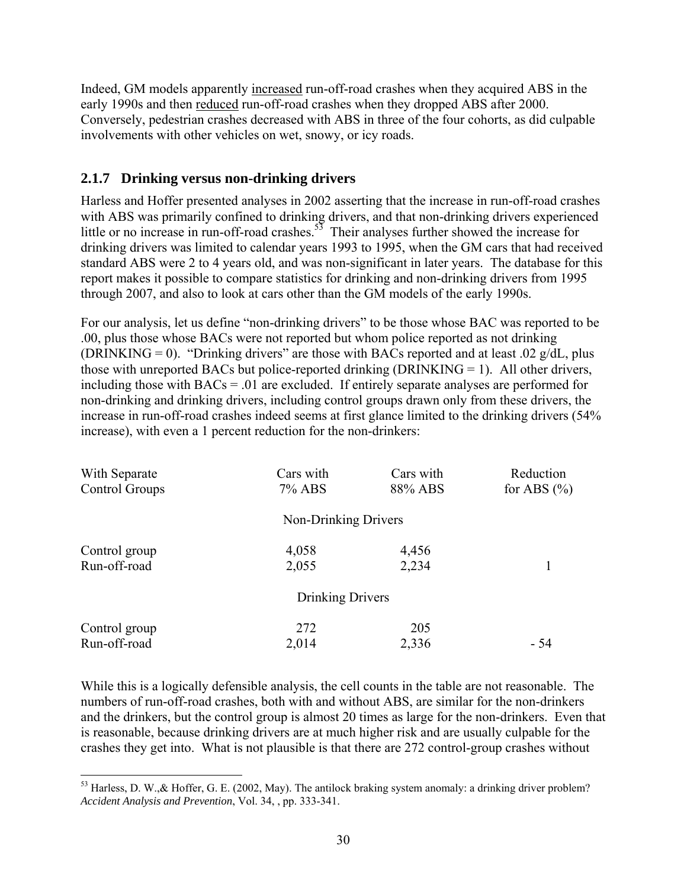Indeed, GM models apparently increased run-off-road crashes when they acquired ABS in the early 1990s and then reduced run-off-road crashes when they dropped ABS after 2000. Conversely, pedestrian crashes decreased with ABS in three of the four cohorts, as did culpable involvements with other vehicles on wet, snowy, or icy roads.

### 2.1.7 Drinking versus non-drinking drivers

Harless and Hoffer presented analyses in 2002 asserting that the increase in run-off-road crashes with ABS was primarily confined to drinking drivers, and that non-drinking drivers experienced little or no increase in run-off-road crashes.[53] Their analyses further showed the increase for drinking drivers was limited to calendar years 1993 to 1995, when the GM cars that had received standard ABS were 2 to 4 years old, and was non-significant in later years. The database for this report makes it possible to compare statistics for drinking and non-drinking drivers from 1995 through 2007, and also to look at cars other than the GM models of the early 1990s.

For our analysis, let us define "non-drinking drivers" to be those whose BAC was reported to be .00, plus those whose BACs were not reported but whom police reported as not drinking (DRINKING = 0). "Drinking drivers" are those with BACs reported and at least .02 g/dL, plus those with unreported BACs but police-reported drinking (DRINKING = 1). All other drivers, including those with BACs = .01 are excluded. If entirely separate analyses are performed for non-drinking and drinking drivers, including control groups drawn only from these drivers, the increase in run-off-road crashes indeed seems at first glance limited to the drinking drivers (54% increase), with even a 1 percent reduction for the non-drinkers:

| With Separate Control Groups | Cars with 7% ABS | Cars with 88% ABS | Reduction for ABS (%) |
|---|---|---|---|
| | Non-Drinking Drivers | | |
| Control group | 4,058 | 4,456 | |
| Run-off-road | 2,055 | 2,234 | 1 |
| | Drinking Drivers | | |
| Control group | 272 | 205 | |
| Run-off-road | 2,014 | 2,336 | - 54 |

While this is a logically defensible analysis, the cell counts in the table are not reasonable. The numbers of run-off-road crashes, both with and without ABS, are similar for the non-drinkers and the drinkers, but the control group is almost 20 times as large for the non-drinkers. Even that is reasonable, because drinking drivers are at much higher risk and are usually culpable for the crashes they get into. What is not plausible is that there are 272 control-group crashes without

[53] Harless, D. W.,& Hoffer, G. E. (2002, May). The antilock braking system anomaly: a drinking driver problem? *Accident Analysis and Prevention*, Vol. 34, , pp. 333-341.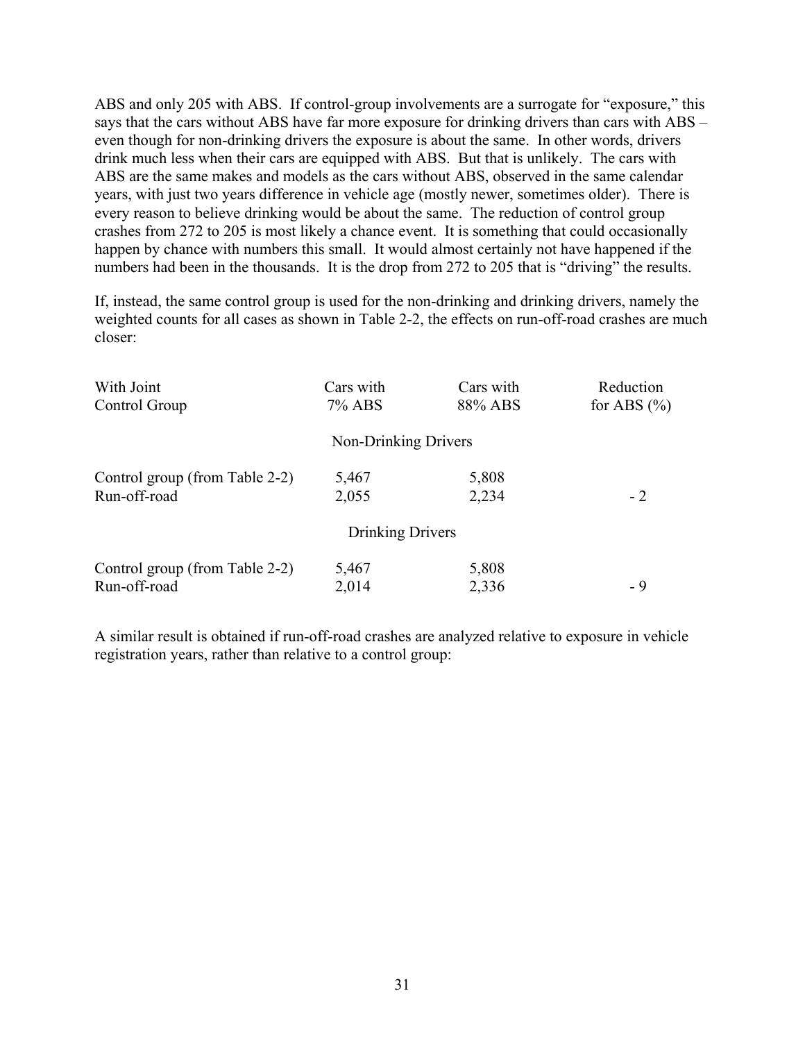ABS and only 205 with ABS. If control-group involvements are a surrogate for "exposure," this says that the cars without ABS have far more exposure for drinking drivers than cars with ABS – even though for non-drinking drivers the exposure is about the same. In other words, drivers drink much less when their cars are equipped with ABS. But that is unlikely. The cars with ABS are the same makes and models as the cars without ABS, observed in the same calendar years, with just two years difference in vehicle age (mostly newer, sometimes older). There is every reason to believe drinking would be about the same. The reduction of control group crashes from 272 to 205 is most likely a chance event. It is something that could occasionally happen by chance with numbers this small. It would almost certainly not have happened if the numbers had been in the thousands. It is the drop from 272 to 205 that is "driving" the results.

If, instead, the same control group is used for the non-drinking and drinking drivers, namely the weighted counts for all cases as shown in Table 2-2, the effects on run-off-road crashes are much closer:

| With Joint Control Group | Cars with 7% ABS | Cars with 88% ABS | Reduction for ABS (%) |
|---|---|---|---|
| | Non-Drinking Drivers | | |
| Control group (from Table 2-2) | 5,467 | 5,808 | |
| Run-off-road | 2,055 | 2,234 | - 2 |
| | Drinking Drivers | | |
| Control group (from Table 2-2) | 5,467 | 5,808 | |
| Run-off-road | 2,014 | 2,336 | - 9 |

A similar result is obtained if run-off-road crashes are analyzed relative to exposure in vehicle registration years, rather than relative to a control group: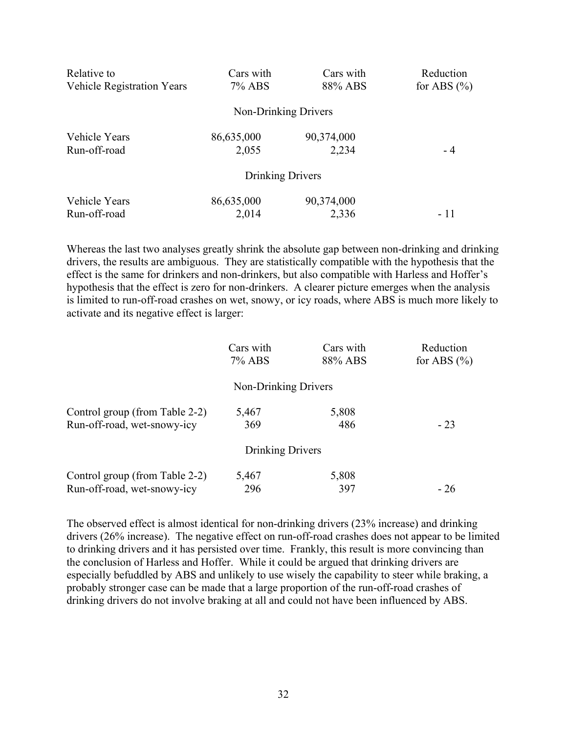| Relative to Vehicle Registration Years | Cars with 7% ABS | Cars with 88% ABS | Reduction for ABS (%) |
|---|---|---|---|
| | Non-Drinking Drivers | | |
| Vehicle Years | 86,635,000 | 90,374,000 | |
| Run-off-road | 2,055 | 2,234 | - 4 |
| | Drinking Drivers | | |
| Vehicle Years | 86,635,000 | 90,374,000 | |
| Run-off-road | 2,014 | 2,336 | - 11 |

Whereas the last two analyses greatly shrink the absolute gap between non-drinking and drinking drivers, the results are ambiguous. They are statistically compatible with the hypothesis that the effect is the same for drinkers and non-drinkers, but also compatible with Harless and Hoffer's hypothesis that the effect is zero for non-drinkers. A clearer picture emerges when the analysis is limited to run-off-road crashes on wet, snowy, or icy roads, where ABS is much more likely to activate and its negative effect is larger:

| | Cars with 7% ABS | Cars with 88% ABS | Reduction for ABS (%) |
|---|---|---|---|
| | Non-Drinking Drivers | | |
| Control group (from Table 2-2) | 5,467 | 5,808 | |
| Run-off-road, wet-snowy-icy | 369 | 486 | - 23 |
| | Drinking Drivers | | |
| Control group (from Table 2-2) | 5,467 | 5,808 | |
| Run-off-road, wet-snowy-icy | 296 | 397 | - 26 |

The observed effect is almost identical for non-drinking drivers (23% increase) and drinking drivers (26% increase). The negative effect on run-off-road crashes does not appear to be limited to drinking drivers and it has persisted over time. Frankly, this result is more convincing than the conclusion of Harless and Hoffer. While it could be argued that drinking drivers are especially befuddled by ABS and unlikely to use wisely the capability to steer while braking, a probably stronger case can be made that a large proportion of the run-off-road crashes of drinking drivers do not involve braking at all and could not have been influenced by ABS.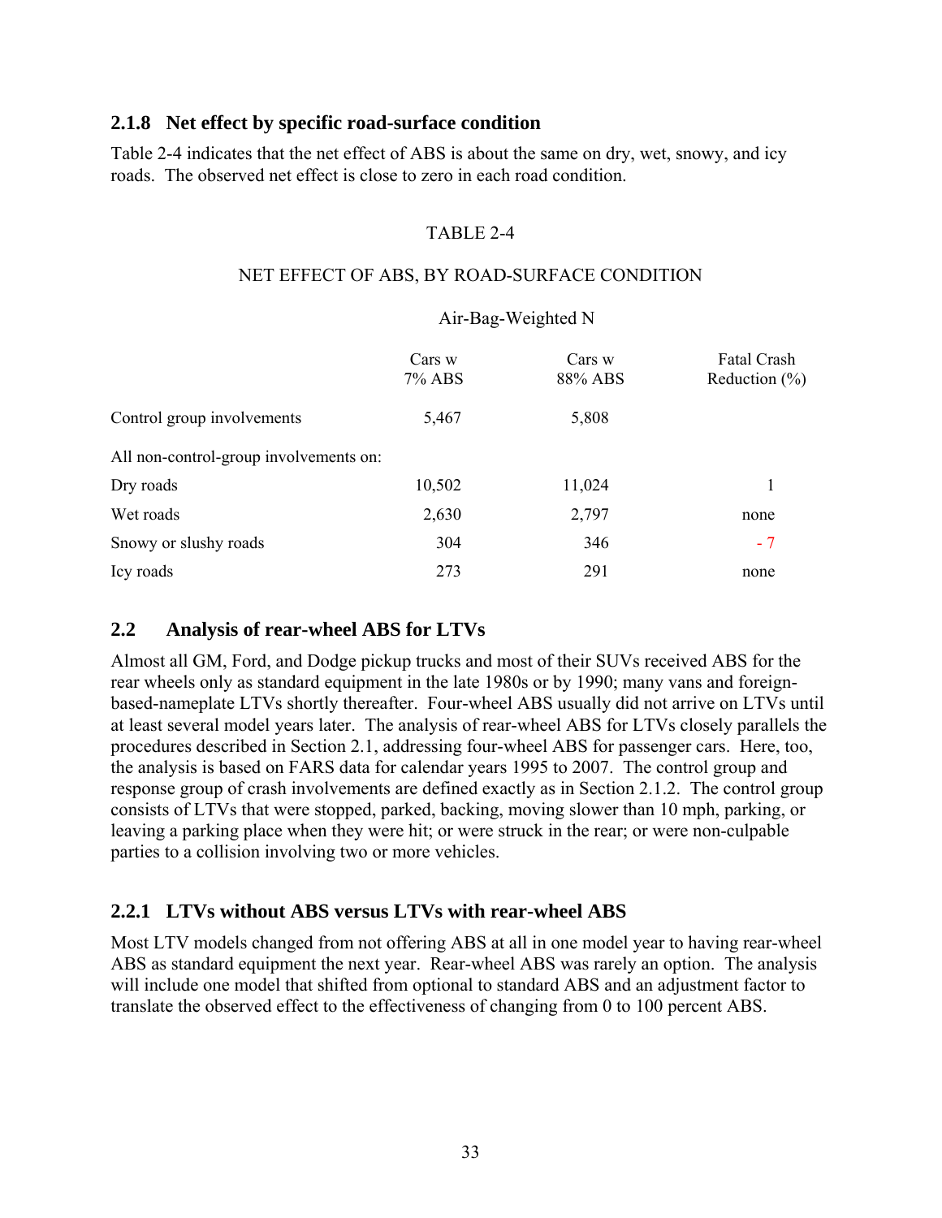### 2.1.8 Net effect by specific road-surface condition

Table 2-4 indicates that the net effect of ABS is about the same on dry, wet, snowy, and icy roads. The observed net effect is close to zero in each road condition.

TABLE 2-4

NET EFFECT OF ABS, BY ROAD-SURFACE CONDITION

| | Air-Bag-Weighted N | | |
|---|---|---|---|
| | Cars w 7% ABS | Cars w 88% ABS | Fatal Crash Reduction (%) |
| Control group involvements | 5,467 | 5,808 | |
| All non-control-group involvements on: | | | |
| Dry roads | 10,502 | 11,024 | 1 |
| Wet roads | 2,630 | 2,797 | none |
| Snowy or slushy roads | 304 | 346 | - 7 |
| Icy roads | 273 | 291 | none |

## 2.2 Analysis of rear-wheel ABS for LTVs

Almost all GM, Ford, and Dodge pickup trucks and most of their SUVs received ABS for the rear wheels only as standard equipment in the late 1980s or by 1990; many vans and foreign-based-nameplate LTVs shortly thereafter. Four-wheel ABS usually did not arrive on LTVs until at least several model years later. The analysis of rear-wheel ABS for LTVs closely parallels the procedures described in Section 2.1, addressing four-wheel ABS for passenger cars. Here, too, the analysis is based on FARS data for calendar years 1995 to 2007. The control group and response group of crash involvements are defined exactly as in Section 2.1.2. The control group consists of LTVs that were stopped, parked, backing, moving slower than 10 mph, parking, or leaving a parking place when they were hit; or were struck in the rear; or were non-culpable parties to a collision involving two or more vehicles.

### 2.2.1 LTVs without ABS versus LTVs with rear-wheel ABS

Most LTV models changed from not offering ABS at all in one model year to having rear-wheel ABS as standard equipment the next year. Rear-wheel ABS was rarely an option. The analysis will include one model that shifted from optional to standard ABS and an adjustment factor to translate the observed effect to the effectiveness of changing from 0 to 100 percent ABS.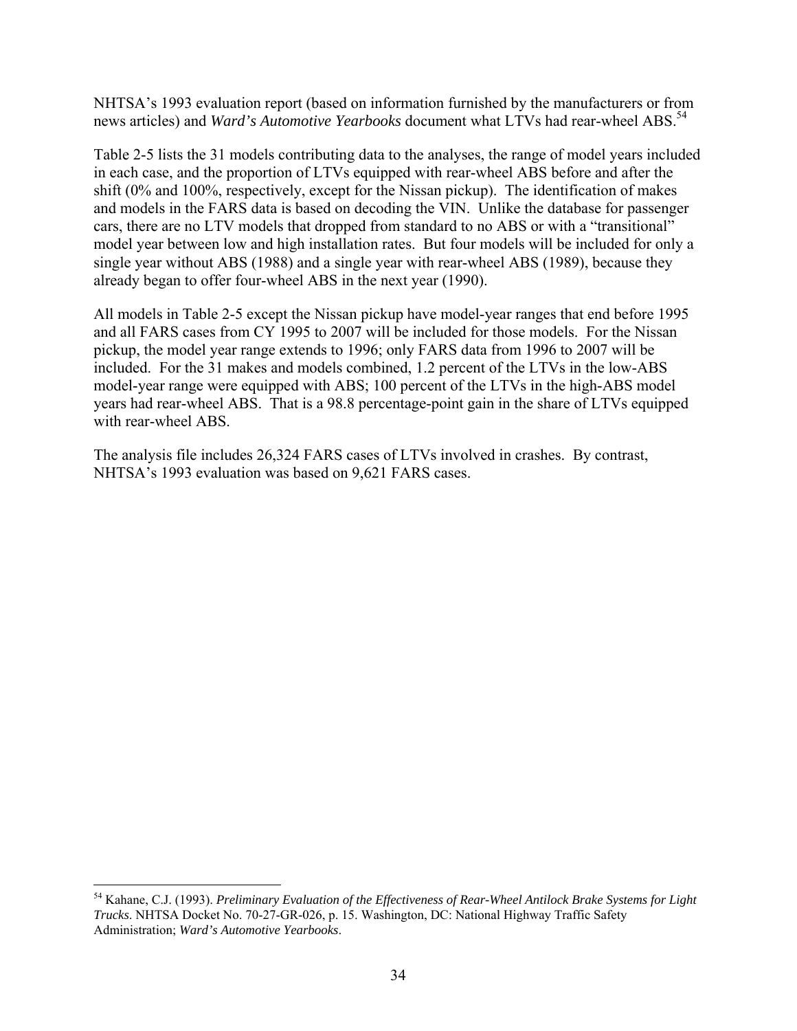NHTSA's 1993 evaluation report (based on information furnished by the manufacturers or from news articles) and *Ward's Automotive Yearbooks* document what LTVs had rear-wheel ABS.[54]

Table 2-5 lists the 31 models contributing data to the analyses, the range of model years included in each case, and the proportion of LTVs equipped with rear-wheel ABS before and after the shift (0% and 100%, respectively, except for the Nissan pickup). The identification of makes and models in the FARS data is based on decoding the VIN. Unlike the database for passenger cars, there are no LTV models that dropped from standard to no ABS or with a "transitional" model year between low and high installation rates. But four models will be included for only a single year without ABS (1988) and a single year with rear-wheel ABS (1989), because they already began to offer four-wheel ABS in the next year (1990).

All models in Table 2-5 except the Nissan pickup have model-year ranges that end before 1995 and all FARS cases from CY 1995 to 2007 will be included for those models. For the Nissan pickup, the model year range extends to 1996; only FARS data from 1996 to 2007 will be included. For the 31 makes and models combined, 1.2 percent of the LTVs in the low-ABS model-year range were equipped with ABS; 100 percent of the LTVs in the high-ABS model years had rear-wheel ABS. That is a 98.8 percentage-point gain in the share of LTVs equipped with rear-wheel ABS.

The analysis file includes 26,324 FARS cases of LTVs involved in crashes. By contrast, NHTSA's 1993 evaluation was based on 9,621 FARS cases.

---

[54] Kahane, C.J. (1993). *Preliminary Evaluation of the Effectiveness of Rear-Wheel Antilock Brake Systems for Light Trucks*. NHTSA Docket No. 70-27-GR-026, p. 15. Washington, DC: National Highway Traffic Safety Administration; *Ward's Automotive Yearbooks*.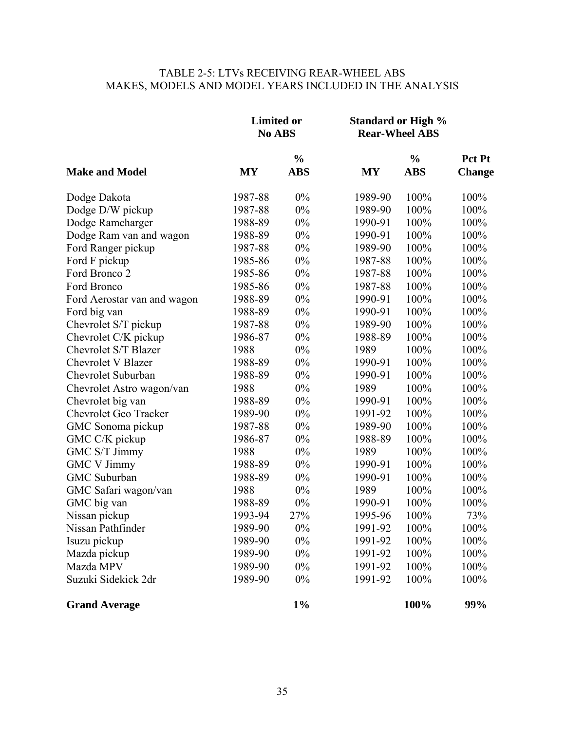TABLE 2-5: LTVs RECEIVING REAR-WHEEL ABS
MAKES, MODELS AND MODEL YEARS INCLUDED IN THE ANALYSIS

| | Limited or No ABS | | Standard or High % Rear-Wheel ABS | | |
|---|---|---|---|---|---|
| **Make and Model** | **MY** | **% ABS** | **MY** | **% ABS** | **Pct Pt Change** |
| Dodge Dakota | 1987-88 | 0% | 1989-90 | 100% | 100% |
| Dodge D/W pickup | 1987-88 | 0% | 1989-90 | 100% | 100% |
| Dodge Ramcharger | 1988-89 | 0% | 1990-91 | 100% | 100% |
| Dodge Ram van and wagon | 1988-89 | 0% | 1990-91 | 100% | 100% |
| Ford Ranger pickup | 1987-88 | 0% | 1989-90 | 100% | 100% |
| Ford F pickup | 1985-86 | 0% | 1987-88 | 100% | 100% |
| Ford Bronco 2 | 1985-86 | 0% | 1987-88 | 100% | 100% |
| Ford Bronco | 1985-86 | 0% | 1987-88 | 100% | 100% |
| Ford Aerostar van and wagon | 1988-89 | 0% | 1990-91 | 100% | 100% |
| Ford big van | 1988-89 | 0% | 1990-91 | 100% | 100% |
| Chevrolet S/T pickup | 1987-88 | 0% | 1989-90 | 100% | 100% |
| Chevrolet C/K pickup | 1986-87 | 0% | 1988-89 | 100% | 100% |
| Chevrolet S/T Blazer | 1988 | 0% | 1989 | 100% | 100% |
| Chevrolet V Blazer | 1988-89 | 0% | 1990-91 | 100% | 100% |
| Chevrolet Suburban | 1988-89 | 0% | 1990-91 | 100% | 100% |
| Chevrolet Astro wagon/van | 1988 | 0% | 1989 | 100% | 100% |
| Chevrolet big van | 1988-89 | 0% | 1990-91 | 100% | 100% |
| Chevrolet Geo Tracker | 1989-90 | 0% | 1991-92 | 100% | 100% |
| GMC Sonoma pickup | 1987-88 | 0% | 1989-90 | 100% | 100% |
| GMC C/K pickup | 1986-87 | 0% | 1988-89 | 100% | 100% |
| GMC S/T Jimmy | 1988 | 0% | 1989 | 100% | 100% |
| GMC V Jimmy | 1988-89 | 0% | 1990-91 | 100% | 100% |
| GMC Suburban | 1988-89 | 0% | 1990-91 | 100% | 100% |
| GMC Safari wagon/van | 1988 | 0% | 1989 | 100% | 100% |
| GMC big van | 1988-89 | 0% | 1990-91 | 100% | 100% |
| Nissan pickup | 1993-94 | 27% | 1995-96 | 100% | 73% |
| Nissan Pathfinder | 1989-90 | 0% | 1991-92 | 100% | 100% |
| Isuzu pickup | 1989-90 | 0% | 1991-92 | 100% | 100% |
| Mazda pickup | 1989-90 | 0% | 1991-92 | 100% | 100% |
| Mazda MPV | 1989-90 | 0% | 1991-92 | 100% | 100% |
| Suzuki Sidekick 2dr | 1989-90 | 0% | 1991-92 | 100% | 100% |
| **Grand Average** | | **1%** | | **100%** | **99%** |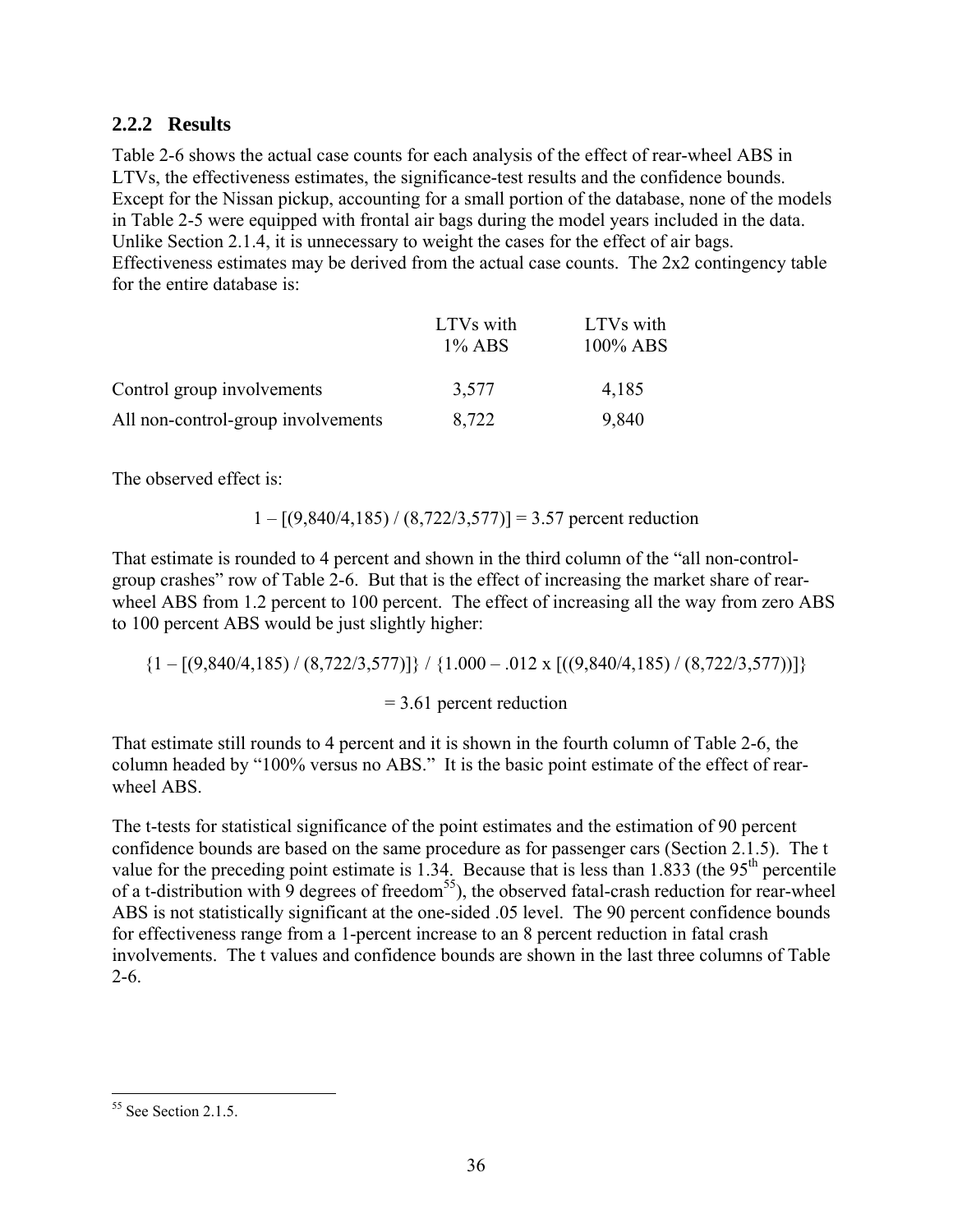### 2.2.2 Results

Table 2-6 shows the actual case counts for each analysis of the effect of rear-wheel ABS in LTVs, the effectiveness estimates, the significance-test results and the confidence bounds. Except for the Nissan pickup, accounting for a small portion of the database, none of the models in Table 2-5 were equipped with frontal air bags during the model years included in the data. Unlike Section 2.1.4, it is unnecessary to weight the cases for the effect of air bags. Effectiveness estimates may be derived from the actual case counts. The 2x2 contingency table for the entire database is:

| | LTVs with 1% ABS | LTVs with 100% ABS |
|---|---|---|
| Control group involvements | 3,577 | 4,185 |
| All non-control-group involvements | 8,722 | 9,840 |

The observed effect is:

$$1 - [(9{,}840/4{,}185) / (8{,}722/3{,}577)] = 3.57 \text{ percent reduction}$$

That estimate is rounded to 4 percent and shown in the third column of the "all non-control-group crashes" row of Table 2-6. But that is the effect of increasing the market share of rear-wheel ABS from 1.2 percent to 100 percent. The effect of increasing all the way from zero ABS to 100 percent ABS would be just slightly higher:

$$\{1 - [(9{,}840/4{,}185) / (8{,}722/3{,}577)]\} / \{1.000 - .012 \times [((9{,}840/4{,}185) / (8{,}722/3{,}577))]\}$$

$$= 3.61 \text{ percent reduction}$$

That estimate still rounds to 4 percent and it is shown in the fourth column of Table 2-6, the column headed by "100% versus no ABS." It is the basic point estimate of the effect of rear-wheel ABS.

The t-tests for statistical significance of the point estimates and the estimation of 90 percent confidence bounds are based on the same procedure as for passenger cars (Section 2.1.5). The t value for the preceding point estimate is 1.34. Because that is less than 1.833 (the 95th percentile of a t-distribution with 9 degrees of freedom[55]), the observed fatal-crash reduction for rear-wheel ABS is not statistically significant at the one-sided .05 level. The 90 percent confidence bounds for effectiveness range from a 1-percent increase to an 8 percent reduction in fatal crash involvements. The t values and confidence bounds are shown in the last three columns of Table 2-6.

[55] See Section 2.1.5.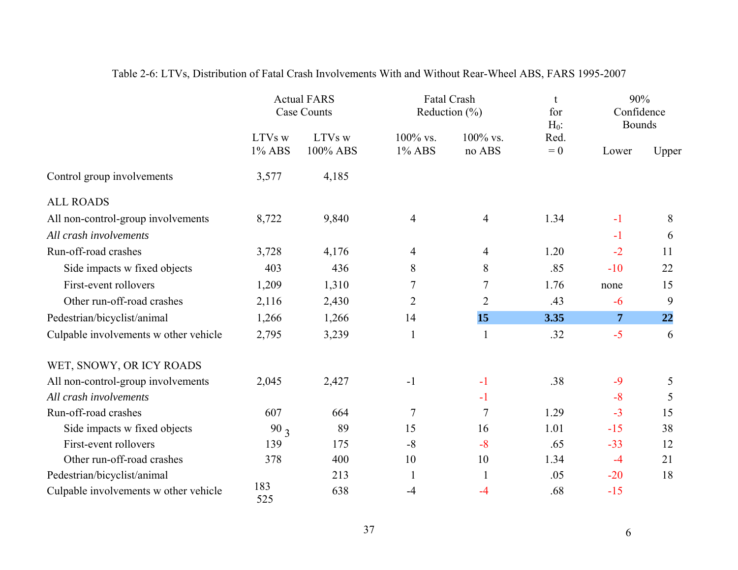Table 2-6: LTVs, Distribution of Fatal Crash Involvements With and Without Rear-Wheel ABS, FARS 1995-2007

| | Actual FARS Case Counts | | Fatal Crash Reduction (%) | | t for $H_0$: Red. = 0 | 90% Confidence Bounds | |
|---|---|---|---|---|---|---|---|
| | LTVs w 1% ABS | LTVs w 100% ABS | 100% vs. 1% ABS | 100% vs. no ABS | | Lower | Upper |
| Control group involvements | 3,577 | 4,185 | | | | | |
| ALL ROADS | | | | | | | |
| All non-control-group involvements | 8,722 | 9,840 | 4 | 4 | 1.34 | -1 | 8 |
| *All crash involvements* | | | | | | -1 | 6 |
| Run-off-road crashes | 3,728 | 4,176 | 4 | 4 | 1.20 | -2 | 11 |
| Side impacts w fixed objects | 403 | 436 | 8 | 8 | .85 | -10 | 22 |
| First-event rollovers | 1,209 | 1,310 | 7 | 7 | 1.76 | none | 15 |
| Other run-off-road crashes | 2,116 | 2,430 | 2 | 2 | .43 | -6 | 9 |
| Pedestrian/bicyclist/animal | 1,266 | 1,266 | 14 | **15** | **3.35** | **7** | **22** |
| Culpable involvements w other vehicle | 2,795 | 3,239 | 1 | 1 | .32 | -5 | 6 |
| WET, SNOWY, OR ICY ROADS | | | | | | | |
| All non-control-group involvements | 2,045 | 2,427 | -1 | -1 | .38 | -9 | 5 |
| *All crash involvements* | | | | -1 | | -8 | 5 |
| Run-off-road crashes | 607 | 664 | 7 | 7 | 1.29 | -3 | 15 |
| Side impacts w fixed objects | 90 3 | 89 | 15 | 16 | 1.01 | -15 | 38 |
| First-event rollovers | 139 | 175 | -8 | -8 | .65 | -33 | 12 |
| Other run-off-road crashes | 378 | 400 | 10 | 10 | 1.34 | -4 | 21 |
| Pedestrian/bicyclist/animal | | 213 | 1 | 1 | .05 | -20 | 18 |
| Culpable involvements w other vehicle | 183 525 | 638 | -4 | -4 | .68 | -15 | |

6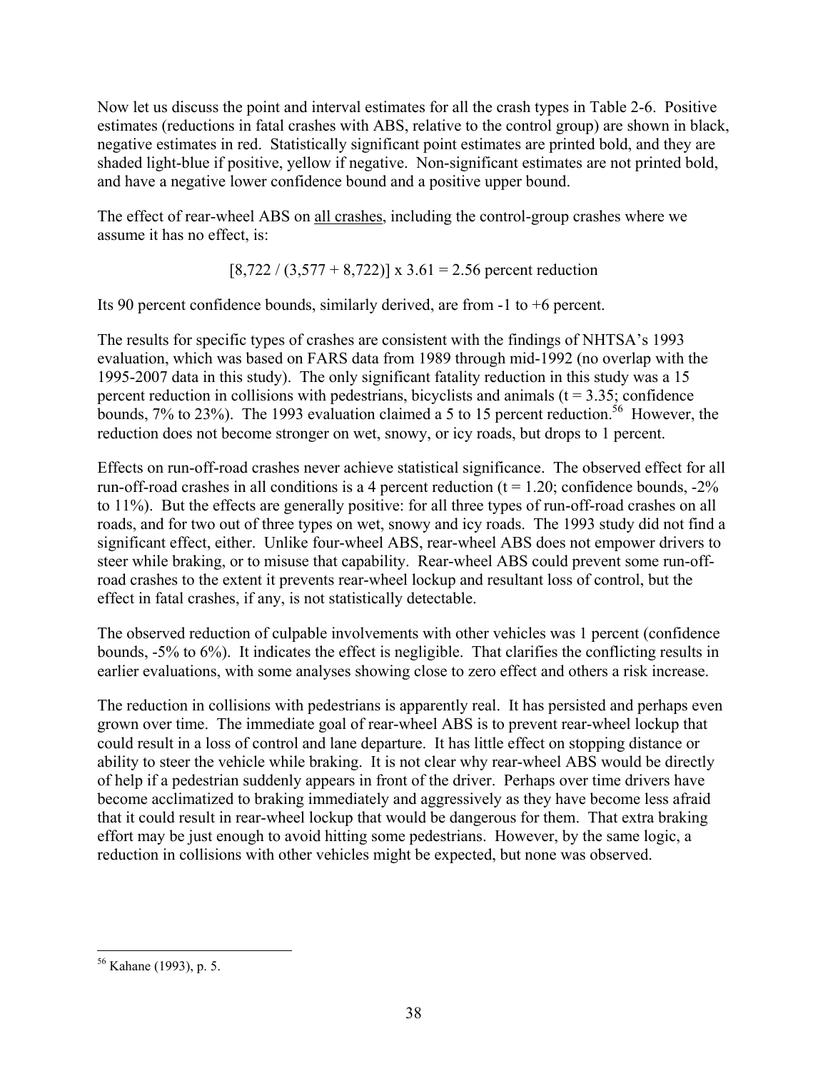Now let us discuss the point and interval estimates for all the crash types in Table 2-6. Positive estimates (reductions in fatal crashes with ABS, relative to the control group) are shown in black, negative estimates in red. Statistically significant point estimates are printed bold, and they are shaded light-blue if positive, yellow if negative. Non-significant estimates are not printed bold, and have a negative lower confidence bound and a positive upper bound.

The effect of rear-wheel ABS on <u>all crashes</u>, including the control-group crashes where we assume it has no effect, is:

$$[8{,}722 / (3{,}577 + 8{,}722)] \times 3.61 = 2.56 \text{ percent reduction}$$

Its 90 percent confidence bounds, similarly derived, are from -1 to +6 percent.

The results for specific types of crashes are consistent with the findings of NHTSA's 1993 evaluation, which was based on FARS data from 1989 through mid-1992 (no overlap with the 1995-2007 data in this study). The only significant fatality reduction in this study was a 15 percent reduction in collisions with pedestrians, bicyclists and animals ($t = 3.35$; confidence bounds, 7% to 23%). The 1993 evaluation claimed a 5 to 15 percent reduction.[56] However, the reduction does not become stronger on wet, snowy, or icy roads, but drops to 1 percent.

Effects on run-off-road crashes never achieve statistical significance. The observed effect for all run-off-road crashes in all conditions is a 4 percent reduction ($t = 1.20$; confidence bounds, -2% to 11%). But the effects are generally positive: for all three types of run-off-road crashes on all roads, and for two out of three types on wet, snowy and icy roads. The 1993 study did not find a significant effect, either. Unlike four-wheel ABS, rear-wheel ABS does not empower drivers to steer while braking, or to misuse that capability. Rear-wheel ABS could prevent some run-off-road crashes to the extent it prevents rear-wheel lockup and resultant loss of control, but the effect in fatal crashes, if any, is not statistically detectable.

The observed reduction of culpable involvements with other vehicles was 1 percent (confidence bounds, -5% to 6%). It indicates the effect is negligible. That clarifies the conflicting results in earlier evaluations, with some analyses showing close to zero effect and others a risk increase.

The reduction in collisions with pedestrians is apparently real. It has persisted and perhaps even grown over time. The immediate goal of rear-wheel ABS is to prevent rear-wheel lockup that could result in a loss of control and lane departure. It has little effect on stopping distance or ability to steer the vehicle while braking. It is not clear why rear-wheel ABS would be directly of help if a pedestrian suddenly appears in front of the driver. Perhaps over time drivers have become acclimatized to braking immediately and aggressively as they have become less afraid that it could result in rear-wheel lockup that would be dangerous for them. That extra braking effort may be just enough to avoid hitting some pedestrians. However, by the same logic, a reduction in collisions with other vehicles might be expected, but none was observed.

---

[56] Kahane (1993), p. 5.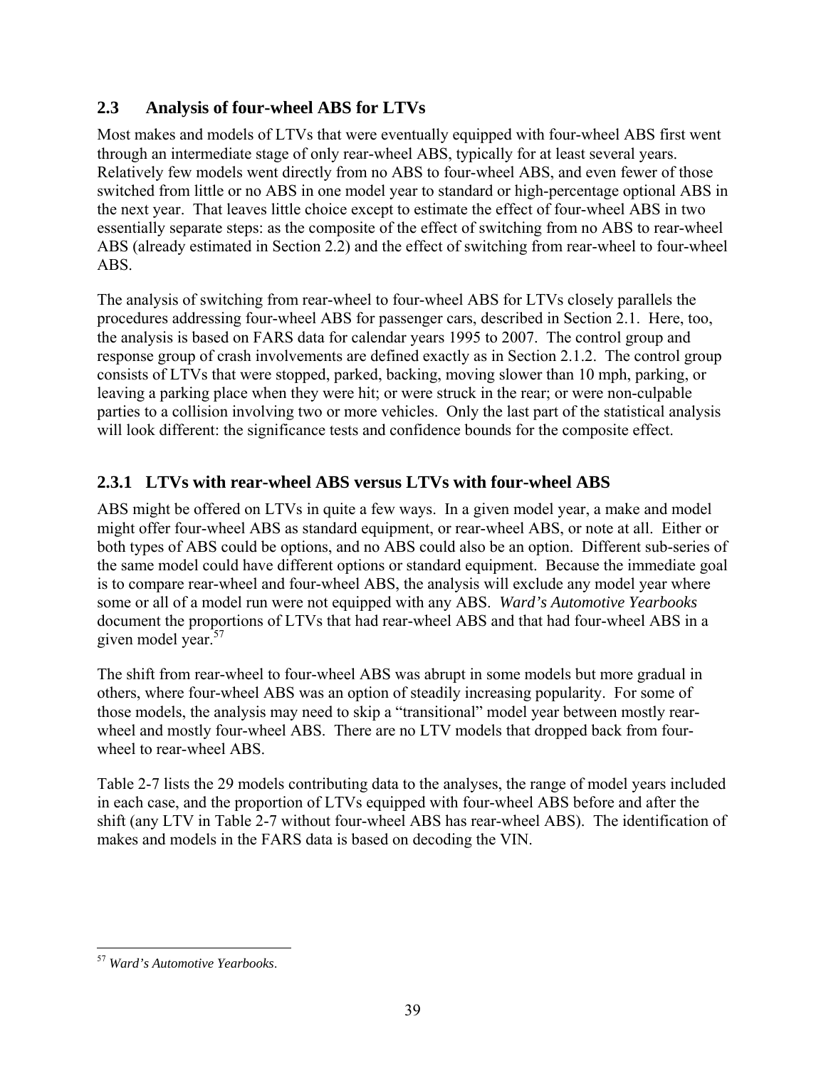## 2.3 Analysis of four-wheel ABS for LTVs

Most makes and models of LTVs that were eventually equipped with four-wheel ABS first went through an intermediate stage of only rear-wheel ABS, typically for at least several years. Relatively few models went directly from no ABS to four-wheel ABS, and even fewer of those switched from little or no ABS in one model year to standard or high-percentage optional ABS in the next year. That leaves little choice except to estimate the effect of four-wheel ABS in two essentially separate steps: as the composite of the effect of switching from no ABS to rear-wheel ABS (already estimated in Section 2.2) and the effect of switching from rear-wheel to four-wheel ABS.

The analysis of switching from rear-wheel to four-wheel ABS for LTVs closely parallels the procedures addressing four-wheel ABS for passenger cars, described in Section 2.1. Here, too, the analysis is based on FARS data for calendar years 1995 to 2007. The control group and response group of crash involvements are defined exactly as in Section 2.1.2. The control group consists of LTVs that were stopped, parked, backing, moving slower than 10 mph, parking, or leaving a parking place when they were hit; or were struck in the rear; or were non-culpable parties to a collision involving two or more vehicles. Only the last part of the statistical analysis will look different: the significance tests and confidence bounds for the composite effect.

### 2.3.1 LTVs with rear-wheel ABS versus LTVs with four-wheel ABS

ABS might be offered on LTVs in quite a few ways. In a given model year, a make and model might offer four-wheel ABS as standard equipment, or rear-wheel ABS, or note at all. Either or both types of ABS could be options, and no ABS could also be an option. Different sub-series of the same model could have different options or standard equipment. Because the immediate goal is to compare rear-wheel and four-wheel ABS, the analysis will exclude any model year where some or all of a model run were not equipped with any ABS. *Ward's Automotive Yearbooks* document the proportions of LTVs that had rear-wheel ABS and that had four-wheel ABS in a given model year.[57]

The shift from rear-wheel to four-wheel ABS was abrupt in some models but more gradual in others, where four-wheel ABS was an option of steadily increasing popularity. For some of those models, the analysis may need to skip a "transitional" model year between mostly rear-wheel and mostly four-wheel ABS. There are no LTV models that dropped back from four-wheel to rear-wheel ABS.

Table 2-7 lists the 29 models contributing data to the analyses, the range of model years included in each case, and the proportion of LTVs equipped with four-wheel ABS before and after the shift (any LTV in Table 2-7 without four-wheel ABS has rear-wheel ABS). The identification of makes and models in the FARS data is based on decoding the VIN.

---

[57] *Ward's Automotive Yearbooks*.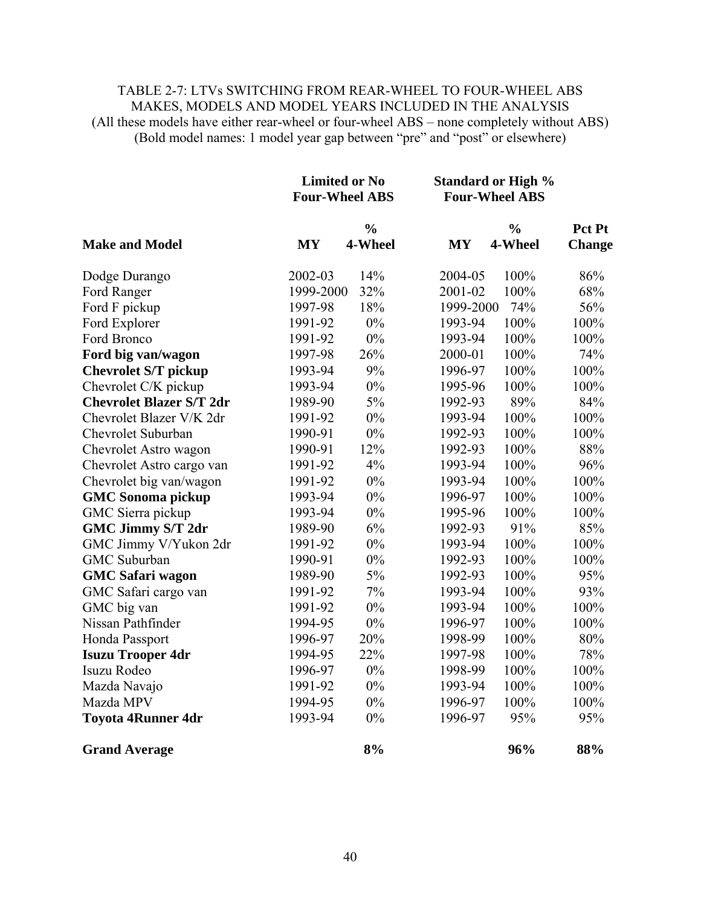TABLE 2-7: LTVs SWITCHING FROM REAR-WHEEL TO FOUR-WHEEL ABS
MAKES, MODELS AND MODEL YEARS INCLUDED IN THE ANALYSIS
(All these models have either rear-wheel or four-wheel ABS – none completely without ABS)
(Bold model names: 1 model year gap between "pre" and "post" or elsewhere)

| | **Limited or No Four-Wheel ABS** | | **Standard or High % Four-Wheel ABS** | | |
|---|---|---|---|---|---|
| **Make and Model** | **MY** | **% 4-Wheel** | **MY** | **% 4-Wheel** | **Pct Pt Change** |
| Dodge Durango | 2002-03 | 14% | 2004-05 | 100% | 86% |
| Ford Ranger | 1999-2000 | 32% | 2001-02 | 100% | 68% |
| Ford F pickup | 1997-98 | 18% | 1999-2000 | 74% | 56% |
| Ford Explorer | 1991-92 | 0% | 1993-94 | 100% | 100% |
| Ford Bronco | 1991-92 | 0% | 1993-94 | 100% | 100% |
| **Ford big van/wagon** | 1997-98 | 26% | 2000-01 | 100% | 74% |
| **Chevrolet S/T pickup** | 1993-94 | 9% | 1996-97 | 100% | 100% |
| Chevrolet C/K pickup | 1993-94 | 0% | 1995-96 | 100% | 100% |
| **Chevrolet Blazer S/T 2dr** | 1989-90 | 5% | 1992-93 | 89% | 84% |
| Chevrolet Blazer V/K 2dr | 1991-92 | 0% | 1993-94 | 100% | 100% |
| Chevrolet Suburban | 1990-91 | 0% | 1992-93 | 100% | 100% |
| Chevrolet Astro wagon | 1990-91 | 12% | 1992-93 | 100% | 88% |
| Chevrolet Astro cargo van | 1991-92 | 4% | 1993-94 | 100% | 96% |
| Chevrolet big van/wagon | 1991-92 | 0% | 1993-94 | 100% | 100% |
| **GMC Sonoma pickup** | 1993-94 | 0% | 1996-97 | 100% | 100% |
| GMC Sierra pickup | 1993-94 | 0% | 1995-96 | 100% | 100% |
| **GMC Jimmy S/T 2dr** | 1989-90 | 6% | 1992-93 | 91% | 85% |
| GMC Jimmy V/Yukon 2dr | 1991-92 | 0% | 1993-94 | 100% | 100% |
| GMC Suburban | 1990-91 | 0% | 1992-93 | 100% | 100% |
| **GMC Safari wagon** | 1989-90 | 5% | 1992-93 | 100% | 95% |
| GMC Safari cargo van | 1991-92 | 7% | 1993-94 | 100% | 93% |
| GMC big van | 1991-92 | 0% | 1993-94 | 100% | 100% |
| Nissan Pathfinder | 1994-95 | 0% | 1996-97 | 100% | 100% |
| Honda Passport | 1996-97 | 20% | 1998-99 | 100% | 80% |
| **Isuzu Trooper 4dr** | 1994-95 | 22% | 1997-98 | 100% | 78% |
| Isuzu Rodeo | 1996-97 | 0% | 1998-99 | 100% | 100% |
| Mazda Navajo | 1991-92 | 0% | 1993-94 | 100% | 100% |
| Mazda MPV | 1994-95 | 0% | 1996-97 | 100% | 100% |
| **Toyota 4Runner 4dr** | 1993-94 | 0% | 1996-97 | 95% | 95% |
| **Grand Average** | | **8%** | | **96%** | **88%** |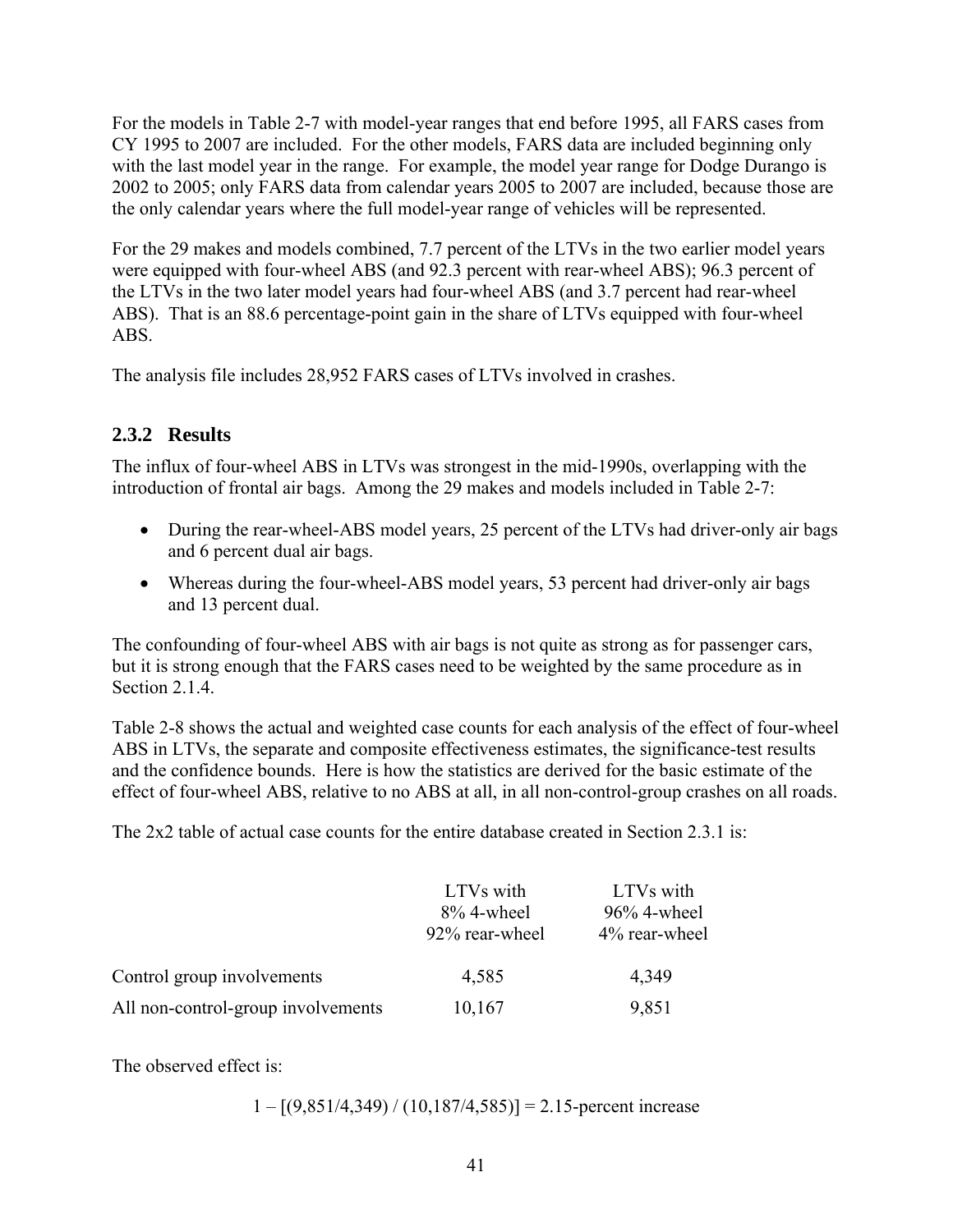For the models in Table 2-7 with model-year ranges that end before 1995, all FARS cases from CY 1995 to 2007 are included. For the other models, FARS data are included beginning only with the last model year in the range. For example, the model year range for Dodge Durango is 2002 to 2005; only FARS data from calendar years 2005 to 2007 are included, because those are the only calendar years where the full model-year range of vehicles will be represented.

For the 29 makes and models combined, 7.7 percent of the LTVs in the two earlier model years were equipped with four-wheel ABS (and 92.3 percent with rear-wheel ABS); 96.3 percent of the LTVs in the two later model years had four-wheel ABS (and 3.7 percent had rear-wheel ABS). That is an 88.6 percentage-point gain in the share of LTVs equipped with four-wheel ABS.

The analysis file includes 28,952 FARS cases of LTVs involved in crashes.

### 2.3.2 Results

The influx of four-wheel ABS in LTVs was strongest in the mid-1990s, overlapping with the introduction of frontal air bags. Among the 29 makes and models included in Table 2-7:

- During the rear-wheel-ABS model years, 25 percent of the LTVs had driver-only air bags and 6 percent dual air bags.
- Whereas during the four-wheel-ABS model years, 53 percent had driver-only air bags and 13 percent dual.

The confounding of four-wheel ABS with air bags is not quite as strong as for passenger cars, but it is strong enough that the FARS cases need to be weighted by the same procedure as in Section 2.1.4.

Table 2-8 shows the actual and weighted case counts for each analysis of the effect of four-wheel ABS in LTVs, the separate and composite effectiveness estimates, the significance-test results and the confidence bounds. Here is how the statistics are derived for the basic estimate of the effect of four-wheel ABS, relative to no ABS at all, in all non-control-group crashes on all roads.

The 2x2 table of actual case counts for the entire database created in Section 2.3.1 is:

| | LTVs with 8% 4-wheel 92% rear-wheel | LTVs with 96% 4-wheel 4% rear-wheel |
|---|---|---|
| Control group involvements | 4,585 | 4,349 |
| All non-control-group involvements | 10,167 | 9,851 |

The observed effect is:

$$1 - [(9{,}851/4{,}349) / (10{,}187/4{,}585)] = 2.15\text{-percent increase}$$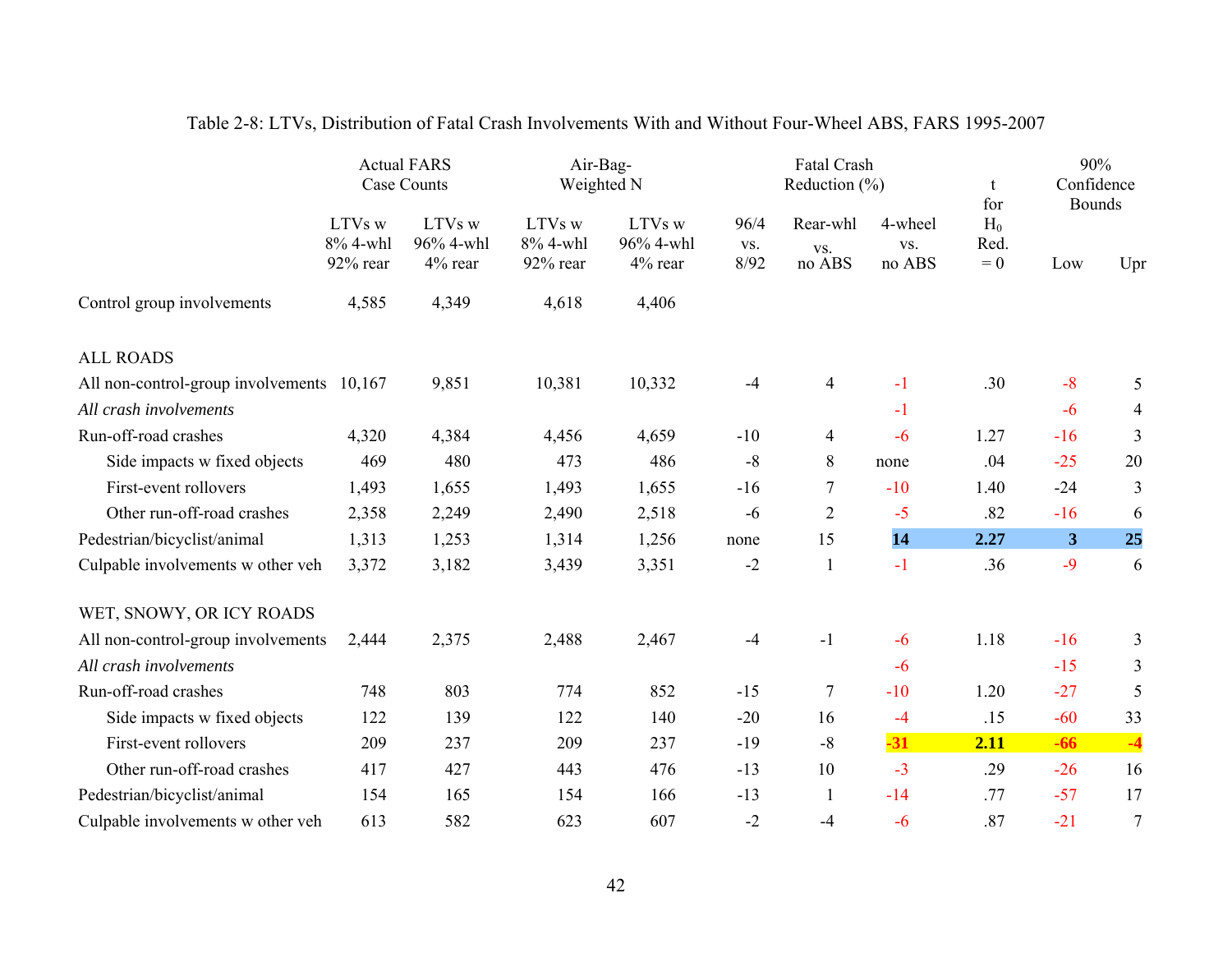Table 2-8: LTVs, Distribution of Fatal Crash Involvements With and Without Four-Wheel ABS, FARS 1995-2007

| | Actual FARS Case Counts | | Air-Bag-Weighted N | | Fatal Crash Reduction (%) | | | t for $H_0$ Red. = 0 | 90% Confidence Bounds | |
|---|---|---|---|---|---|---|---|---|---|---|
| | LTVs w 8% 4-whl 92% rear | LTVs w 96% 4-whl 4% rear | LTVs w 8% 4-whl 92% rear | LTVs w 96% 4-whl 4% rear | 96/4 vs. 8/92 | Rear-whl vs. no ABS | 4-wheel vs. no ABS | | Low | Upr |
| Control group involvements | 4,585 | 4,349 | 4,618 | 4,406 | | | | | | |
| ALL ROADS | | | | | | | | | | |
| All non-control-group involvements | 10,167 | 9,851 | 10,381 | 10,332 | -4 | 4 | -1 | .30 | -8 | 5 |
| *All crash involvements* | | | | | | | -1 | | -6 | 4 |
| Run-off-road crashes | 4,320 | 4,384 | 4,456 | 4,659 | -10 | 4 | -6 | 1.27 | -16 | 3 |
| Side impacts w fixed objects | 469 | 480 | 473 | 486 | -8 | 8 | none | .04 | -25 | 20 |
| First-event rollovers | 1,493 | 1,655 | 1,493 | 1,655 | -16 | 7 | -10 | 1.40 | -24 | 3 |
| Other run-off-road crashes | 2,358 | 2,249 | 2,490 | 2,518 | -6 | 2 | -5 | .82 | -16 | 6 |
| Pedestrian/bicyclist/animal | 1,313 | 1,253 | 1,314 | 1,256 | none | 15 | **14** | **2.27** | **3** | **25** |
| Culpable involvements w other veh | 3,372 | 3,182 | 3,439 | 3,351 | -2 | 1 | -1 | .36 | -9 | 6 |
| WET, SNOWY, OR ICY ROADS | | | | | | | | | | |
| All non-control-group involvements | 2,444 | 2,375 | 2,488 | 2,467 | -4 | -1 | -6 | 1.18 | -16 | 3 |
| *All crash involvements* | | | | | | | -6 | | -15 | 3 |
| Run-off-road crashes | 748 | 803 | 774 | 852 | -15 | 7 | -10 | 1.20 | -27 | 5 |
| Side impacts w fixed objects | 122 | 139 | 122 | 140 | -20 | 16 | -4 | .15 | -60 | 33 |
| First-event rollovers | 209 | 237 | 209 | 237 | -19 | -8 | **-31** | **2.11** | **-66** | **-4** |
| Other run-off-road crashes | 417 | 427 | 443 | 476 | -13 | 10 | -3 | .29 | -26 | 16 |
| Pedestrian/bicyclist/animal | 154 | 165 | 154 | 166 | -13 | 1 | -14 | .77 | -57 | 17 |
| Culpable involvements w other veh | 613 | 582 | 623 | 607 | -2 | -4 | -6 | .87 | -21 | 7 |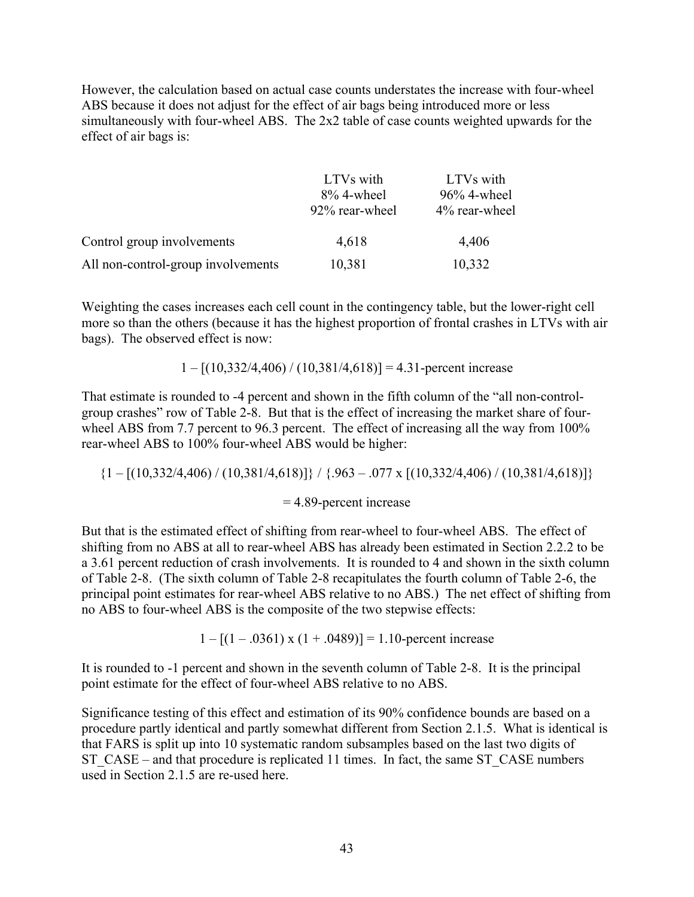However, the calculation based on actual case counts understates the increase with four-wheel ABS because it does not adjust for the effect of air bags being introduced more or less simultaneously with four-wheel ABS. The 2x2 table of case counts weighted upwards for the effect of air bags is:

| | LTVs with 8% 4-wheel 92% rear-wheel | LTVs with 96% 4-wheel 4% rear-wheel |
|---|---|---|
| Control group involvements | 4,618 | 4,406 |
| All non-control-group involvements | 10,381 | 10,332 |

Weighting the cases increases each cell count in the contingency table, but the lower-right cell more so than the others (because it has the highest proportion of frontal crashes in LTVs with air bags). The observed effect is now:

$$1 – [(10{,}332/4{,}406) / (10{,}381/4{,}618)] = 4.31\text{-percent increase}$$

That estimate is rounded to -4 percent and shown in the fifth column of the "all non-control-group crashes" row of Table 2-8. But that is the effect of increasing the market share of four-wheel ABS from 7.7 percent to 96.3 percent. The effect of increasing all the way from 100% rear-wheel ABS to 100% four-wheel ABS would be higher:

$$\{1 – [(10{,}332/4{,}406) / (10{,}381/4{,}618)]\} / \{.963 – .077 \times [(10{,}332/4{,}406) / (10{,}381/4{,}618)]\}$$

$$= 4.89\text{-percent increase}$$

But that is the estimated effect of shifting from rear-wheel to four-wheel ABS. The effect of shifting from no ABS at all to rear-wheel ABS has already been estimated in Section 2.2.2 to be a 3.61 percent reduction of crash involvements. It is rounded to 4 and shown in the sixth column of Table 2-8. (The sixth column of Table 2-8 recapitulates the fourth column of Table 2-6, the principal point estimates for rear-wheel ABS relative to no ABS.) The net effect of shifting from no ABS to four-wheel ABS is the composite of the two stepwise effects:

$$1 – [(1 – .0361) \times (1 + .0489)] = 1.10\text{-percent increase}$$

It is rounded to -1 percent and shown in the seventh column of Table 2-8. It is the principal point estimate for the effect of four-wheel ABS relative to no ABS.

Significance testing of this effect and estimation of its 90% confidence bounds are based on a procedure partly identical and partly somewhat different from Section 2.1.5. What is identical is that FARS is split up into 10 systematic random subsamples based on the last two digits of ST_CASE – and that procedure is replicated 11 times. In fact, the same ST_CASE numbers used in Section 2.1.5 are re-used here.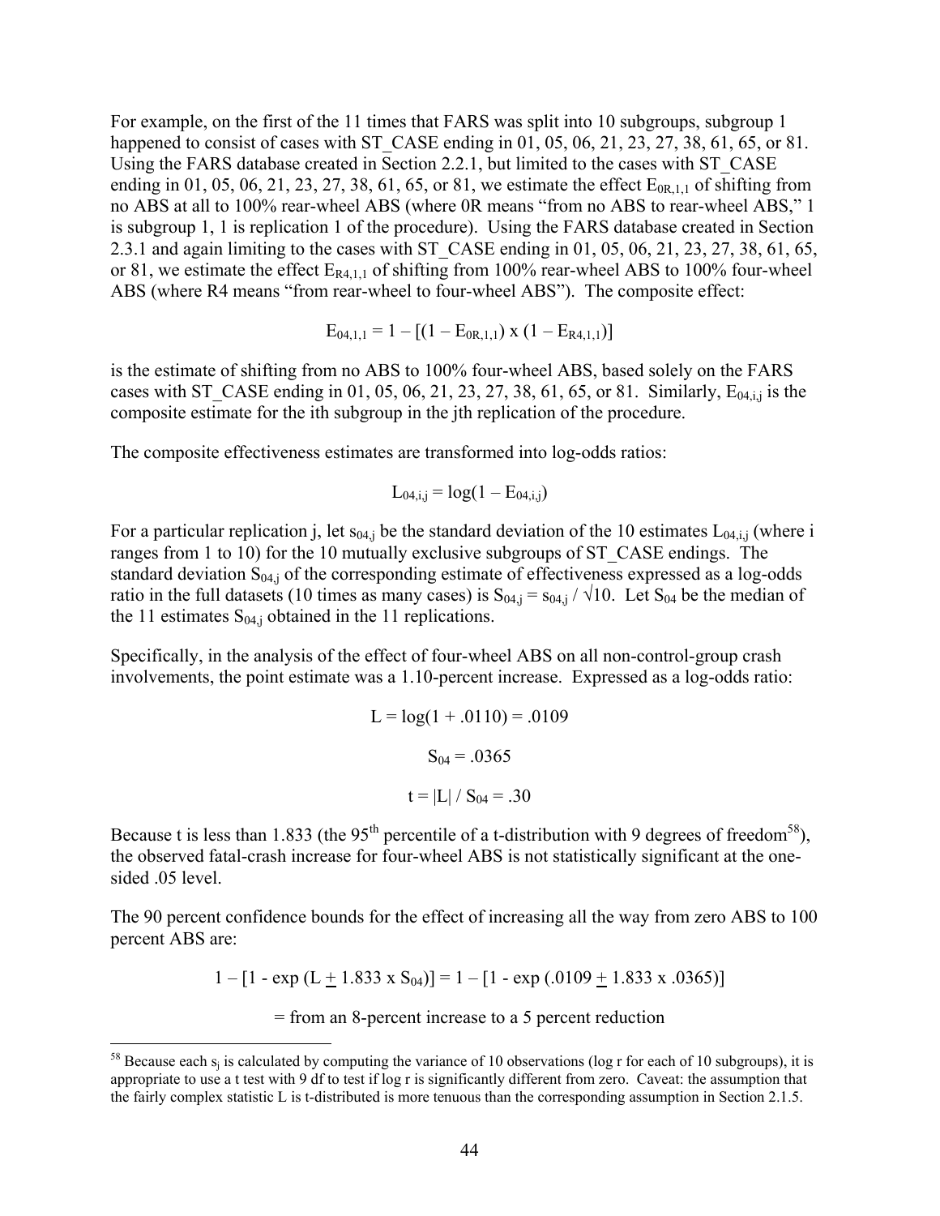For example, on the first of the 11 times that FARS was split into 10 subgroups, subgroup 1 happened to consist of cases with ST_CASE ending in 01, 05, 06, 21, 23, 27, 38, 61, 65, or 81. Using the FARS database created in Section 2.2.1, but limited to the cases with ST_CASE ending in 01, 05, 06, 21, 23, 27, 38, 61, 65, or 81, we estimate the effect $E_{0R,1,1}$ of shifting from no ABS at all to 100% rear-wheel ABS (where 0R means "from no ABS to rear-wheel ABS," 1 is subgroup 1, 1 is replication 1 of the procedure). Using the FARS database created in Section 2.3.1 and again limiting to the cases with ST_CASE ending in 01, 05, 06, 21, 23, 27, 38, 61, 65, or 81, we estimate the effect $E_{R4,1,1}$ of shifting from 100% rear-wheel ABS to 100% four-wheel ABS (where R4 means "from rear-wheel to four-wheel ABS"). The composite effect:

$$E_{04,1,1} = 1 - [(1 - E_{0R,1,1}) \times (1 - E_{R4,1,1})]$$

is the estimate of shifting from no ABS to 100% four-wheel ABS, based solely on the FARS cases with ST_CASE ending in 01, 05, 06, 21, 23, 27, 38, 61, 65, or 81. Similarly, $E_{04,i,j}$ is the composite estimate for the ith subgroup in the jth replication of the procedure.

The composite effectiveness estimates are transformed into log-odds ratios:

$$L_{04,i,j} = \log(1 - E_{04,i,j})$$

For a particular replication j, let $s_{04,j}$ be the standard deviation of the 10 estimates $L_{04,i,j}$ (where i ranges from 1 to 10) for the 10 mutually exclusive subgroups of ST_CASE endings. The standard deviation $S_{04,j}$ of the corresponding estimate of effectiveness expressed as a log-odds ratio in the full datasets (10 times as many cases) is $S_{04,j} = s_{04,j} / \sqrt{10}$. Let $S_{04}$ be the median of the 11 estimates $S_{04,j}$ obtained in the 11 replications.

Specifically, in the analysis of the effect of four-wheel ABS on all non-control-group crash involvements, the point estimate was a 1.10-percent increase. Expressed as a log-odds ratio:

$$L = \log(1 + .0110) = .0109$$

$$S_{04} = .0365$$

$$t = |L| / S_{04} = .30$$

Because t is less than 1.833 (the 95th percentile of a t-distribution with 9 degrees of freedom[58]), the observed fatal-crash increase for four-wheel ABS is not statistically significant at the one-sided .05 level.

The 90 percent confidence bounds for the effect of increasing all the way from zero ABS to 100 percent ABS are:

$$1 - [1 - \exp(L \pm 1.833 \times S_{04})] = 1 - [1 - \exp(.0109 \pm 1.833 \times .0365)]$$

= from an 8-percent increase to a 5 percent reduction

[58] Because each $s_j$ is calculated by computing the variance of 10 observations (log r for each of 10 subgroups), it is appropriate to use a t test with 9 df to test if log r is significantly different from zero. Caveat: the assumption that the fairly complex statistic L is t-distributed is more tenuous than the corresponding assumption in Section 2.1.5.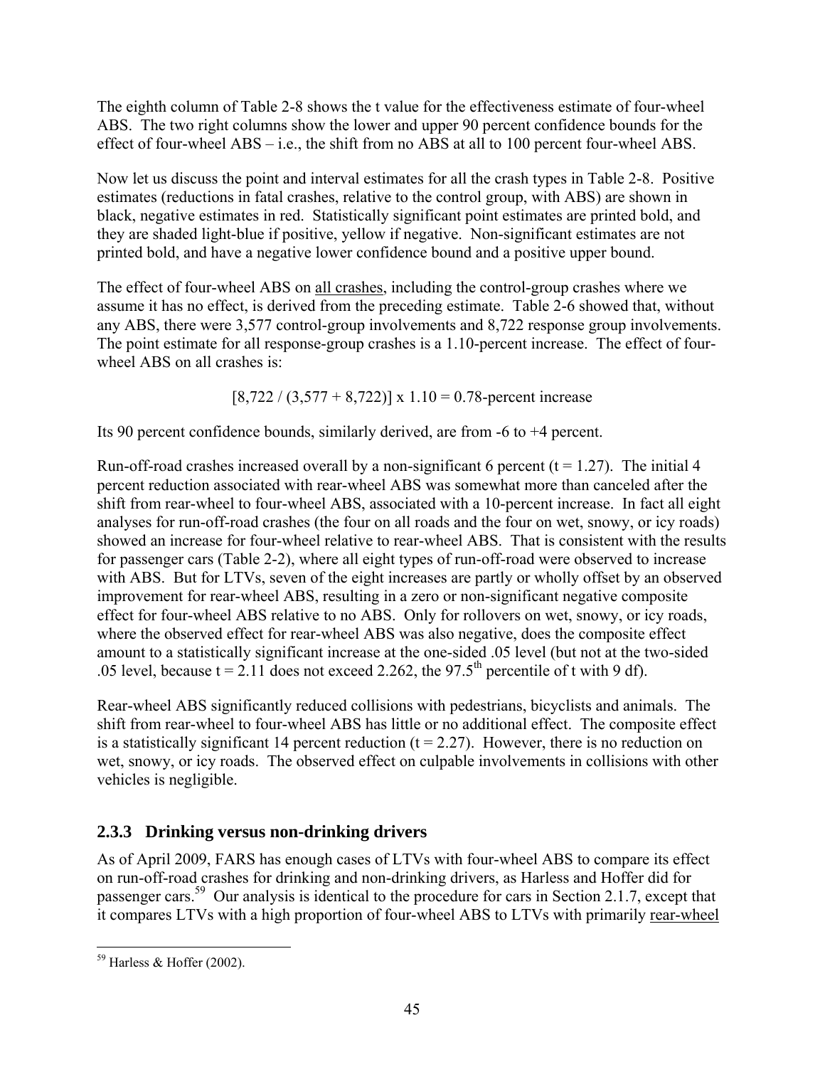The eighth column of Table 2-8 shows the t value for the effectiveness estimate of four-wheel ABS. The two right columns show the lower and upper 90 percent confidence bounds for the effect of four-wheel ABS – i.e., the shift from no ABS at all to 100 percent four-wheel ABS.

Now let us discuss the point and interval estimates for all the crash types in Table 2-8. Positive estimates (reductions in fatal crashes, relative to the control group, with ABS) are shown in black, negative estimates in red. Statistically significant point estimates are printed bold, and they are shaded light-blue if positive, yellow if negative. Non-significant estimates are not printed bold, and have a negative lower confidence bound and a positive upper bound.

The effect of four-wheel ABS on <u>all crashes</u>, including the control-group crashes where we assume it has no effect, is derived from the preceding estimate. Table 2-6 showed that, without any ABS, there were 3,577 control-group involvements and 8,722 response group involvements. The point estimate for all response-group crashes is a 1.10-percent increase. The effect of four-wheel ABS on all crashes is:

$$[8{,}722 / (3{,}577 + 8{,}722)] \times 1.10 = 0.78\text{-percent increase}$$

Its 90 percent confidence bounds, similarly derived, are from -6 to +4 percent.

Run-off-road crashes increased overall by a non-significant 6 percent ($t = 1.27$). The initial 4 percent reduction associated with rear-wheel ABS was somewhat more than canceled after the shift from rear-wheel to four-wheel ABS, associated with a 10-percent increase. In fact all eight analyses for run-off-road crashes (the four on all roads and the four on wet, snowy, or icy roads) showed an increase for four-wheel relative to rear-wheel ABS. That is consistent with the results for passenger cars (Table 2-2), where all eight types of run-off-road were observed to increase with ABS. But for LTVs, seven of the eight increases are partly or wholly offset by an observed improvement for rear-wheel ABS, resulting in a zero or non-significant negative composite effect for four-wheel ABS relative to no ABS. Only for rollovers on wet, snowy, or icy roads, where the observed effect for rear-wheel ABS was also negative, does the composite effect amount to a statistically significant increase at the one-sided .05 level (but not at the two-sided .05 level, because $t = 2.11$ does not exceed 2.262, the 97.5$^{th}$ percentile of t with 9 df).

Rear-wheel ABS significantly reduced collisions with pedestrians, bicyclists and animals. The shift from rear-wheel to four-wheel ABS has little or no additional effect. The composite effect is a statistically significant 14 percent reduction ($t = 2.27$). However, there is no reduction on wet, snowy, or icy roads. The observed effect on culpable involvements in collisions with other vehicles is negligible.

### 2.3.3 Drinking versus non-drinking drivers

As of April 2009, FARS has enough cases of LTVs with four-wheel ABS to compare its effect on run-off-road crashes for drinking and non-drinking drivers, as Harless and Hoffer did for passenger cars.[59] Our analysis is identical to the procedure for cars in Section 2.1.7, except that it compares LTVs with a high proportion of four-wheel ABS to LTVs with primarily <u>rear-wheel</u>

[59] Harless & Hoffer (2002).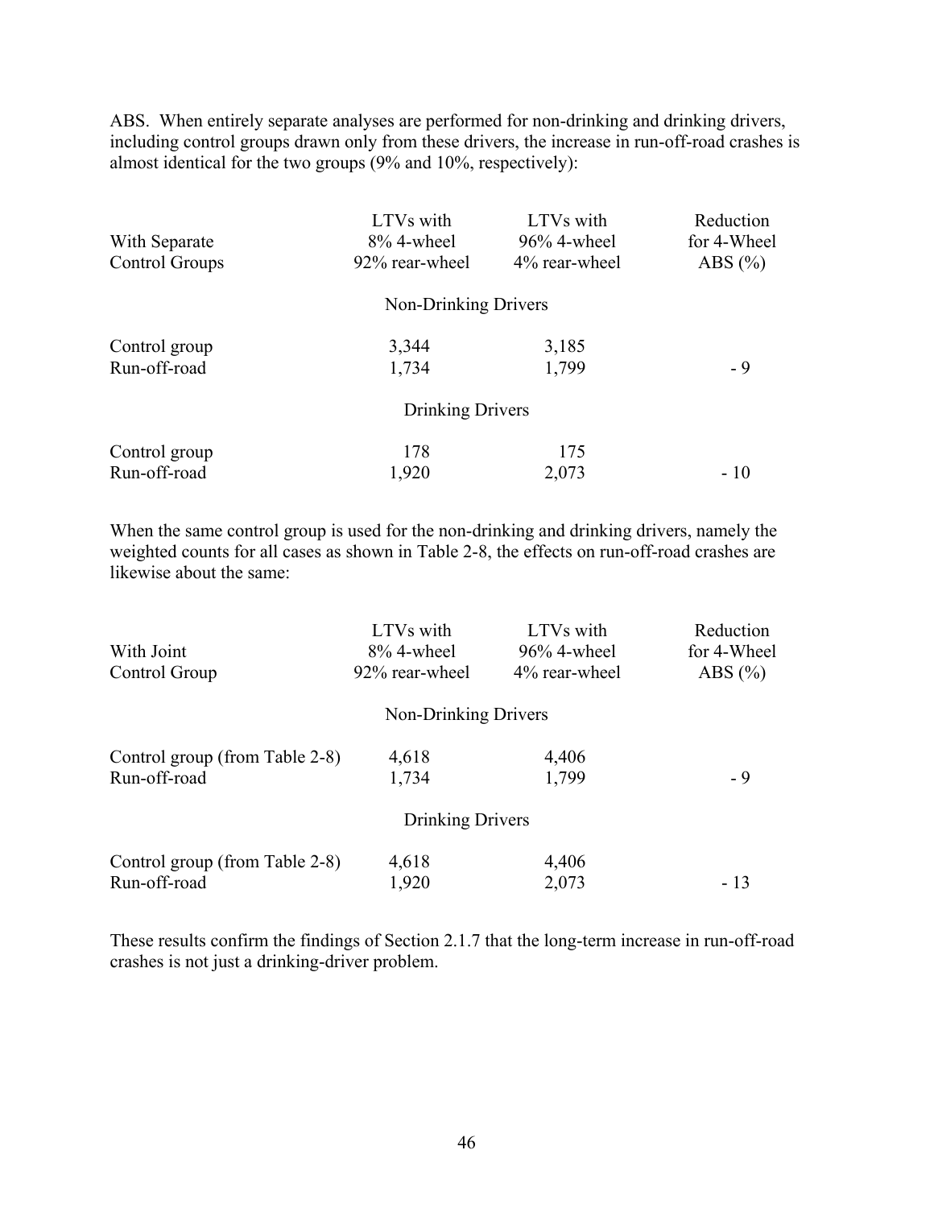ABS. When entirely separate analyses are performed for non-drinking and drinking drivers, including control groups drawn only from these drivers, the increase in run-off-road crashes is almost identical for the two groups (9% and 10%, respectively):

| With Separate Control Groups | LTVs with 8% 4-wheel 92% rear-wheel | LTVs with 96% 4-wheel 4% rear-wheel | Reduction for 4-Wheel ABS (%) |
|---|---|---|---|
| | Non-Drinking Drivers | | |
| Control group | 3,344 | 3,185 | |
| Run-off-road | 1,734 | 1,799 | - 9 |
| | Drinking Drivers | | |
| Control group | 178 | 175 | |
| Run-off-road | 1,920 | 2,073 | - 10 |

When the same control group is used for the non-drinking and drinking drivers, namely the weighted counts for all cases as shown in Table 2-8, the effects on run-off-road crashes are likewise about the same:

| With Joint Control Group | LTVs with 8% 4-wheel 92% rear-wheel | LTVs with 96% 4-wheel 4% rear-wheel | Reduction for 4-Wheel ABS (%) |
|---|---|---|---|
| | Non-Drinking Drivers | | |
| Control group (from Table 2-8) | 4,618 | 4,406 | |
| Run-off-road | 1,734 | 1,799 | - 9 |
| | Drinking Drivers | | |
| Control group (from Table 2-8) | 4,618 | 4,406 | |
| Run-off-road | 1,920 | 2,073 | - 13 |

These results confirm the findings of Section 2.1.7 that the long-term increase in run-off-road crashes is not just a drinking-driver problem.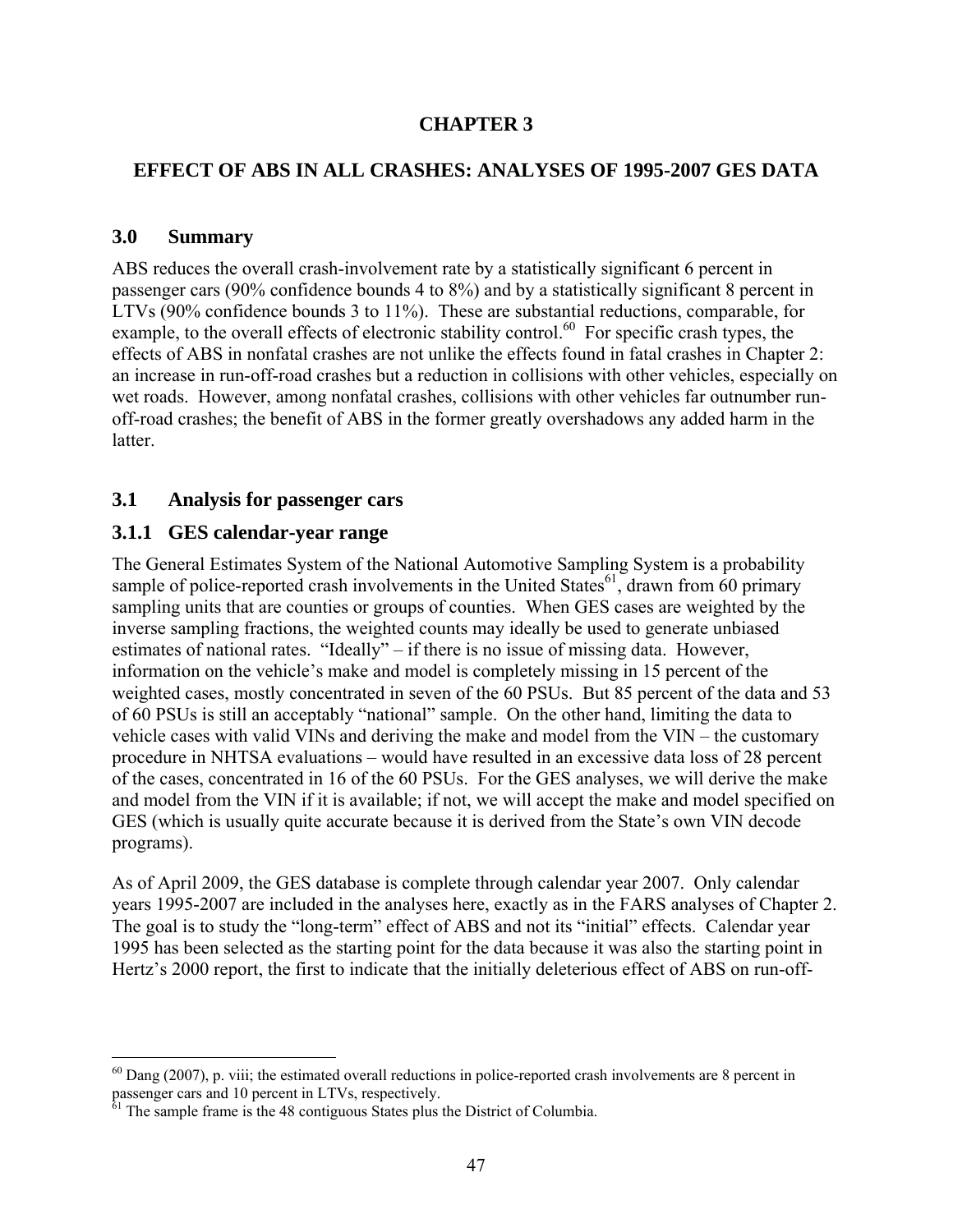# CHAPTER 3

# EFFECT OF ABS IN ALL CRASHES: ANALYSES OF 1995-2007 GES DATA

## 3.0 Summary

ABS reduces the overall crash-involvement rate by a statistically significant 6 percent in passenger cars (90% confidence bounds 4 to 8%) and by a statistically significant 8 percent in LTVs (90% confidence bounds 3 to 11%). These are substantial reductions, comparable, for example, to the overall effects of electronic stability control.[60] For specific crash types, the effects of ABS in nonfatal crashes are not unlike the effects found in fatal crashes in Chapter 2: an increase in run-off-road crashes but a reduction in collisions with other vehicles, especially on wet roads. However, among nonfatal crashes, collisions with other vehicles far outnumber run-off-road crashes; the benefit of ABS in the former greatly overshadows any added harm in the latter.

## 3.1 Analysis for passenger cars

### 3.1.1 GES calendar-year range

The General Estimates System of the National Automotive Sampling System is a probability sample of police-reported crash involvements in the United States[61], drawn from 60 primary sampling units that are counties or groups of counties. When GES cases are weighted by the inverse sampling fractions, the weighted counts may ideally be used to generate unbiased estimates of national rates. "Ideally" – if there is no issue of missing data. However, information on the vehicle's make and model is completely missing in 15 percent of the weighted cases, mostly concentrated in seven of the 60 PSUs. But 85 percent of the data and 53 of 60 PSUs is still an acceptably "national" sample. On the other hand, limiting the data to vehicle cases with valid VINs and deriving the make and model from the VIN – the customary procedure in NHTSA evaluations – would have resulted in an excessive data loss of 28 percent of the cases, concentrated in 16 of the 60 PSUs. For the GES analyses, we will derive the make and model from the VIN if it is available; if not, we will accept the make and model specified on GES (which is usually quite accurate because it is derived from the State's own VIN decode programs).

As of April 2009, the GES database is complete through calendar year 2007. Only calendar years 1995-2007 are included in the analyses here, exactly as in the FARS analyses of Chapter 2. The goal is to study the "long-term" effect of ABS and not its "initial" effects. Calendar year 1995 has been selected as the starting point for the data because it was also the starting point in Hertz's 2000 report, the first to indicate that the initially deleterious effect of ABS on run-off-

---

[60] Dang (2007), p. viii; the estimated overall reductions in police-reported crash involvements are 8 percent in passenger cars and 10 percent in LTVs, respectively.

[61] The sample frame is the 48 contiguous States plus the District of Columbia.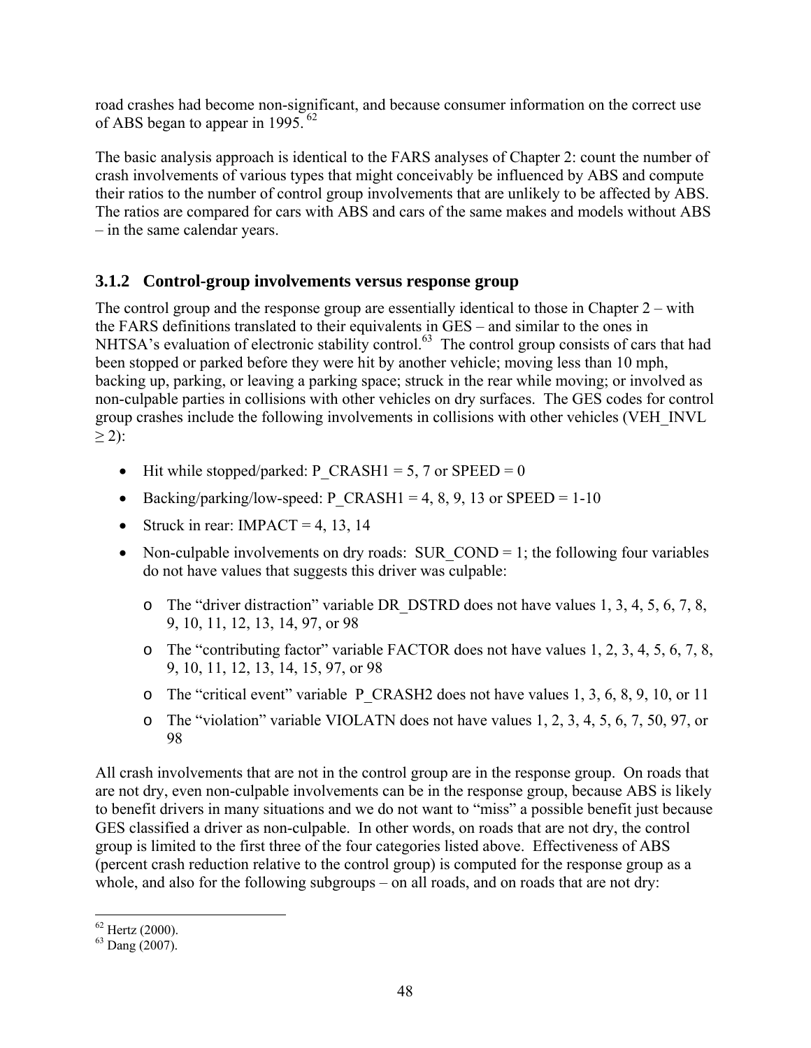road crashes had become non-significant, and because consumer information on the correct use of ABS began to appear in 1995.[62]

The basic analysis approach is identical to the FARS analyses of Chapter 2: count the number of crash involvements of various types that might conceivably be influenced by ABS and compute their ratios to the number of control group involvements that are unlikely to be affected by ABS. The ratios are compared for cars with ABS and cars of the same makes and models without ABS – in the same calendar years.

### 3.1.2 Control-group involvements versus response group

The control group and the response group are essentially identical to those in Chapter 2 – with the FARS definitions translated to their equivalents in GES – and similar to the ones in NHTSA's evaluation of electronic stability control.[63] The control group consists of cars that had been stopped or parked before they were hit by another vehicle; moving less than 10 mph, backing up, parking, or leaving a parking space; struck in the rear while moving; or involved as non-culpable parties in collisions with other vehicles on dry surfaces. The GES codes for control group crashes include the following involvements in collisions with other vehicles (VEH_INVL $\geq 2$):

- Hit while stopped/parked: P_CRASH1 = 5, 7 or SPEED = 0
- Backing/parking/low-speed: P_CRASH1 = 4, 8, 9, 13 or SPEED = 1-10
- Struck in rear: IMPACT = 4, 13, 14
- Non-culpable involvements on dry roads: SUR_COND = 1; the following four variables do not have values that suggests this driver was culpable:
  - The "driver distraction" variable DR_DSTRD does not have values 1, 3, 4, 5, 6, 7, 8, 9, 10, 11, 12, 13, 14, 97, or 98
  - The "contributing factor" variable FACTOR does not have values 1, 2, 3, 4, 5, 6, 7, 8, 9, 10, 11, 12, 13, 14, 15, 97, or 98
  - The "critical event" variable P_CRASH2 does not have values 1, 3, 6, 8, 9, 10, or 11
  - The "violation" variable VIOLATN does not have values 1, 2, 3, 4, 5, 6, 7, 50, 97, or 98

All crash involvements that are not in the control group are in the response group. On roads that are not dry, even non-culpable involvements can be in the response group, because ABS is likely to benefit drivers in many situations and we do not want to "miss" a possible benefit just because GES classified a driver as non-culpable. In other words, on roads that are not dry, the control group is limited to the first three of the four categories listed above. Effectiveness of ABS (percent crash reduction relative to the control group) is computed for the response group as a whole, and also for the following subgroups – on all roads, and on roads that are not dry:

[62] Hertz (2000).

[63] Dang (2007).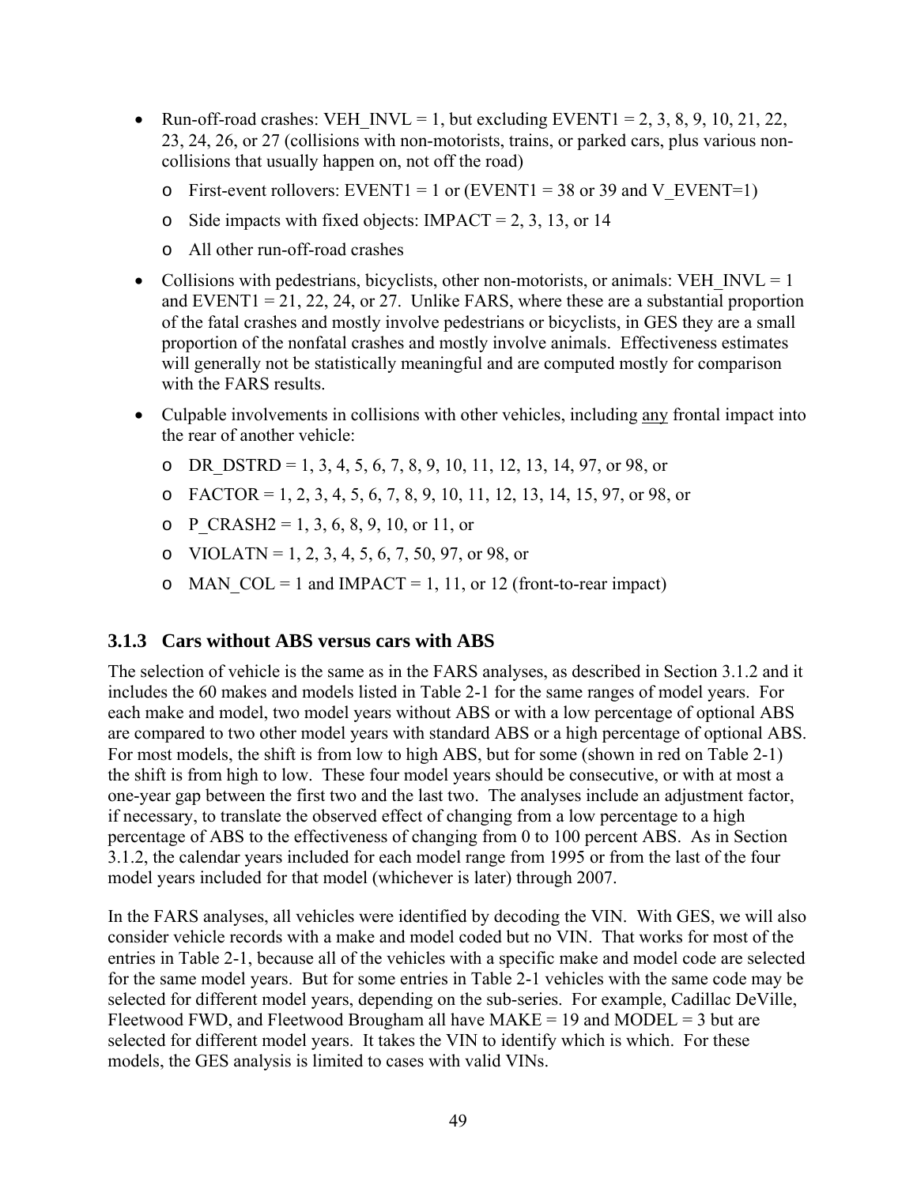- Run-off-road crashes: VEH_INVL = 1, but excluding EVENT1 = 2, 3, 8, 9, 10, 21, 22, 23, 24, 26, or 27 (collisions with non-motorists, trains, or parked cars, plus various non-collisions that usually happen on, not off the road)
  - First-event rollovers: EVENT1 = 1 or (EVENT1 = 38 or 39 and V_EVENT=1)
  - Side impacts with fixed objects: IMPACT = 2, 3, 13, or 14
  - All other run-off-road crashes
- Collisions with pedestrians, bicyclists, other non-motorists, or animals: VEH_INVL = 1 and EVENT1 = 21, 22, 24, or 27. Unlike FARS, where these are a substantial proportion of the fatal crashes and mostly involve pedestrians or bicyclists, in GES they are a small proportion of the nonfatal crashes and mostly involve animals. Effectiveness estimates will generally not be statistically meaningful and are computed mostly for comparison with the FARS results.
- Culpable involvements in collisions with other vehicles, including <u>any</u> frontal impact into the rear of another vehicle:
  - DR_DSTRD = 1, 3, 4, 5, 6, 7, 8, 9, 10, 11, 12, 13, 14, 97, or 98, or
  - FACTOR = 1, 2, 3, 4, 5, 6, 7, 8, 9, 10, 11, 12, 13, 14, 15, 97, or 98, or
  - P_CRASH2 = 1, 3, 6, 8, 9, 10, or 11, or
  - VIOLATN = 1, 2, 3, 4, 5, 6, 7, 50, 97, or 98, or
  - MAN_COL = 1 and IMPACT = 1, 11, or 12 (front-to-rear impact)

### 3.1.3 Cars without ABS versus cars with ABS

The selection of vehicle is the same as in the FARS analyses, as described in Section 3.1.2 and it includes the 60 makes and models listed in Table 2-1 for the same ranges of model years. For each make and model, two model years without ABS or with a low percentage of optional ABS are compared to two other model years with standard ABS or a high percentage of optional ABS. For most models, the shift is from low to high ABS, but for some (shown in red on Table 2-1) the shift is from high to low. These four model years should be consecutive, or with at most a one-year gap between the first two and the last two. The analyses include an adjustment factor, if necessary, to translate the observed effect of changing from a low percentage to a high percentage of ABS to the effectiveness of changing from 0 to 100 percent ABS. As in Section 3.1.2, the calendar years included for each model range from 1995 or from the last of the four model years included for that model (whichever is later) through 2007.

In the FARS analyses, all vehicles were identified by decoding the VIN. With GES, we will also consider vehicle records with a make and model coded but no VIN. That works for most of the entries in Table 2-1, because all of the vehicles with a specific make and model code are selected for the same model years. But for some entries in Table 2-1 vehicles with the same code may be selected for different model years, depending on the sub-series. For example, Cadillac DeVille, Fleetwood FWD, and Fleetwood Brougham all have MAKE = 19 and MODEL = 3 but are selected for different model years. It takes the VIN to identify which is which. For these models, the GES analysis is limited to cases with valid VINs.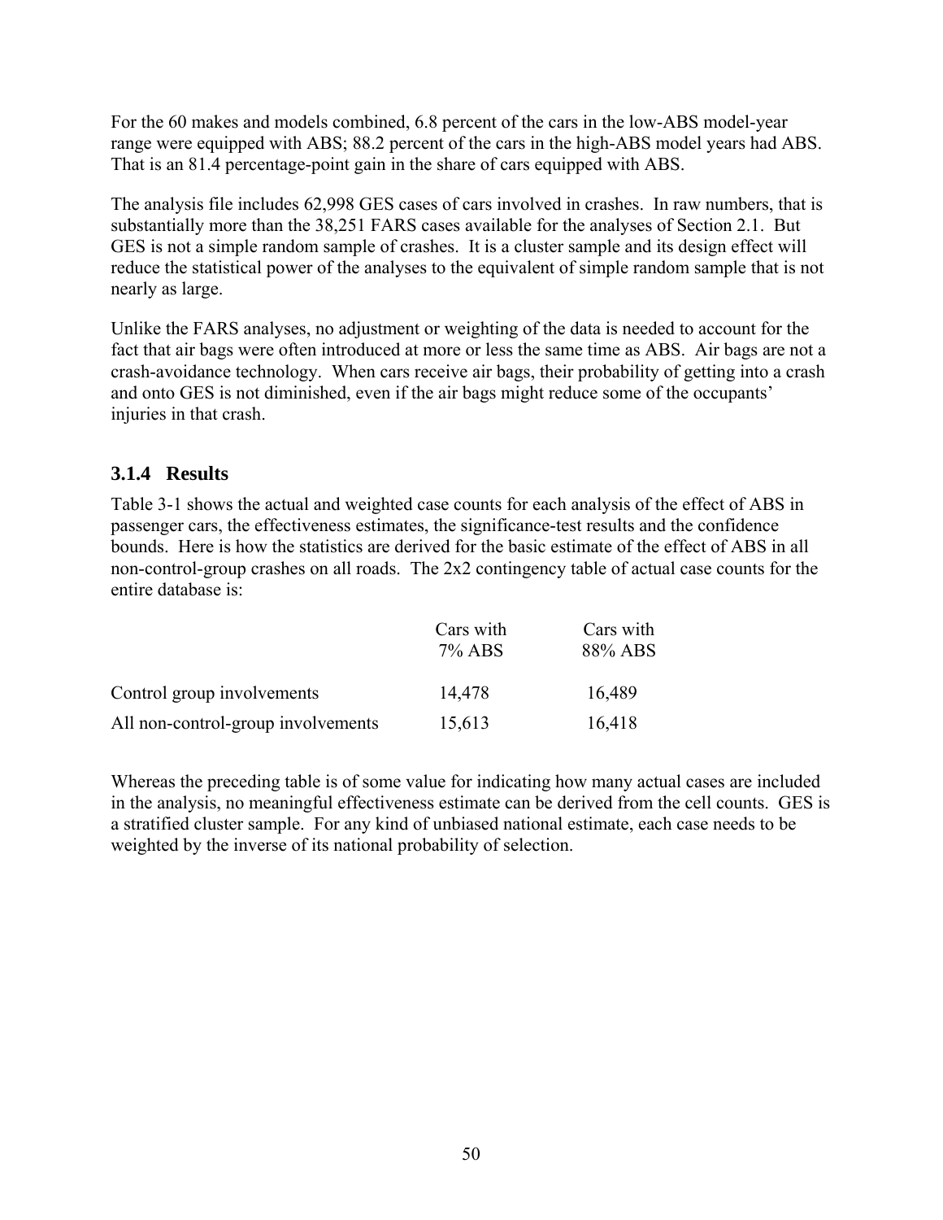For the 60 makes and models combined, 6.8 percent of the cars in the low-ABS model-year range were equipped with ABS; 88.2 percent of the cars in the high-ABS model years had ABS. That is an 81.4 percentage-point gain in the share of cars equipped with ABS.

The analysis file includes 62,998 GES cases of cars involved in crashes. In raw numbers, that is substantially more than the 38,251 FARS cases available for the analyses of Section 2.1. But GES is not a simple random sample of crashes. It is a cluster sample and its design effect will reduce the statistical power of the analyses to the equivalent of simple random sample that is not nearly as large.

Unlike the FARS analyses, no adjustment or weighting of the data is needed to account for the fact that air bags were often introduced at more or less the same time as ABS. Air bags are not a crash-avoidance technology. When cars receive air bags, their probability of getting into a crash and onto GES is not diminished, even if the air bags might reduce some of the occupants' injuries in that crash.

### 3.1.4 Results

Table 3-1 shows the actual and weighted case counts for each analysis of the effect of ABS in passenger cars, the effectiveness estimates, the significance-test results and the confidence bounds. Here is how the statistics are derived for the basic estimate of the effect of ABS in all non-control-group crashes on all roads. The 2x2 contingency table of actual case counts for the entire database is:

| | Cars with 7% ABS | Cars with 88% ABS |
|---|---|---|
| Control group involvements | 14,478 | 16,489 |
| All non-control-group involvements | 15,613 | 16,418 |

Whereas the preceding table is of some value for indicating how many actual cases are included in the analysis, no meaningful effectiveness estimate can be derived from the cell counts. GES is a stratified cluster sample. For any kind of unbiased national estimate, each case needs to be weighted by the inverse of its national probability of selection.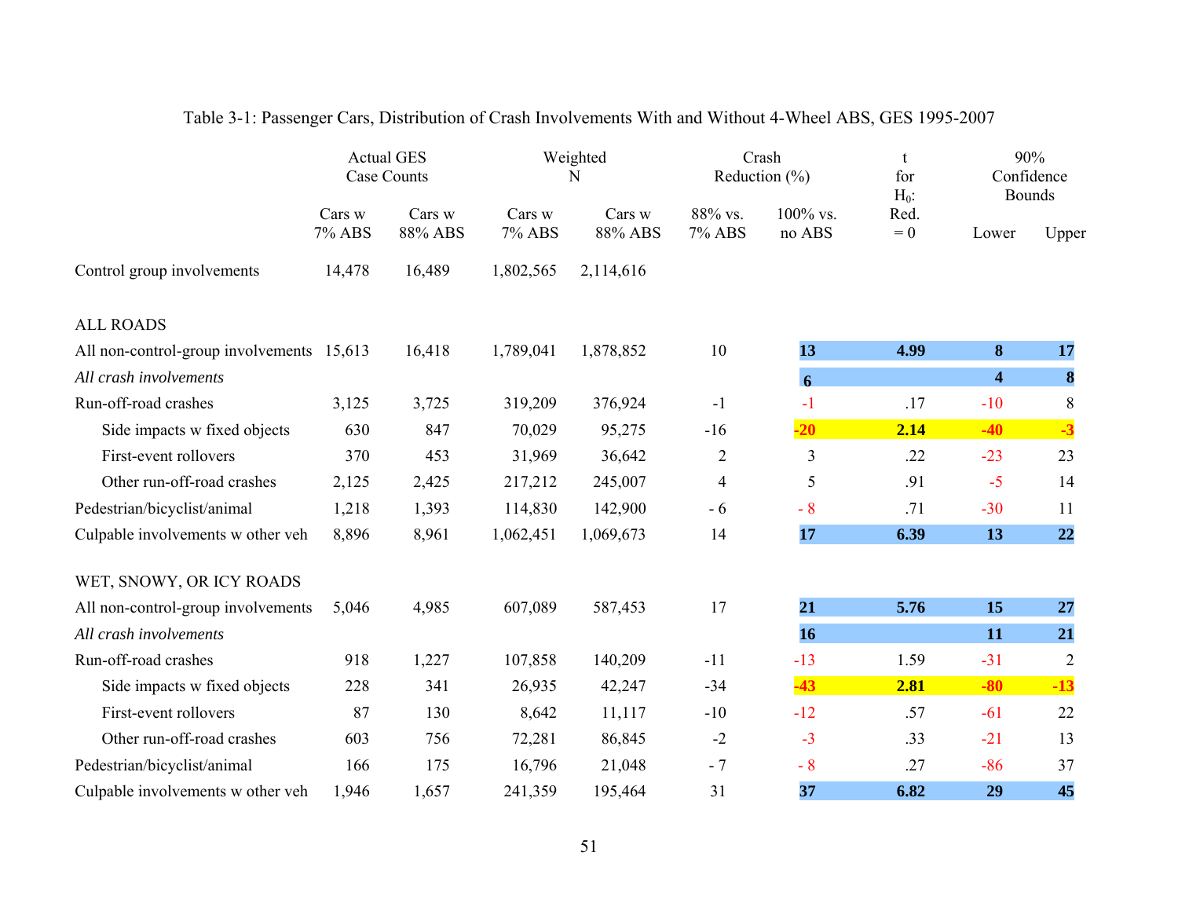Table 3-1: Passenger Cars, Distribution of Crash Involvements With and Without 4-Wheel ABS, GES 1995-2007

| | Actual GES Case Counts | | Weighted N | | Crash Reduction (%) | | t for $H_0$: Red. = 0 | 90% Confidence Bounds | |
|---|---|---|---|---|---|---|---|---|---|
| | Cars w 7% ABS | Cars w 88% ABS | Cars w 7% ABS | Cars w 88% ABS | 88% vs. 7% ABS | 100% vs. no ABS | | Lower | Upper |
| Control group involvements | 14,478 | 16,489 | 1,802,565 | 2,114,616 | | | | | |
| ALL ROADS | | | | | | | | | |
| All non-control-group involvements | 15,613 | 16,418 | 1,789,041 | 1,878,852 | 10 | **13** | **4.99** | **8** | **17** |
| *All crash involvements* | | | | | | **6** | | **4** | **8** |
| Run-off-road crashes | 3,125 | 3,725 | 319,209 | 376,924 | -1 | -1 | .17 | -10 | 8 |
| Side impacts w fixed objects | 630 | 847 | 70,029 | 95,275 | -16 | **-20** | **2.14** | **-40** | **-3** |
| First-event rollovers | 370 | 453 | 31,969 | 36,642 | 2 | 3 | .22 | -23 | 23 |
| Other run-off-road crashes | 2,125 | 2,425 | 217,212 | 245,007 | 4 | 5 | .91 | -5 | 14 |
| Pedestrian/bicyclist/animal | 1,218 | 1,393 | 114,830 | 142,900 | - 6 | - 8 | .71 | -30 | 11 |
| Culpable involvements w other veh | 8,896 | 8,961 | 1,062,451 | 1,069,673 | 14 | **17** | **6.39** | **13** | **22** |
| WET, SNOWY, OR ICY ROADS | | | | | | | | | |
| All non-control-group involvements | 5,046 | 4,985 | 607,089 | 587,453 | 17 | **21** | **5.76** | **15** | **27** |
| *All crash involvements* | | | | | | **16** | | **11** | **21** |
| Run-off-road crashes | 918 | 1,227 | 107,858 | 140,209 | -11 | -13 | 1.59 | -31 | 2 |
| Side impacts w fixed objects | 228 | 341 | 26,935 | 42,247 | -34 | **-43** | **2.81** | **-80** | **-13** |
| First-event rollovers | 87 | 130 | 8,642 | 11,117 | -10 | -12 | .57 | -61 | 22 |
| Other run-off-road crashes | 603 | 756 | 72,281 | 86,845 | -2 | -3 | .33 | -21 | 13 |
| Pedestrian/bicyclist/animal | 166 | 175 | 16,796 | 21,048 | - 7 | - 8 | .27 | -86 | 37 |
| Culpable involvements w other veh | 1,946 | 1,657 | 241,359 | 195,464 | 31 | **37** | **6.82** | **29** | **45** |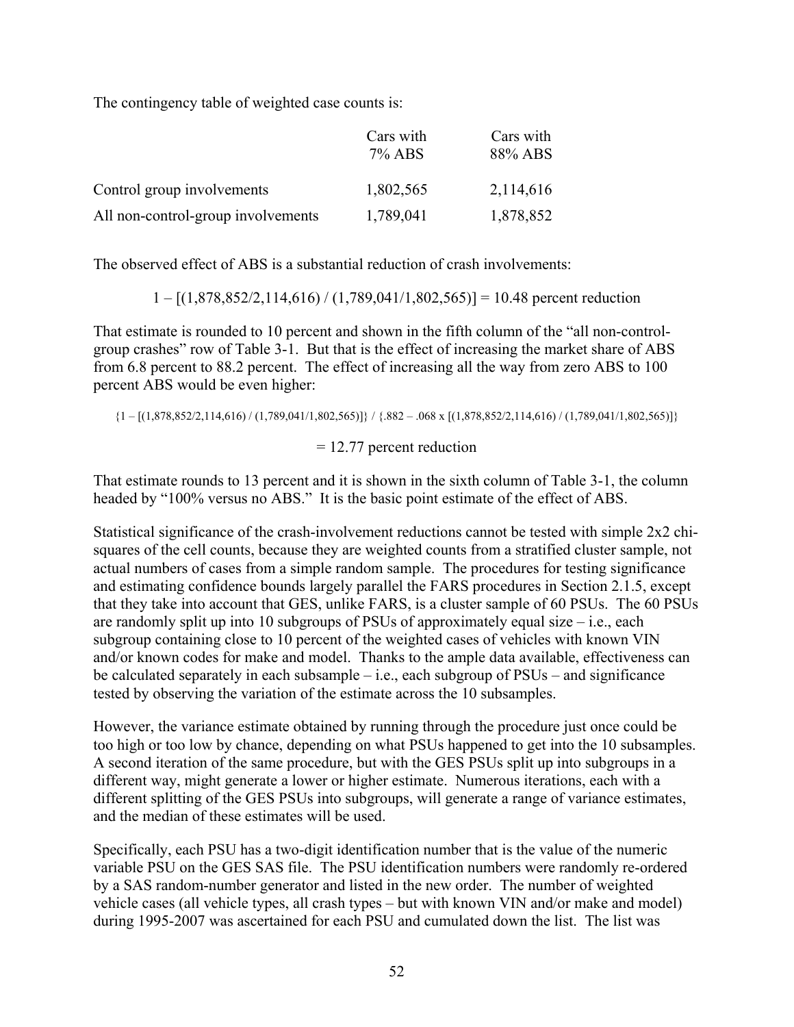The contingency table of weighted case counts is:

| | Cars with 7% ABS | Cars with 88% ABS |
|---|---|---|
| Control group involvements | 1,802,565 | 2,114,616 |
| All non-control-group involvements | 1,789,041 | 1,878,852 |

The observed effect of ABS is a substantial reduction of crash involvements:

$$1 - [(1{,}878{,}852/2{,}114{,}616) / (1{,}789{,}041/1{,}802{,}565)] = 10.48 \text{ percent reduction}$$

That estimate is rounded to 10 percent and shown in the fifth column of the "all non-control-group crashes" row of Table 3-1. But that is the effect of increasing the market share of ABS from 6.8 percent to 88.2 percent. The effect of increasing all the way from zero ABS to 100 percent ABS would be even higher:

$$\{1 - [(1{,}878{,}852/2{,}114{,}616) / (1{,}789{,}041/1{,}802{,}565)]\} / \{.882 - .068 \times [(1{,}878{,}852/2{,}114{,}616) / (1{,}789{,}041/1{,}802{,}565)]\}$$

$$= 12.77 \text{ percent reduction}$$

That estimate rounds to 13 percent and it is shown in the sixth column of Table 3-1, the column headed by "100% versus no ABS." It is the basic point estimate of the effect of ABS.

Statistical significance of the crash-involvement reductions cannot be tested with simple 2x2 chi-squares of the cell counts, because they are weighted counts from a stratified cluster sample, not actual numbers of cases from a simple random sample. The procedures for testing significance and estimating confidence bounds largely parallel the FARS procedures in Section 2.1.5, except that they take into account that GES, unlike FARS, is a cluster sample of 60 PSUs. The 60 PSUs are randomly split up into 10 subgroups of PSUs of approximately equal size – i.e., each subgroup containing close to 10 percent of the weighted cases of vehicles with known VIN and/or known codes for make and model. Thanks to the ample data available, effectiveness can be calculated separately in each subsample – i.e., each subgroup of PSUs – and significance tested by observing the variation of the estimate across the 10 subsamples.

However, the variance estimate obtained by running through the procedure just once could be too high or too low by chance, depending on what PSUs happened to get into the 10 subsamples. A second iteration of the same procedure, but with the GES PSUs split up into subgroups in a different way, might generate a lower or higher estimate. Numerous iterations, each with a different splitting of the GES PSUs into subgroups, will generate a range of variance estimates, and the median of these estimates will be used.

Specifically, each PSU has a two-digit identification number that is the value of the numeric variable PSU on the GES SAS file. The PSU identification numbers were randomly re-ordered by a SAS random-number generator and listed in the new order. The number of weighted vehicle cases (all vehicle types, all crash types – but with known VIN and/or make and model) during 1995-2007 was ascertained for each PSU and cumulated down the list. The list was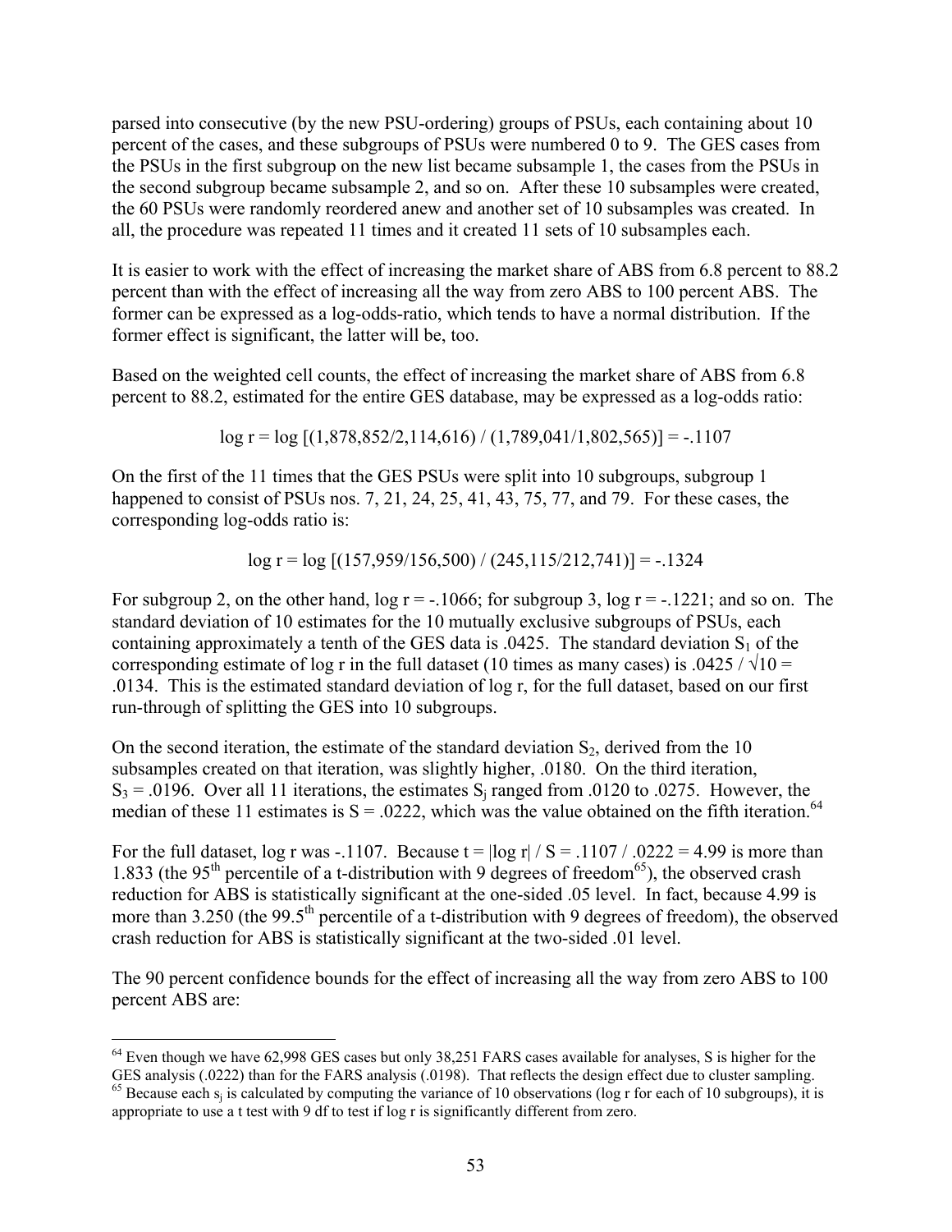parsed into consecutive (by the new PSU-ordering) groups of PSUs, each containing about 10 percent of the cases, and these subgroups of PSUs were numbered 0 to 9. The GES cases from the PSUs in the first subgroup on the new list became subsample 1, the cases from the PSUs in the second subgroup became subsample 2, and so on. After these 10 subsamples were created, the 60 PSUs were randomly reordered anew and another set of 10 subsamples was created. In all, the procedure was repeated 11 times and it created 11 sets of 10 subsamples each.

It is easier to work with the effect of increasing the market share of ABS from 6.8 percent to 88.2 percent than with the effect of increasing all the way from zero ABS to 100 percent ABS. The former can be expressed as a log-odds-ratio, which tends to have a normal distribution. If the former effect is significant, the latter will be, too.

Based on the weighted cell counts, the effect of increasing the market share of ABS from 6.8 percent to 88.2, estimated for the entire GES database, may be expressed as a log-odds ratio:

$$\log r = \log [(1{,}878{,}852/2{,}114{,}616) / (1{,}789{,}041/1{,}802{,}565)] = -.1107$$

On the first of the 11 times that the GES PSUs were split into 10 subgroups, subgroup 1 happened to consist of PSUs nos. 7, 21, 24, 25, 41, 43, 75, 77, and 79. For these cases, the corresponding log-odds ratio is:

$$\log r = \log [(157{,}959/156{,}500) / (245{,}115/212{,}741)] = -.1324$$

For subgroup 2, on the other hand, $\log r = -.1066$; for subgroup 3, $\log r = -.1221$; and so on. The standard deviation of 10 estimates for the 10 mutually exclusive subgroups of PSUs, each containing approximately a tenth of the GES data is .0425. The standard deviation $S_1$ of the corresponding estimate of log r in the full dataset (10 times as many cases) is $.0425 / \sqrt{10} = .0134$. This is the estimated standard deviation of log r, for the full dataset, based on our first run-through of splitting the GES into 10 subgroups.

On the second iteration, the estimate of the standard deviation $S_2$, derived from the 10 subsamples created on that iteration, was slightly higher, .0180. On the third iteration, $S_3 = .0196$. Over all 11 iterations, the estimates $S_j$ ranged from .0120 to .0275. However, the median of these 11 estimates is $S = .0222$, which was the value obtained on the fifth iteration.[64]

For the full dataset, log r was -.1107. Because $t = |\log r| / S = .1107 / .0222 = 4.99$ is more than 1.833 (the 95th percentile of a t-distribution with 9 degrees of freedom[65]), the observed crash reduction for ABS is statistically significant at the one-sided .05 level. In fact, because 4.99 is more than 3.250 (the 99.5th percentile of a t-distribution with 9 degrees of freedom), the observed crash reduction for ABS is statistically significant at the two-sided .01 level.

The 90 percent confidence bounds for the effect of increasing all the way from zero ABS to 100 percent ABS are:

---

[64] Even though we have 62,998 GES cases but only 38,251 FARS cases available for analyses, S is higher for the GES analysis (.0222) than for the FARS analysis (.0198). That reflects the design effect due to cluster sampling.

[65] Because each $s_j$ is calculated by computing the variance of 10 observations (log r for each of 10 subgroups), it is appropriate to use a t test with 9 df to test if log r is significantly different from zero.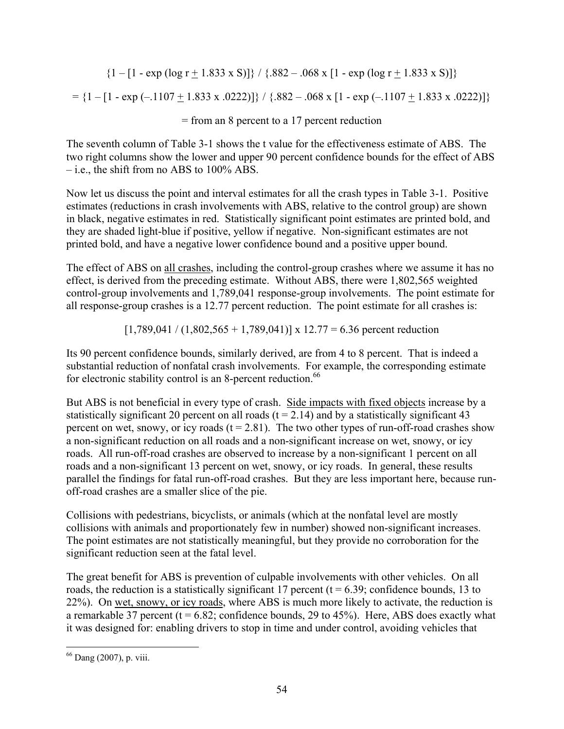$$\{1 - [1 - \exp(\log r \pm 1.833 \times S)]\} / \{.882 - .068 \times [1 - \exp(\log r \pm 1.833 \times S)]\}$$

$$= \{1 - [1 - \exp(-.1107 \pm 1.833 \times .0222)]\} / \{.882 - .068 \times [1 - \exp(-.1107 \pm 1.833 \times .0222)]\}$$

$$= \text{from an 8 percent to a 17 percent reduction}$$

The seventh column of Table 3-1 shows the t value for the effectiveness estimate of ABS. The two right columns show the lower and upper 90 percent confidence bounds for the effect of ABS – i.e., the shift from no ABS to 100% ABS.

Now let us discuss the point and interval estimates for all the crash types in Table 3-1. Positive estimates (reductions in crash involvements with ABS, relative to the control group) are shown in black, negative estimates in red. Statistically significant point estimates are printed bold, and they are shaded light-blue if positive, yellow if negative. Non-significant estimates are not printed bold, and have a negative lower confidence bound and a positive upper bound.

The effect of ABS on all crashes, including the control-group crashes where we assume it has no effect, is derived from the preceding estimate. Without ABS, there were 1,802,565 weighted control-group involvements and 1,789,041 response-group involvements. The point estimate for all response-group crashes is a 12.77 percent reduction. The point estimate for all crashes is:

$$[1{,}789{,}041 / (1{,}802{,}565 + 1{,}789{,}041)] \times 12.77 = 6.36 \text{ percent reduction}$$

Its 90 percent confidence bounds, similarly derived, are from 4 to 8 percent. That is indeed a substantial reduction of nonfatal crash involvements. For example, the corresponding estimate for electronic stability control is an 8-percent reduction.[66]

But ABS is not beneficial in every type of crash. Side impacts with fixed objects increase by a statistically significant 20 percent on all roads ($t = 2.14$) and by a statistically significant 43 percent on wet, snowy, or icy roads ($t = 2.81$). The two other types of run-off-road crashes show a non-significant reduction on all roads and a non-significant increase on wet, snowy, or icy roads. All run-off-road crashes are observed to increase by a non-significant 1 percent on all roads and a non-significant 13 percent on wet, snowy, or icy roads. In general, these results parallel the findings for fatal run-off-road crashes. But they are less important here, because run-off-road crashes are a smaller slice of the pie.

Collisions with pedestrians, bicyclists, or animals (which at the nonfatal level are mostly collisions with animals and proportionately few in number) showed non-significant increases. The point estimates are not statistically meaningful, but they provide no corroboration for the significant reduction seen at the fatal level.

The great benefit for ABS is prevention of culpable involvements with other vehicles. On all roads, the reduction is a statistically significant 17 percent ($t = 6.39$; confidence bounds, 13 to 22%). On wet, snowy, or icy roads, where ABS is much more likely to activate, the reduction is a remarkable 37 percent ($t = 6.82$; confidence bounds, 29 to 45%). Here, ABS does exactly what it was designed for: enabling drivers to stop in time and under control, avoiding vehicles that

---

[66] Dang (2007), p. viii.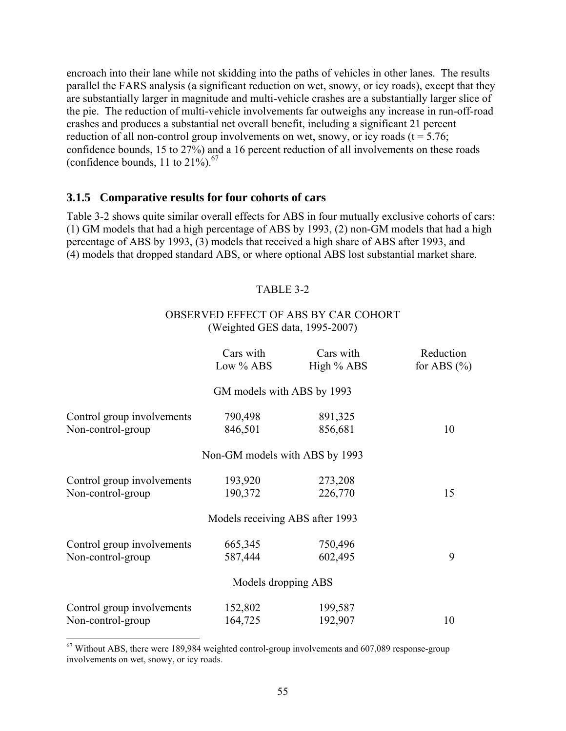encroach into their lane while not skidding into the paths of vehicles in other lanes. The results parallel the FARS analysis (a significant reduction on wet, snowy, or icy roads), except that they are substantially larger in magnitude and multi-vehicle crashes are a substantially larger slice of the pie. The reduction of multi-vehicle involvements far outweighs any increase in run-off-road crashes and produces a substantial net overall benefit, including a significant 21 percent reduction of all non-control group involvements on wet, snowy, or icy roads ($t = 5.76$; confidence bounds, 15 to 27%) and a 16 percent reduction of all involvements on these roads (confidence bounds, 11 to 21%).[67]

### 3.1.5 Comparative results for four cohorts of cars

Table 3-2 shows quite similar overall effects for ABS in four mutually exclusive cohorts of cars: (1) GM models that had a high percentage of ABS by 1993, (2) non-GM models that had a high percentage of ABS by 1993, (3) models that received a high share of ABS after 1993, and (4) models that dropped standard ABS, or where optional ABS lost substantial market share.

TABLE 3-2

OBSERVED EFFECT OF ABS BY CAR COHORT
(Weighted GES data, 1995-2007)

| | Cars with Low % ABS | Cars with High % ABS | Reduction for ABS (%) |
|---|---|---|---|
| | GM models with ABS by 1993 | | |
| Control group involvements | 790,498 | 891,325 | |
| Non-control-group | 846,501 | 856,681 | 10 |
| | Non-GM models with ABS by 1993 | | |
| Control group involvements | 193,920 | 273,208 | |
| Non-control-group | 190,372 | 226,770 | 15 |
| | Models receiving ABS after 1993 | | |
| Control group involvements | 665,345 | 750,496 | |
| Non-control-group | 587,444 | 602,495 | 9 |
| | Models dropping ABS | | |
| Control group involvements | 152,802 | 199,587 | |
| Non-control-group | 164,725 | 192,907 | 10 |

[67] Without ABS, there were 189,984 weighted control-group involvements and 607,089 response-group involvements on wet, snowy, or icy roads.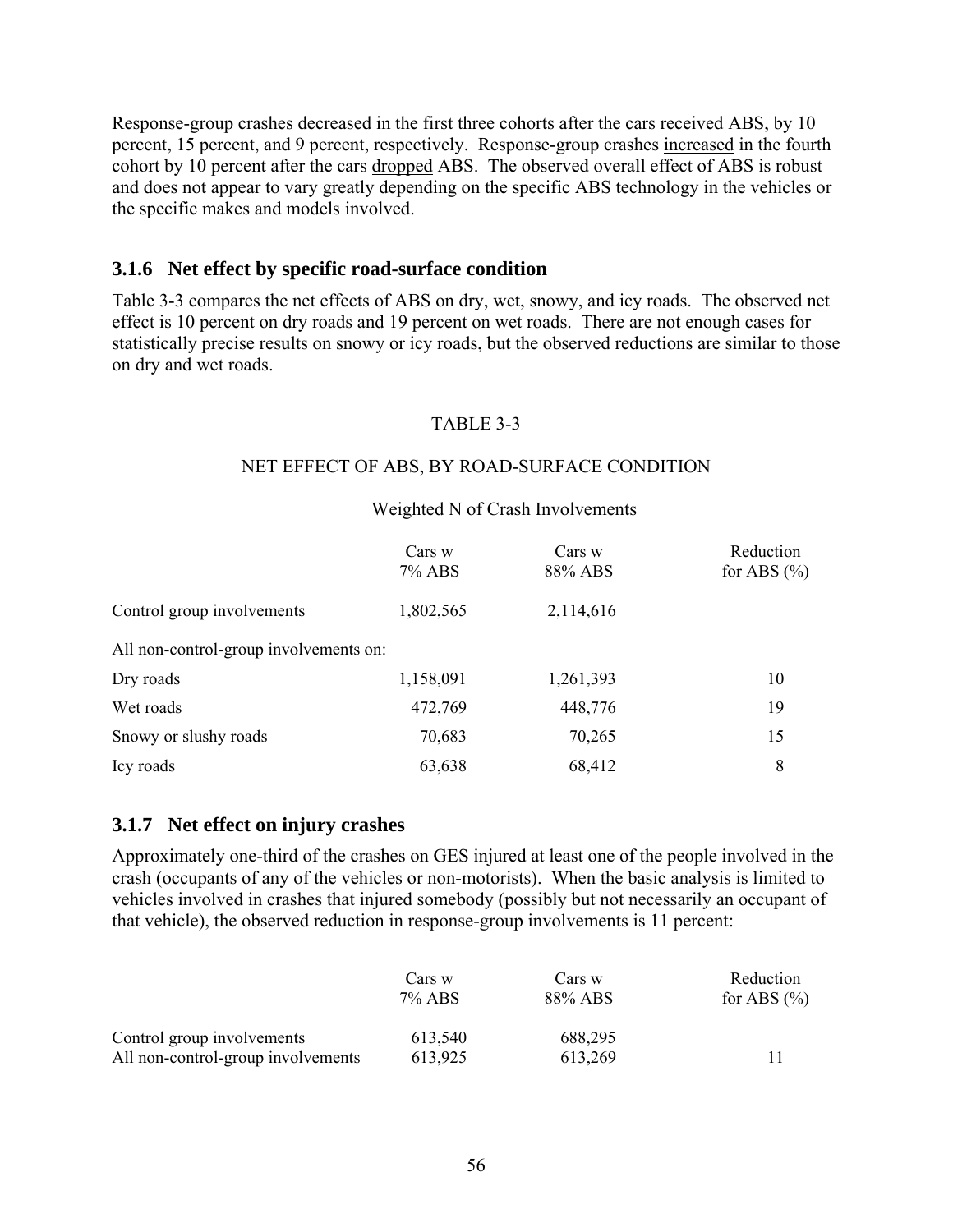Response-group crashes decreased in the first three cohorts after the cars received ABS, by 10 percent, 15 percent, and 9 percent, respectively. Response-group crashes <u>increased</u> in the fourth cohort by 10 percent after the cars <u>dropped</u> ABS. The observed overall effect of ABS is robust and does not appear to vary greatly depending on the specific ABS technology in the vehicles or the specific makes and models involved.

### 3.1.6 Net effect by specific road-surface condition

Table 3-3 compares the net effects of ABS on dry, wet, snowy, and icy roads. The observed net effect is 10 percent on dry roads and 19 percent on wet roads. There are not enough cases for statistically precise results on snowy or icy roads, but the observed reductions are similar to those on dry and wet roads.

TABLE 3-3

NET EFFECT OF ABS, BY ROAD-SURFACE CONDITION

Weighted N of Crash Involvements

| | Cars w 7% ABS | Cars w 88% ABS | Reduction for ABS (%) |
|---|---|---|---|
| Control group involvements | 1,802,565 | 2,114,616 | |
| All non-control-group involvements on: | | | |
| Dry roads | 1,158,091 | 1,261,393 | 10 |
| Wet roads | 472,769 | 448,776 | 19 |
| Snowy or slushy roads | 70,683 | 70,265 | 15 |
| Icy roads | 63,638 | 68,412 | 8 |

### 3.1.7 Net effect on injury crashes

Approximately one-third of the crashes on GES injured at least one of the people involved in the crash (occupants of any of the vehicles or non-motorists). When the basic analysis is limited to vehicles involved in crashes that injured somebody (possibly but not necessarily an occupant of that vehicle), the observed reduction in response-group involvements is 11 percent:

| | Cars w 7% ABS | Cars w 88% ABS | Reduction for ABS (%) |
|---|---|---|---|
| Control group involvements | 613,540 | 688,295 | |
| All non-control-group involvements | 613,925 | 613,269 | 11 |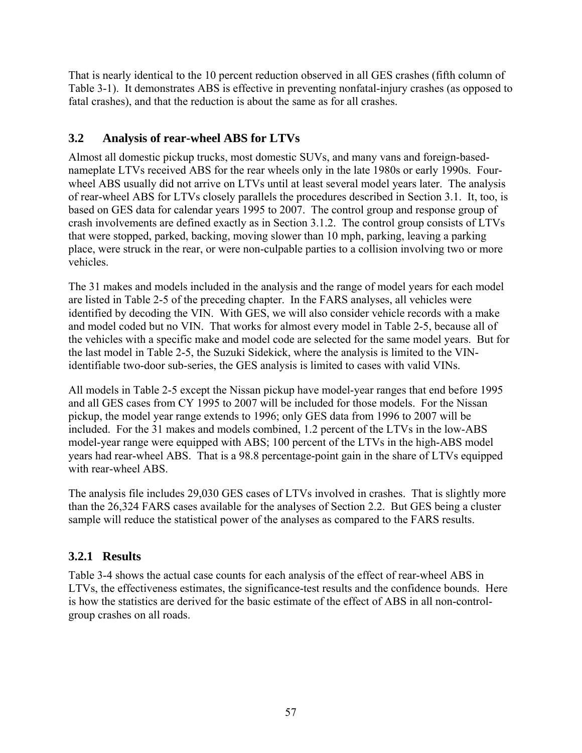That is nearly identical to the 10 percent reduction observed in all GES crashes (fifth column of Table 3-1). It demonstrates ABS is effective in preventing nonfatal-injury crashes (as opposed to fatal crashes), and that the reduction is about the same as for all crashes.

## 3.2 Analysis of rear-wheel ABS for LTVs

Almost all domestic pickup trucks, most domestic SUVs, and many vans and foreign-based-nameplate LTVs received ABS for the rear wheels only in the late 1980s or early 1990s. Four-wheel ABS usually did not arrive on LTVs until at least several model years later. The analysis of rear-wheel ABS for LTVs closely parallels the procedures described in Section 3.1. It, too, is based on GES data for calendar years 1995 to 2007. The control group and response group of crash involvements are defined exactly as in Section 3.1.2. The control group consists of LTVs that were stopped, parked, backing, moving slower than 10 mph, parking, leaving a parking place, were struck in the rear, or were non-culpable parties to a collision involving two or more vehicles.

The 31 makes and models included in the analysis and the range of model years for each model are listed in Table 2-5 of the preceding chapter. In the FARS analyses, all vehicles were identified by decoding the VIN. With GES, we will also consider vehicle records with a make and model coded but no VIN. That works for almost every model in Table 2-5, because all of the vehicles with a specific make and model code are selected for the same model years. But for the last model in Table 2-5, the Suzuki Sidekick, where the analysis is limited to the VIN-identifiable two-door sub-series, the GES analysis is limited to cases with valid VINs.

All models in Table 2-5 except the Nissan pickup have model-year ranges that end before 1995 and all GES cases from CY 1995 to 2007 will be included for those models. For the Nissan pickup, the model year range extends to 1996; only GES data from 1996 to 2007 will be included. For the 31 makes and models combined, 1.2 percent of the LTVs in the low-ABS model-year range were equipped with ABS; 100 percent of the LTVs in the high-ABS model years had rear-wheel ABS. That is a 98.8 percentage-point gain in the share of LTVs equipped with rear-wheel ABS.

The analysis file includes 29,030 GES cases of LTVs involved in crashes. That is slightly more than the 26,324 FARS cases available for the analyses of Section 2.2. But GES being a cluster sample will reduce the statistical power of the analyses as compared to the FARS results.

### 3.2.1 Results

Table 3-4 shows the actual case counts for each analysis of the effect of rear-wheel ABS in LTVs, the effectiveness estimates, the significance-test results and the confidence bounds. Here is how the statistics are derived for the basic estimate of the effect of ABS in all non-control-group crashes on all roads.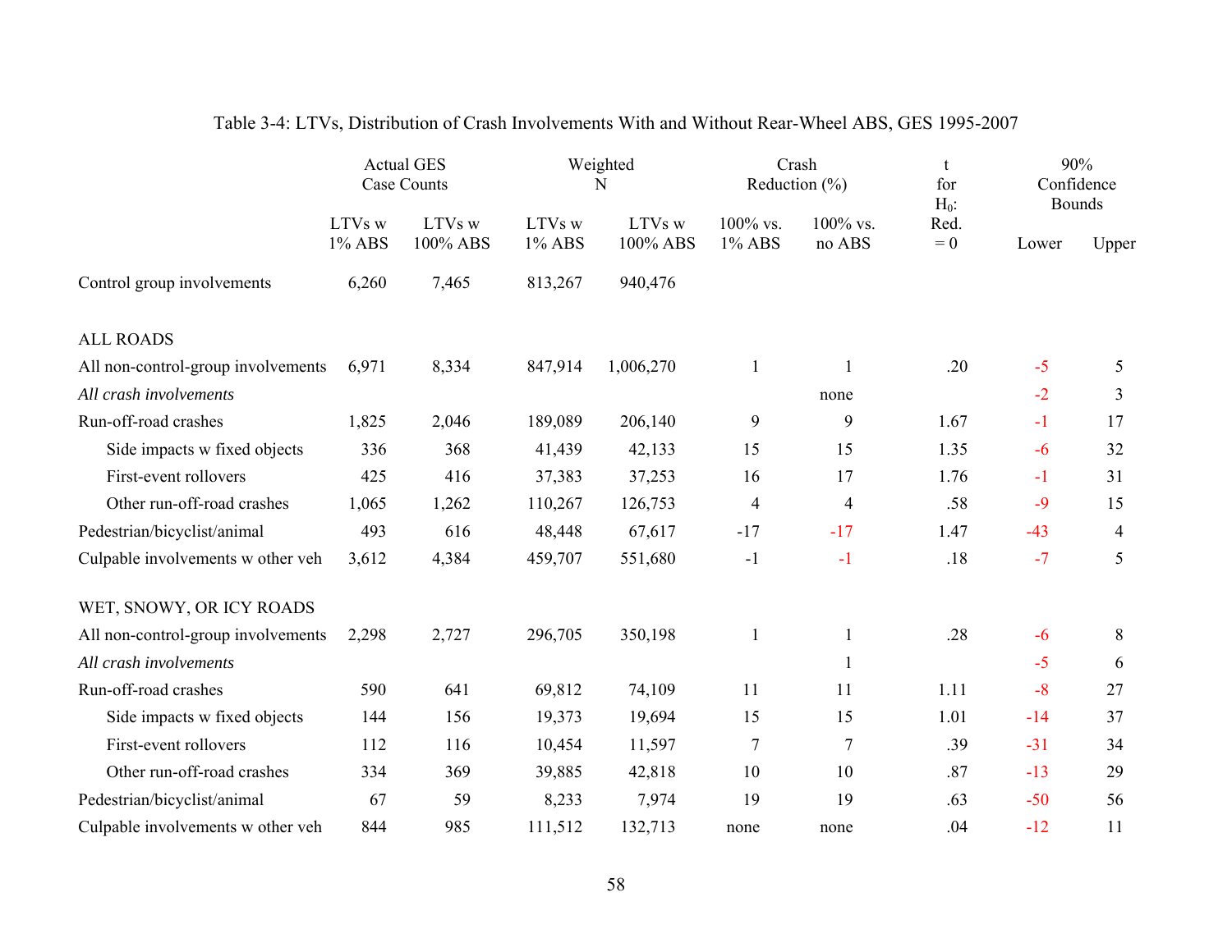Table 3-4: LTVs, Distribution of Crash Involvements With and Without Rear-Wheel ABS, GES 1995-2007

| | Actual GES Case Counts | | Weighted N | | Crash Reduction (%) | | t for $H_0$: Red. = 0 | 90% Confidence Bounds | |
|---|---|---|---|---|---|---|---|---|---|
| | LTVs w 1% ABS | LTVs w 100% ABS | LTVs w 1% ABS | LTVs w 100% ABS | 100% vs. 1% ABS | 100% vs. no ABS | | Lower | Upper |
| Control group involvements | 6,260 | 7,465 | 813,267 | 940,476 | | | | | |
| ALL ROADS | | | | | | | | | |
| All non-control-group involvements | 6,971 | 8,334 | 847,914 | 1,006,270 | 1 | 1 | .20 | -5 | 5 |
| *All crash involvements* | | | | | | none | | -2 | 3 |
| Run-off-road crashes | 1,825 | 2,046 | 189,089 | 206,140 | 9 | 9 | 1.67 | -1 | 17 |
| Side impacts w fixed objects | 336 | 368 | 41,439 | 42,133 | 15 | 15 | 1.35 | -6 | 32 |
| First-event rollovers | 425 | 416 | 37,383 | 37,253 | 16 | 17 | 1.76 | -1 | 31 |
| Other run-off-road crashes | 1,065 | 1,262 | 110,267 | 126,753 | 4 | 4 | .58 | -9 | 15 |
| Pedestrian/bicyclist/animal | 493 | 616 | 48,448 | 67,617 | -17 | -17 | 1.47 | -43 | 4 |
| Culpable involvements w other veh | 3,612 | 4,384 | 459,707 | 551,680 | -1 | -1 | .18 | -7 | 5 |
| WET, SNOWY, OR ICY ROADS | | | | | | | | | |
| All non-control-group involvements | 2,298 | 2,727 | 296,705 | 350,198 | 1 | 1 | .28 | -6 | 8 |
| *All crash involvements* | | | | | | 1 | | -5 | 6 |
| Run-off-road crashes | 590 | 641 | 69,812 | 74,109 | 11 | 11 | 1.11 | -8 | 27 |
| Side impacts w fixed objects | 144 | 156 | 19,373 | 19,694 | 15 | 15 | 1.01 | -14 | 37 |
| First-event rollovers | 112 | 116 | 10,454 | 11,597 | 7 | 7 | .39 | -31 | 34 |
| Other run-off-road crashes | 334 | 369 | 39,885 | 42,818 | 10 | 10 | .87 | -13 | 29 |
| Pedestrian/bicyclist/animal | 67 | 59 | 8,233 | 7,974 | 19 | 19 | .63 | -50 | 56 |
| Culpable involvements w other veh | 844 | 985 | 111,512 | 132,713 | none | none | .04 | -12 | 11 |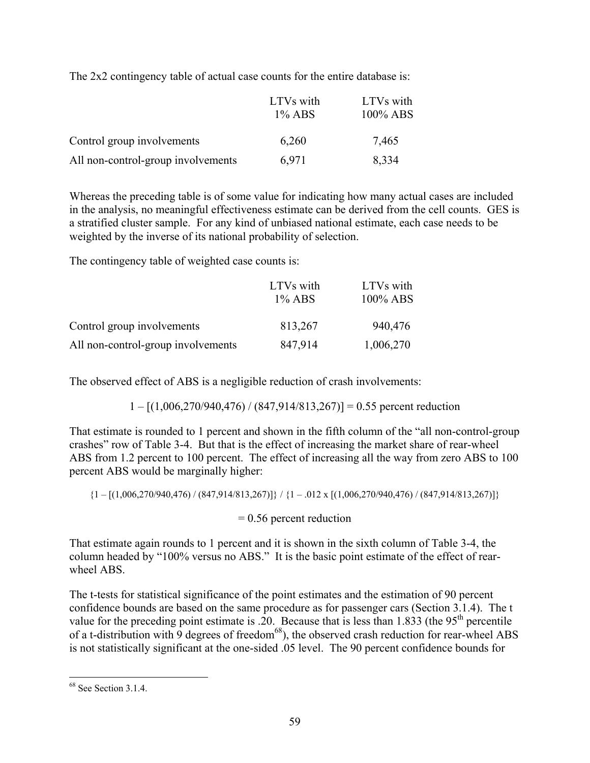The 2x2 contingency table of actual case counts for the entire database is:

| | LTVs with 1% ABS | LTVs with 100% ABS |
|---|---|---|
| Control group involvements | 6,260 | 7,465 |
| All non-control-group involvements | 6,971 | 8,334 |

Whereas the preceding table is of some value for indicating how many actual cases are included in the analysis, no meaningful effectiveness estimate can be derived from the cell counts. GES is a stratified cluster sample. For any kind of unbiased national estimate, each case needs to be weighted by the inverse of its national probability of selection.

The contingency table of weighted case counts is:

| | LTVs with 1% ABS | LTVs with 100% ABS |
|---|---|---|
| Control group involvements | 813,267 | 940,476 |
| All non-control-group involvements | 847,914 | 1,006,270 |

The observed effect of ABS is a negligible reduction of crash involvements:

$$1 - [(1{,}006{,}270/940{,}476) / (847{,}914/813{,}267)] = 0.55 \text{ percent reduction}$$

That estimate is rounded to 1 percent and shown in the fifth column of the "all non-control-group crashes" row of Table 3-4. But that is the effect of increasing the market share of rear-wheel ABS from 1.2 percent to 100 percent. The effect of increasing all the way from zero ABS to 100 percent ABS would be marginally higher:

$$\{1 - [(1{,}006{,}270/940{,}476) / (847{,}914/813{,}267)]\} / \{1 - .012 \times [(1{,}006{,}270/940{,}476) / (847{,}914/813{,}267)]\}$$

$$= 0.56 \text{ percent reduction}$$

That estimate again rounds to 1 percent and it is shown in the sixth column of Table 3-4, the column headed by "100% versus no ABS." It is the basic point estimate of the effect of rear-wheel ABS.

The t-tests for statistical significance of the point estimates and the estimation of 90 percent confidence bounds are based on the same procedure as for passenger cars (Section 3.1.4). The t value for the preceding point estimate is .20. Because that is less than 1.833 (the 95th percentile of a t-distribution with 9 degrees of freedom[68]), the observed crash reduction for rear-wheel ABS is not statistically significant at the one-sided .05 level. The 90 percent confidence bounds for

[68] See Section 3.1.4.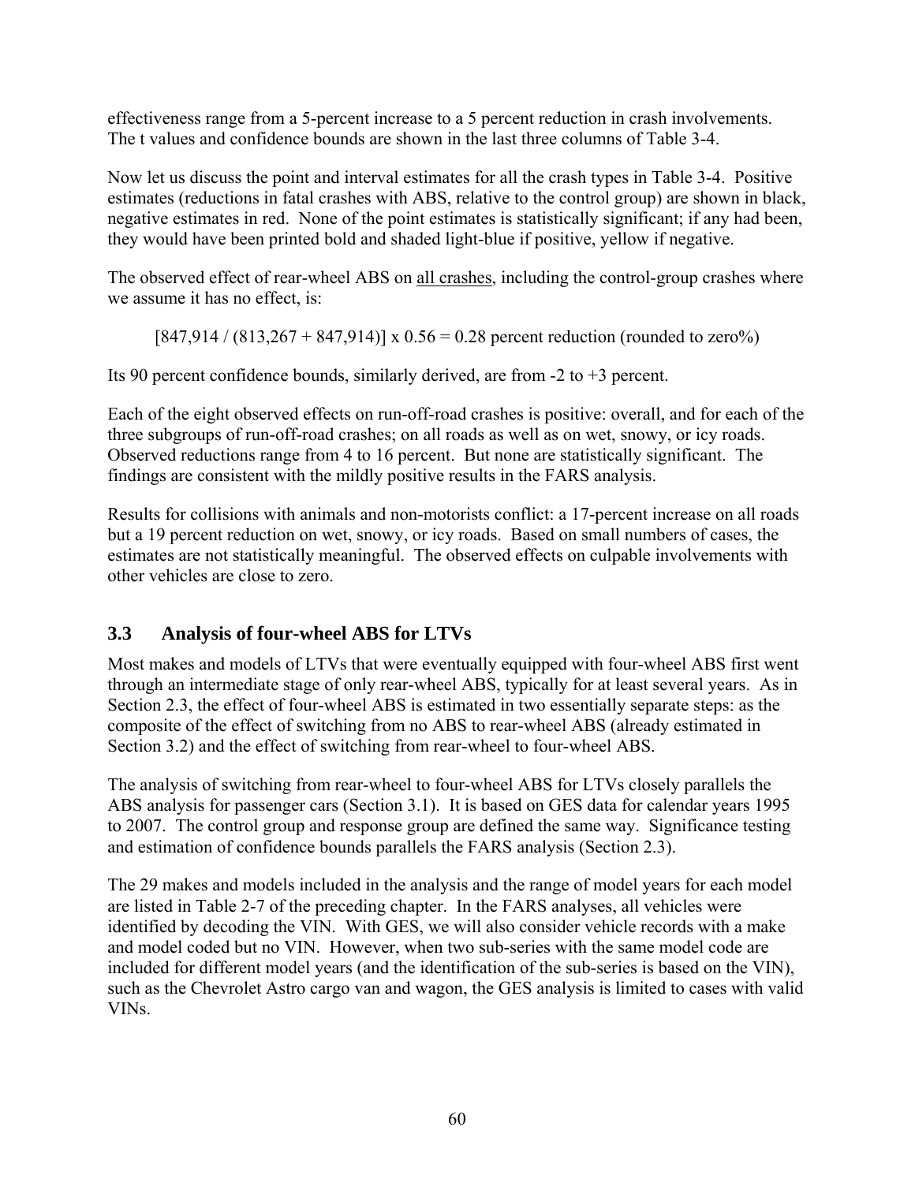effectiveness range from a 5-percent increase to a 5 percent reduction in crash involvements. The t values and confidence bounds are shown in the last three columns of Table 3-4.

Now let us discuss the point and interval estimates for all the crash types in Table 3-4. Positive estimates (reductions in fatal crashes with ABS, relative to the control group) are shown in black, negative estimates in red. None of the point estimates is statistically significant; if any had been, they would have been printed bold and shaded light-blue if positive, yellow if negative.

The observed effect of rear-wheel ABS on <u>all crashes</u>, including the control-group crashes where we assume it has no effect, is:

$$[847{,}914 / (813{,}267 + 847{,}914)] \times 0.56 = 0.28 \text{ percent reduction (rounded to zero\%)}$$

Its 90 percent confidence bounds, similarly derived, are from -2 to +3 percent.

Each of the eight observed effects on run-off-road crashes is positive: overall, and for each of the three subgroups of run-off-road crashes; on all roads as well as on wet, snowy, or icy roads. Observed reductions range from 4 to 16 percent. But none are statistically significant. The findings are consistent with the mildly positive results in the FARS analysis.

Results for collisions with animals and non-motorists conflict: a 17-percent increase on all roads but a 19 percent reduction on wet, snowy, or icy roads. Based on small numbers of cases, the estimates are not statistically meaningful. The observed effects on culpable involvements with other vehicles are close to zero.

## 3.3 Analysis of four-wheel ABS for LTVs

Most makes and models of LTVs that were eventually equipped with four-wheel ABS first went through an intermediate stage of only rear-wheel ABS, typically for at least several years. As in Section 2.3, the effect of four-wheel ABS is estimated in two essentially separate steps: as the composite of the effect of switching from no ABS to rear-wheel ABS (already estimated in Section 3.2) and the effect of switching from rear-wheel to four-wheel ABS.

The analysis of switching from rear-wheel to four-wheel ABS for LTVs closely parallels the ABS analysis for passenger cars (Section 3.1). It is based on GES data for calendar years 1995 to 2007. The control group and response group are defined the same way. Significance testing and estimation of confidence bounds parallels the FARS analysis (Section 2.3).

The 29 makes and models included in the analysis and the range of model years for each model are listed in Table 2-7 of the preceding chapter. In the FARS analyses, all vehicles were identified by decoding the VIN. With GES, we will also consider vehicle records with a make and model coded but no VIN. However, when two sub-series with the same model code are included for different model years (and the identification of the sub-series is based on the VIN), such as the Chevrolet Astro cargo van and wagon, the GES analysis is limited to cases with valid VINs.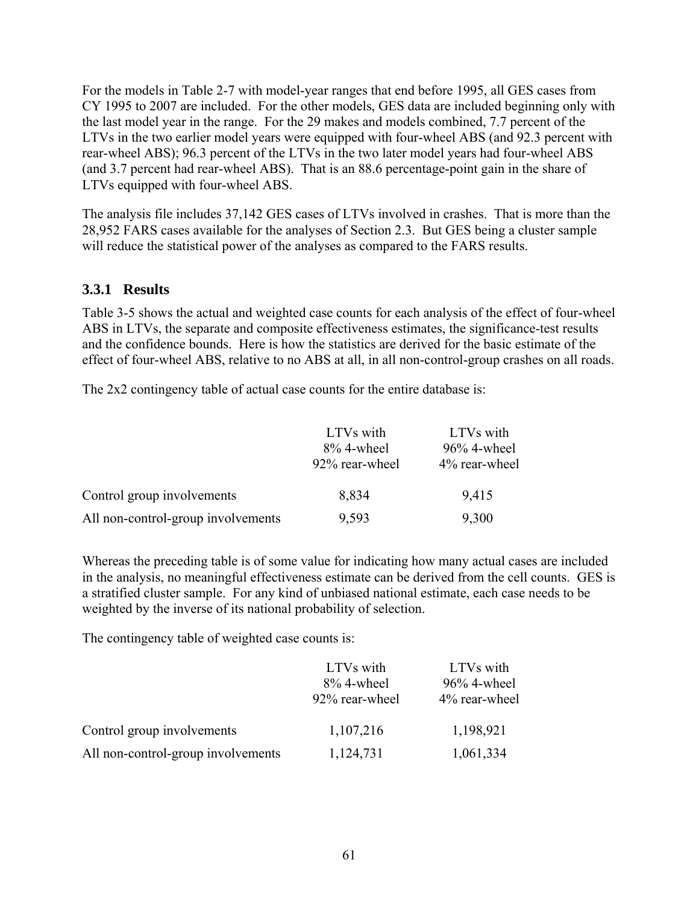For the models in Table 2-7 with model-year ranges that end before 1995, all GES cases from CY 1995 to 2007 are included. For the other models, GES data are included beginning only with the last model year in the range. For the 29 makes and models combined, 7.7 percent of the LTVs in the two earlier model years were equipped with four-wheel ABS (and 92.3 percent with rear-wheel ABS); 96.3 percent of the LTVs in the two later model years had four-wheel ABS (and 3.7 percent had rear-wheel ABS). That is an 88.6 percentage-point gain in the share of LTVs equipped with four-wheel ABS.

The analysis file includes 37,142 GES cases of LTVs involved in crashes. That is more than the 28,952 FARS cases available for the analyses of Section 2.3. But GES being a cluster sample will reduce the statistical power of the analyses as compared to the FARS results.

### 3.3.1 Results

Table 3-5 shows the actual and weighted case counts for each analysis of the effect of four-wheel ABS in LTVs, the separate and composite effectiveness estimates, the significance-test results and the confidence bounds. Here is how the statistics are derived for the basic estimate of the effect of four-wheel ABS, relative to no ABS at all, in all non-control-group crashes on all roads.

The 2x2 contingency table of actual case counts for the entire database is:

| | LTVs with 8% 4-wheel 92% rear-wheel | LTVs with 96% 4-wheel 4% rear-wheel |
|---|---|---|
| Control group involvements | 8,834 | 9,415 |
| All non-control-group involvements | 9,593 | 9,300 |

Whereas the preceding table is of some value for indicating how many actual cases are included in the analysis, no meaningful effectiveness estimate can be derived from the cell counts. GES is a stratified cluster sample. For any kind of unbiased national estimate, each case needs to be weighted by the inverse of its national probability of selection.

The contingency table of weighted case counts is:

| | LTVs with 8% 4-wheel 92% rear-wheel | LTVs with 96% 4-wheel 4% rear-wheel |
|---|---|---|
| Control group involvements | 1,107,216 | 1,198,921 |
| All non-control-group involvements | 1,124,731 | 1,061,334 |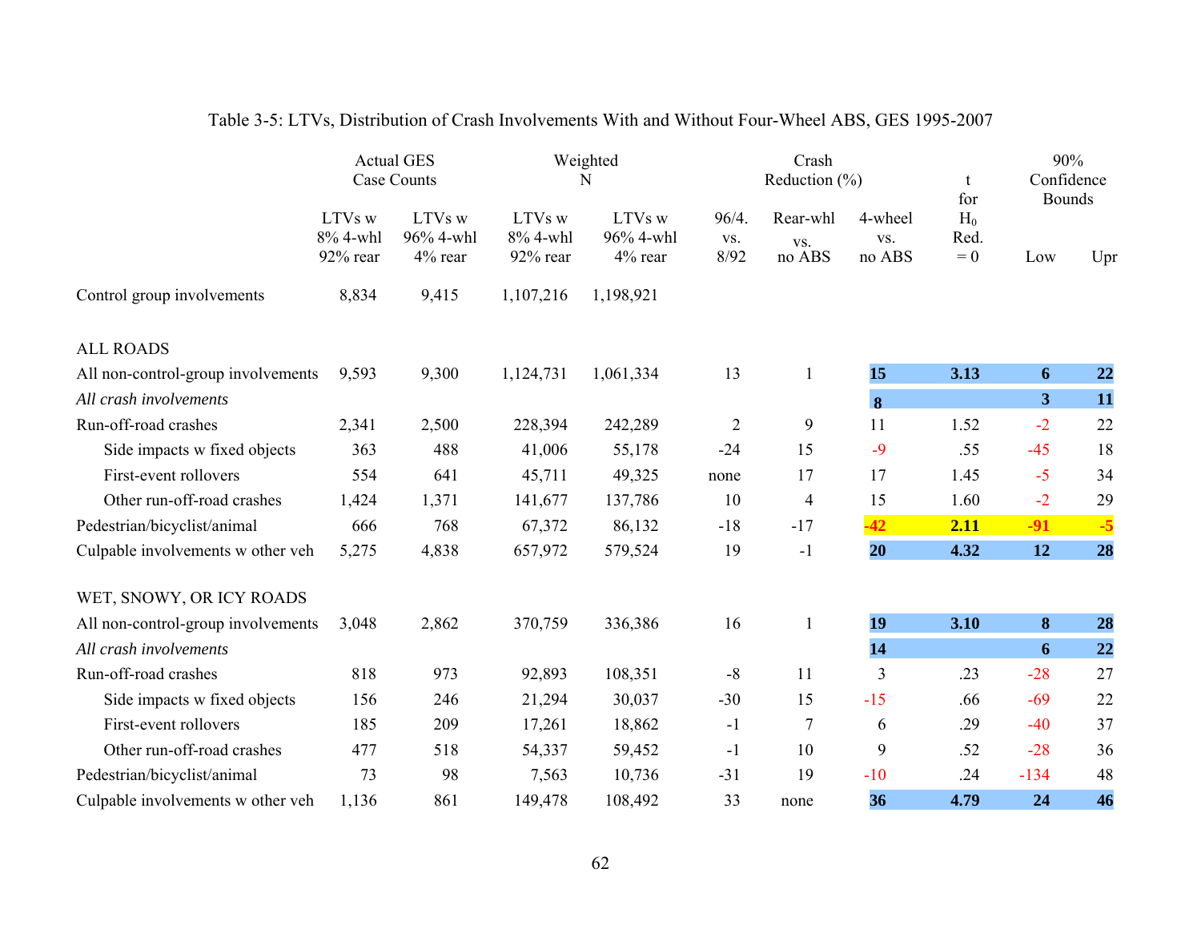Table 3-5: LTVs, Distribution of Crash Involvements With and Without Four-Wheel ABS, GES 1995-2007

| | Actual GES Case Counts | | Weighted N | | Crash Reduction (%) | | | t for $H_0$ Red. = 0 | 90% Confidence Bounds | |
|---|---|---|---|---|---|---|---|---|---|---|
| | LTVs w 8% 4-whl 92% rear | LTVs w 96% 4-whl 4% rear | LTVs w 8% 4-whl 92% rear | LTVs w 96% 4-whl 4% rear | 96/4. vs. 8/92 | Rear-whl vs. no ABS | 4-wheel vs. no ABS | | Low | Upr |
| Control group involvements | 8,834 | 9,415 | 1,107,216 | 1,198,921 | | | | | | |
| ALL ROADS | | | | | | | | | | |
| All non-control-group involvements | 9,593 | 9,300 | 1,124,731 | 1,061,334 | 13 | 1 | **15** | **3.13** | **6** | **22** |
| *All crash involvements* | | | | | | | **8** | | **3** | **11** |
| Run-off-road crashes | 2,341 | 2,500 | 228,394 | 242,289 | 2 | 9 | 11 | 1.52 | -2 | 22 |
| Side impacts w fixed objects | 363 | 488 | 41,006 | 55,178 | -24 | 15 | -9 | .55 | -45 | 18 |
| First-event rollovers | 554 | 641 | 45,711 | 49,325 | none | 17 | 17 | 1.45 | -5 | 34 |
| Other run-off-road crashes | 1,424 | 1,371 | 141,677 | 137,786 | 10 | 4 | 15 | 1.60 | -2 | 29 |
| Pedestrian/bicyclist/animal | 666 | 768 | 67,372 | 86,132 | -18 | -17 | **-42** | **2.11** | **-91** | **-5** |
| Culpable involvements w other veh | 5,275 | 4,838 | 657,972 | 579,524 | 19 | -1 | **20** | **4.32** | **12** | **28** |
| WET, SNOWY, OR ICY ROADS | | | | | | | | | | |
| All non-control-group involvements | 3,048 | 2,862 | 370,759 | 336,386 | 16 | 1 | **19** | **3.10** | **8** | **28** |
| *All crash involvements* | | | | | | | **14** | | **6** | **22** |
| Run-off-road crashes | 818 | 973 | 92,893 | 108,351 | -8 | 11 | 3 | .23 | -28 | 27 |
| Side impacts w fixed objects | 156 | 246 | 21,294 | 30,037 | -30 | 15 | -15 | .66 | -69 | 22 |
| First-event rollovers | 185 | 209 | 17,261 | 18,862 | -1 | 7 | 6 | .29 | -40 | 37 |
| Other run-off-road crashes | 477 | 518 | 54,337 | 59,452 | -1 | 10 | 9 | .52 | -28 | 36 |
| Pedestrian/bicyclist/animal | 73 | 98 | 7,563 | 10,736 | -31 | 19 | -10 | .24 | -134 | 48 |
| Culpable involvements w other veh | 1,136 | 861 | 149,478 | 108,492 | 33 | none | **36** | **4.79** | **24** | **46** |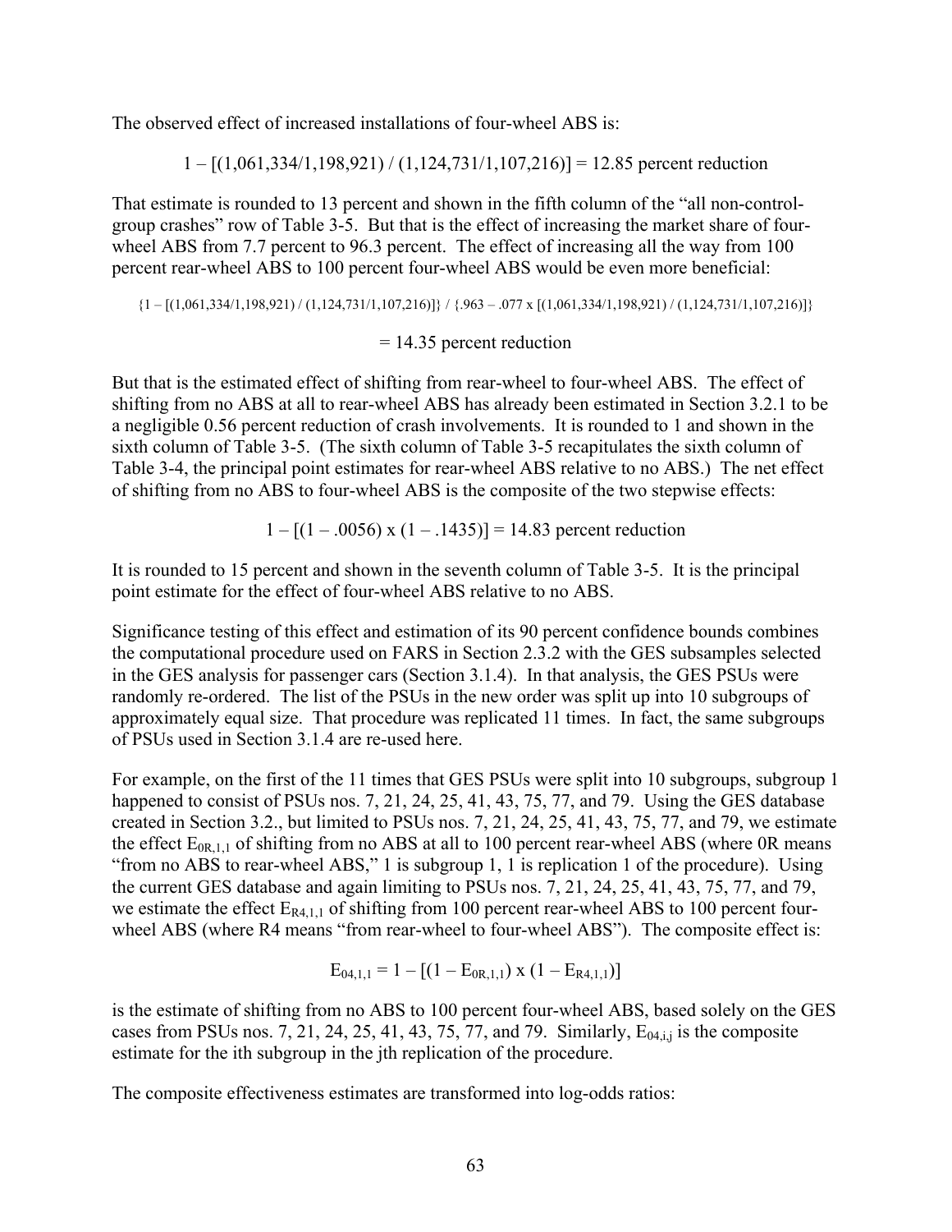The observed effect of increased installations of four-wheel ABS is:

$$1 – [(1{,}061{,}334/1{,}198{,}921) / (1{,}124{,}731/1{,}107{,}216)] = 12.85 \text{ percent reduction}$$

That estimate is rounded to 13 percent and shown in the fifth column of the "all non-control-group crashes" row of Table 3-5. But that is the effect of increasing the market share of four-wheel ABS from 7.7 percent to 96.3 percent. The effect of increasing all the way from 100 percent rear-wheel ABS to 100 percent four-wheel ABS would be even more beneficial:

$$\{1 – [(1{,}061{,}334/1{,}198{,}921) / (1{,}124{,}731/1{,}107{,}216)]\} / \{.963 – .077 \times [(1{,}061{,}334/1{,}198{,}921) / (1{,}124{,}731/1{,}107{,}216)]\}$$

$$= 14.35 \text{ percent reduction}$$

But that is the estimated effect of shifting from rear-wheel to four-wheel ABS. The effect of shifting from no ABS at all to rear-wheel ABS has already been estimated in Section 3.2.1 to be a negligible 0.56 percent reduction of crash involvements. It is rounded to 1 and shown in the sixth column of Table 3-5. (The sixth column of Table 3-5 recapitulates the sixth column of Table 3-4, the principal point estimates for rear-wheel ABS relative to no ABS.) The net effect of shifting from no ABS to four-wheel ABS is the composite of the two stepwise effects:

$$1 – [(1 – .0056) \times (1 – .1435)] = 14.83 \text{ percent reduction}$$

It is rounded to 15 percent and shown in the seventh column of Table 3-5. It is the principal point estimate for the effect of four-wheel ABS relative to no ABS.

Significance testing of this effect and estimation of its 90 percent confidence bounds combines the computational procedure used on FARS in Section 2.3.2 with the GES subsamples selected in the GES analysis for passenger cars (Section 3.1.4). In that analysis, the GES PSUs were randomly re-ordered. The list of the PSUs in the new order was split up into 10 subgroups of approximately equal size. That procedure was replicated 11 times. In fact, the same subgroups of PSUs used in Section 3.1.4 are re-used here.

For example, on the first of the 11 times that GES PSUs were split into 10 subgroups, subgroup 1 happened to consist of PSUs nos. 7, 21, 24, 25, 41, 43, 75, 77, and 79. Using the GES database created in Section 3.2., but limited to PSUs nos. 7, 21, 24, 25, 41, 43, 75, 77, and 79, we estimate the effect $E_{0R,1,1}$ of shifting from no ABS at all to 100 percent rear-wheel ABS (where 0R means "from no ABS to rear-wheel ABS," 1 is subgroup 1, 1 is replication 1 of the procedure). Using the current GES database and again limiting to PSUs nos. 7, 21, 24, 25, 41, 43, 75, 77, and 79, we estimate the effect $E_{R4,1,1}$ of shifting from 100 percent rear-wheel ABS to 100 percent four-wheel ABS (where R4 means "from rear-wheel to four-wheel ABS"). The composite effect is:

$$E_{04,1,1} = 1 – [(1 – E_{0R,1,1}) \times (1 – E_{R4,1,1})]$$

is the estimate of shifting from no ABS to 100 percent four-wheel ABS, based solely on the GES cases from PSUs nos. 7, 21, 24, 25, 41, 43, 75, 77, and 79. Similarly, $E_{04,i,j}$ is the composite estimate for the ith subgroup in the jth replication of the procedure.

The composite effectiveness estimates are transformed into log-odds ratios: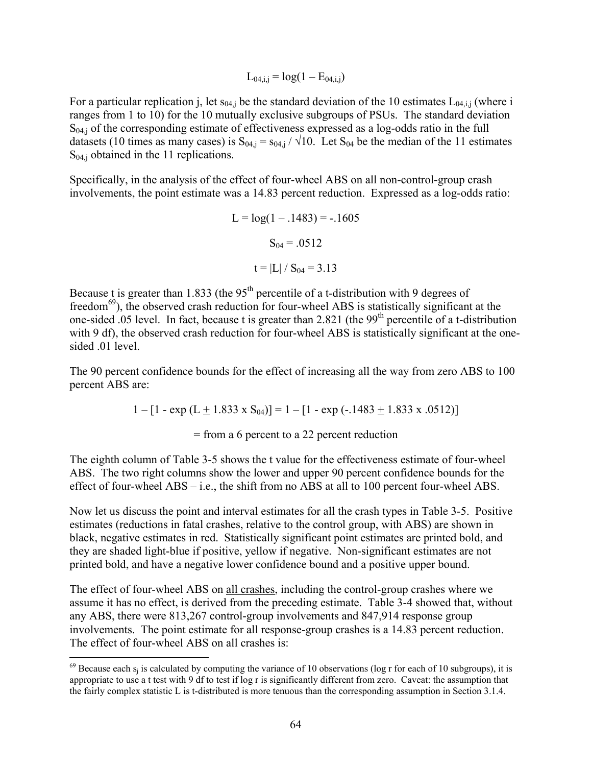$$L_{04,i,j} = \log(1 - E_{04,i,j})$$

For a particular replication j, let $s_{04,j}$ be the standard deviation of the 10 estimates $L_{04,i,j}$ (where i ranges from 1 to 10) for the 10 mutually exclusive subgroups of PSUs. The standard deviation $S_{04,j}$ of the corresponding estimate of effectiveness expressed as a log-odds ratio in the full datasets (10 times as many cases) is $S_{04,j} = s_{04,j} / \sqrt{10}$. Let $S_{04}$ be the median of the 11 estimates $S_{04,j}$ obtained in the 11 replications.

Specifically, in the analysis of the effect of four-wheel ABS on all non-control-group crash involvements, the point estimate was a 14.83 percent reduction. Expressed as a log-odds ratio:

$$L = \log(1 - .1483) = -.1605$$

$$S_{04} = .0512$$

$$t = |L| / S_{04} = 3.13$$

Because t is greater than 1.833 (the 95th percentile of a t-distribution with 9 degrees of freedom[69]), the observed crash reduction for four-wheel ABS is statistically significant at the one-sided .05 level. In fact, because t is greater than 2.821 (the 99th percentile of a t-distribution with 9 df), the observed crash reduction for four-wheel ABS is statistically significant at the one-sided .01 level.

The 90 percent confidence bounds for the effect of increasing all the way from zero ABS to 100 percent ABS are:

$$1 - [1 - \exp(L \pm 1.833 \times S_{04})] = 1 - [1 - \exp(-.1483 \pm 1.833 \times .0512)]$$

$$= \text{from a 6 percent to a 22 percent reduction}$$

The eighth column of Table 3-5 shows the t value for the effectiveness estimate of four-wheel ABS. The two right columns show the lower and upper 90 percent confidence bounds for the effect of four-wheel ABS – i.e., the shift from no ABS at all to 100 percent four-wheel ABS.

Now let us discuss the point and interval estimates for all the crash types in Table 3-5. Positive estimates (reductions in fatal crashes, relative to the control group, with ABS) are shown in black, negative estimates in red. Statistically significant point estimates are printed bold, and they are shaded light-blue if positive, yellow if negative. Non-significant estimates are not printed bold, and have a negative lower confidence bound and a positive upper bound.

The effect of four-wheel ABS on all crashes, including the control-group crashes where we assume it has no effect, is derived from the preceding estimate. Table 3-4 showed that, without any ABS, there were 813,267 control-group involvements and 847,914 response group involvements. The point estimate for all response-group crashes is a 14.83 percent reduction. The effect of four-wheel ABS on all crashes is:

---

[69] Because each $s_j$ is calculated by computing the variance of 10 observations (log r for each of 10 subgroups), it is appropriate to use a t test with 9 df to test if log r is significantly different from zero. Caveat: the assumption that the fairly complex statistic L is t-distributed is more tenuous than the corresponding assumption in Section 3.1.4.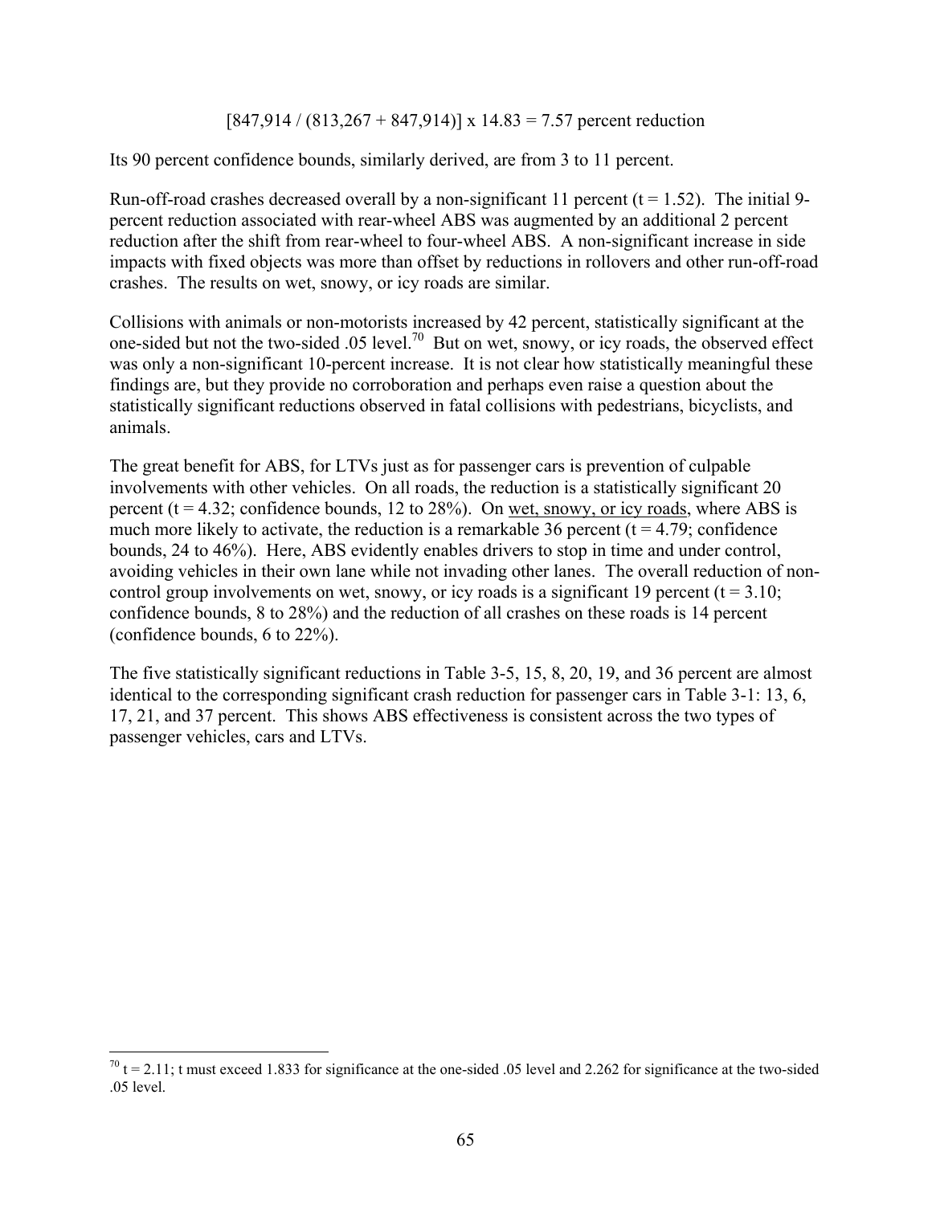$$[847{,}914 / (813{,}267 + 847{,}914)] \times 14.83 = 7.57 \text{ percent reduction}$$

Its 90 percent confidence bounds, similarly derived, are from 3 to 11 percent.

Run-off-road crashes decreased overall by a non-significant 11 percent ($t = 1.52$). The initial 9-percent reduction associated with rear-wheel ABS was augmented by an additional 2 percent reduction after the shift from rear-wheel to four-wheel ABS. A non-significant increase in side impacts with fixed objects was more than offset by reductions in rollovers and other run-off-road crashes. The results on wet, snowy, or icy roads are similar.

Collisions with animals or non-motorists increased by 42 percent, statistically significant at the one-sided but not the two-sided .05 level.[70] But on wet, snowy, or icy roads, the observed effect was only a non-significant 10-percent increase. It is not clear how statistically meaningful these findings are, but they provide no corroboration and perhaps even raise a question about the statistically significant reductions observed in fatal collisions with pedestrians, bicyclists, and animals.

The great benefit for ABS, for LTVs just as for passenger cars is prevention of culpable involvements with other vehicles. On all roads, the reduction is a statistically significant 20 percent ($t = 4.32$; confidence bounds, 12 to 28%). On <u>wet, snowy, or icy roads</u>, where ABS is much more likely to activate, the reduction is a remarkable 36 percent ($t = 4.79$; confidence bounds, 24 to 46%). Here, ABS evidently enables drivers to stop in time and under control, avoiding vehicles in their own lane while not invading other lanes. The overall reduction of non-control group involvements on wet, snowy, or icy roads is a significant 19 percent ($t = 3.10$; confidence bounds, 8 to 28%) and the reduction of all crashes on these roads is 14 percent (confidence bounds, 6 to 22%).

The five statistically significant reductions in Table 3-5, 15, 8, 20, 19, and 36 percent are almost identical to the corresponding significant crash reduction for passenger cars in Table 3-1: 13, 6, 17, 21, and 37 percent. This shows ABS effectiveness is consistent across the two types of passenger vehicles, cars and LTVs.

---

[70] $t = 2.11$; t must exceed 1.833 for significance at the one-sided .05 level and 2.262 for significance at the two-sided .05 level.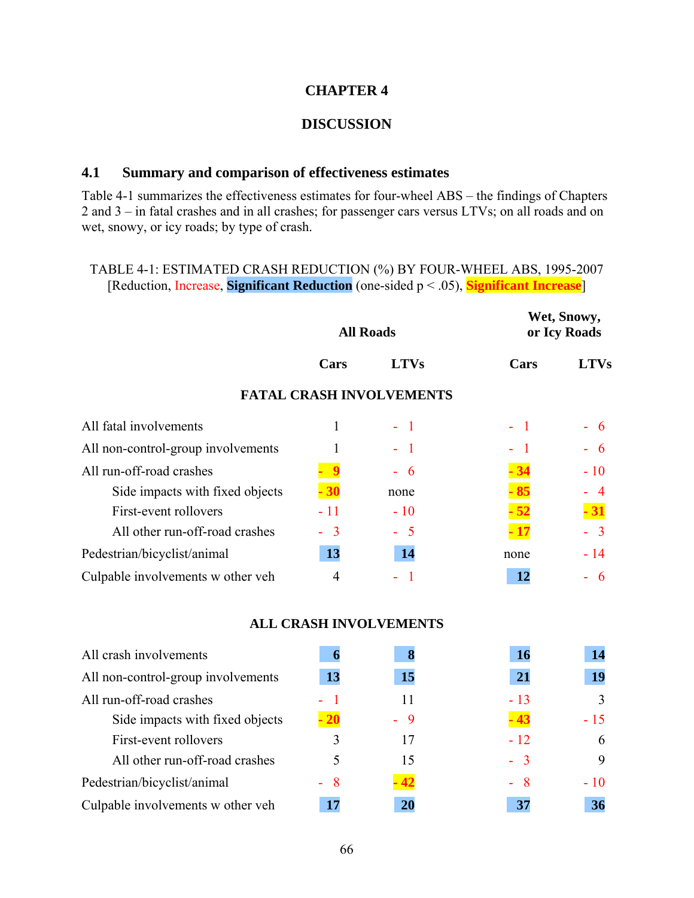# CHAPTER 4

# DISCUSSION

## 4.1 Summary and comparison of effectiveness estimates

Table 4-1 summarizes the effectiveness estimates for four-wheel ABS – the findings of Chapters 2 and 3 – in fatal crashes and in all crashes; for passenger cars versus LTVs; on all roads and on wet, snowy, or icy roads; by type of crash.

TABLE 4-1: ESTIMATED CRASH REDUCTION (%) BY FOUR-WHEEL ABS, 1995-2007
[Reduction, Increase, **Significant Reduction** (one-sided p < .05), **Significant Increase**]

| | All Roads | | Wet, Snowy, or Icy Roads | |
|---|---|---|---|---|
| | **Cars** | **LTVs** | **Cars** | **LTVs** |
| **FATAL CRASH INVOLVEMENTS** | | | | |
| All fatal involvements | 1 | - 1 | - 1 | - 6 |
| All non-control-group involvements | 1 | - 1 | - 1 | - 6 |
| All run-off-road crashes | **- 9** | - 6 | **- 34** | - 10 |
| Side impacts with fixed objects | **- 30** | none | **- 85** | - 4 |
| First-event rollovers | - 11 | - 10 | **- 52** | **- 31** |
| All other run-off-road crashes | - 3 | - 5 | **- 17** | - 3 |
| Pedestrian/bicyclist/animal | **13** | **14** | none | - 14 |
| Culpable involvements w other veh | 4 | - 1 | **12** | - 6 |
| **ALL CRASH INVOLVEMENTS** | | | | |
| All crash involvements | **6** | **8** | **16** | **14** |
| All non-control-group involvements | **13** | **15** | **21** | **19** |
| All run-off-road crashes | - 1 | 11 | - 13 | 3 |
| Side impacts with fixed objects | **- 20** | - 9 | **- 43** | - 15 |
| First-event rollovers | 3 | 17 | - 12 | 6 |
| All other run-off-road crashes | 5 | 15 | - 3 | 9 |
| Pedestrian/bicyclist/animal | - 8 | **- 42** | - 8 | - 10 |
| Culpable involvements w other veh | **17** | **20** | **37** | **36** |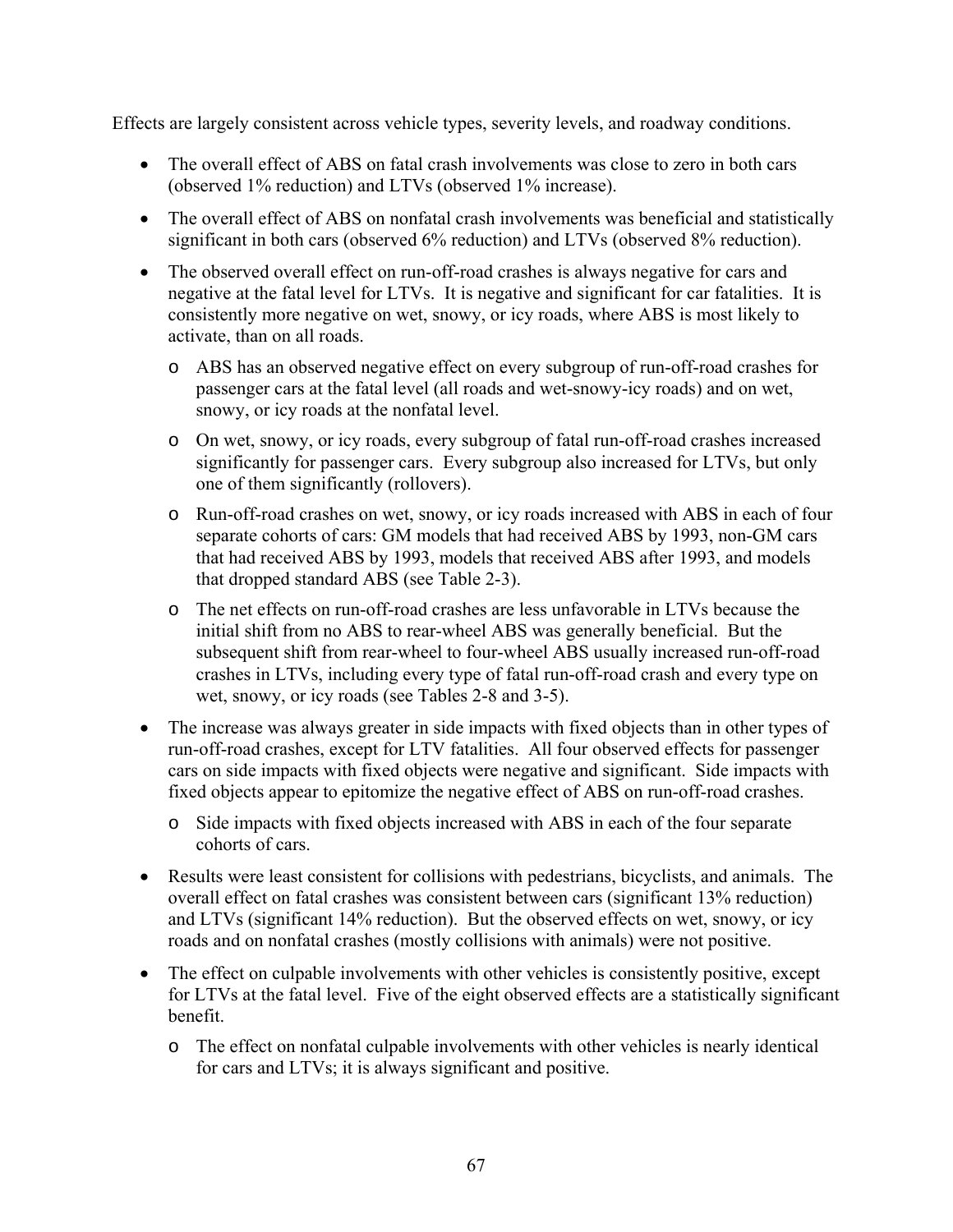Effects are largely consistent across vehicle types, severity levels, and roadway conditions.

- The overall effect of ABS on fatal crash involvements was close to zero in both cars (observed 1% reduction) and LTVs (observed 1% increase).
- The overall effect of ABS on nonfatal crash involvements was beneficial and statistically significant in both cars (observed 6% reduction) and LTVs (observed 8% reduction).
- The observed overall effect on run-off-road crashes is always negative for cars and negative at the fatal level for LTVs. It is negative and significant for car fatalities. It is consistently more negative on wet, snowy, or icy roads, where ABS is most likely to activate, than on all roads.
  - ABS has an observed negative effect on every subgroup of run-off-road crashes for passenger cars at the fatal level (all roads and wet-snowy-icy roads) and on wet, snowy, or icy roads at the nonfatal level.
  - On wet, snowy, or icy roads, every subgroup of fatal run-off-road crashes increased significantly for passenger cars. Every subgroup also increased for LTVs, but only one of them significantly (rollovers).
  - Run-off-road crashes on wet, snowy, or icy roads increased with ABS in each of four separate cohorts of cars: GM models that had received ABS by 1993, non-GM cars that had received ABS by 1993, models that received ABS after 1993, and models that dropped standard ABS (see Table 2-3).
  - The net effects on run-off-road crashes are less unfavorable in LTVs because the initial shift from no ABS to rear-wheel ABS was generally beneficial. But the subsequent shift from rear-wheel to four-wheel ABS usually increased run-off-road crashes in LTVs, including every type of fatal run-off-road crash and every type on wet, snowy, or icy roads (see Tables 2-8 and 3-5).
- The increase was always greater in side impacts with fixed objects than in other types of run-off-road crashes, except for LTV fatalities. All four observed effects for passenger cars on side impacts with fixed objects were negative and significant. Side impacts with fixed objects appear to epitomize the negative effect of ABS on run-off-road crashes.
  - Side impacts with fixed objects increased with ABS in each of the four separate cohorts of cars.
- Results were least consistent for collisions with pedestrians, bicyclists, and animals. The overall effect on fatal crashes was consistent between cars (significant 13% reduction) and LTVs (significant 14% reduction). But the observed effects on wet, snowy, or icy roads and on nonfatal crashes (mostly collisions with animals) were not positive.
- The effect on culpable involvements with other vehicles is consistently positive, except for LTVs at the fatal level. Five of the eight observed effects are a statistically significant benefit.
  - The effect on nonfatal culpable involvements with other vehicles is nearly identical for cars and LTVs; it is always significant and positive.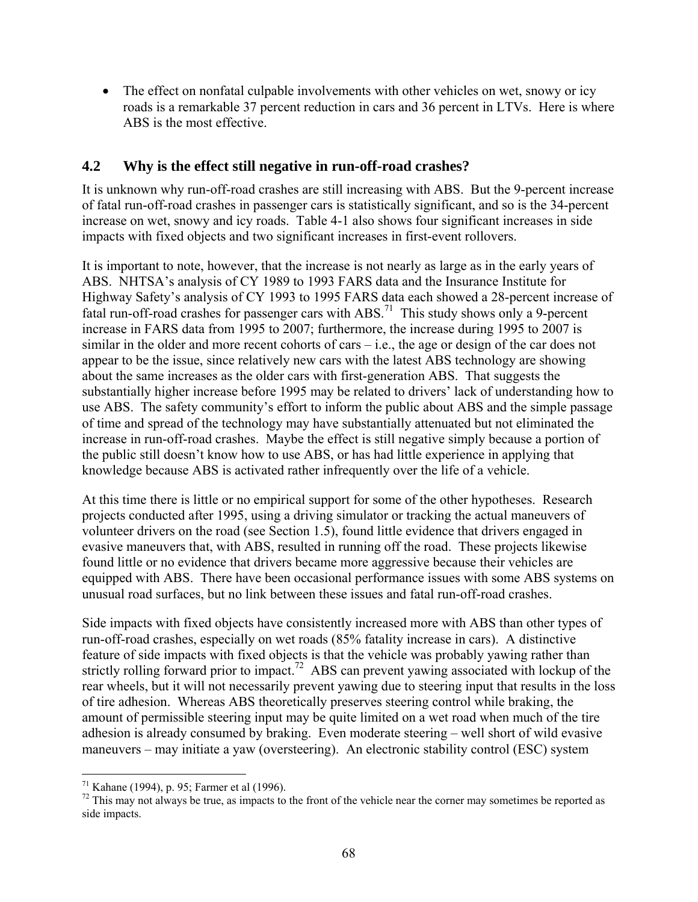- The effect on nonfatal culpable involvements with other vehicles on wet, snowy or icy roads is a remarkable 37 percent reduction in cars and 36 percent in LTVs. Here is where ABS is the most effective.

## 4.2 Why is the effect still negative in run-off-road crashes?

It is unknown why run-off-road crashes are still increasing with ABS. But the 9-percent increase of fatal run-off-road crashes in passenger cars is statistically significant, and so is the 34-percent increase on wet, snowy and icy roads. Table 4-1 also shows four significant increases in side impacts with fixed objects and two significant increases in first-event rollovers.

It is important to note, however, that the increase is not nearly as large as in the early years of ABS. NHTSA's analysis of CY 1989 to 1993 FARS data and the Insurance Institute for Highway Safety's analysis of CY 1993 to 1995 FARS data each showed a 28-percent increase of fatal run-off-road crashes for passenger cars with ABS.[71] This study shows only a 9-percent increase in FARS data from 1995 to 2007; furthermore, the increase during 1995 to 2007 is similar in the older and more recent cohorts of cars – i.e., the age or design of the car does not appear to be the issue, since relatively new cars with the latest ABS technology are showing about the same increases as the older cars with first-generation ABS. That suggests the substantially higher increase before 1995 may be related to drivers' lack of understanding how to use ABS. The safety community's effort to inform the public about ABS and the simple passage of time and spread of the technology may have substantially attenuated but not eliminated the increase in run-off-road crashes. Maybe the effect is still negative simply because a portion of the public still doesn't know how to use ABS, or has had little experience in applying that knowledge because ABS is activated rather infrequently over the life of a vehicle.

At this time there is little or no empirical support for some of the other hypotheses. Research projects conducted after 1995, using a driving simulator or tracking the actual maneuvers of volunteer drivers on the road (see Section 1.5), found little evidence that drivers engaged in evasive maneuvers that, with ABS, resulted in running off the road. These projects likewise found little or no evidence that drivers became more aggressive because their vehicles are equipped with ABS. There have been occasional performance issues with some ABS systems on unusual road surfaces, but no link between these issues and fatal run-off-road crashes.

Side impacts with fixed objects have consistently increased more with ABS than other types of run-off-road crashes, especially on wet roads (85% fatality increase in cars). A distinctive feature of side impacts with fixed objects is that the vehicle was probably yawing rather than strictly rolling forward prior to impact.[72] ABS can prevent yawing associated with lockup of the rear wheels, but it will not necessarily prevent yawing due to steering input that results in the loss of tire adhesion. Whereas ABS theoretically preserves steering control while braking, the amount of permissible steering input may be quite limited on a wet road when much of the tire adhesion is already consumed by braking. Even moderate steering – well short of wild evasive maneuvers – may initiate a yaw (oversteering). An electronic stability control (ESC) system

---

[71] Kahane (1994), p. 95; Farmer et al (1996).

[72] This may not always be true, as impacts to the front of the vehicle near the corner may sometimes be reported as side impacts.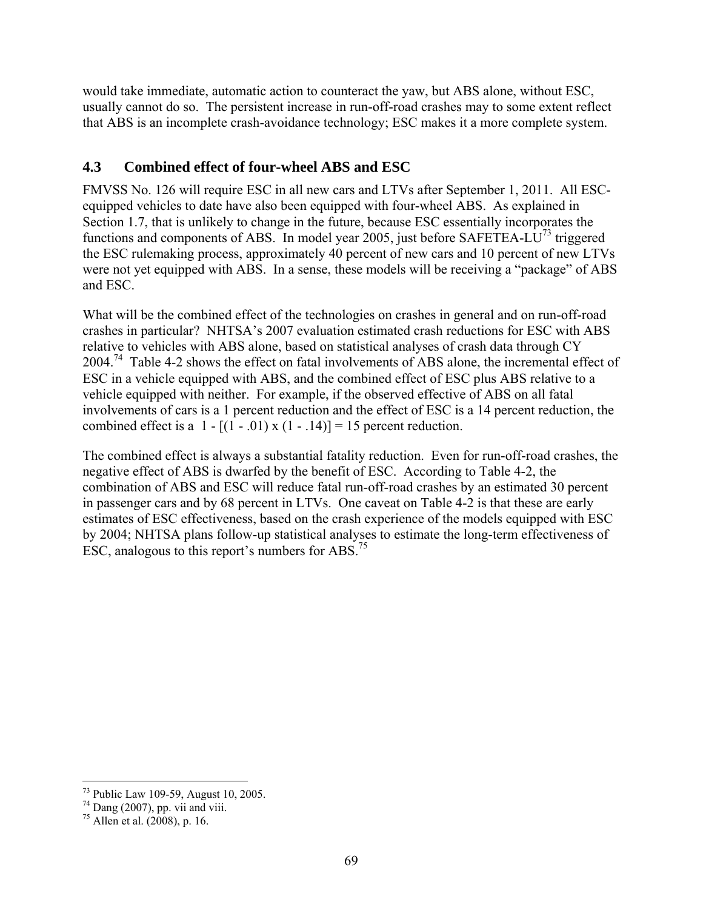would take immediate, automatic action to counteract the yaw, but ABS alone, without ESC, usually cannot do so. The persistent increase in run-off-road crashes may to some extent reflect that ABS is an incomplete crash-avoidance technology; ESC makes it a more complete system.

## 4.3 Combined effect of four-wheel ABS and ESC

FMVSS No. 126 will require ESC in all new cars and LTVs after September 1, 2011. All ESC-equipped vehicles to date have also been equipped with four-wheel ABS. As explained in Section 1.7, that is unlikely to change in the future, because ESC essentially incorporates the functions and components of ABS. In model year 2005, just before SAFETEA-LU[73] triggered the ESC rulemaking process, approximately 40 percent of new cars and 10 percent of new LTVs were not yet equipped with ABS. In a sense, these models will be receiving a "package" of ABS and ESC.

What will be the combined effect of the technologies on crashes in general and on run-off-road crashes in particular? NHTSA's 2007 evaluation estimated crash reductions for ESC with ABS relative to vehicles with ABS alone, based on statistical analyses of crash data through CY 2004.[74] Table 4-2 shows the effect on fatal involvements of ABS alone, the incremental effect of ESC in a vehicle equipped with ABS, and the combined effect of ESC plus ABS relative to a vehicle equipped with neither. For example, if the observed effective of ABS on all fatal involvements of cars is a 1 percent reduction and the effect of ESC is a 14 percent reduction, the combined effect is a $1 - [(1 - .01) \times (1 - .14)] = 15$ percent reduction.

The combined effect is always a substantial fatality reduction. Even for run-off-road crashes, the negative effect of ABS is dwarfed by the benefit of ESC. According to Table 4-2, the combination of ABS and ESC will reduce fatal run-off-road crashes by an estimated 30 percent in passenger cars and by 68 percent in LTVs. One caveat on Table 4-2 is that these are early estimates of ESC effectiveness, based on the crash experience of the models equipped with ESC by 2004; NHTSA plans follow-up statistical analyses to estimate the long-term effectiveness of ESC, analogous to this report's numbers for ABS.[75]

---

[73] Public Law 109-59, August 10, 2005.

[74] Dang (2007), pp. vii and viii.

[75] Allen et al. (2008), p. 16.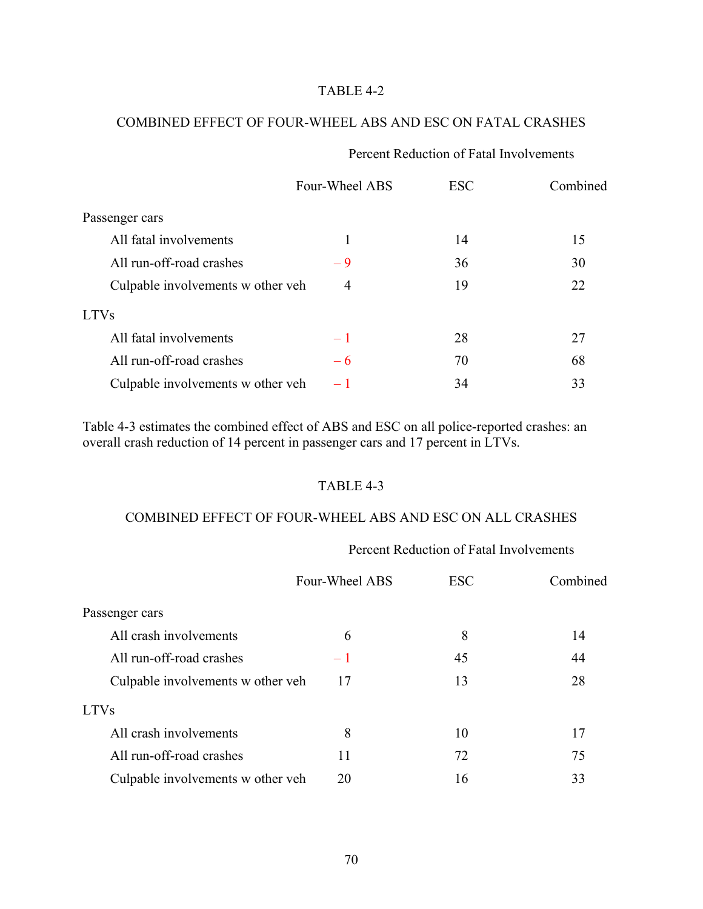TABLE 4-2

COMBINED EFFECT OF FOUR-WHEEL ABS AND ESC ON FATAL CRASHES

| | Percent Reduction of Fatal Involvements | | |
|---|---|---|---|
| | Four-Wheel ABS | ESC | Combined |
| Passenger cars | | | |
| All fatal involvements | 1 | 14 | 15 |
| All run-off-road crashes | – 9 | 36 | 30 |
| Culpable involvements w other veh | 4 | 19 | 22 |
| LTVs | | | |
| All fatal involvements | – 1 | 28 | 27 |
| All run-off-road crashes | – 6 | 70 | 68 |
| Culpable involvements w other veh | – 1 | 34 | 33 |

Table 4-3 estimates the combined effect of ABS and ESC on all police-reported crashes: an overall crash reduction of 14 percent in passenger cars and 17 percent in LTVs.

TABLE 4-3

COMBINED EFFECT OF FOUR-WHEEL ABS AND ESC ON ALL CRASHES

| | Percent Reduction of Fatal Involvements | | |
|---|---|---|---|
| | Four-Wheel ABS | ESC | Combined |
| Passenger cars | | | |
| All crash involvements | 6 | 8 | 14 |
| All run-off-road crashes | – 1 | 45 | 44 |
| Culpable involvements w other veh | 17 | 13 | 28 |
| LTVs | | | |
| All crash involvements | 8 | 10 | 17 |
| All run-off-road crashes | 11 | 72 | 75 |
| Culpable involvements w other veh | 20 | 16 | 33 |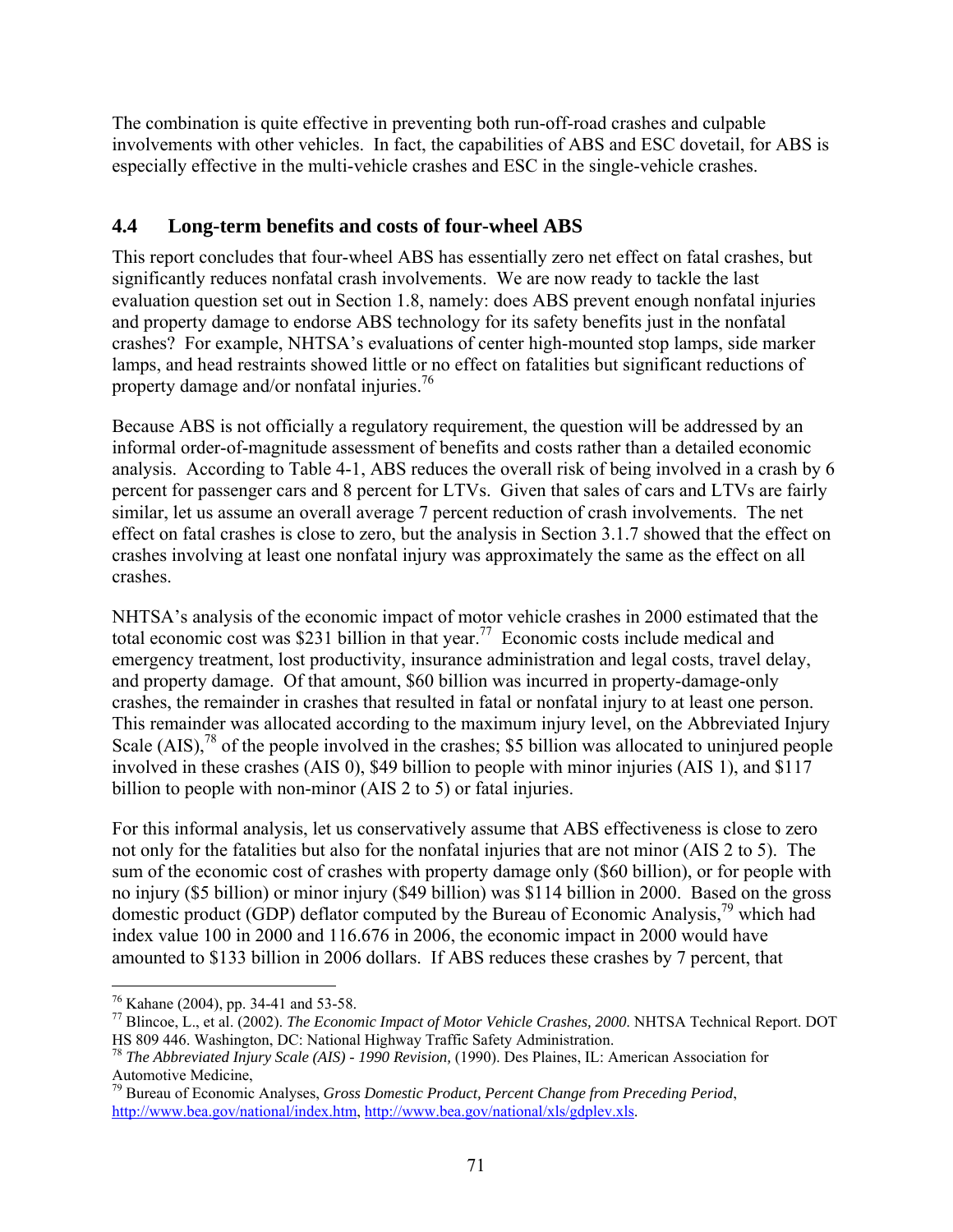The combination is quite effective in preventing both run-off-road crashes and culpable involvements with other vehicles. In fact, the capabilities of ABS and ESC dovetail, for ABS is especially effective in the multi-vehicle crashes and ESC in the single-vehicle crashes.

### 4.4 Long-term benefits and costs of four-wheel ABS

This report concludes that four-wheel ABS has essentially zero net effect on fatal crashes, but significantly reduces nonfatal crash involvements. We are now ready to tackle the last evaluation question set out in Section 1.8, namely: does ABS prevent enough nonfatal injuries and property damage to endorse ABS technology for its safety benefits just in the nonfatal crashes? For example, NHTSA's evaluations of center high-mounted stop lamps, side marker lamps, and head restraints showed little or no effect on fatalities but significant reductions of property damage and/or nonfatal injuries.[76]

Because ABS is not officially a regulatory requirement, the question will be addressed by an informal order-of-magnitude assessment of benefits and costs rather than a detailed economic analysis. According to Table 4-1, ABS reduces the overall risk of being involved in a crash by 6 percent for passenger cars and 8 percent for LTVs. Given that sales of cars and LTVs are fairly similar, let us assume an overall average 7 percent reduction of crash involvements. The net effect on fatal crashes is close to zero, but the analysis in Section 3.1.7 showed that the effect on crashes involving at least one nonfatal injury was approximately the same as the effect on all crashes.

NHTSA's analysis of the economic impact of motor vehicle crashes in 2000 estimated that the total economic cost was $231 billion in that year.[77] Economic costs include medical and emergency treatment, lost productivity, insurance administration and legal costs, travel delay, and property damage. Of that amount, $60 billion was incurred in property-damage-only crashes, the remainder in crashes that resulted in fatal or nonfatal injury to at least one person. This remainder was allocated according to the maximum injury level, on the Abbreviated Injury Scale (AIS),[78] of the people involved in the crashes; $5 billion was allocated to uninjured people involved in these crashes (AIS 0), $49 billion to people with minor injuries (AIS 1), and $117 billion to people with non-minor (AIS 2 to 5) or fatal injuries.

For this informal analysis, let us conservatively assume that ABS effectiveness is close to zero not only for the fatalities but also for the nonfatal injuries that are not minor (AIS 2 to 5). The sum of the economic cost of crashes with property damage only ($60 billion), or for people with no injury ($5 billion) or minor injury ($49 billion) was $114 billion in 2000. Based on the gross domestic product (GDP) deflator computed by the Bureau of Economic Analysis,[79] which had index value 100 in 2000 and 116.676 in 2006, the economic impact in 2000 would have amounted to $133 billion in 2006 dollars. If ABS reduces these crashes by 7 percent, that

---

[76] Kahane (2004), pp. 34-41 and 53-58.

[77] Blincoe, L., et al. (2002). *The Economic Impact of Motor Vehicle Crashes, 2000*. NHTSA Technical Report. DOT HS 809 446. Washington, DC: National Highway Traffic Safety Administration.

[78] *The Abbreviated Injury Scale (AIS) - 1990 Revision,* (1990). Des Plaines, IL: American Association for Automotive Medicine,

[79] Bureau of Economic Analyses, *Gross Domestic Product, Percent Change from Preceding Period*, http://www.bea.gov/national/index.htm, http://www.bea.gov/national/xls/gdplev.xls.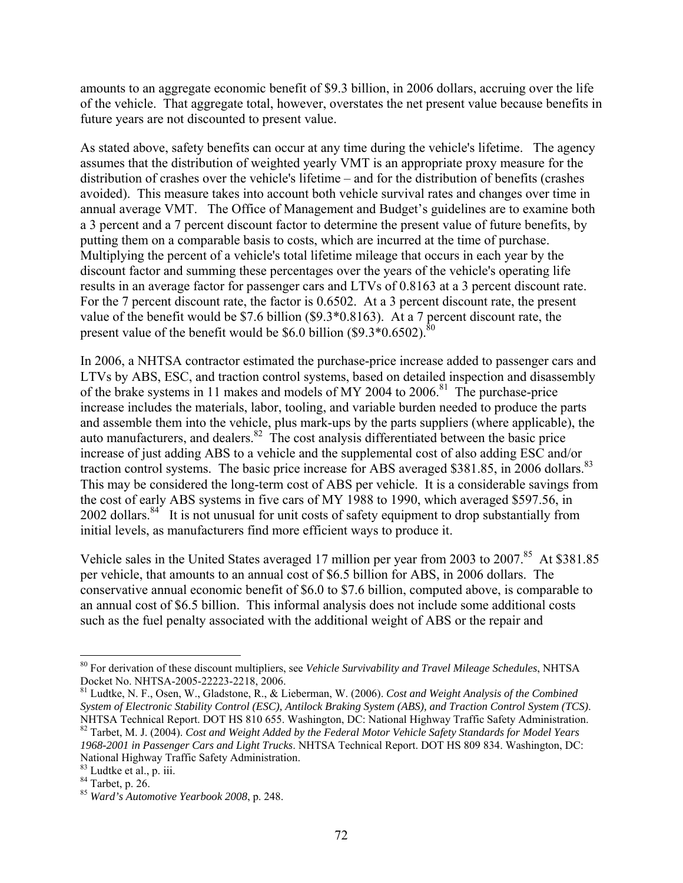amounts to an aggregate economic benefit of $9.3 billion, in 2006 dollars, accruing over the life of the vehicle. That aggregate total, however, overstates the net present value because benefits in future years are not discounted to present value.

As stated above, safety benefits can occur at any time during the vehicle's lifetime. The agency assumes that the distribution of weighted yearly VMT is an appropriate proxy measure for the distribution of crashes over the vehicle's lifetime – and for the distribution of benefits (crashes avoided). This measure takes into account both vehicle survival rates and changes over time in annual average VMT. The Office of Management and Budget's guidelines are to examine both a 3 percent and a 7 percent discount factor to determine the present value of future benefits, by putting them on a comparable basis to costs, which are incurred at the time of purchase. Multiplying the percent of a vehicle's total lifetime mileage that occurs in each year by the discount factor and summing these percentages over the years of the vehicle's operating life results in an average factor for passenger cars and LTVs of 0.8163 at a 3 percent discount rate. For the 7 percent discount rate, the factor is 0.6502. At a 3 percent discount rate, the present value of the benefit would be $7.6 billion ($9.3*0.8163). At a 7 percent discount rate, the present value of the benefit would be $6.0 billion ($9.3*0.6502).[80]

In 2006, a NHTSA contractor estimated the purchase-price increase added to passenger cars and LTVs by ABS, ESC, and traction control systems, based on detailed inspection and disassembly of the brake systems in 11 makes and models of MY 2004 to 2006.[81] The purchase-price increase includes the materials, labor, tooling, and variable burden needed to produce the parts and assemble them into the vehicle, plus mark-ups by the parts suppliers (where applicable), the auto manufacturers, and dealers.[82] The cost analysis differentiated between the basic price increase of just adding ABS to a vehicle and the supplemental cost of also adding ESC and/or traction control systems. The basic price increase for ABS averaged $381.85, in 2006 dollars.[83] This may be considered the long-term cost of ABS per vehicle. It is a considerable savings from the cost of early ABS systems in five cars of MY 1988 to 1990, which averaged $597.56, in 2002 dollars.[84] It is not unusual for unit costs of safety equipment to drop substantially from initial levels, as manufacturers find more efficient ways to produce it.

Vehicle sales in the United States averaged 17 million per year from 2003 to 2007.[85] At $381.85 per vehicle, that amounts to an annual cost of $6.5 billion for ABS, in 2006 dollars. The conservative annual economic benefit of $6.0 to $7.6 billion, computed above, is comparable to an annual cost of $6.5 billion. This informal analysis does not include some additional costs such as the fuel penalty associated with the additional weight of ABS or the repair and

---

[80] For derivation of these discount multipliers, see *Vehicle Survivability and Travel Mileage Schedules*, NHTSA Docket No. NHTSA-2005-22223-2218, 2006.

[81] Ludtke, N. F., Osen, W., Gladstone, R., & Lieberman, W. (2006). *Cost and Weight Analysis of the Combined System of Electronic Stability Control (ESC), Antilock Braking System (ABS), and Traction Control System (TCS)*. NHTSA Technical Report. DOT HS 810 655. Washington, DC: National Highway Traffic Safety Administration.

[82] Tarbet, M. J. (2004). *Cost and Weight Added by the Federal Motor Vehicle Safety Standards for Model Years 1968-2001 in Passenger Cars and Light Trucks*. NHTSA Technical Report. DOT HS 809 834. Washington, DC: National Highway Traffic Safety Administration.

[83] Ludtke et al., p. iii.

[84] Tarbet, p. 26.

[85] *Ward's Automotive Yearbook 2008*, p. 248.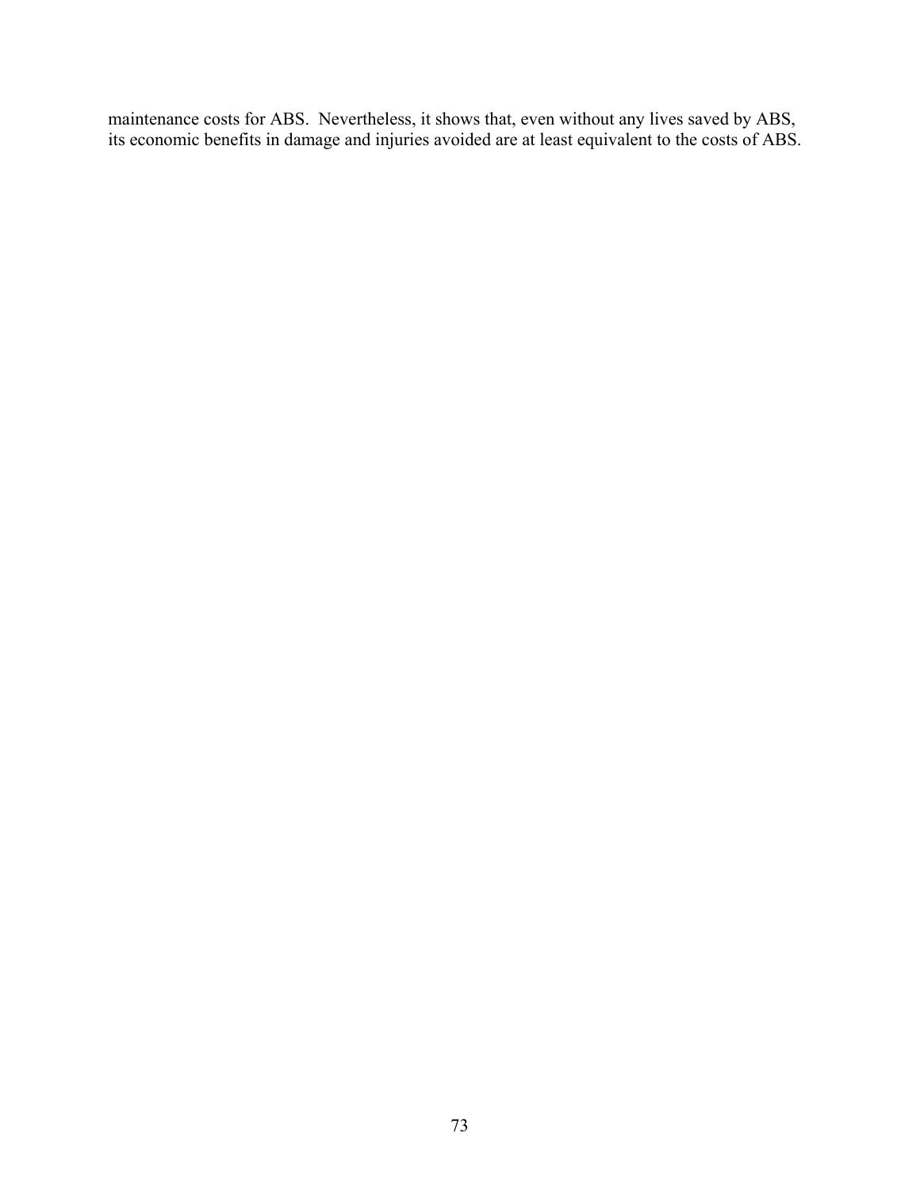maintenance costs for ABS. Nevertheless, it shows that, even without any lives saved by ABS, its economic benefits in damage and injuries avoided are at least equivalent to the costs of ABS.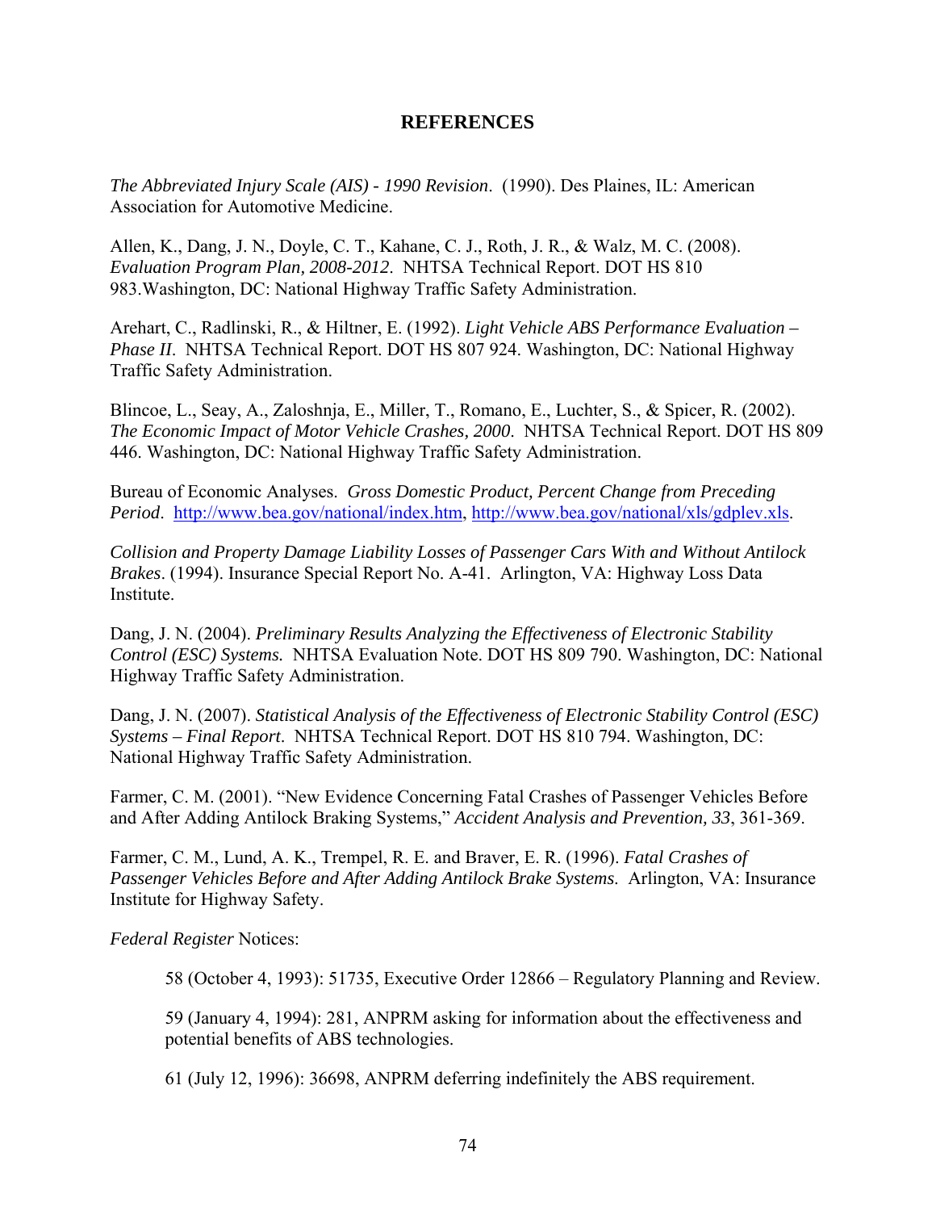# REFERENCES

*The Abbreviated Injury Scale (AIS) - 1990 Revision*. (1990). Des Plaines, IL: American Association for Automotive Medicine.

Allen, K., Dang, J. N., Doyle, C. T., Kahane, C. J., Roth, J. R., & Walz, M. C. (2008). *Evaluation Program Plan, 2008-2012*. NHTSA Technical Report. DOT HS 810 983.Washington, DC: National Highway Traffic Safety Administration.

Arehart, C., Radlinski, R., & Hiltner, E. (1992). *Light Vehicle ABS Performance Evaluation – Phase II*. NHTSA Technical Report. DOT HS 807 924. Washington, DC: National Highway Traffic Safety Administration.

Blincoe, L., Seay, A., Zaloshnja, E., Miller, T., Romano, E., Luchter, S., & Spicer, R. (2002). *The Economic Impact of Motor Vehicle Crashes, 2000*. NHTSA Technical Report. DOT HS 809 446. Washington, DC: National Highway Traffic Safety Administration.

Bureau of Economic Analyses. *Gross Domestic Product, Percent Change from Preceding Period*. http://www.bea.gov/national/index.htm, http://www.bea.gov/national/xls/gdplev.xls.

*Collision and Property Damage Liability Losses of Passenger Cars With and Without Antilock Brakes*. (1994). Insurance Special Report No. A-41. Arlington, VA: Highway Loss Data Institute.

Dang, J. N. (2004). *Preliminary Results Analyzing the Effectiveness of Electronic Stability Control (ESC) Systems.* NHTSA Evaluation Note. DOT HS 809 790. Washington, DC: National Highway Traffic Safety Administration.

Dang, J. N. (2007). *Statistical Analysis of the Effectiveness of Electronic Stability Control (ESC) Systems – Final Report*. NHTSA Technical Report. DOT HS 810 794. Washington, DC: National Highway Traffic Safety Administration.

Farmer, C. M. (2001). "New Evidence Concerning Fatal Crashes of Passenger Vehicles Before and After Adding Antilock Braking Systems," *Accident Analysis and Prevention, 33*, 361-369.

Farmer, C. M., Lund, A. K., Trempel, R. E. and Braver, E. R. (1996). *Fatal Crashes of Passenger Vehicles Before and After Adding Antilock Brake Systems*. Arlington, VA: Insurance Institute for Highway Safety.

*Federal Register* Notices:

> 58 (October 4, 1993): 51735, Executive Order 12866 – Regulatory Planning and Review.
>
> 59 (January 4, 1994): 281, ANPRM asking for information about the effectiveness and potential benefits of ABS technologies.
>
> 61 (July 12, 1996): 36698, ANPRM deferring indefinitely the ABS requirement.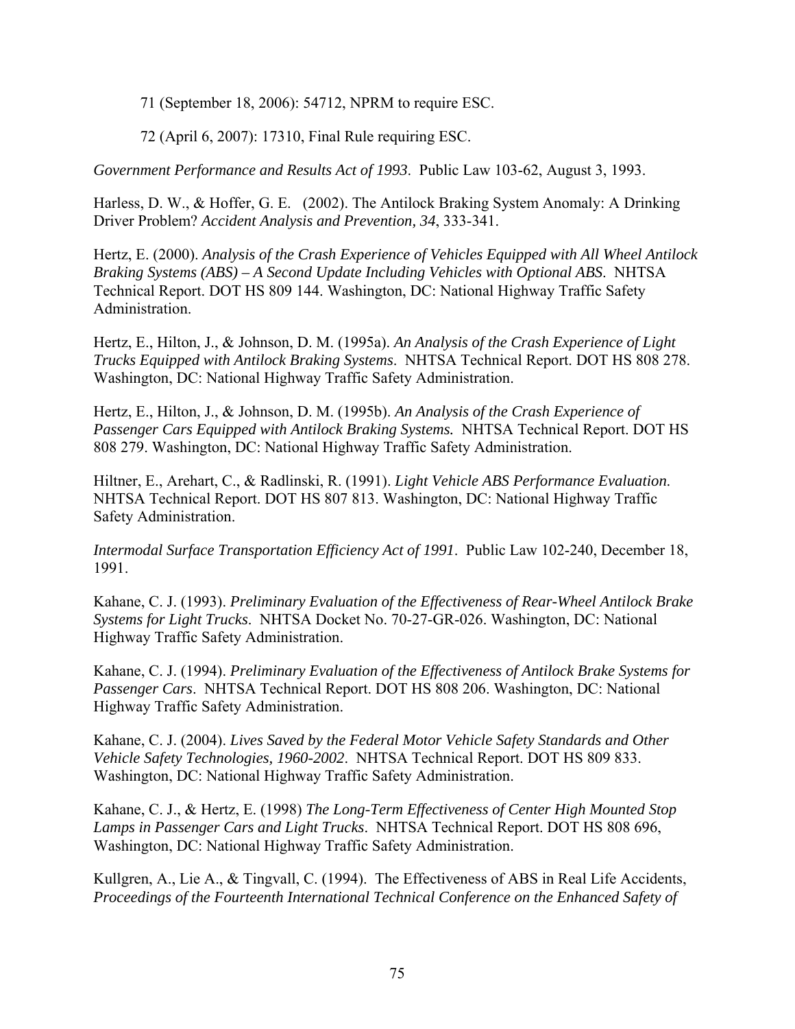71 (September 18, 2006): 54712, NPRM to require ESC.

72 (April 6, 2007): 17310, Final Rule requiring ESC.

*Government Performance and Results Act of 1993*. Public Law 103-62, August 3, 1993.

Harless, D. W., & Hoffer, G. E. (2002). The Antilock Braking System Anomaly: A Drinking Driver Problem? *Accident Analysis and Prevention, 34*, 333-341.

Hertz, E. (2000). *Analysis of the Crash Experience of Vehicles Equipped with All Wheel Antilock Braking Systems (ABS) – A Second Update Including Vehicles with Optional ABS*. NHTSA Technical Report. DOT HS 809 144. Washington, DC: National Highway Traffic Safety Administration.

Hertz, E., Hilton, J., & Johnson, D. M. (1995a). *An Analysis of the Crash Experience of Light Trucks Equipped with Antilock Braking Systems*. NHTSA Technical Report. DOT HS 808 278. Washington, DC: National Highway Traffic Safety Administration.

Hertz, E., Hilton, J., & Johnson, D. M. (1995b). *An Analysis of the Crash Experience of Passenger Cars Equipped with Antilock Braking Systems.* NHTSA Technical Report. DOT HS 808 279. Washington, DC: National Highway Traffic Safety Administration.

Hiltner, E., Arehart, C., & Radlinski, R. (1991). *Light Vehicle ABS Performance Evaluation*. NHTSA Technical Report. DOT HS 807 813. Washington, DC: National Highway Traffic Safety Administration.

*Intermodal Surface Transportation Efficiency Act of 1991*. Public Law 102-240, December 18, 1991.

Kahane, C. J. (1993). *Preliminary Evaluation of the Effectiveness of Rear-Wheel Antilock Brake Systems for Light Trucks*. NHTSA Docket No. 70-27-GR-026. Washington, DC: National Highway Traffic Safety Administration.

Kahane, C. J. (1994). *Preliminary Evaluation of the Effectiveness of Antilock Brake Systems for Passenger Cars*. NHTSA Technical Report. DOT HS 808 206. Washington, DC: National Highway Traffic Safety Administration.

Kahane, C. J. (2004). *Lives Saved by the Federal Motor Vehicle Safety Standards and Other Vehicle Safety Technologies, 1960-2002*. NHTSA Technical Report. DOT HS 809 833. Washington, DC: National Highway Traffic Safety Administration.

Kahane, C. J., & Hertz, E. (1998) *The Long-Term Effectiveness of Center High Mounted Stop Lamps in Passenger Cars and Light Trucks*. NHTSA Technical Report. DOT HS 808 696, Washington, DC: National Highway Traffic Safety Administration.

Kullgren, A., Lie A., & Tingvall, C. (1994). The Effectiveness of ABS in Real Life Accidents, *Proceedings of the Fourteenth International Technical Conference on the Enhanced Safety of*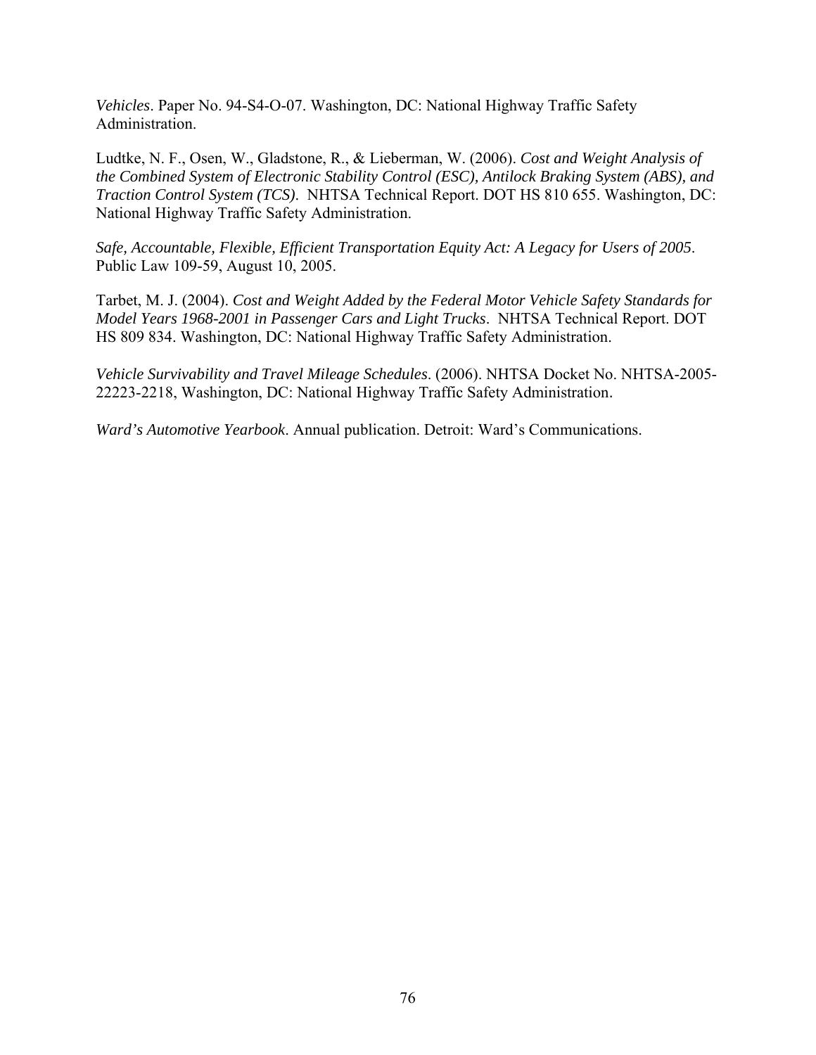*Vehicles*. Paper No. 94-S4-O-07. Washington, DC: National Highway Traffic Safety Administration.

Ludtke, N. F., Osen, W., Gladstone, R., & Lieberman, W. (2006). *Cost and Weight Analysis of the Combined System of Electronic Stability Control (ESC), Antilock Braking System (ABS), and Traction Control System (TCS)*. NHTSA Technical Report. DOT HS 810 655. Washington, DC: National Highway Traffic Safety Administration.

*Safe, Accountable, Flexible, Efficient Transportation Equity Act: A Legacy for Users of 2005*. Public Law 109-59, August 10, 2005.

Tarbet, M. J. (2004). *Cost and Weight Added by the Federal Motor Vehicle Safety Standards for Model Years 1968-2001 in Passenger Cars and Light Trucks*. NHTSA Technical Report. DOT HS 809 834. Washington, DC: National Highway Traffic Safety Administration.

*Vehicle Survivability and Travel Mileage Schedules*. (2006). NHTSA Docket No. NHTSA-2005-22223-2218, Washington, DC: National Highway Traffic Safety Administration.

*Ward's Automotive Yearbook*. Annual publication. Detroit: Ward's Communications.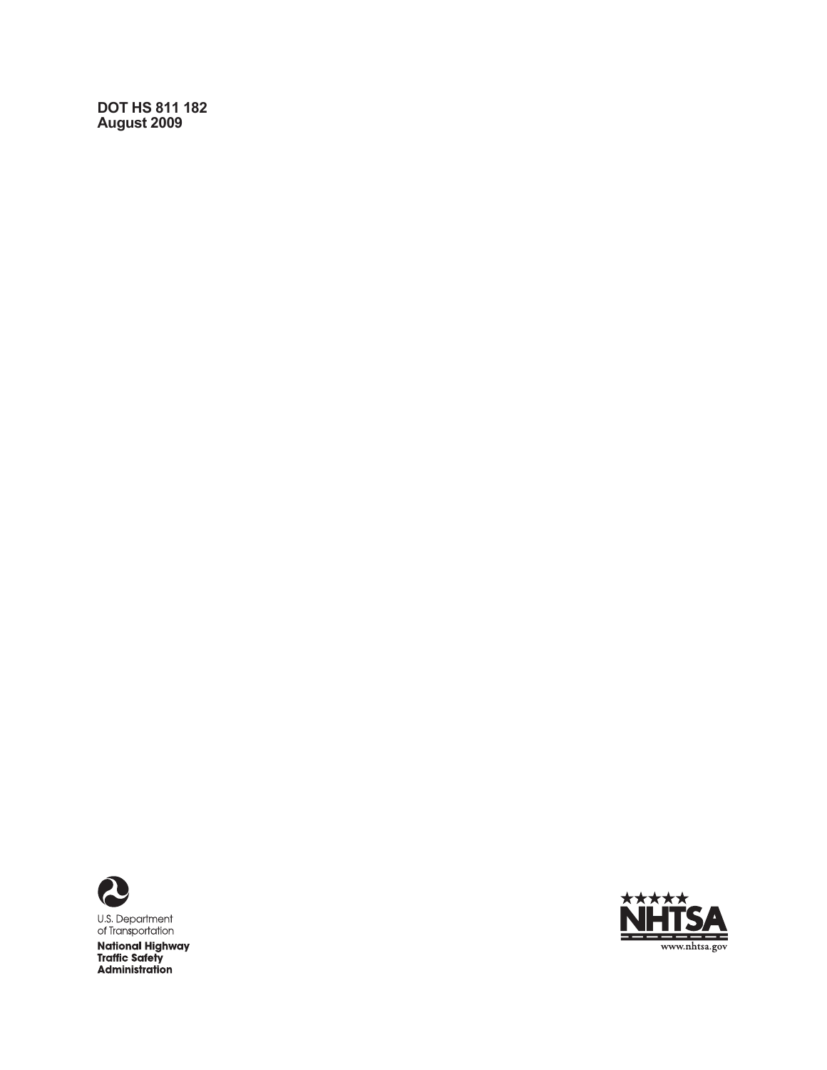**DOT HS 811 182**
**August 2009**

U.S. Department
of Transportation

**National Highway**
**Traffic Safety**
**Administration**

NHTSA

www.nhtsa.gov